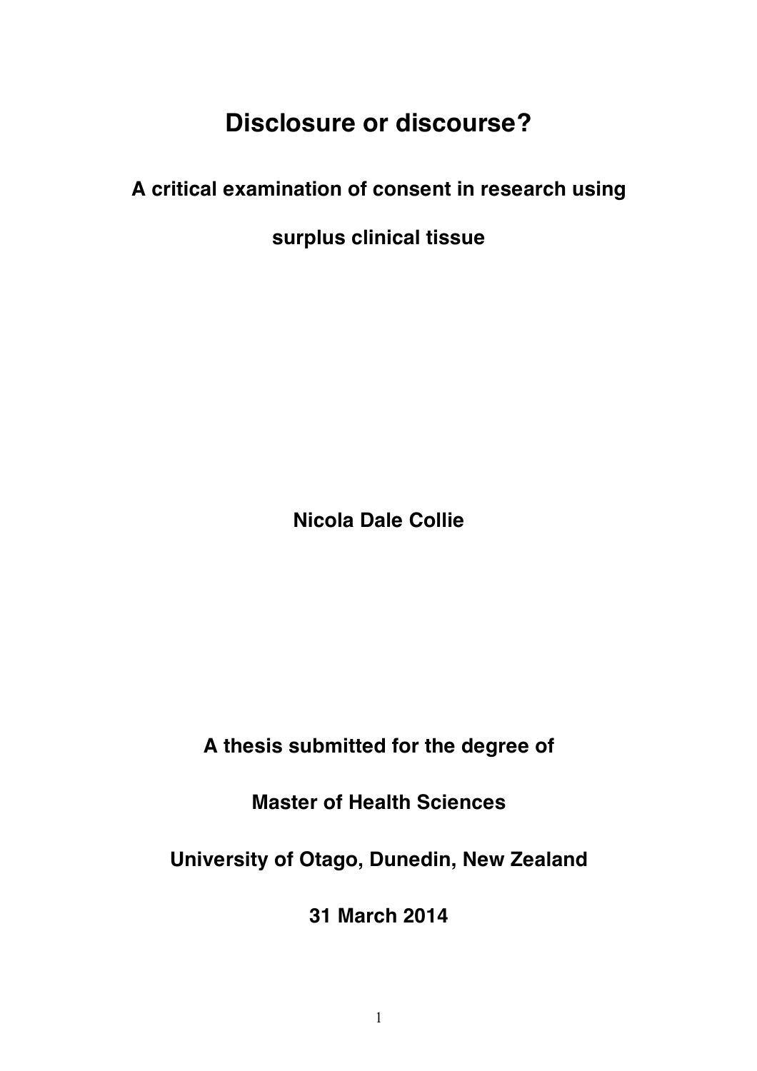# Disclosure or discourse?

## A critical examination of consent in research using surplus clinical tissue

**Nicola Dale Collie**

**A thesis submitted for the degree of**

**Master of Health Sciences**

**University of Otago, Dunedin, New Zealand**

**31 March 2014**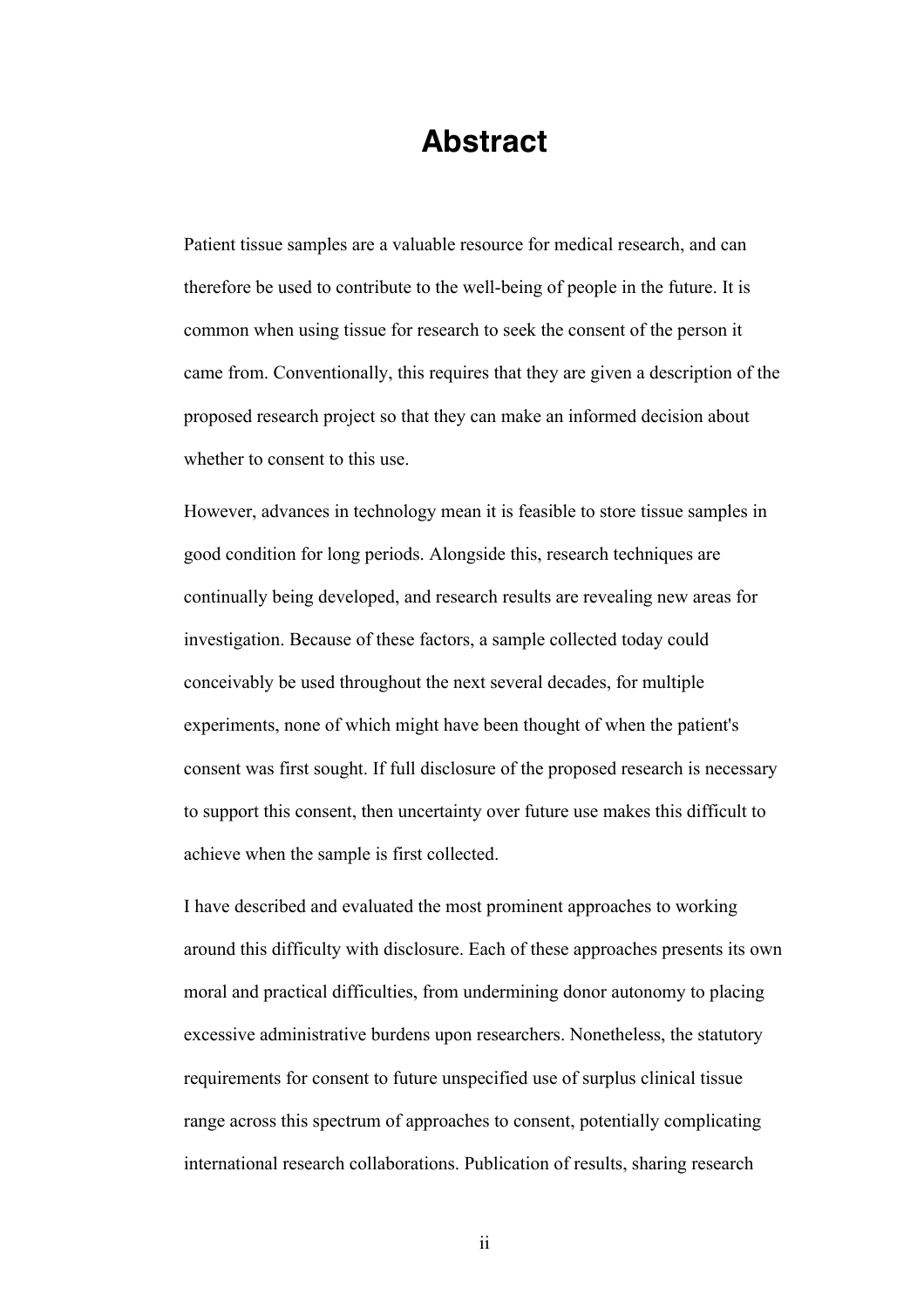# Abstract

Patient tissue samples are a valuable resource for medical research, and can therefore be used to contribute to the well-being of people in the future. It is common when using tissue for research to seek the consent of the person it came from. Conventionally, this requires that they are given a description of the proposed research project so that they can make an informed decision about whether to consent to this use.

However, advances in technology mean it is feasible to store tissue samples in good condition for long periods. Alongside this, research techniques are continually being developed, and research results are revealing new areas for investigation. Because of these factors, a sample collected today could conceivably be used throughout the next several decades, for multiple experiments, none of which might have been thought of when the patient's consent was first sought. If full disclosure of the proposed research is necessary to support this consent, then uncertainty over future use makes this difficult to achieve when the sample is first collected.

I have described and evaluated the most prominent approaches to working around this difficulty with disclosure. Each of these approaches presents its own moral and practical difficulties, from undermining donor autonomy to placing excessive administrative burdens upon researchers. Nonetheless, the statutory requirements for consent to future unspecified use of surplus clinical tissue range across this spectrum of approaches to consent, potentially complicating international research collaborations. Publication of results, sharing research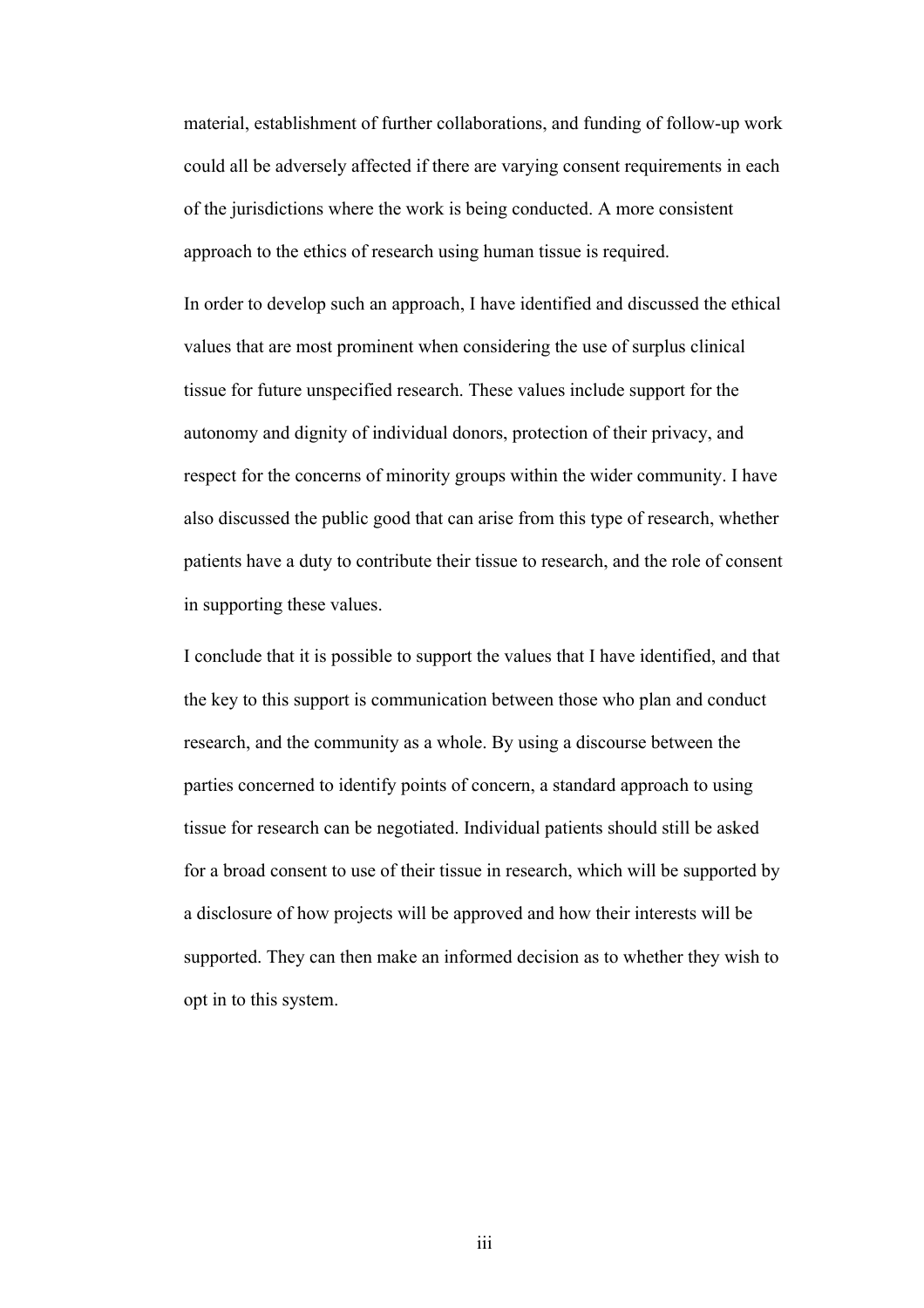material, establishment of further collaborations, and funding of follow-up work could all be adversely affected if there are varying consent requirements in each of the jurisdictions where the work is being conducted. A more consistent approach to the ethics of research using human tissue is required.

In order to develop such an approach, I have identified and discussed the ethical values that are most prominent when considering the use of surplus clinical tissue for future unspecified research. These values include support for the autonomy and dignity of individual donors, protection of their privacy, and respect for the concerns of minority groups within the wider community. I have also discussed the public good that can arise from this type of research, whether patients have a duty to contribute their tissue to research, and the role of consent in supporting these values.

I conclude that it is possible to support the values that I have identified, and that the key to this support is communication between those who plan and conduct research, and the community as a whole. By using a discourse between the parties concerned to identify points of concern, a standard approach to using tissue for research can be negotiated. Individual patients should still be asked for a broad consent to use of their tissue in research, which will be supported by a disclosure of how projects will be approved and how their interests will be supported. They can then make an informed decision as to whether they wish to opt in to this system.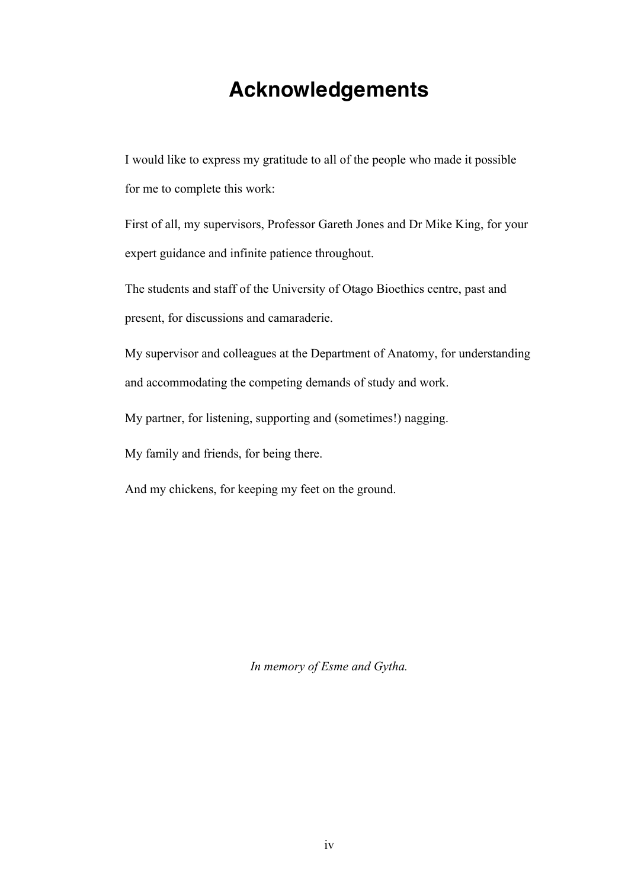# Acknowledgements

I would like to express my gratitude to all of the people who made it possible for me to complete this work:

First of all, my supervisors, Professor Gareth Jones and Dr Mike King, for your expert guidance and infinite patience throughout.

The students and staff of the University of Otago Bioethics centre, past and present, for discussions and camaraderie.

My supervisor and colleagues at the Department of Anatomy, for understanding and accommodating the competing demands of study and work.

My partner, for listening, supporting and (sometimes!) nagging.

My family and friends, for being there.

And my chickens, for keeping my feet on the ground.

*In memory of Esme and Gytha.*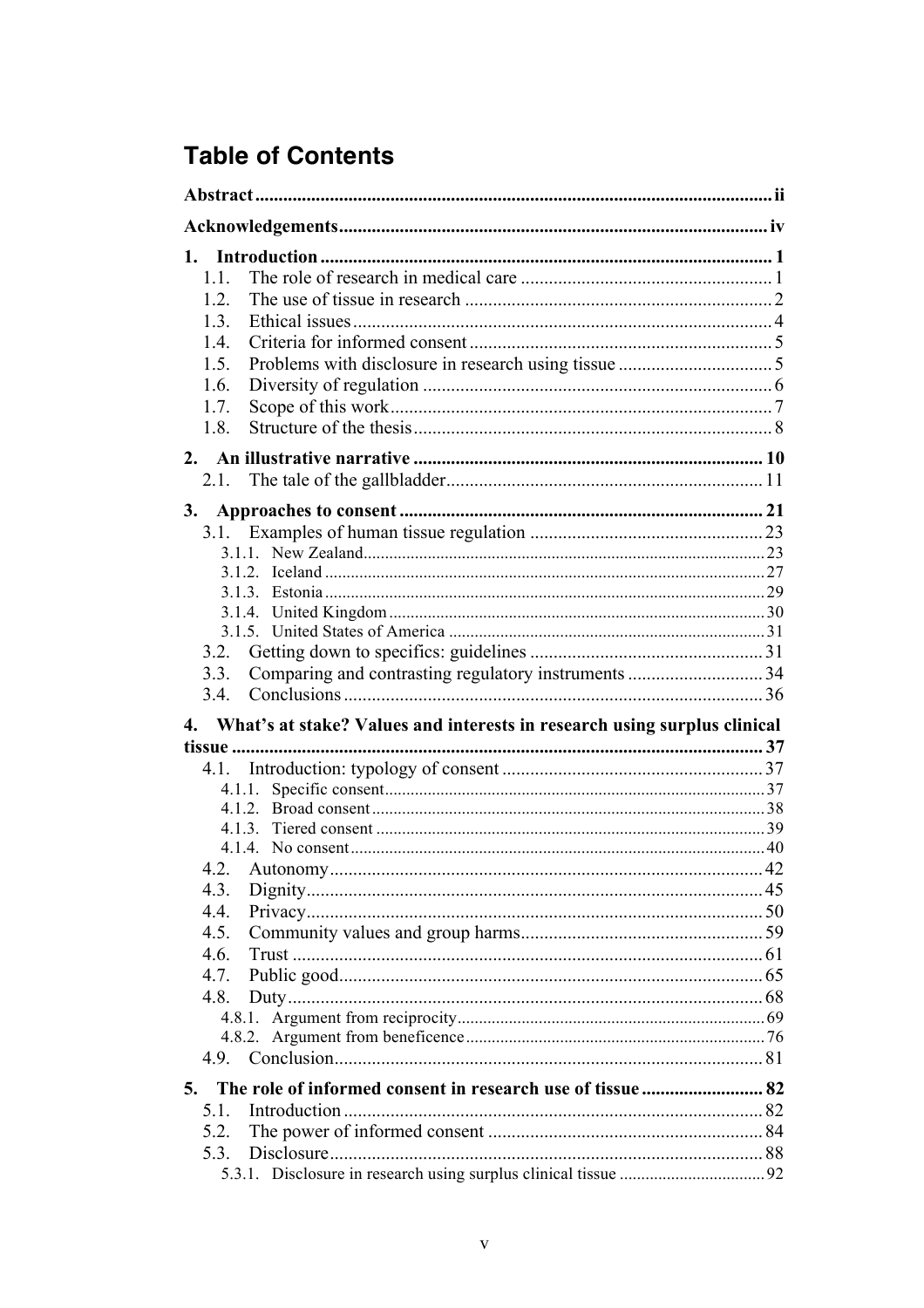# Table of Contents

**Abstract** .......... ii

**Acknowledgements** .......... iv

**1. Introduction** .......... 1

- 1.1. The role of research in medical care .......... 1
- 1.2. The use of tissue in research .......... 2
- 1.3. Ethical issues .......... 4
- 1.4. Criteria for informed consent .......... 5
- 1.5. Problems with disclosure in research using tissue .......... 5
- 1.6. Diversity of regulation .......... 6
- 1.7. Scope of this work .......... 7
- 1.8. Structure of the thesis .......... 8

**2. An illustrative narrative** .......... 10

- 2.1. The tale of the gallbladder .......... 11

**3. Approaches to consent** .......... 21

- 3.1. Examples of human tissue regulation .......... 23
  - 3.1.1. New Zealand .......... 23
  - 3.1.2. Iceland .......... 27
  - 3.1.3. Estonia .......... 29
  - 3.1.4. United Kingdom .......... 30
  - 3.1.5. United States of America .......... 31
- 3.2. Getting down to specifics: guidelines .......... 31
- 3.3. Comparing and contrasting regulatory instruments .......... 34
- 3.4. Conclusions .......... 36

**4. What's at stake? Values and interests in research using surplus clinical tissue** .......... 37

- 4.1. Introduction: typology of consent .......... 37
  - 4.1.1. Specific consent .......... 37
  - 4.1.2. Broad consent .......... 38
  - 4.1.3. Tiered consent .......... 39
  - 4.1.4. No consent .......... 40
- 4.2. Autonomy .......... 42
- 4.3. Dignity .......... 45
- 4.4. Privacy .......... 50
- 4.5. Community values and group harms .......... 59
- 4.6. Trust .......... 61
- 4.7. Public good .......... 65
- 4.8. Duty .......... 68
  - 4.8.1. Argument from reciprocity .......... 69
  - 4.8.2. Argument from beneficence .......... 76
- 4.9. Conclusion .......... 81

**5. The role of informed consent in research use of tissue** .......... 82

- 5.1. Introduction .......... 82
- 5.2. The power of informed consent .......... 84
- 5.3. Disclosure .......... 88
  - 5.3.1. Disclosure in research using surplus clinical tissue .......... 92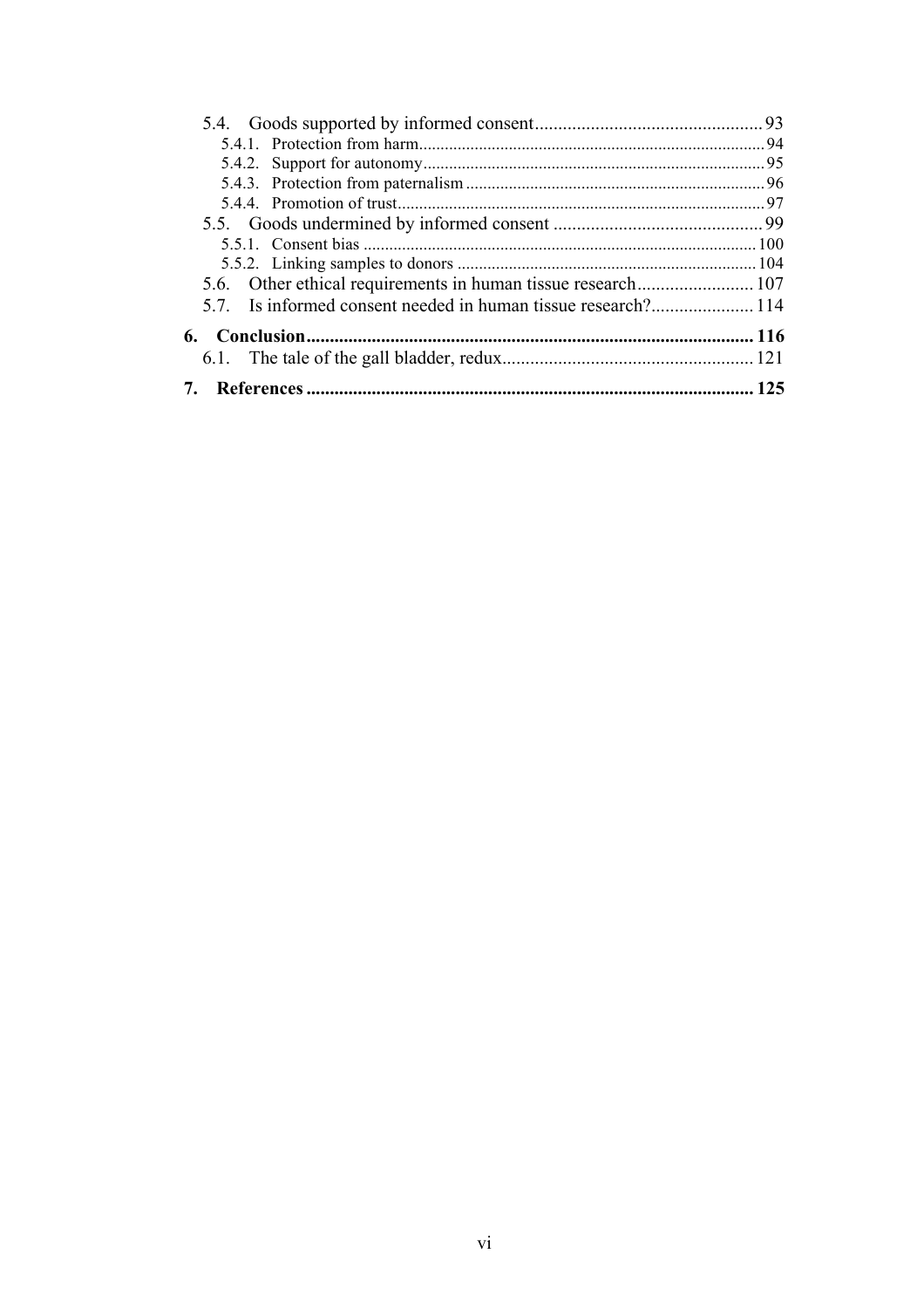- 5.4. Goods supported by informed consent ... 93
  - 5.4.1. Protection from harm ... 94
  - 5.4.2. Support for autonomy ... 95
  - 5.4.3. Protection from paternalism ... 96
  - 5.4.4. Promotion of trust ... 97
- 5.5. Goods undermined by informed consent ... 99
  - 5.5.1. Consent bias ... 100
  - 5.5.2. Linking samples to donors ... 104
- 5.6. Other ethical requirements in human tissue research ... 107
- 5.7. Is informed consent needed in human tissue research? ... 114

**6. Conclusion ... 116**

- 6.1. The tale of the gall bladder, redux ... 121

**7. References ... 125**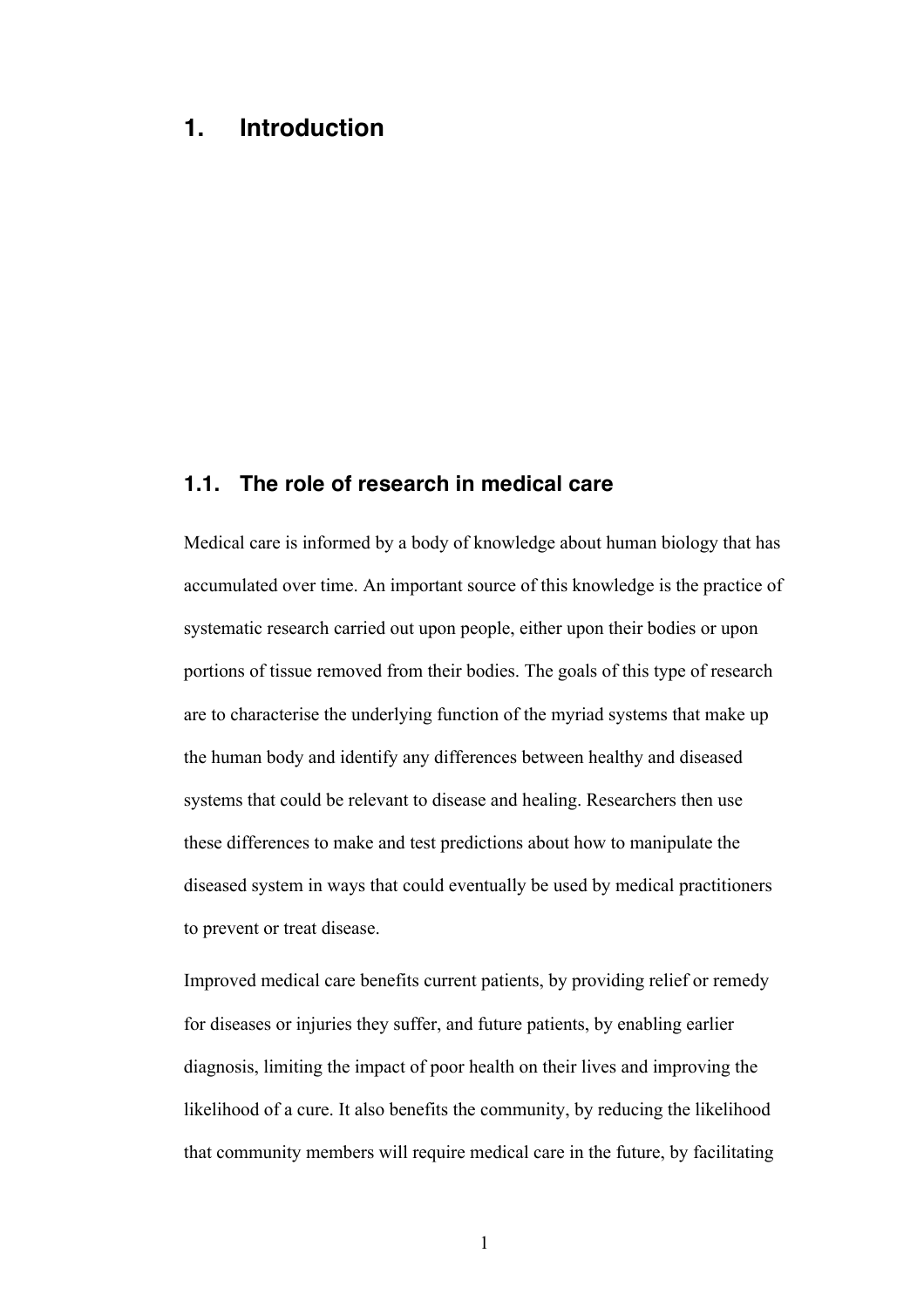# 1. Introduction

## 1.1. The role of research in medical care

Medical care is informed by a body of knowledge about human biology that has accumulated over time. An important source of this knowledge is the practice of systematic research carried out upon people, either upon their bodies or upon portions of tissue removed from their bodies. The goals of this type of research are to characterise the underlying function of the myriad systems that make up the human body and identify any differences between healthy and diseased systems that could be relevant to disease and healing. Researchers then use these differences to make and test predictions about how to manipulate the diseased system in ways that could eventually be used by medical practitioners to prevent or treat disease.

Improved medical care benefits current patients, by providing relief or remedy for diseases or injuries they suffer, and future patients, by enabling earlier diagnosis, limiting the impact of poor health on their lives and improving the likelihood of a cure. It also benefits the community, by reducing the likelihood that community members will require medical care in the future, by facilitating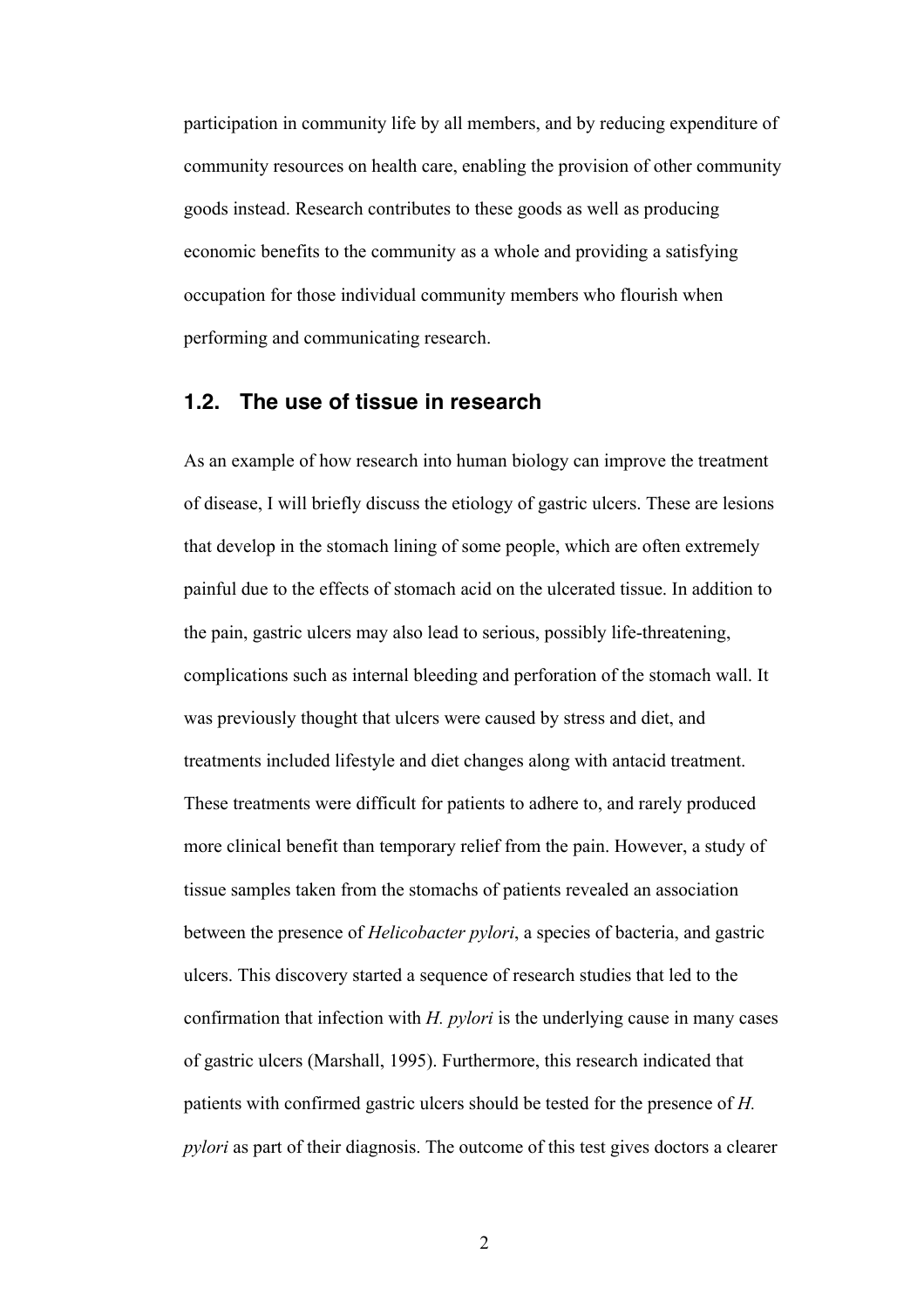participation in community life by all members, and by reducing expenditure of community resources on health care, enabling the provision of other community goods instead. Research contributes to these goods as well as producing economic benefits to the community as a whole and providing a satisfying occupation for those individual community members who flourish when performing and communicating research.

## 1.2. The use of tissue in research

As an example of how research into human biology can improve the treatment of disease, I will briefly discuss the etiology of gastric ulcers. These are lesions that develop in the stomach lining of some people, which are often extremely painful due to the effects of stomach acid on the ulcerated tissue. In addition to the pain, gastric ulcers may also lead to serious, possibly life-threatening, complications such as internal bleeding and perforation of the stomach wall. It was previously thought that ulcers were caused by stress and diet, and treatments included lifestyle and diet changes along with antacid treatment. These treatments were difficult for patients to adhere to, and rarely produced more clinical benefit than temporary relief from the pain. However, a study of tissue samples taken from the stomachs of patients revealed an association between the presence of *Helicobacter pylori*, a species of bacteria, and gastric ulcers. This discovery started a sequence of research studies that led to the confirmation that infection with *H. pylori* is the underlying cause in many cases of gastric ulcers (Marshall, 1995). Furthermore, this research indicated that patients with confirmed gastric ulcers should be tested for the presence of *H. pylori* as part of their diagnosis. The outcome of this test gives doctors a clearer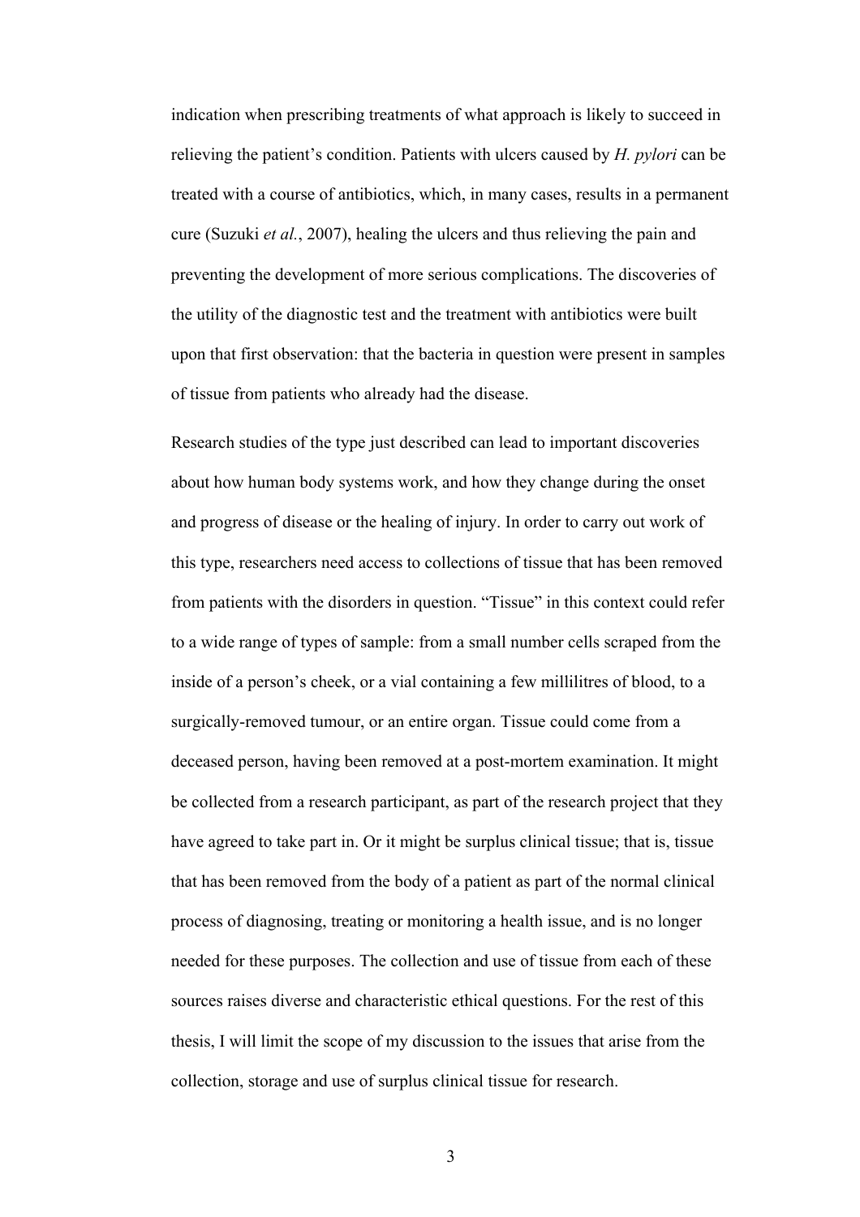indication when prescribing treatments of what approach is likely to succeed in relieving the patient's condition. Patients with ulcers caused by *H. pylori* can be treated with a course of antibiotics, which, in many cases, results in a permanent cure (Suzuki *et al.*, 2007), healing the ulcers and thus relieving the pain and preventing the development of more serious complications. The discoveries of the utility of the diagnostic test and the treatment with antibiotics were built upon that first observation: that the bacteria in question were present in samples of tissue from patients who already had the disease.

Research studies of the type just described can lead to important discoveries about how human body systems work, and how they change during the onset and progress of disease or the healing of injury. In order to carry out work of this type, researchers need access to collections of tissue that has been removed from patients with the disorders in question. "Tissue" in this context could refer to a wide range of types of sample: from a small number cells scraped from the inside of a person's cheek, or a vial containing a few millilitres of blood, to a surgically-removed tumour, or an entire organ. Tissue could come from a deceased person, having been removed at a post-mortem examination. It might be collected from a research participant, as part of the research project that they have agreed to take part in. Or it might be surplus clinical tissue; that is, tissue that has been removed from the body of a patient as part of the normal clinical process of diagnosing, treating or monitoring a health issue, and is no longer needed for these purposes. The collection and use of tissue from each of these sources raises diverse and characteristic ethical questions. For the rest of this thesis, I will limit the scope of my discussion to the issues that arise from the collection, storage and use of surplus clinical tissue for research.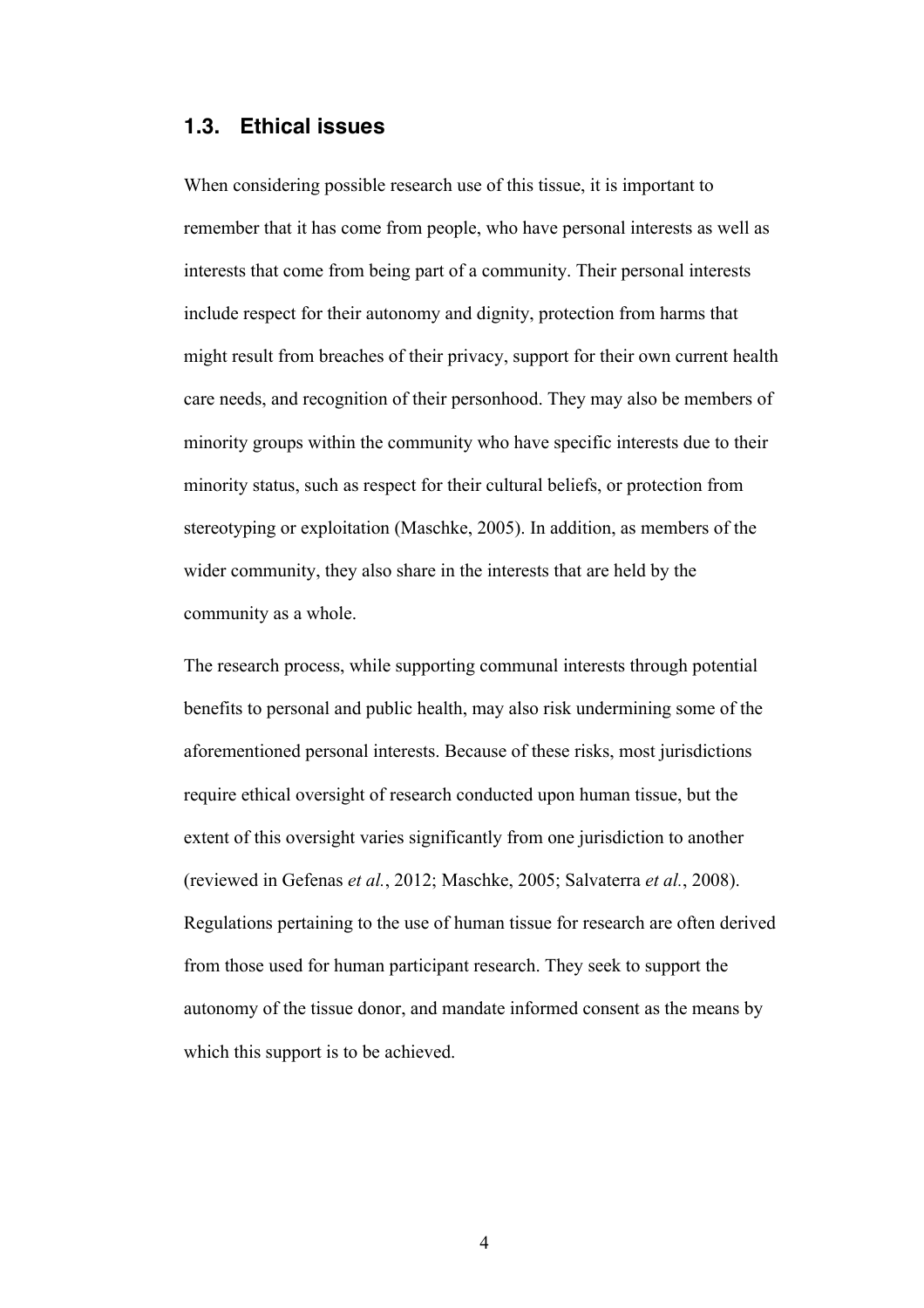## 1.3. Ethical issues

When considering possible research use of this tissue, it is important to remember that it has come from people, who have personal interests as well as interests that come from being part of a community. Their personal interests include respect for their autonomy and dignity, protection from harms that might result from breaches of their privacy, support for their own current health care needs, and recognition of their personhood. They may also be members of minority groups within the community who have specific interests due to their minority status, such as respect for their cultural beliefs, or protection from stereotyping or exploitation (Maschke, 2005). In addition, as members of the wider community, they also share in the interests that are held by the community as a whole.

The research process, while supporting communal interests through potential benefits to personal and public health, may also risk undermining some of the aforementioned personal interests. Because of these risks, most jurisdictions require ethical oversight of research conducted upon human tissue, but the extent of this oversight varies significantly from one jurisdiction to another (reviewed in Gefenas *et al.*, 2012; Maschke, 2005; Salvaterra *et al.*, 2008). Regulations pertaining to the use of human tissue for research are often derived from those used for human participant research. They seek to support the autonomy of the tissue donor, and mandate informed consent as the means by which this support is to be achieved.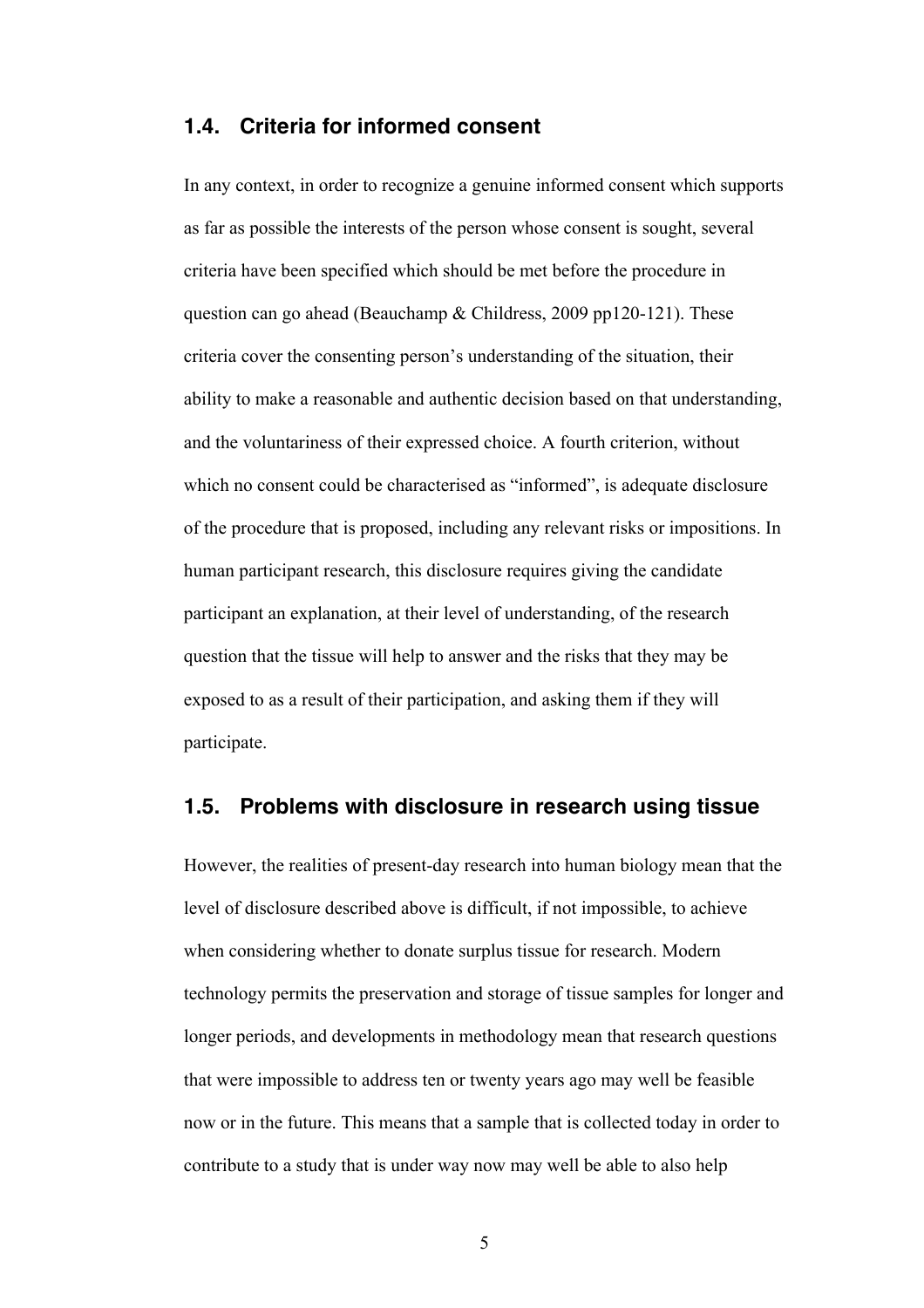## 1.4. Criteria for informed consent

In any context, in order to recognize a genuine informed consent which supports as far as possible the interests of the person whose consent is sought, several criteria have been specified which should be met before the procedure in question can go ahead (Beauchamp & Childress, 2009 pp120-121). These criteria cover the consenting person's understanding of the situation, their ability to make a reasonable and authentic decision based on that understanding, and the voluntariness of their expressed choice. A fourth criterion, without which no consent could be characterised as "informed", is adequate disclosure of the procedure that is proposed, including any relevant risks or impositions. In human participant research, this disclosure requires giving the candidate participant an explanation, at their level of understanding, of the research question that the tissue will help to answer and the risks that they may be exposed to as a result of their participation, and asking them if they will participate.

## 1.5. Problems with disclosure in research using tissue

However, the realities of present-day research into human biology mean that the level of disclosure described above is difficult, if not impossible, to achieve when considering whether to donate surplus tissue for research. Modern technology permits the preservation and storage of tissue samples for longer and longer periods, and developments in methodology mean that research questions that were impossible to address ten or twenty years ago may well be feasible now or in the future. This means that a sample that is collected today in order to contribute to a study that is under way now may well be able to also help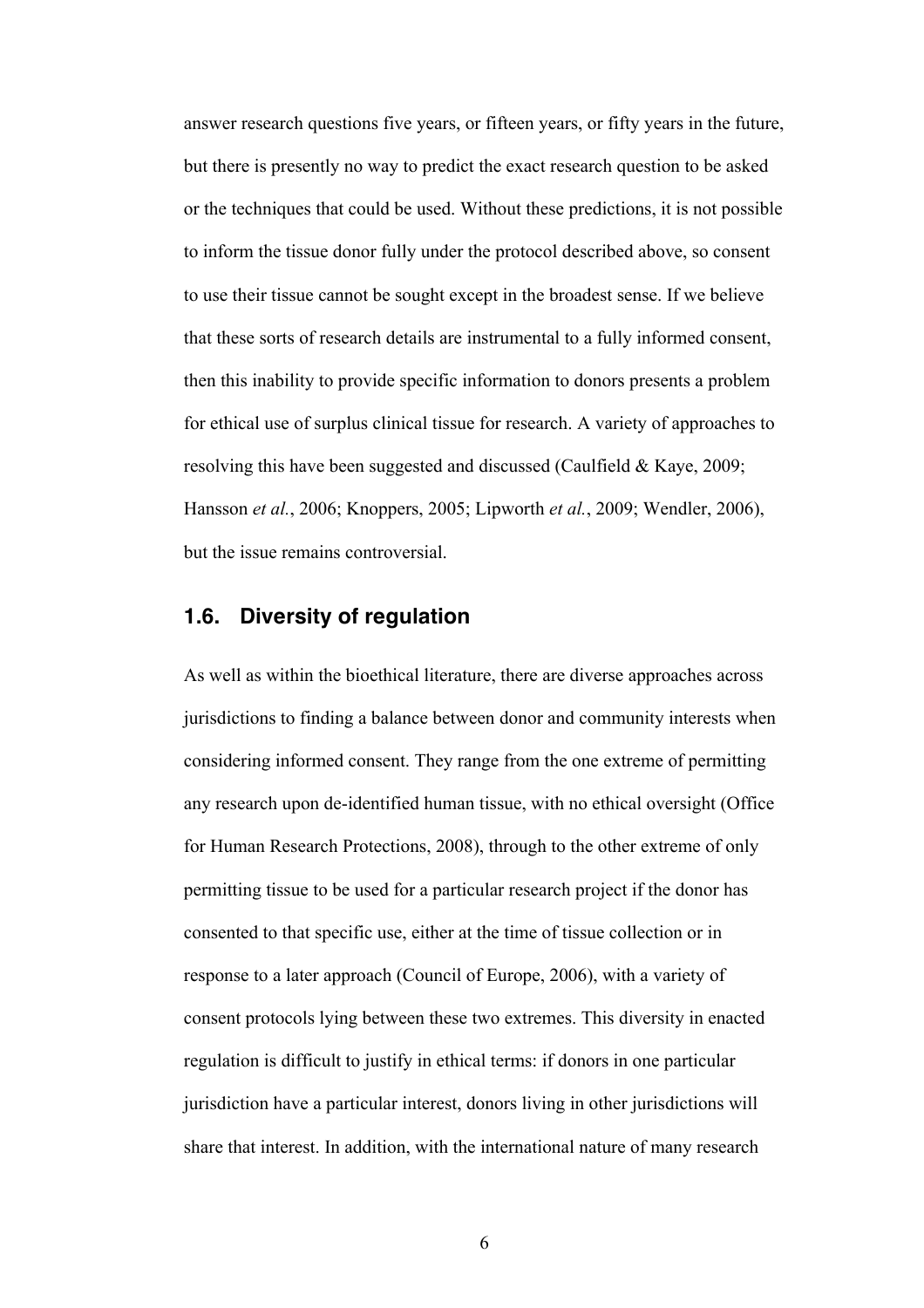answer research questions five years, or fifteen years, or fifty years in the future, but there is presently no way to predict the exact research question to be asked or the techniques that could be used. Without these predictions, it is not possible to inform the tissue donor fully under the protocol described above, so consent to use their tissue cannot be sought except in the broadest sense. If we believe that these sorts of research details are instrumental to a fully informed consent, then this inability to provide specific information to donors presents a problem for ethical use of surplus clinical tissue for research. A variety of approaches to resolving this have been suggested and discussed (Caulfield & Kaye, 2009; Hansson *et al.*, 2006; Knoppers, 2005; Lipworth *et al.*, 2009; Wendler, 2006), but the issue remains controversial.

### 1.6. Diversity of regulation

As well as within the bioethical literature, there are diverse approaches across jurisdictions to finding a balance between donor and community interests when considering informed consent. They range from the one extreme of permitting any research upon de-identified human tissue, with no ethical oversight (Office for Human Research Protections, 2008), through to the other extreme of only permitting tissue to be used for a particular research project if the donor has consented to that specific use, either at the time of tissue collection or in response to a later approach (Council of Europe, 2006), with a variety of consent protocols lying between these two extremes. This diversity in enacted regulation is difficult to justify in ethical terms: if donors in one particular jurisdiction have a particular interest, donors living in other jurisdictions will share that interest. In addition, with the international nature of many research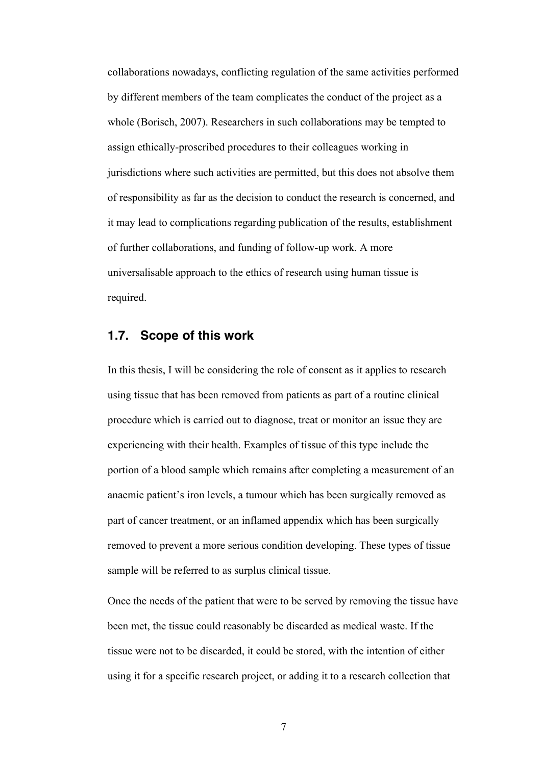collaborations nowadays, conflicting regulation of the same activities performed by different members of the team complicates the conduct of the project as a whole (Borisch, 2007). Researchers in such collaborations may be tempted to assign ethically-proscribed procedures to their colleagues working in jurisdictions where such activities are permitted, but this does not absolve them of responsibility as far as the decision to conduct the research is concerned, and it may lead to complications regarding publication of the results, establishment of further collaborations, and funding of follow-up work. A more universalisable approach to the ethics of research using human tissue is required.

## 1.7. Scope of this work

In this thesis, I will be considering the role of consent as it applies to research using tissue that has been removed from patients as part of a routine clinical procedure which is carried out to diagnose, treat or monitor an issue they are experiencing with their health. Examples of tissue of this type include the portion of a blood sample which remains after completing a measurement of an anaemic patient's iron levels, a tumour which has been surgically removed as part of cancer treatment, or an inflamed appendix which has been surgically removed to prevent a more serious condition developing. These types of tissue sample will be referred to as surplus clinical tissue.

Once the needs of the patient that were to be served by removing the tissue have been met, the tissue could reasonably be discarded as medical waste. If the tissue were not to be discarded, it could be stored, with the intention of either using it for a specific research project, or adding it to a research collection that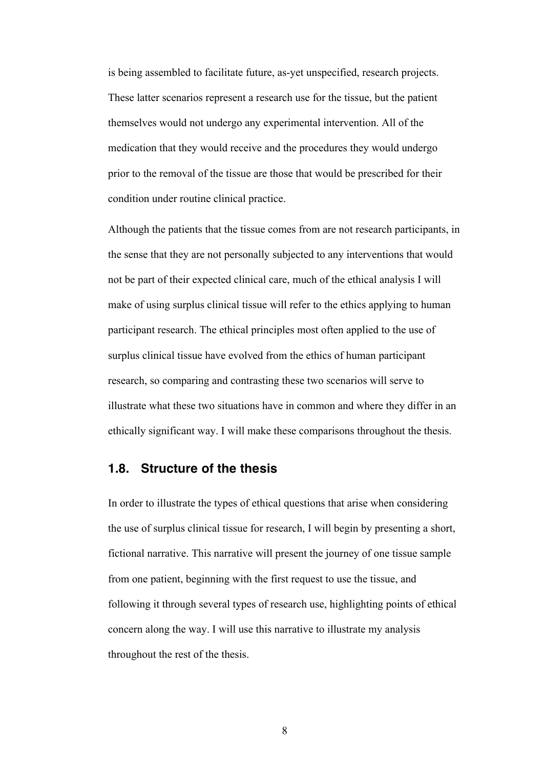is being assembled to facilitate future, as-yet unspecified, research projects. These latter scenarios represent a research use for the tissue, but the patient themselves would not undergo any experimental intervention. All of the medication that they would receive and the procedures they would undergo prior to the removal of the tissue are those that would be prescribed for their condition under routine clinical practice.

Although the patients that the tissue comes from are not research participants, in the sense that they are not personally subjected to any interventions that would not be part of their expected clinical care, much of the ethical analysis I will make of using surplus clinical tissue will refer to the ethics applying to human participant research. The ethical principles most often applied to the use of surplus clinical tissue have evolved from the ethics of human participant research, so comparing and contrasting these two scenarios will serve to illustrate what these two situations have in common and where they differ in an ethically significant way. I will make these comparisons throughout the thesis.

## 1.8. Structure of the thesis

In order to illustrate the types of ethical questions that arise when considering the use of surplus clinical tissue for research, I will begin by presenting a short, fictional narrative. This narrative will present the journey of one tissue sample from one patient, beginning with the first request to use the tissue, and following it through several types of research use, highlighting points of ethical concern along the way. I will use this narrative to illustrate my analysis throughout the rest of the thesis.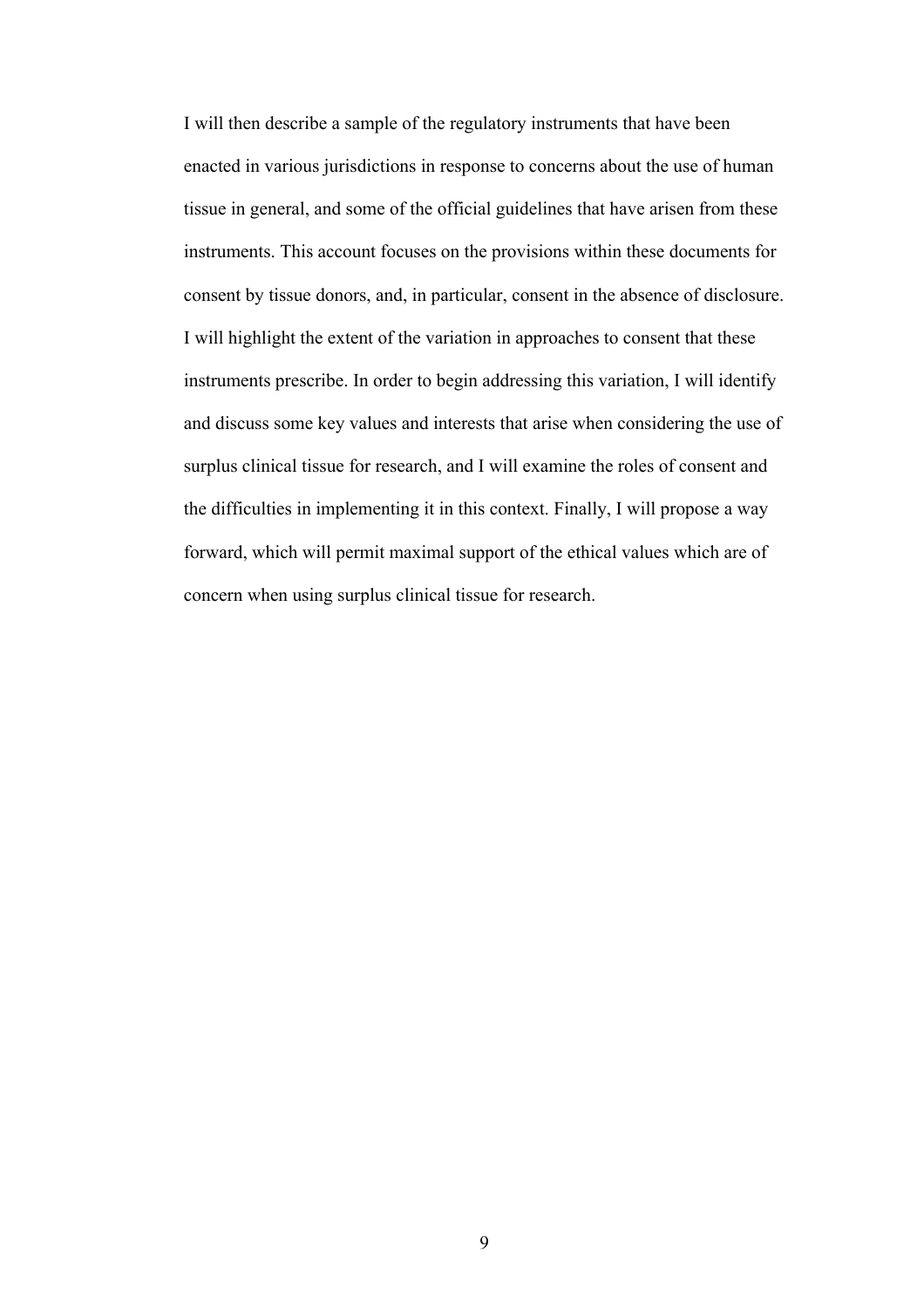I will then describe a sample of the regulatory instruments that have been enacted in various jurisdictions in response to concerns about the use of human tissue in general, and some of the official guidelines that have arisen from these instruments. This account focuses on the provisions within these documents for consent by tissue donors, and, in particular, consent in the absence of disclosure. I will highlight the extent of the variation in approaches to consent that these instruments prescribe. In order to begin addressing this variation, I will identify and discuss some key values and interests that arise when considering the use of surplus clinical tissue for research, and I will examine the roles of consent and the difficulties in implementing it in this context. Finally, I will propose a way forward, which will permit maximal support of the ethical values which are of concern when using surplus clinical tissue for research.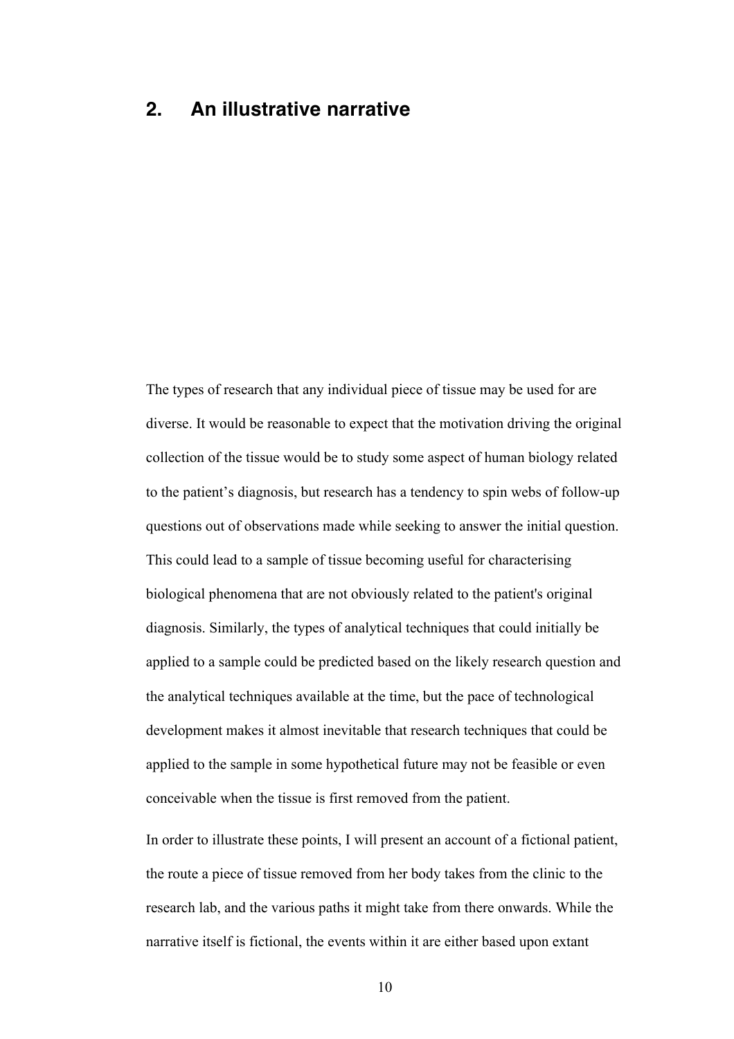## 2. An illustrative narrative

The types of research that any individual piece of tissue may be used for are diverse. It would be reasonable to expect that the motivation driving the original collection of the tissue would be to study some aspect of human biology related to the patient's diagnosis, but research has a tendency to spin webs of follow-up questions out of observations made while seeking to answer the initial question. This could lead to a sample of tissue becoming useful for characterising biological phenomena that are not obviously related to the patient's original diagnosis. Similarly, the types of analytical techniques that could initially be applied to a sample could be predicted based on the likely research question and the analytical techniques available at the time, but the pace of technological development makes it almost inevitable that research techniques that could be applied to the sample in some hypothetical future may not be feasible or even conceivable when the tissue is first removed from the patient.

In order to illustrate these points, I will present an account of a fictional patient, the route a piece of tissue removed from her body takes from the clinic to the research lab, and the various paths it might take from there onwards. While the narrative itself is fictional, the events within it are either based upon extant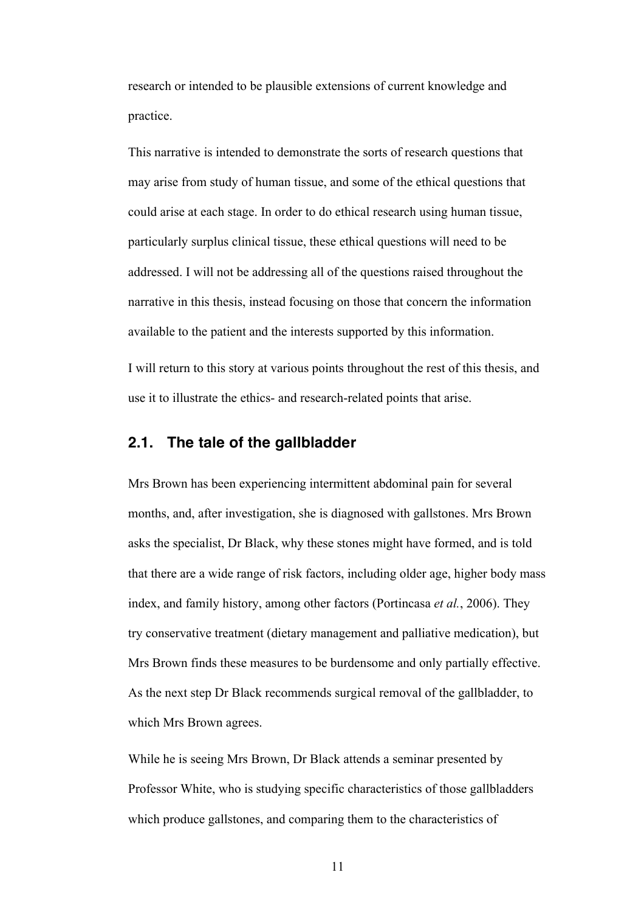research or intended to be plausible extensions of current knowledge and practice.

This narrative is intended to demonstrate the sorts of research questions that may arise from study of human tissue, and some of the ethical questions that could arise at each stage. In order to do ethical research using human tissue, particularly surplus clinical tissue, these ethical questions will need to be addressed. I will not be addressing all of the questions raised throughout the narrative in this thesis, instead focusing on those that concern the information available to the patient and the interests supported by this information.

I will return to this story at various points throughout the rest of this thesis, and use it to illustrate the ethics- and research-related points that arise.

## 2.1. The tale of the gallbladder

Mrs Brown has been experiencing intermittent abdominal pain for several months, and, after investigation, she is diagnosed with gallstones. Mrs Brown asks the specialist, Dr Black, why these stones might have formed, and is told that there are a wide range of risk factors, including older age, higher body mass index, and family history, among other factors (Portincasa *et al.*, 2006). They try conservative treatment (dietary management and palliative medication), but Mrs Brown finds these measures to be burdensome and only partially effective. As the next step Dr Black recommends surgical removal of the gallbladder, to which Mrs Brown agrees.

While he is seeing Mrs Brown, Dr Black attends a seminar presented by Professor White, who is studying specific characteristics of those gallbladders which produce gallstones, and comparing them to the characteristics of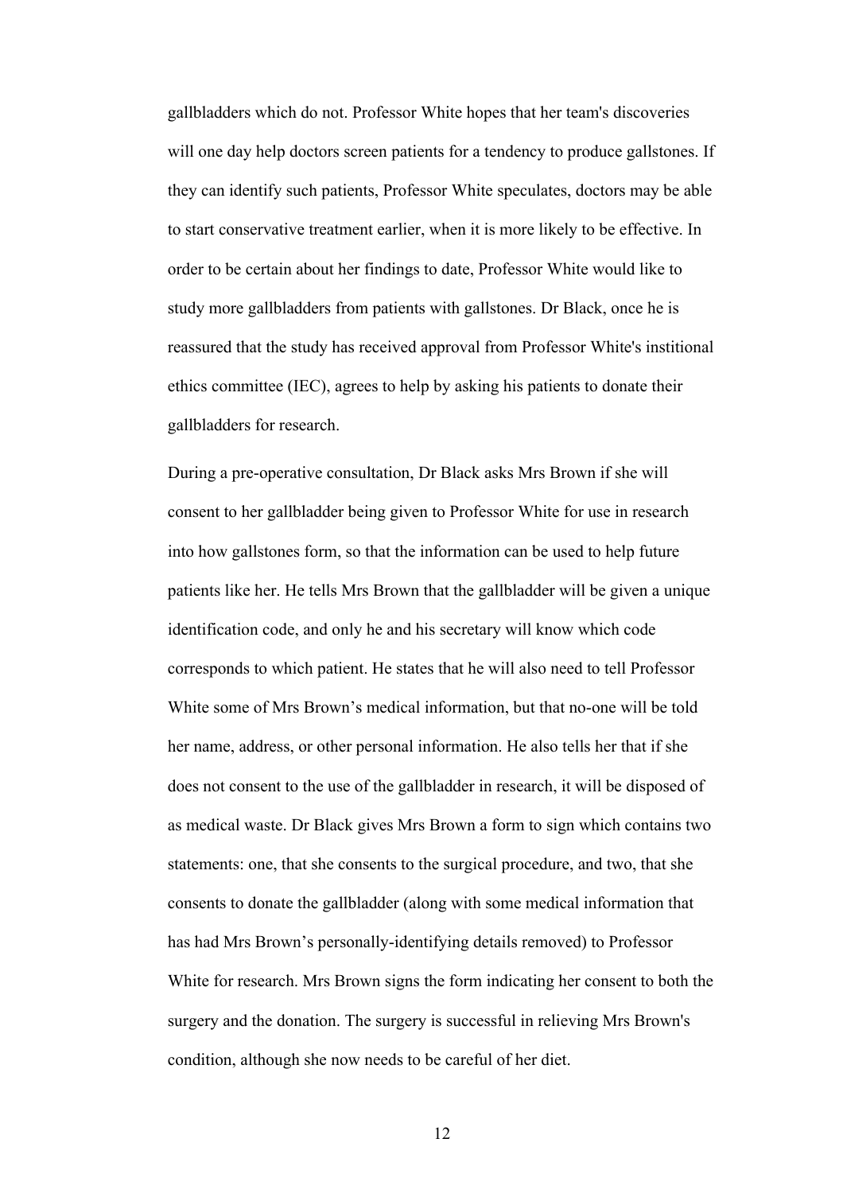gallbladders which do not. Professor White hopes that her team's discoveries will one day help doctors screen patients for a tendency to produce gallstones. If they can identify such patients, Professor White speculates, doctors may be able to start conservative treatment earlier, when it is more likely to be effective. In order to be certain about her findings to date, Professor White would like to study more gallbladders from patients with gallstones. Dr Black, once he is reassured that the study has received approval from Professor White's institional ethics committee (IEC), agrees to help by asking his patients to donate their gallbladders for research.

During a pre-operative consultation, Dr Black asks Mrs Brown if she will consent to her gallbladder being given to Professor White for use in research into how gallstones form, so that the information can be used to help future patients like her. He tells Mrs Brown that the gallbladder will be given a unique identification code, and only he and his secretary will know which code corresponds to which patient. He states that he will also need to tell Professor White some of Mrs Brown's medical information, but that no-one will be told her name, address, or other personal information. He also tells her that if she does not consent to the use of the gallbladder in research, it will be disposed of as medical waste. Dr Black gives Mrs Brown a form to sign which contains two statements: one, that she consents to the surgical procedure, and two, that she consents to donate the gallbladder (along with some medical information that has had Mrs Brown's personally-identifying details removed) to Professor White for research. Mrs Brown signs the form indicating her consent to both the surgery and the donation. The surgery is successful in relieving Mrs Brown's condition, although she now needs to be careful of her diet.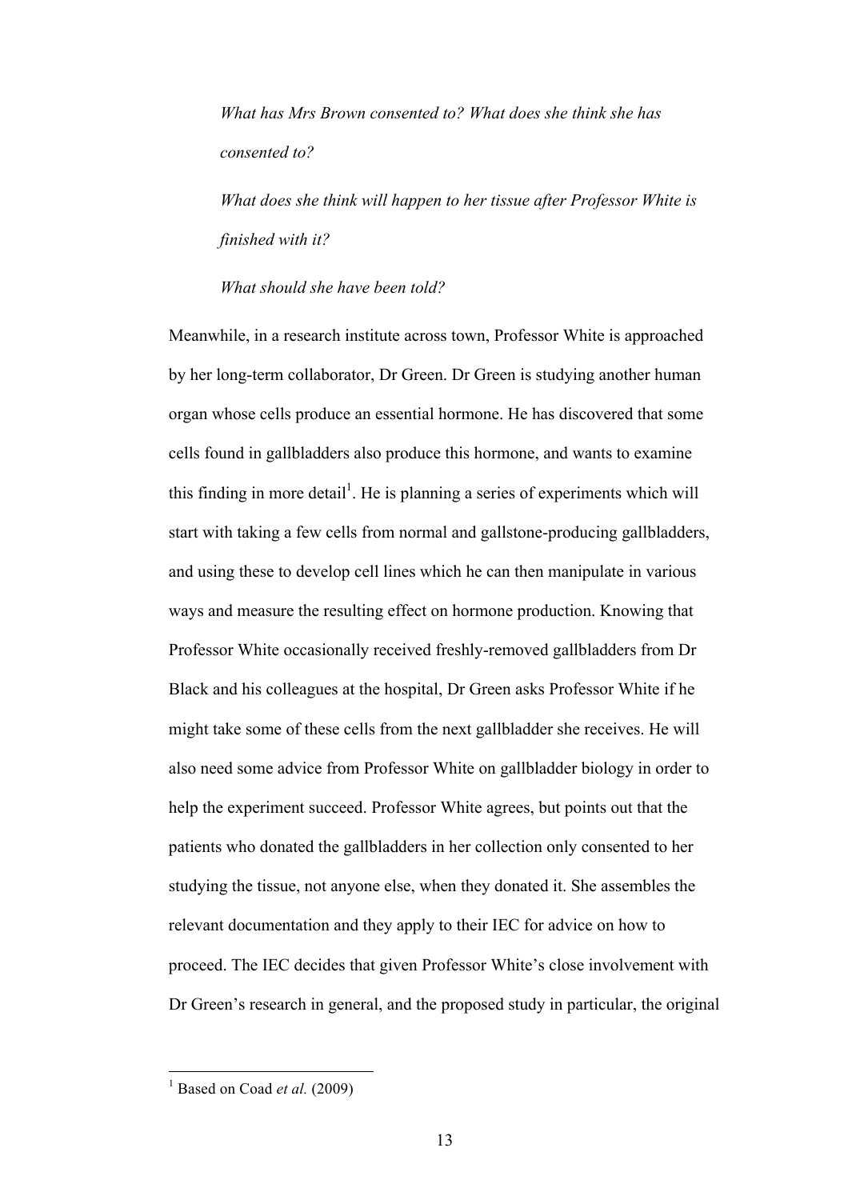*What has Mrs Brown consented to? What does she think she has consented to?*

*What does she think will happen to her tissue after Professor White is finished with it?*

*What should she have been told?*

Meanwhile, in a research institute across town, Professor White is approached by her long-term collaborator, Dr Green. Dr Green is studying another human organ whose cells produce an essential hormone. He has discovered that some cells found in gallbladders also produce this hormone, and wants to examine this finding in more detail[1]. He is planning a series of experiments which will start with taking a few cells from normal and gallstone-producing gallbladders, and using these to develop cell lines which he can then manipulate in various ways and measure the resulting effect on hormone production. Knowing that Professor White occasionally received freshly-removed gallbladders from Dr Black and his colleagues at the hospital, Dr Green asks Professor White if he might take some of these cells from the next gallbladder she receives. He will also need some advice from Professor White on gallbladder biology in order to help the experiment succeed. Professor White agrees, but points out that the patients who donated the gallbladders in her collection only consented to her studying the tissue, not anyone else, when they donated it. She assembles the relevant documentation and they apply to their IEC for advice on how to proceed. The IEC decides that given Professor White's close involvement with Dr Green's research in general, and the proposed study in particular, the original

[1] Based on Coad *et al.* (2009)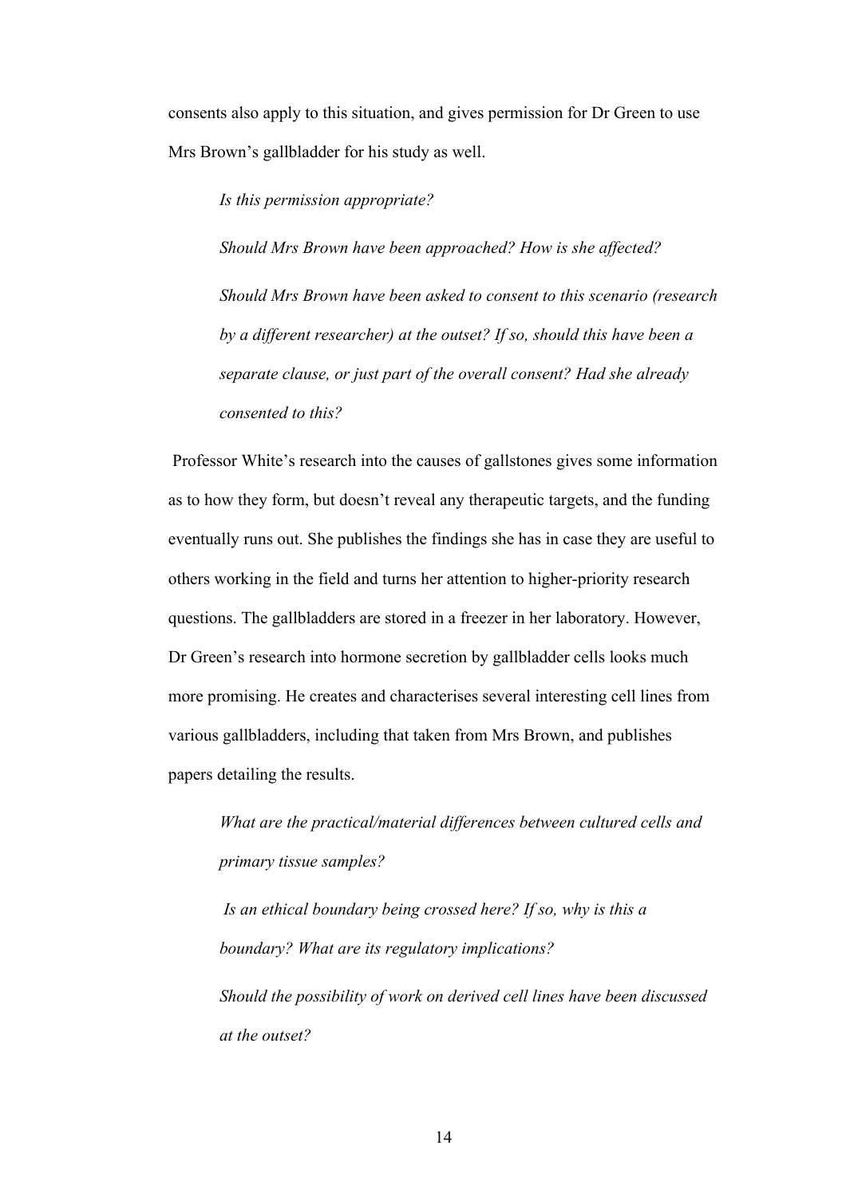consents also apply to this situation, and gives permission for Dr Green to use Mrs Brown's gallbladder for his study as well.

> *Is this permission appropriate?*
>
> *Should Mrs Brown have been approached? How is she affected?*
>
> *Should Mrs Brown have been asked to consent to this scenario (research by a different researcher) at the outset? If so, should this have been a separate clause, or just part of the overall consent? Had she already consented to this?*

Professor White's research into the causes of gallstones gives some information as to how they form, but doesn't reveal any therapeutic targets, and the funding eventually runs out. She publishes the findings she has in case they are useful to others working in the field and turns her attention to higher-priority research questions. The gallbladders are stored in a freezer in her laboratory. However, Dr Green's research into hormone secretion by gallbladder cells looks much more promising. He creates and characterises several interesting cell lines from various gallbladders, including that taken from Mrs Brown, and publishes papers detailing the results.

> *What are the practical/material differences between cultured cells and primary tissue samples?*
>
> *Is an ethical boundary being crossed here? If so, why is this a boundary? What are its regulatory implications?*
>
> *Should the possibility of work on derived cell lines have been discussed at the outset?*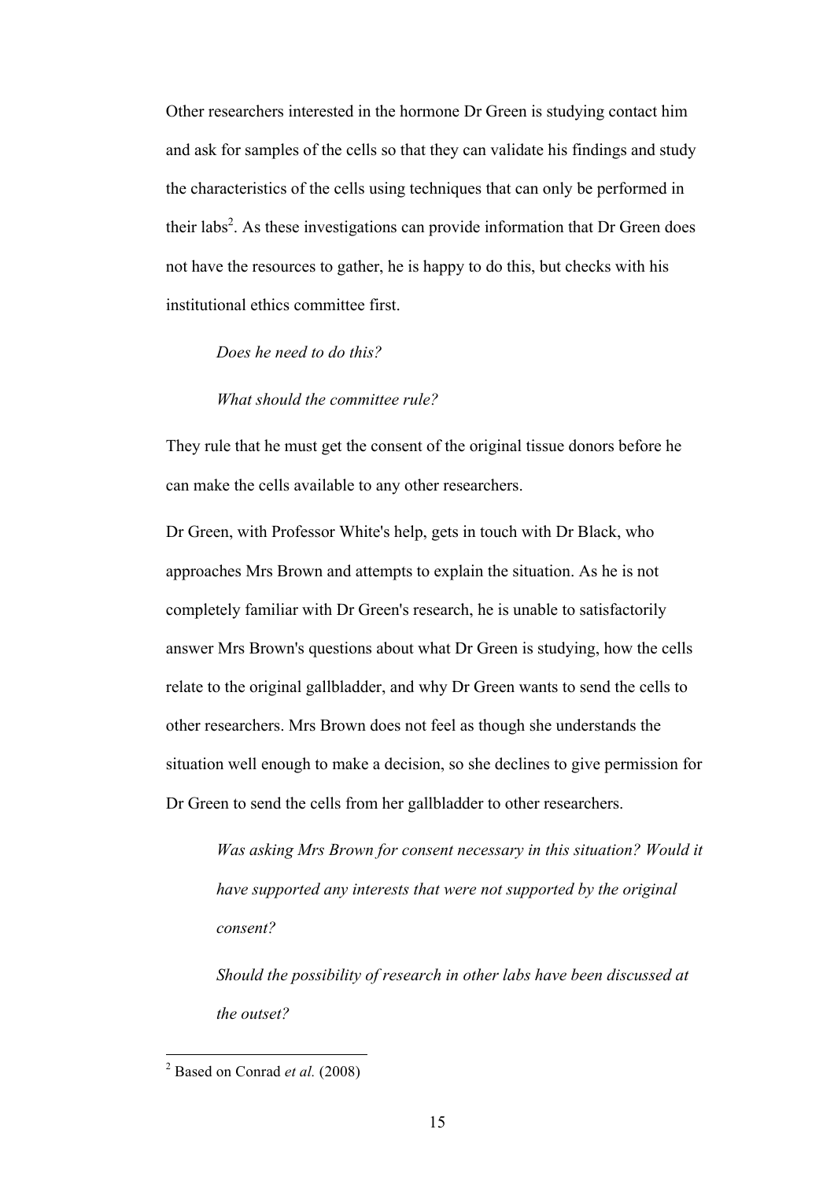Other researchers interested in the hormone Dr Green is studying contact him and ask for samples of the cells so that they can validate his findings and study the characteristics of the cells using techniques that can only be performed in their labs[2]. As these investigations can provide information that Dr Green does not have the resources to gather, he is happy to do this, but checks with his institutional ethics committee first.

> *Does he need to do this?*
>
> *What should the committee rule?*

They rule that he must get the consent of the original tissue donors before he can make the cells available to any other researchers.

Dr Green, with Professor White's help, gets in touch with Dr Black, who approaches Mrs Brown and attempts to explain the situation. As he is not completely familiar with Dr Green's research, he is unable to satisfactorily answer Mrs Brown's questions about what Dr Green is studying, how the cells relate to the original gallbladder, and why Dr Green wants to send the cells to other researchers. Mrs Brown does not feel as though she understands the situation well enough to make a decision, so she declines to give permission for Dr Green to send the cells from her gallbladder to other researchers.

> *Was asking Mrs Brown for consent necessary in this situation? Would it have supported any interests that were not supported by the original consent?*
>
> *Should the possibility of research in other labs have been discussed at the outset?*

[2] Based on Conrad *et al.* (2008)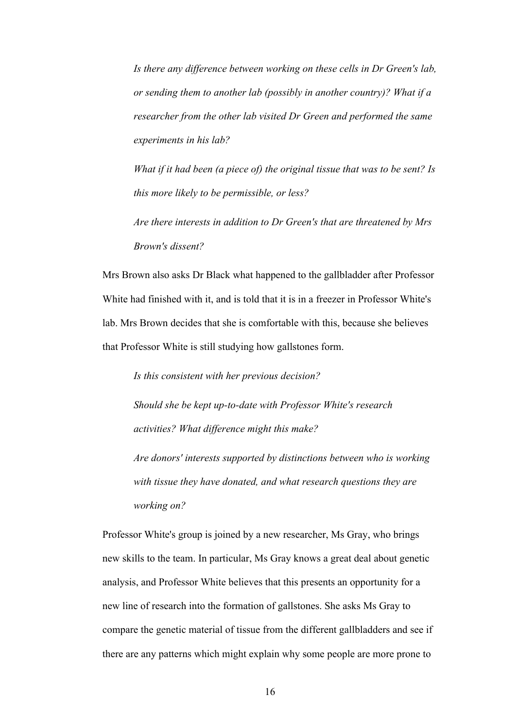*Is there any difference between working on these cells in Dr Green's lab, or sending them to another lab (possibly in another country)? What if a researcher from the other lab visited Dr Green and performed the same experiments in his lab?*

*What if it had been (a piece of) the original tissue that was to be sent? Is this more likely to be permissible, or less?*

*Are there interests in addition to Dr Green's that are threatened by Mrs Brown's dissent?*

Mrs Brown also asks Dr Black what happened to the gallbladder after Professor White had finished with it, and is told that it is in a freezer in Professor White's lab. Mrs Brown decides that she is comfortable with this, because she believes that Professor White is still studying how gallstones form.

*Is this consistent with her previous decision?*

*Should she be kept up-to-date with Professor White's research activities? What difference might this make?*

*Are donors' interests supported by distinctions between who is working with tissue they have donated, and what research questions they are working on?*

Professor White's group is joined by a new researcher, Ms Gray, who brings new skills to the team. In particular, Ms Gray knows a great deal about genetic analysis, and Professor White believes that this presents an opportunity for a new line of research into the formation of gallstones. She asks Ms Gray to compare the genetic material of tissue from the different gallbladders and see if there are any patterns which might explain why some people are more prone to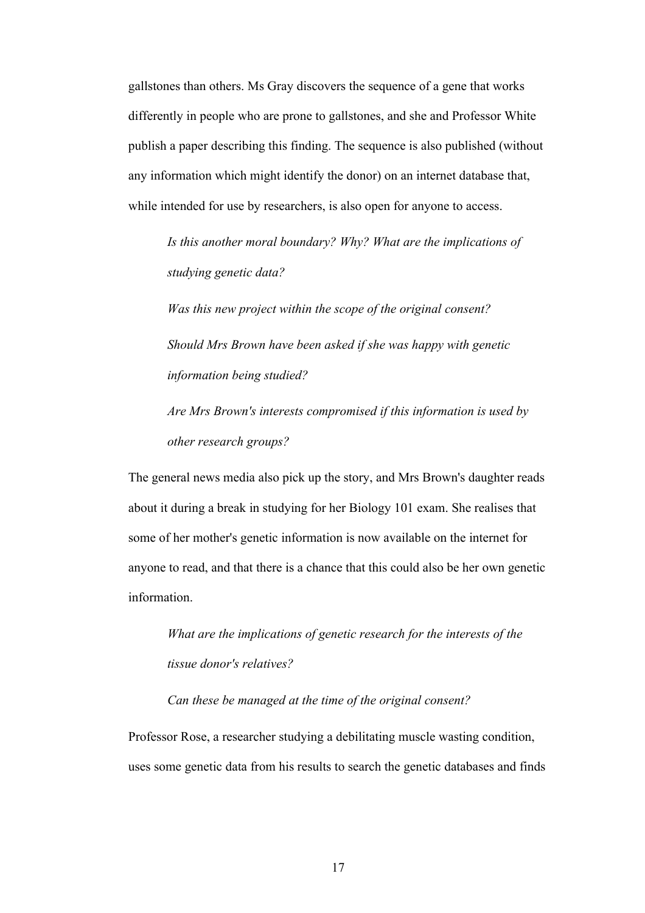gallstones than others. Ms Gray discovers the sequence of a gene that works differently in people who are prone to gallstones, and she and Professor White publish a paper describing this finding. The sequence is also published (without any information which might identify the donor) on an internet database that, while intended for use by researchers, is also open for anyone to access.

> *Is this another moral boundary? Why? What are the implications of studying genetic data?*
>
> *Was this new project within the scope of the original consent?*
>
> *Should Mrs Brown have been asked if she was happy with genetic information being studied?*
>
> *Are Mrs Brown's interests compromised if this information is used by other research groups?*

The general news media also pick up the story, and Mrs Brown's daughter reads about it during a break in studying for her Biology 101 exam. She realises that some of her mother's genetic information is now available on the internet for anyone to read, and that there is a chance that this could also be her own genetic information.

> *What are the implications of genetic research for the interests of the tissue donor's relatives?*
>
> *Can these be managed at the time of the original consent?*

Professor Rose, a researcher studying a debilitating muscle wasting condition, uses some genetic data from his results to search the genetic databases and finds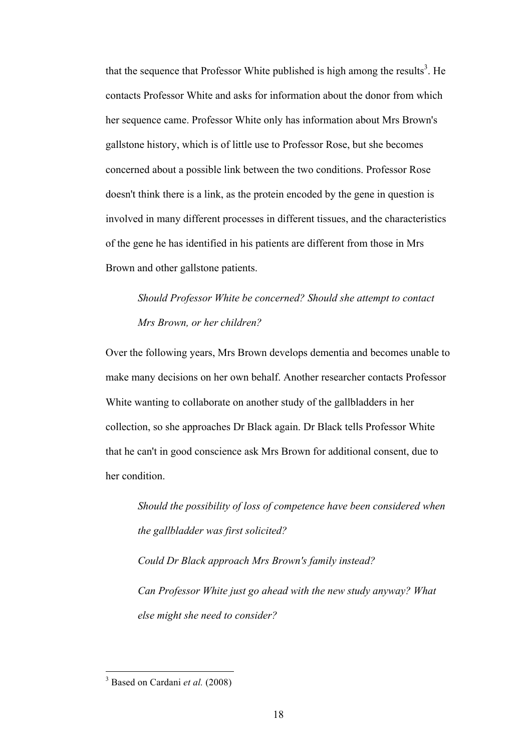that the sequence that Professor White published is high among the results[3]. He contacts Professor White and asks for information about the donor from which her sequence came. Professor White only has information about Mrs Brown's gallstone history, which is of little use to Professor Rose, but she becomes concerned about a possible link between the two conditions. Professor Rose doesn't think there is a link, as the protein encoded by the gene in question is involved in many different processes in different tissues, and the characteristics of the gene he has identified in his patients are different from those in Mrs Brown and other gallstone patients.

> *Should Professor White be concerned? Should she attempt to contact Mrs Brown, or her children?*

Over the following years, Mrs Brown develops dementia and becomes unable to make many decisions on her own behalf. Another researcher contacts Professor White wanting to collaborate on another study of the gallbladders in her collection, so she approaches Dr Black again. Dr Black tells Professor White that he can't in good conscience ask Mrs Brown for additional consent, due to her condition.

> *Should the possibility of loss of competence have been considered when the gallbladder was first solicited?*
>
> *Could Dr Black approach Mrs Brown's family instead?*
>
> *Can Professor White just go ahead with the new study anyway? What else might she need to consider?*

[3] Based on Cardani *et al.* (2008)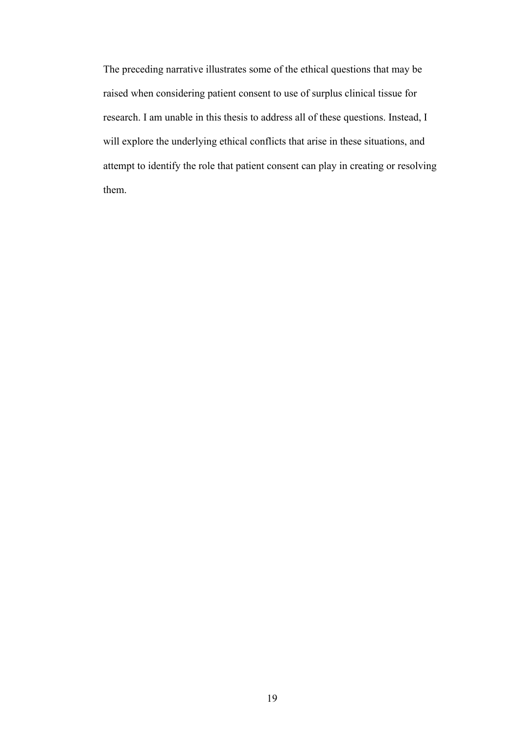The preceding narrative illustrates some of the ethical questions that may be raised when considering patient consent to use of surplus clinical tissue for research. I am unable in this thesis to address all of these questions. Instead, I will explore the underlying ethical conflicts that arise in these situations, and attempt to identify the role that patient consent can play in creating or resolving them.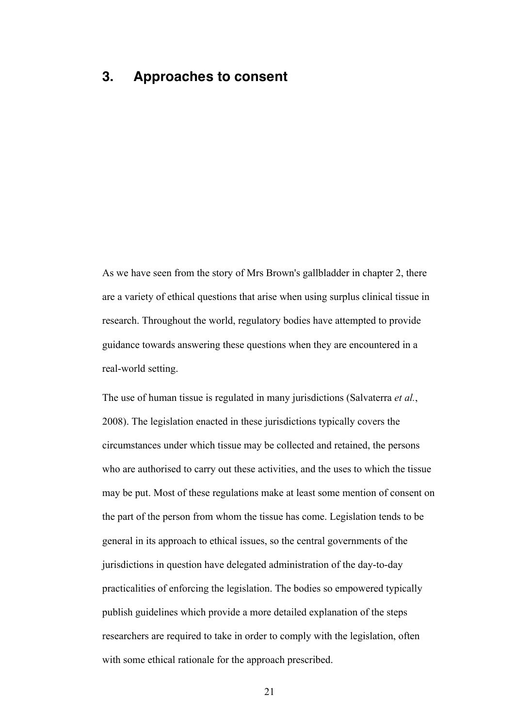# 3. Approaches to consent

As we have seen from the story of Mrs Brown's gallbladder in chapter 2, there are a variety of ethical questions that arise when using surplus clinical tissue in research. Throughout the world, regulatory bodies have attempted to provide guidance towards answering these questions when they are encountered in a real-world setting.

The use of human tissue is regulated in many jurisdictions (Salvaterra *et al.*, 2008). The legislation enacted in these jurisdictions typically covers the circumstances under which tissue may be collected and retained, the persons who are authorised to carry out these activities, and the uses to which the tissue may be put. Most of these regulations make at least some mention of consent on the part of the person from whom the tissue has come. Legislation tends to be general in its approach to ethical issues, so the central governments of the jurisdictions in question have delegated administration of the day-to-day practicalities of enforcing the legislation. The bodies so empowered typically publish guidelines which provide a more detailed explanation of the steps researchers are required to take in order to comply with the legislation, often with some ethical rationale for the approach prescribed.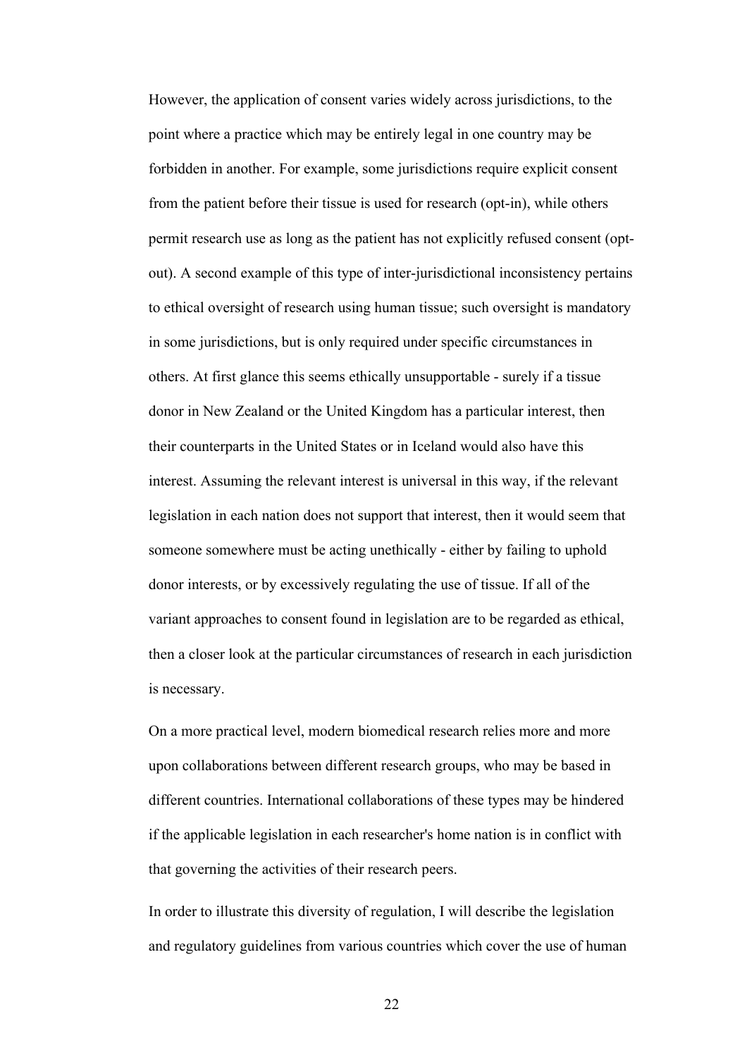However, the application of consent varies widely across jurisdictions, to the point where a practice which may be entirely legal in one country may be forbidden in another. For example, some jurisdictions require explicit consent from the patient before their tissue is used for research (opt-in), while others permit research use as long as the patient has not explicitly refused consent (opt-out). A second example of this type of inter-jurisdictional inconsistency pertains to ethical oversight of research using human tissue; such oversight is mandatory in some jurisdictions, but is only required under specific circumstances in others. At first glance this seems ethically unsupportable - surely if a tissue donor in New Zealand or the United Kingdom has a particular interest, then their counterparts in the United States or in Iceland would also have this interest. Assuming the relevant interest is universal in this way, if the relevant legislation in each nation does not support that interest, then it would seem that someone somewhere must be acting unethically - either by failing to uphold donor interests, or by excessively regulating the use of tissue. If all of the variant approaches to consent found in legislation are to be regarded as ethical, then a closer look at the particular circumstances of research in each jurisdiction is necessary.

On a more practical level, modern biomedical research relies more and more upon collaborations between different research groups, who may be based in different countries. International collaborations of these types may be hindered if the applicable legislation in each researcher's home nation is in conflict with that governing the activities of their research peers.

In order to illustrate this diversity of regulation, I will describe the legislation and regulatory guidelines from various countries which cover the use of human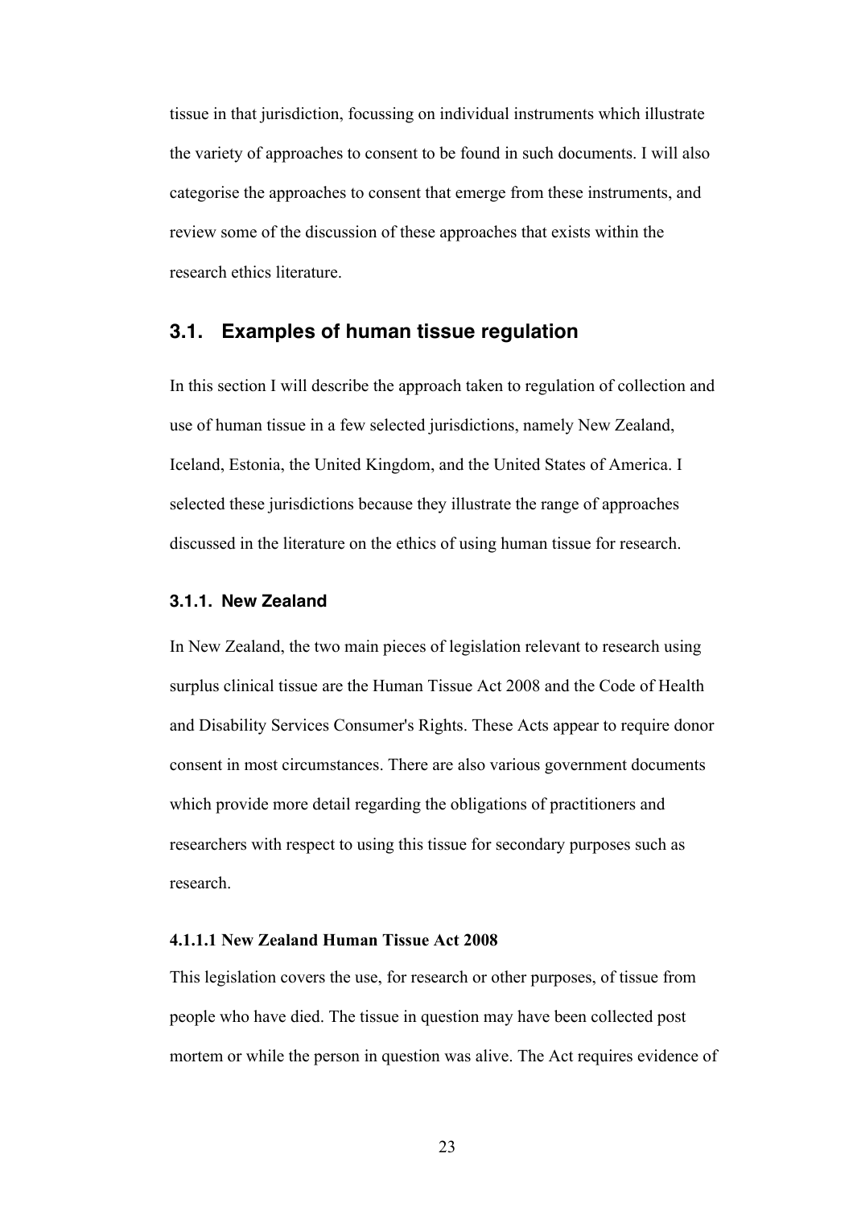tissue in that jurisdiction, focussing on individual instruments which illustrate the variety of approaches to consent to be found in such documents. I will also categorise the approaches to consent that emerge from these instruments, and review some of the discussion of these approaches that exists within the research ethics literature.

## 3.1. Examples of human tissue regulation

In this section I will describe the approach taken to regulation of collection and use of human tissue in a few selected jurisdictions, namely New Zealand, Iceland, Estonia, the United Kingdom, and the United States of America. I selected these jurisdictions because they illustrate the range of approaches discussed in the literature on the ethics of using human tissue for research.

### 3.1.1. New Zealand

In New Zealand, the two main pieces of legislation relevant to research using surplus clinical tissue are the Human Tissue Act 2008 and the Code of Health and Disability Services Consumer's Rights. These Acts appear to require donor consent in most circumstances. There are also various government documents which provide more detail regarding the obligations of practitioners and researchers with respect to using this tissue for secondary purposes such as research.

#### 4.1.1.1 New Zealand Human Tissue Act 2008

This legislation covers the use, for research or other purposes, of tissue from people who have died. The tissue in question may have been collected post mortem or while the person in question was alive. The Act requires evidence of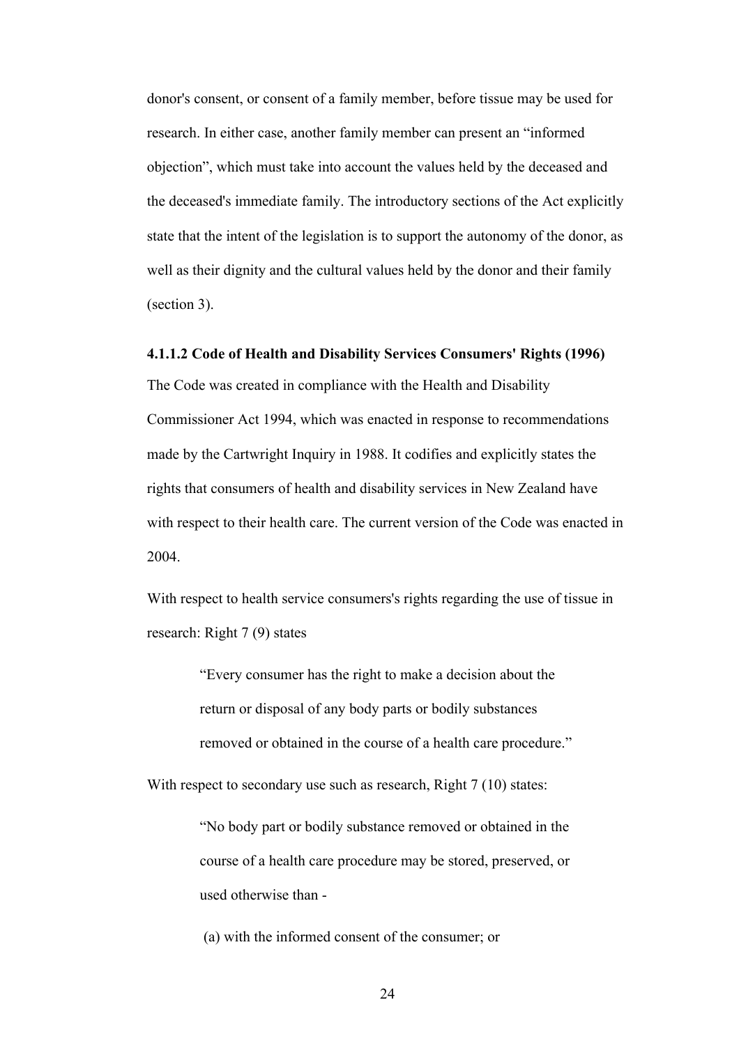donor's consent, or consent of a family member, before tissue may be used for research. In either case, another family member can present an "informed objection", which must take into account the values held by the deceased and the deceased's immediate family. The introductory sections of the Act explicitly state that the intent of the legislation is to support the autonomy of the donor, as well as their dignity and the cultural values held by the donor and their family (section 3).

#### 4.1.1.2 Code of Health and Disability Services Consumers' Rights (1996)

The Code was created in compliance with the Health and Disability Commissioner Act 1994, which was enacted in response to recommendations made by the Cartwright Inquiry in 1988. It codifies and explicitly states the rights that consumers of health and disability services in New Zealand have with respect to their health care. The current version of the Code was enacted in 2004.

With respect to health service consumers's rights regarding the use of tissue in research: Right 7 (9) states

> "Every consumer has the right to make a decision about the return or disposal of any body parts or bodily substances removed or obtained in the course of a health care procedure."

With respect to secondary use such as research, Right 7 (10) states:

> "No body part or bodily substance removed or obtained in the course of a health care procedure may be stored, preserved, or used otherwise than -
>
> (a) with the informed consent of the consumer; or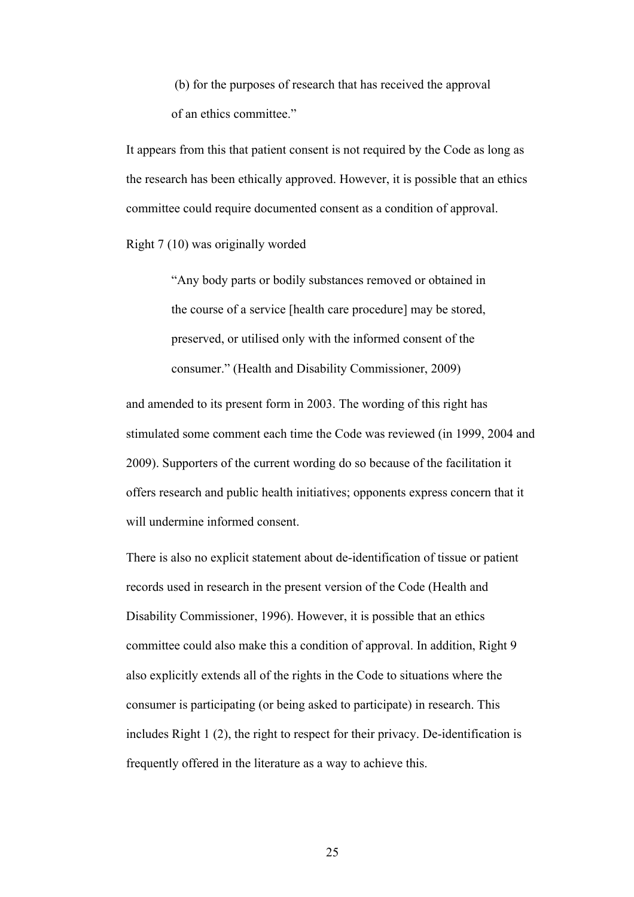> (b) for the purposes of research that has received the approval of an ethics committee."

It appears from this that patient consent is not required by the Code as long as the research has been ethically approved. However, it is possible that an ethics committee could require documented consent as a condition of approval.

Right 7 (10) was originally worded

> "Any body parts or bodily substances removed or obtained in the course of a service [health care procedure] may be stored, preserved, or utilised only with the informed consent of the consumer." (Health and Disability Commissioner, 2009)

and amended to its present form in 2003. The wording of this right has stimulated some comment each time the Code was reviewed (in 1999, 2004 and 2009). Supporters of the current wording do so because of the facilitation it offers research and public health initiatives; opponents express concern that it will undermine informed consent.

There is also no explicit statement about de-identification of tissue or patient records used in research in the present version of the Code (Health and Disability Commissioner, 1996). However, it is possible that an ethics committee could also make this a condition of approval. In addition, Right 9 also explicitly extends all of the rights in the Code to situations where the consumer is participating (or being asked to participate) in research. This includes Right 1 (2), the right to respect for their privacy. De-identification is frequently offered in the literature as a way to achieve this.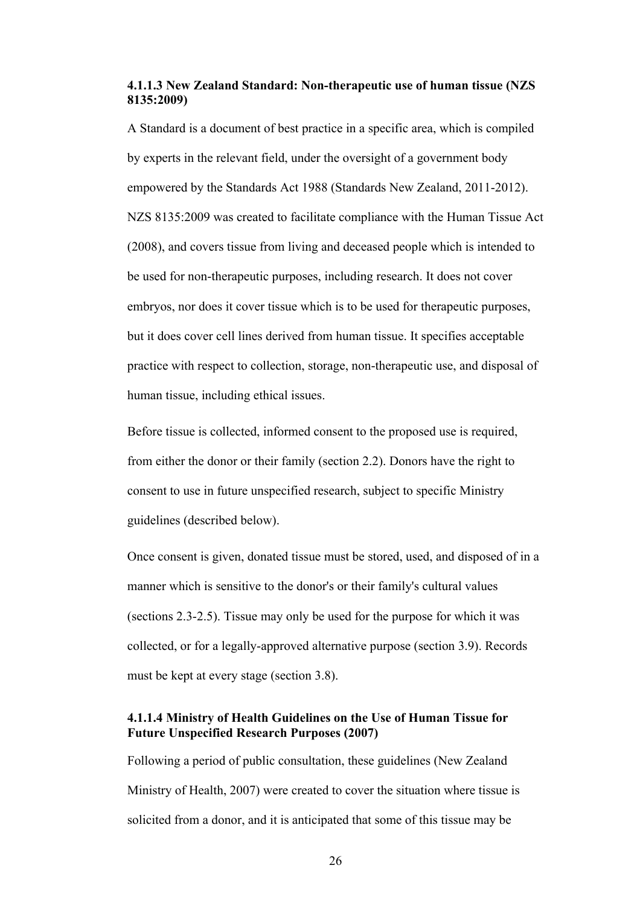#### 4.1.1.3 New Zealand Standard: Non-therapeutic use of human tissue (NZS 8135:2009)

A Standard is a document of best practice in a specific area, which is compiled by experts in the relevant field, under the oversight of a government body empowered by the Standards Act 1988 (Standards New Zealand, 2011-2012). NZS 8135:2009 was created to facilitate compliance with the Human Tissue Act (2008), and covers tissue from living and deceased people which is intended to be used for non-therapeutic purposes, including research. It does not cover embryos, nor does it cover tissue which is to be used for therapeutic purposes, but it does cover cell lines derived from human tissue. It specifies acceptable practice with respect to collection, storage, non-therapeutic use, and disposal of human tissue, including ethical issues.

Before tissue is collected, informed consent to the proposed use is required, from either the donor or their family (section 2.2). Donors have the right to consent to use in future unspecified research, subject to specific Ministry guidelines (described below).

Once consent is given, donated tissue must be stored, used, and disposed of in a manner which is sensitive to the donor's or their family's cultural values (sections 2.3-2.5). Tissue may only be used for the purpose for which it was collected, or for a legally-approved alternative purpose (section 3.9). Records must be kept at every stage (section 3.8).

#### 4.1.1.4 Ministry of Health Guidelines on the Use of Human Tissue for Future Unspecified Research Purposes (2007)

Following a period of public consultation, these guidelines (New Zealand Ministry of Health, 2007) were created to cover the situation where tissue is solicited from a donor, and it is anticipated that some of this tissue may be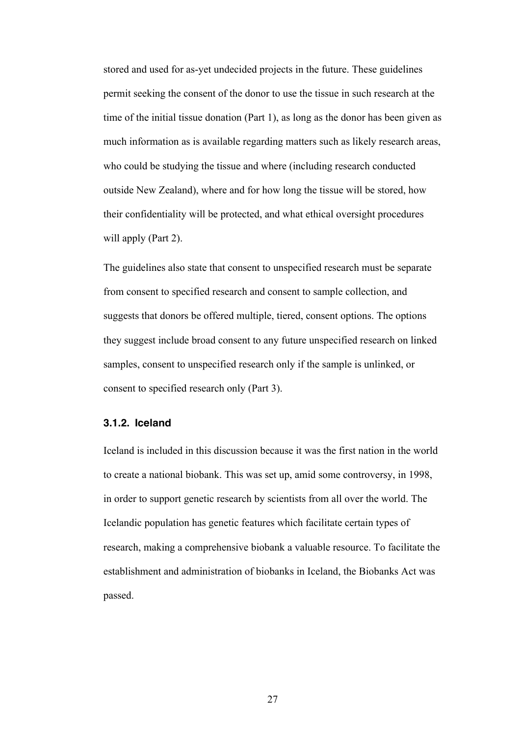stored and used for as-yet undecided projects in the future. These guidelines permit seeking the consent of the donor to use the tissue in such research at the time of the initial tissue donation (Part 1), as long as the donor has been given as much information as is available regarding matters such as likely research areas, who could be studying the tissue and where (including research conducted outside New Zealand), where and for how long the tissue will be stored, how their confidentiality will be protected, and what ethical oversight procedures will apply (Part 2).

The guidelines also state that consent to unspecified research must be separate from consent to specified research and consent to sample collection, and suggests that donors be offered multiple, tiered, consent options. The options they suggest include broad consent to any future unspecified research on linked samples, consent to unspecified research only if the sample is unlinked, or consent to specified research only (Part 3).

### 3.1.2. Iceland

Iceland is included in this discussion because it was the first nation in the world to create a national biobank. This was set up, amid some controversy, in 1998, in order to support genetic research by scientists from all over the world. The Icelandic population has genetic features which facilitate certain types of research, making a comprehensive biobank a valuable resource. To facilitate the establishment and administration of biobanks in Iceland, the Biobanks Act was passed.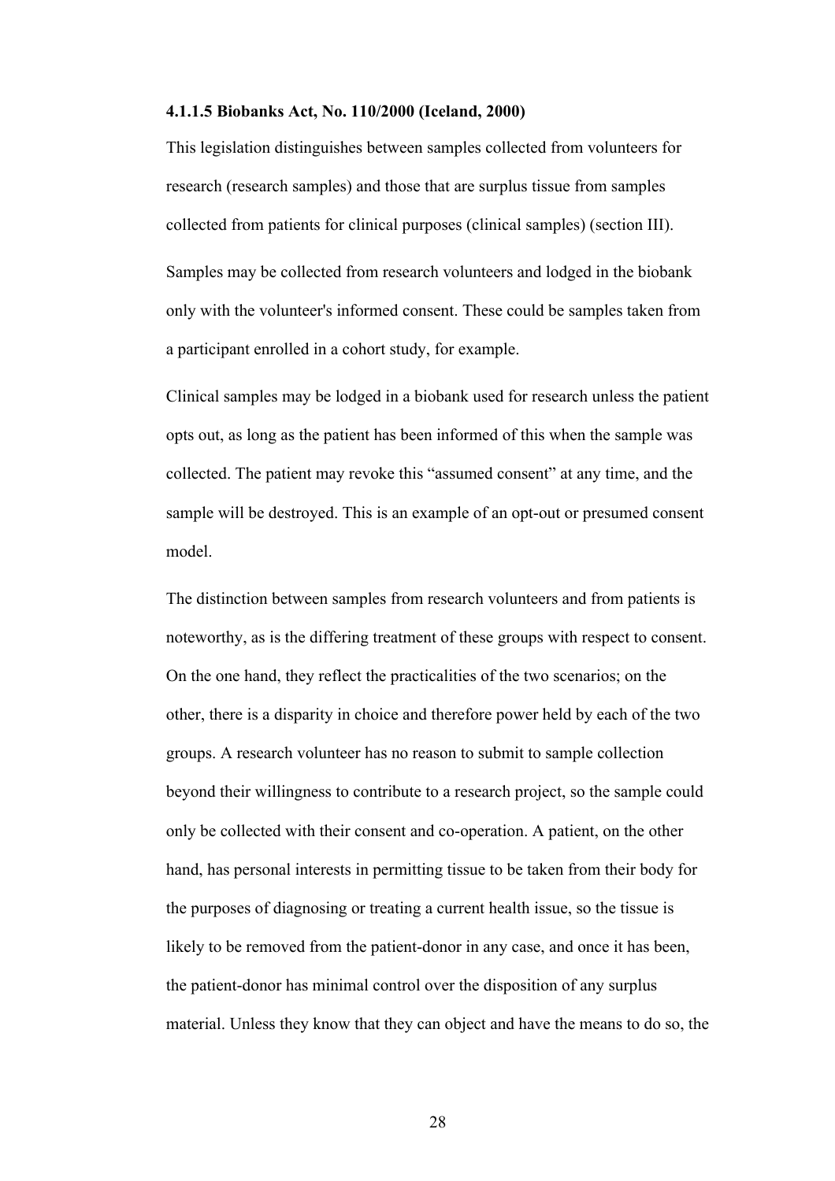#### 4.1.1.5 Biobanks Act, No. 110/2000 (Iceland, 2000)

This legislation distinguishes between samples collected from volunteers for research (research samples) and those that are surplus tissue from samples collected from patients for clinical purposes (clinical samples) (section III).

Samples may be collected from research volunteers and lodged in the biobank only with the volunteer's informed consent. These could be samples taken from a participant enrolled in a cohort study, for example.

Clinical samples may be lodged in a biobank used for research unless the patient opts out, as long as the patient has been informed of this when the sample was collected. The patient may revoke this “assumed consent” at any time, and the sample will be destroyed. This is an example of an opt-out or presumed consent model.

The distinction between samples from research volunteers and from patients is noteworthy, as is the differing treatment of these groups with respect to consent. On the one hand, they reflect the practicalities of the two scenarios; on the other, there is a disparity in choice and therefore power held by each of the two groups. A research volunteer has no reason to submit to sample collection beyond their willingness to contribute to a research project, so the sample could only be collected with their consent and co-operation. A patient, on the other hand, has personal interests in permitting tissue to be taken from their body for the purposes of diagnosing or treating a current health issue, so the tissue is likely to be removed from the patient-donor in any case, and once it has been, the patient-donor has minimal control over the disposition of any surplus material. Unless they know that they can object and have the means to do so, the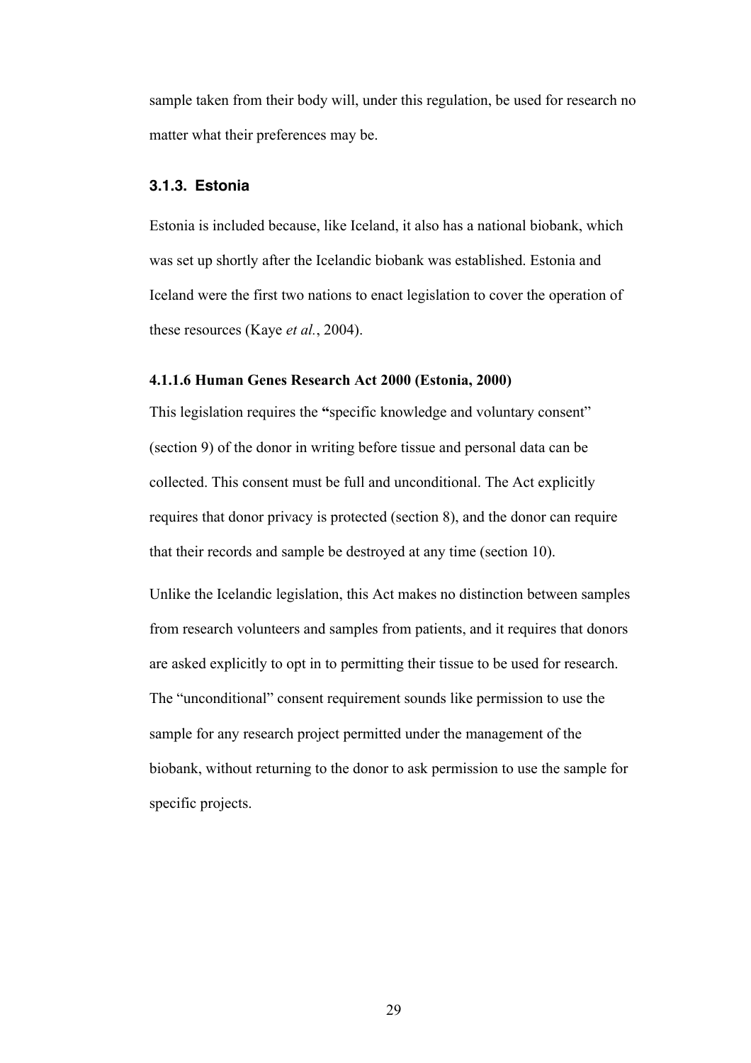sample taken from their body will, under this regulation, be used for research no matter what their preferences may be.

### 3.1.3. Estonia

Estonia is included because, like Iceland, it also has a national biobank, which was set up shortly after the Icelandic biobank was established. Estonia and Iceland were the first two nations to enact legislation to cover the operation of these resources (Kaye *et al.*, 2004).

#### 4.1.1.6 Human Genes Research Act 2000 (Estonia, 2000)

This legislation requires the **"**specific knowledge and voluntary consent" (section 9) of the donor in writing before tissue and personal data can be collected. This consent must be full and unconditional. The Act explicitly requires that donor privacy is protected (section 8), and the donor can require that their records and sample be destroyed at any time (section 10).

Unlike the Icelandic legislation, this Act makes no distinction between samples from research volunteers and samples from patients, and it requires that donors are asked explicitly to opt in to permitting their tissue to be used for research. The "unconditional" consent requirement sounds like permission to use the sample for any research project permitted under the management of the biobank, without returning to the donor to ask permission to use the sample for specific projects.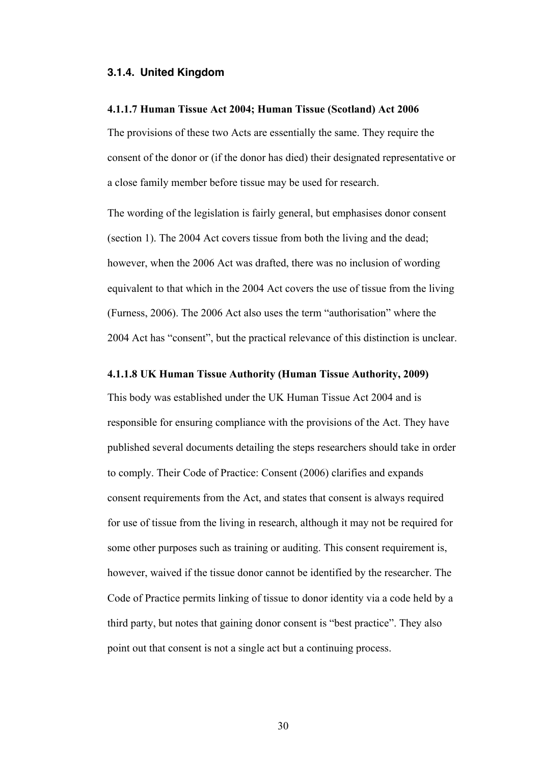### 3.1.4. United Kingdom

#### 4.1.1.7 Human Tissue Act 2004; Human Tissue (Scotland) Act 2006

The provisions of these two Acts are essentially the same. They require the consent of the donor or (if the donor has died) their designated representative or a close family member before tissue may be used for research.

The wording of the legislation is fairly general, but emphasises donor consent (section 1). The 2004 Act covers tissue from both the living and the dead; however, when the 2006 Act was drafted, there was no inclusion of wording equivalent to that which in the 2004 Act covers the use of tissue from the living (Furness, 2006). The 2006 Act also uses the term "authorisation" where the 2004 Act has "consent", but the practical relevance of this distinction is unclear.

#### 4.1.1.8 UK Human Tissue Authority (Human Tissue Authority, 2009)

This body was established under the UK Human Tissue Act 2004 and is responsible for ensuring compliance with the provisions of the Act. They have published several documents detailing the steps researchers should take in order to comply. Their Code of Practice: Consent (2006) clarifies and expands consent requirements from the Act, and states that consent is always required for use of tissue from the living in research, although it may not be required for some other purposes such as training or auditing. This consent requirement is, however, waived if the tissue donor cannot be identified by the researcher. The Code of Practice permits linking of tissue to donor identity via a code held by a third party, but notes that gaining donor consent is "best practice". They also point out that consent is not a single act but a continuing process.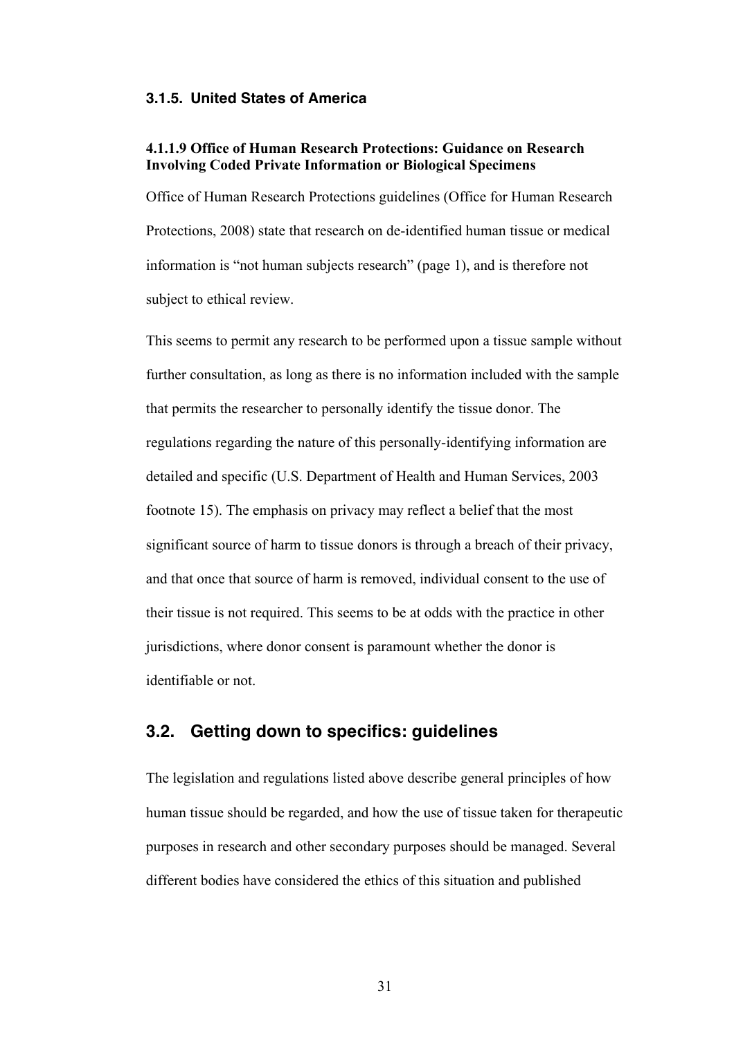### 3.1.5. United States of America

#### 4.1.1.9 Office of Human Research Protections: Guidance on Research Involving Coded Private Information or Biological Specimens

Office of Human Research Protections guidelines (Office for Human Research Protections, 2008) state that research on de-identified human tissue or medical information is "not human subjects research" (page 1), and is therefore not subject to ethical review.

This seems to permit any research to be performed upon a tissue sample without further consultation, as long as there is no information included with the sample that permits the researcher to personally identify the tissue donor. The regulations regarding the nature of this personally-identifying information are detailed and specific (U.S. Department of Health and Human Services, 2003 footnote 15). The emphasis on privacy may reflect a belief that the most significant source of harm to tissue donors is through a breach of their privacy, and that once that source of harm is removed, individual consent to the use of their tissue is not required. This seems to be at odds with the practice in other jurisdictions, where donor consent is paramount whether the donor is identifiable or not.

## 3.2. Getting down to specifics: guidelines

The legislation and regulations listed above describe general principles of how human tissue should be regarded, and how the use of tissue taken for therapeutic purposes in research and other secondary purposes should be managed. Several different bodies have considered the ethics of this situation and published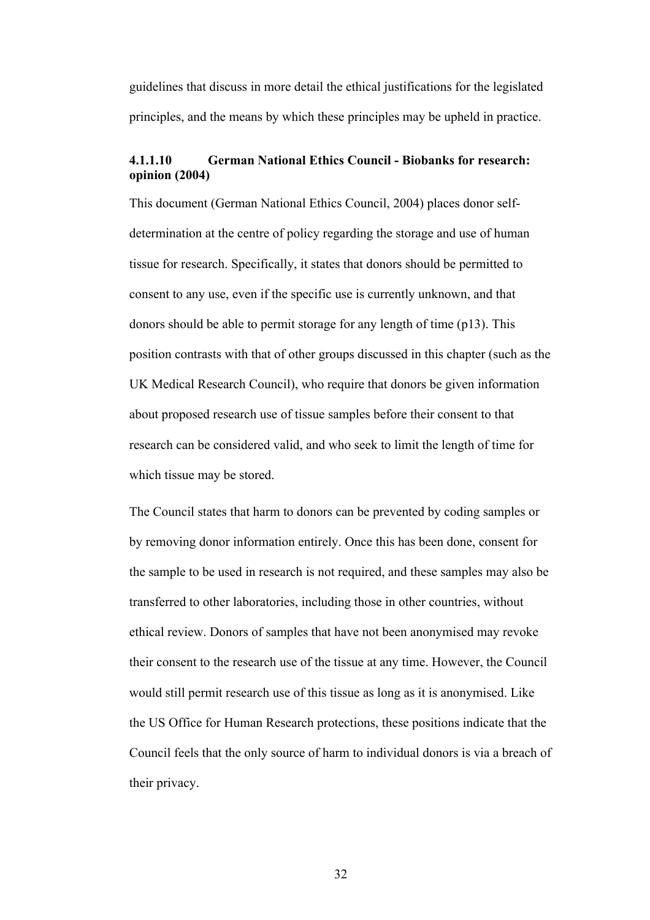guidelines that discuss in more detail the ethical justifications for the legislated principles, and the means by which these principles may be upheld in practice.

#### 4.1.1.10 German National Ethics Council - Biobanks for research: opinion (2004)

This document (German National Ethics Council, 2004) places donor self-determination at the centre of policy regarding the storage and use of human tissue for research. Specifically, it states that donors should be permitted to consent to any use, even if the specific use is currently unknown, and that donors should be able to permit storage for any length of time (p13). This position contrasts with that of other groups discussed in this chapter (such as the UK Medical Research Council), who require that donors be given information about proposed research use of tissue samples before their consent to that research can be considered valid, and who seek to limit the length of time for which tissue may be stored.

The Council states that harm to donors can be prevented by coding samples or by removing donor information entirely. Once this has been done, consent for the sample to be used in research is not required, and these samples may also be transferred to other laboratories, including those in other countries, without ethical review. Donors of samples that have not been anonymised may revoke their consent to the research use of the tissue at any time. However, the Council would still permit research use of this tissue as long as it is anonymised. Like the US Office for Human Research protections, these positions indicate that the Council feels that the only source of harm to individual donors is via a breach of their privacy.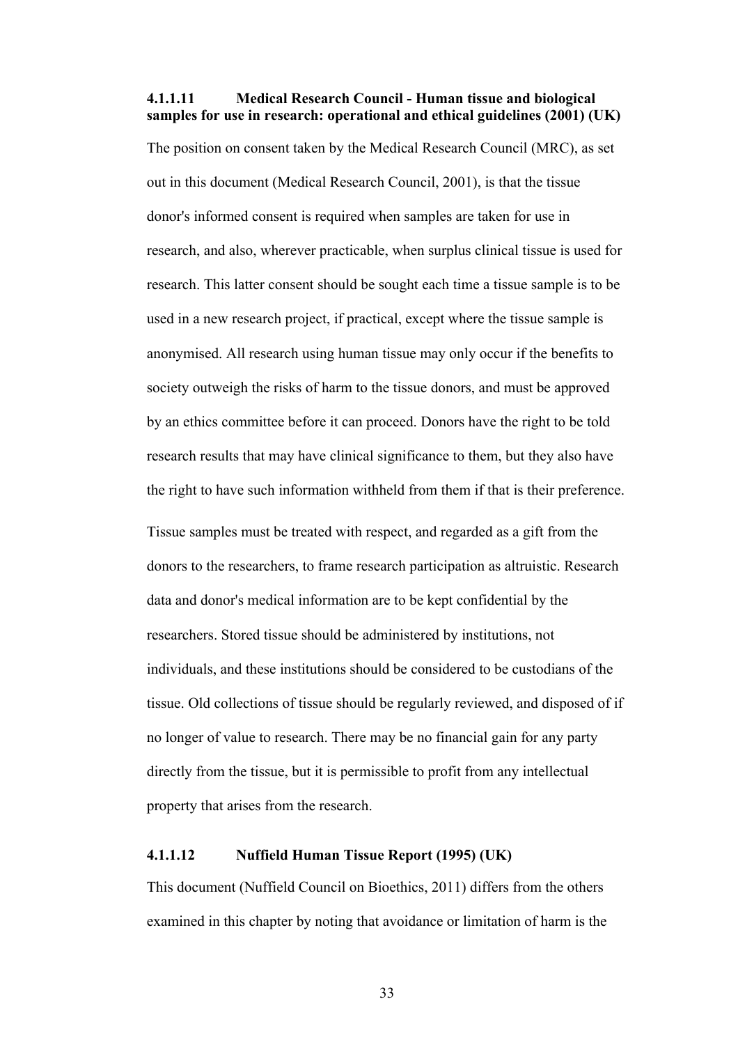#### 4.1.1.11 Medical Research Council - Human tissue and biological samples for use in research: operational and ethical guidelines (2001) (UK)

The position on consent taken by the Medical Research Council (MRC), as set out in this document (Medical Research Council, 2001), is that the tissue donor's informed consent is required when samples are taken for use in research, and also, wherever practicable, when surplus clinical tissue is used for research. This latter consent should be sought each time a tissue sample is to be used in a new research project, if practical, except where the tissue sample is anonymised. All research using human tissue may only occur if the benefits to society outweigh the risks of harm to the tissue donors, and must be approved by an ethics committee before it can proceed. Donors have the right to be told research results that may have clinical significance to them, but they also have the right to have such information withheld from them if that is their preference.

Tissue samples must be treated with respect, and regarded as a gift from the donors to the researchers, to frame research participation as altruistic. Research data and donor's medical information are to be kept confidential by the researchers. Stored tissue should be administered by institutions, not individuals, and these institutions should be considered to be custodians of the tissue. Old collections of tissue should be regularly reviewed, and disposed of if no longer of value to research. There may be no financial gain for any party directly from the tissue, but it is permissible to profit from any intellectual property that arises from the research.

#### 4.1.1.12 Nuffield Human Tissue Report (1995) (UK)

This document (Nuffield Council on Bioethics, 2011) differs from the others examined in this chapter by noting that avoidance or limitation of harm is the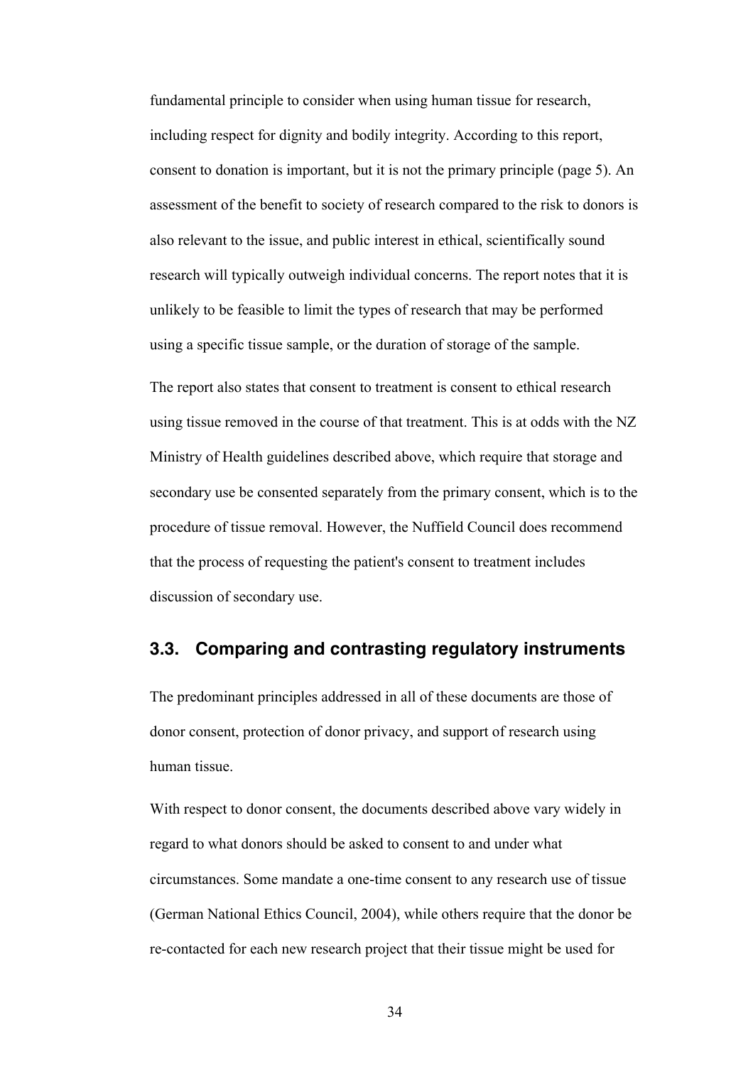fundamental principle to consider when using human tissue for research, including respect for dignity and bodily integrity. According to this report, consent to donation is important, but it is not the primary principle (page 5). An assessment of the benefit to society of research compared to the risk to donors is also relevant to the issue, and public interest in ethical, scientifically sound research will typically outweigh individual concerns. The report notes that it is unlikely to be feasible to limit the types of research that may be performed using a specific tissue sample, or the duration of storage of the sample.

The report also states that consent to treatment is consent to ethical research using tissue removed in the course of that treatment. This is at odds with the NZ Ministry of Health guidelines described above, which require that storage and secondary use be consented separately from the primary consent, which is to the procedure of tissue removal. However, the Nuffield Council does recommend that the process of requesting the patient's consent to treatment includes discussion of secondary use.

## 3.3. Comparing and contrasting regulatory instruments

The predominant principles addressed in all of these documents are those of donor consent, protection of donor privacy, and support of research using human tissue.

With respect to donor consent, the documents described above vary widely in regard to what donors should be asked to consent to and under what circumstances. Some mandate a one-time consent to any research use of tissue (German National Ethics Council, 2004), while others require that the donor be re-contacted for each new research project that their tissue might be used for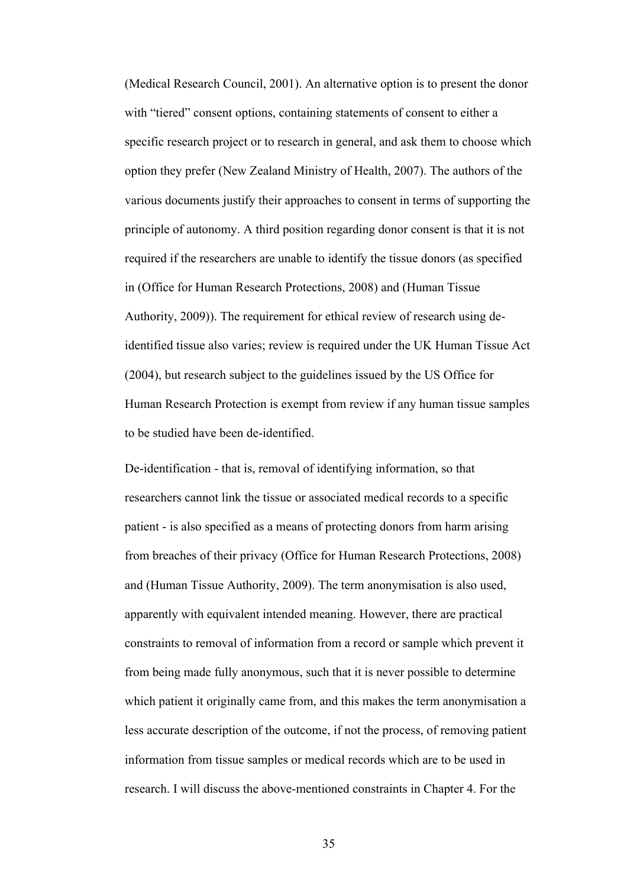(Medical Research Council, 2001). An alternative option is to present the donor with "tiered" consent options, containing statements of consent to either a specific research project or to research in general, and ask them to choose which option they prefer (New Zealand Ministry of Health, 2007). The authors of the various documents justify their approaches to consent in terms of supporting the principle of autonomy. A third position regarding donor consent is that it is not required if the researchers are unable to identify the tissue donors (as specified in (Office for Human Research Protections, 2008) and (Human Tissue Authority, 2009)). The requirement for ethical review of research using de-identified tissue also varies; review is required under the UK Human Tissue Act (2004), but research subject to the guidelines issued by the US Office for Human Research Protection is exempt from review if any human tissue samples to be studied have been de-identified.

De-identification - that is, removal of identifying information, so that researchers cannot link the tissue or associated medical records to a specific patient - is also specified as a means of protecting donors from harm arising from breaches of their privacy (Office for Human Research Protections, 2008) and (Human Tissue Authority, 2009). The term anonymisation is also used, apparently with equivalent intended meaning. However, there are practical constraints to removal of information from a record or sample which prevent it from being made fully anonymous, such that it is never possible to determine which patient it originally came from, and this makes the term anonymisation a less accurate description of the outcome, if not the process, of removing patient information from tissue samples or medical records which are to be used in research. I will discuss the above-mentioned constraints in Chapter 4. For the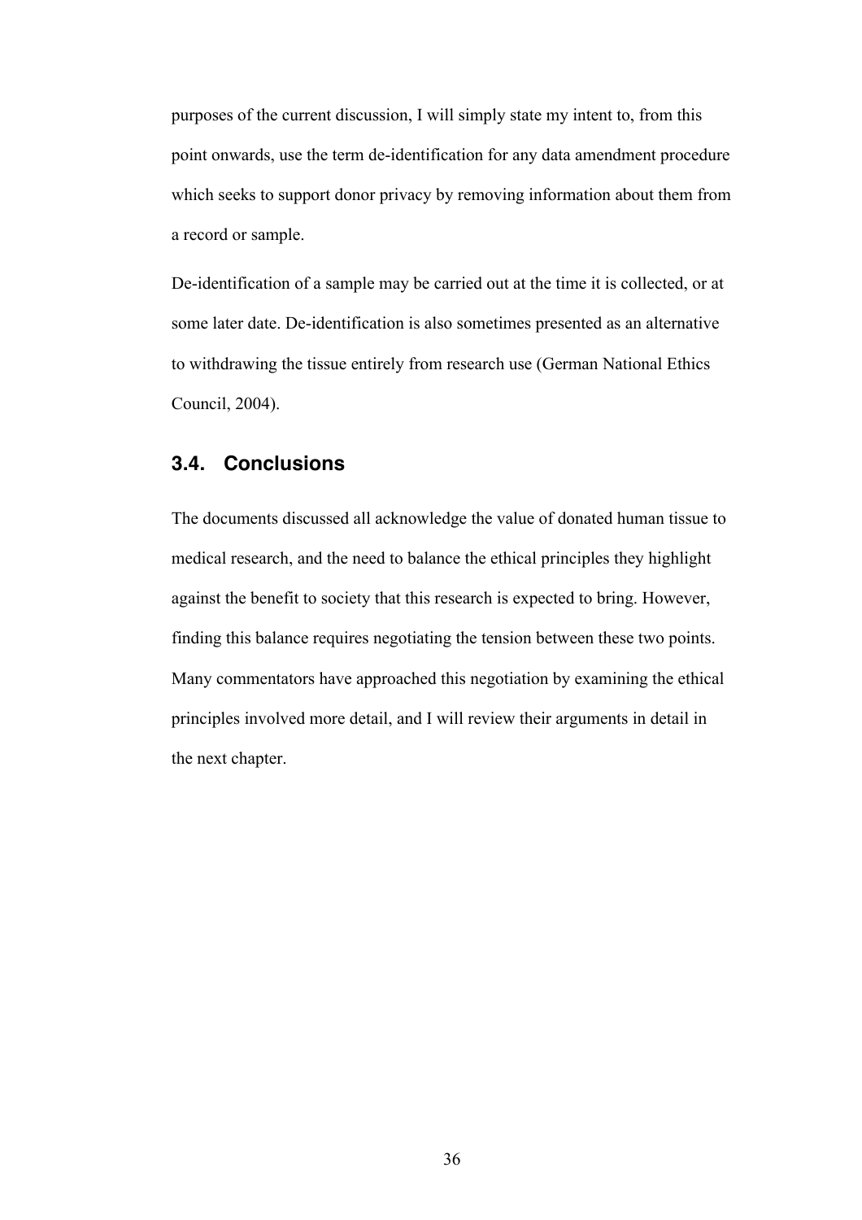purposes of the current discussion, I will simply state my intent to, from this point onwards, use the term de-identification for any data amendment procedure which seeks to support donor privacy by removing information about them from a record or sample.

De-identification of a sample may be carried out at the time it is collected, or at some later date. De-identification is also sometimes presented as an alternative to withdrawing the tissue entirely from research use (German National Ethics Council, 2004).

## 3.4. Conclusions

The documents discussed all acknowledge the value of donated human tissue to medical research, and the need to balance the ethical principles they highlight against the benefit to society that this research is expected to bring. However, finding this balance requires negotiating the tension between these two points. Many commentators have approached this negotiation by examining the ethical principles involved more detail, and I will review their arguments in detail in the next chapter.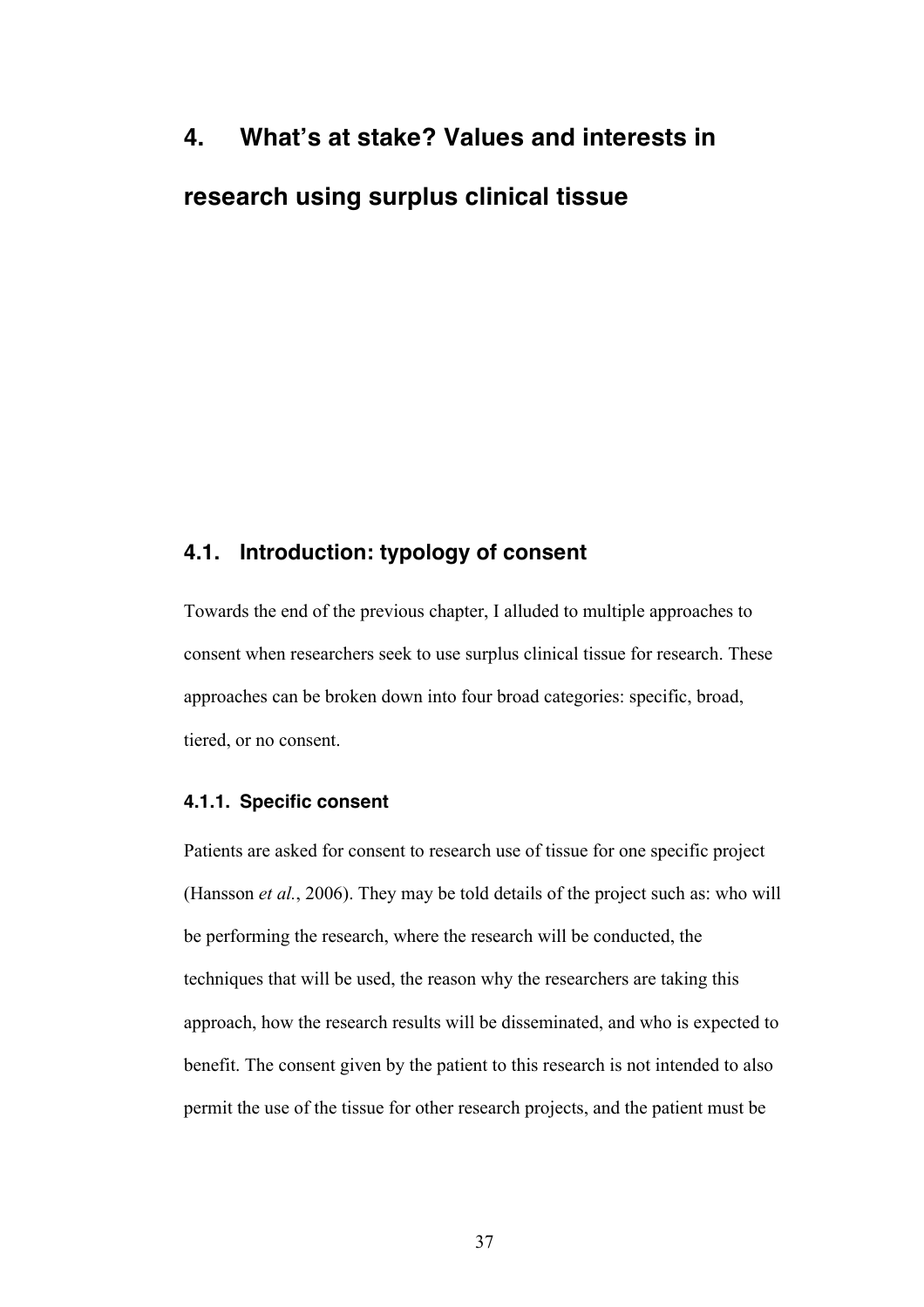# 4. What's at stake? Values and interests in research using surplus clinical tissue

## 4.1. Introduction: typology of consent

Towards the end of the previous chapter, I alluded to multiple approaches to consent when researchers seek to use surplus clinical tissue for research. These approaches can be broken down into four broad categories: specific, broad, tiered, or no consent.

### 4.1.1. Specific consent

Patients are asked for consent to research use of tissue for one specific project (Hansson *et al.*, 2006). They may be told details of the project such as: who will be performing the research, where the research will be conducted, the techniques that will be used, the reason why the researchers are taking this approach, how the research results will be disseminated, and who is expected to benefit. The consent given by the patient to this research is not intended to also permit the use of the tissue for other research projects, and the patient must be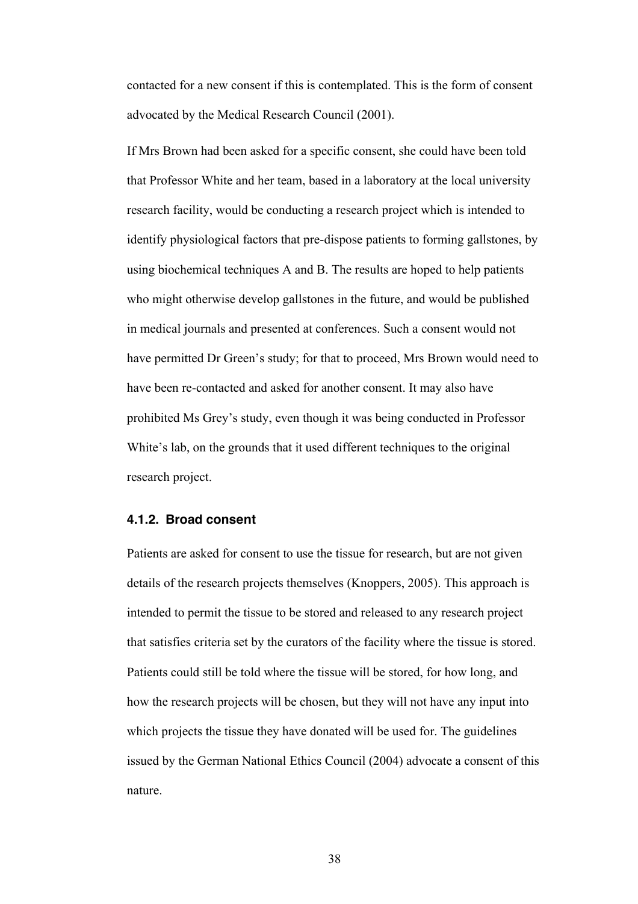contacted for a new consent if this is contemplated. This is the form of consent advocated by the Medical Research Council (2001).

If Mrs Brown had been asked for a specific consent, she could have been told that Professor White and her team, based in a laboratory at the local university research facility, would be conducting a research project which is intended to identify physiological factors that pre-dispose patients to forming gallstones, by using biochemical techniques A and B. The results are hoped to help patients who might otherwise develop gallstones in the future, and would be published in medical journals and presented at conferences. Such a consent would not have permitted Dr Green's study; for that to proceed, Mrs Brown would need to have been re-contacted and asked for another consent. It may also have prohibited Ms Grey's study, even though it was being conducted in Professor White's lab, on the grounds that it used different techniques to the original research project.

#### 4.1.2. Broad consent

Patients are asked for consent to use the tissue for research, but are not given details of the research projects themselves (Knoppers, 2005). This approach is intended to permit the tissue to be stored and released to any research project that satisfies criteria set by the curators of the facility where the tissue is stored. Patients could still be told where the tissue will be stored, for how long, and how the research projects will be chosen, but they will not have any input into which projects the tissue they have donated will be used for. The guidelines issued by the German National Ethics Council (2004) advocate a consent of this nature.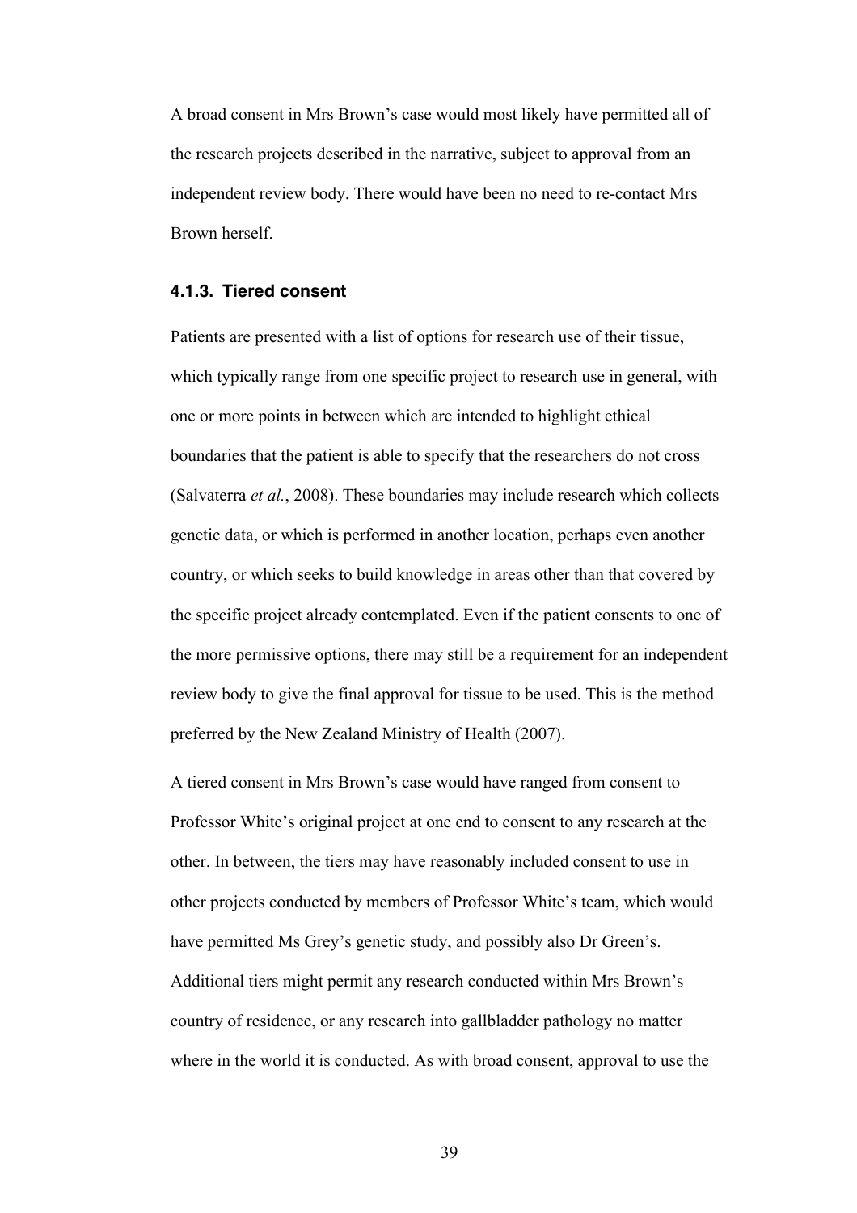A broad consent in Mrs Brown's case would most likely have permitted all of the research projects described in the narrative, subject to approval from an independent review body. There would have been no need to re-contact Mrs Brown herself.

#### 4.1.3. Tiered consent

Patients are presented with a list of options for research use of their tissue, which typically range from one specific project to research use in general, with one or more points in between which are intended to highlight ethical boundaries that the patient is able to specify that the researchers do not cross (Salvaterra *et al.*, 2008). These boundaries may include research which collects genetic data, or which is performed in another location, perhaps even another country, or which seeks to build knowledge in areas other than that covered by the specific project already contemplated. Even if the patient consents to one of the more permissive options, there may still be a requirement for an independent review body to give the final approval for tissue to be used. This is the method preferred by the New Zealand Ministry of Health (2007).

A tiered consent in Mrs Brown's case would have ranged from consent to Professor White's original project at one end to consent to any research at the other. In between, the tiers may have reasonably included consent to use in other projects conducted by members of Professor White's team, which would have permitted Ms Grey's genetic study, and possibly also Dr Green's. Additional tiers might permit any research conducted within Mrs Brown's country of residence, or any research into gallbladder pathology no matter where in the world it is conducted. As with broad consent, approval to use the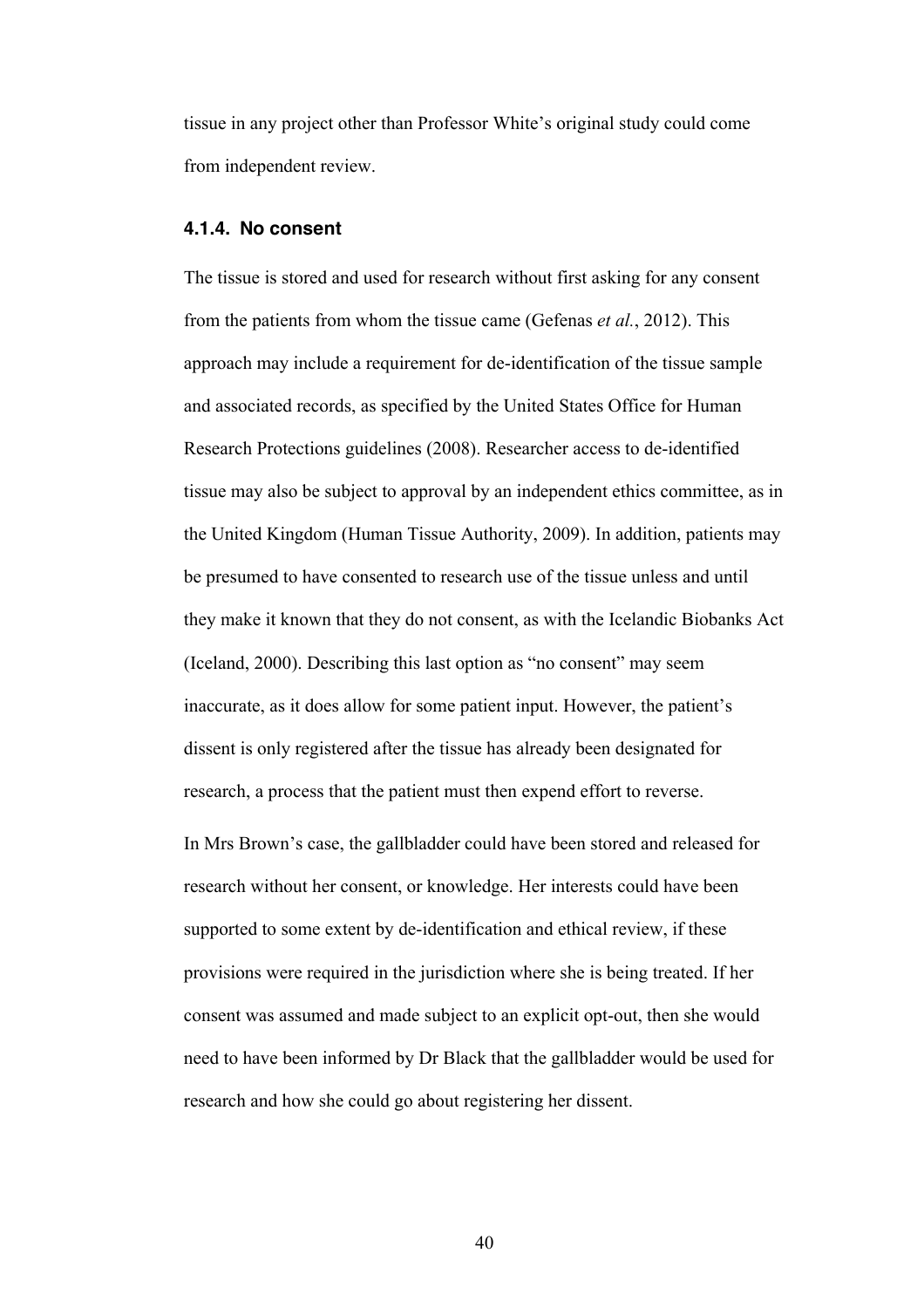tissue in any project other than Professor White's original study could come from independent review.

#### 4.1.4. No consent

The tissue is stored and used for research without first asking for any consent from the patients from whom the tissue came (Gefenas *et al.*, 2012). This approach may include a requirement for de-identification of the tissue sample and associated records, as specified by the United States Office for Human Research Protections guidelines (2008). Researcher access to de-identified tissue may also be subject to approval by an independent ethics committee, as in the United Kingdom (Human Tissue Authority, 2009). In addition, patients may be presumed to have consented to research use of the tissue unless and until they make it known that they do not consent, as with the Icelandic Biobanks Act (Iceland, 2000). Describing this last option as "no consent" may seem inaccurate, as it does allow for some patient input. However, the patient's dissent is only registered after the tissue has already been designated for research, a process that the patient must then expend effort to reverse.

In Mrs Brown's case, the gallbladder could have been stored and released for research without her consent, or knowledge. Her interests could have been supported to some extent by de-identification and ethical review, if these provisions were required in the jurisdiction where she is being treated. If her consent was assumed and made subject to an explicit opt-out, then she would need to have been informed by Dr Black that the gallbladder would be used for research and how she could go about registering her dissent.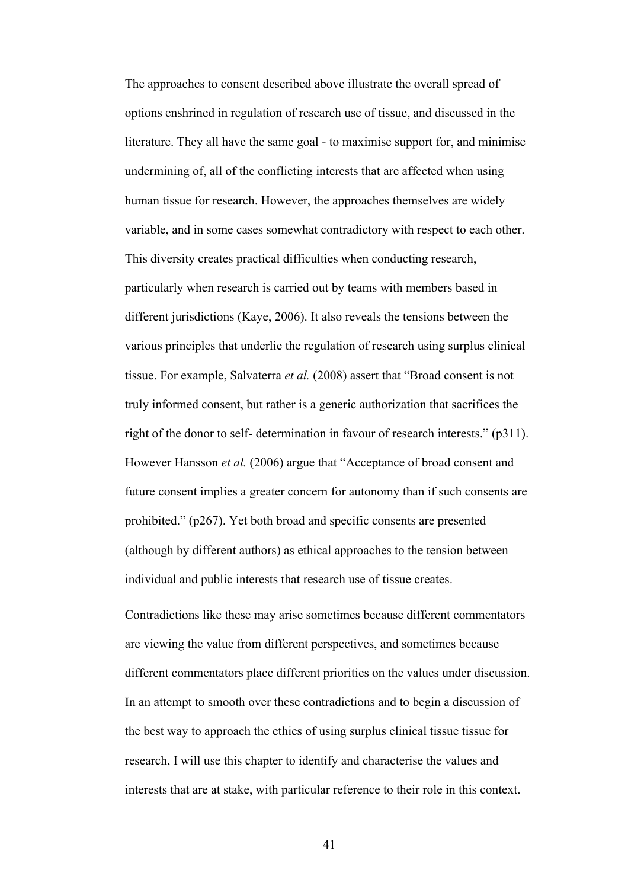The approaches to consent described above illustrate the overall spread of options enshrined in regulation of research use of tissue, and discussed in the literature. They all have the same goal - to maximise support for, and minimise undermining of, all of the conflicting interests that are affected when using human tissue for research. However, the approaches themselves are widely variable, and in some cases somewhat contradictory with respect to each other. This diversity creates practical difficulties when conducting research, particularly when research is carried out by teams with members based in different jurisdictions (Kaye, 2006). It also reveals the tensions between the various principles that underlie the regulation of research using surplus clinical tissue. For example, Salvaterra *et al.* (2008) assert that "Broad consent is not truly informed consent, but rather is a generic authorization that sacrifices the right of the donor to self- determination in favour of research interests." (p311). However Hansson *et al.* (2006) argue that "Acceptance of broad consent and future consent implies a greater concern for autonomy than if such consents are prohibited." (p267). Yet both broad and specific consents are presented (although by different authors) as ethical approaches to the tension between individual and public interests that research use of tissue creates.

Contradictions like these may arise sometimes because different commentators are viewing the value from different perspectives, and sometimes because different commentators place different priorities on the values under discussion. In an attempt to smooth over these contradictions and to begin a discussion of the best way to approach the ethics of using surplus clinical tissue tissue for research, I will use this chapter to identify and characterise the values and interests that are at stake, with particular reference to their role in this context.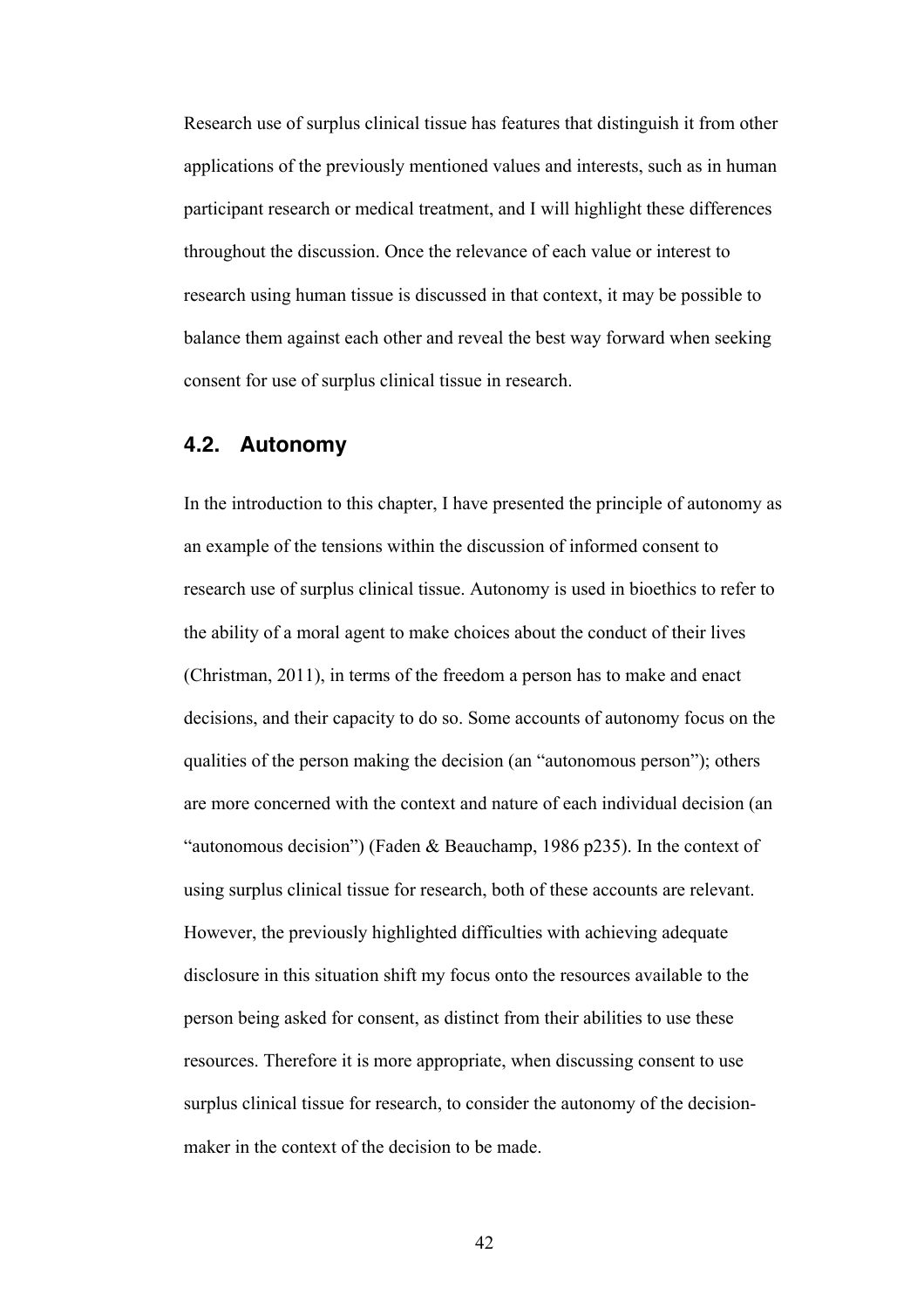Research use of surplus clinical tissue has features that distinguish it from other applications of the previously mentioned values and interests, such as in human participant research or medical treatment, and I will highlight these differences throughout the discussion. Once the relevance of each value or interest to research using human tissue is discussed in that context, it may be possible to balance them against each other and reveal the best way forward when seeking consent for use of surplus clinical tissue in research.

## 4.2. Autonomy

In the introduction to this chapter, I have presented the principle of autonomy as an example of the tensions within the discussion of informed consent to research use of surplus clinical tissue. Autonomy is used in bioethics to refer to the ability of a moral agent to make choices about the conduct of their lives (Christman, 2011), in terms of the freedom a person has to make and enact decisions, and their capacity to do so. Some accounts of autonomy focus on the qualities of the person making the decision (an "autonomous person"); others are more concerned with the context and nature of each individual decision (an "autonomous decision") (Faden & Beauchamp, 1986 p235). In the context of using surplus clinical tissue for research, both of these accounts are relevant. However, the previously highlighted difficulties with achieving adequate disclosure in this situation shift my focus onto the resources available to the person being asked for consent, as distinct from their abilities to use these resources. Therefore it is more appropriate, when discussing consent to use surplus clinical tissue for research, to consider the autonomy of the decision-maker in the context of the decision to be made.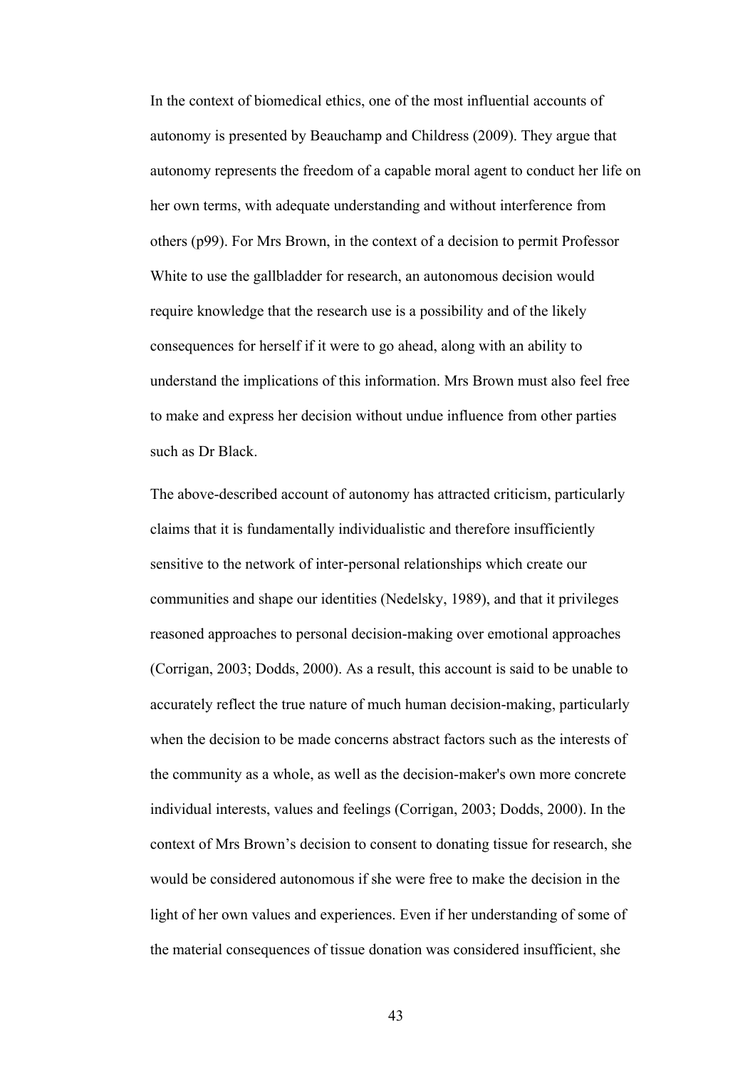In the context of biomedical ethics, one of the most influential accounts of autonomy is presented by Beauchamp and Childress (2009). They argue that autonomy represents the freedom of a capable moral agent to conduct her life on her own terms, with adequate understanding and without interference from others (p99). For Mrs Brown, in the context of a decision to permit Professor White to use the gallbladder for research, an autonomous decision would require knowledge that the research use is a possibility and of the likely consequences for herself if it were to go ahead, along with an ability to understand the implications of this information. Mrs Brown must also feel free to make and express her decision without undue influence from other parties such as Dr Black.

The above-described account of autonomy has attracted criticism, particularly claims that it is fundamentally individualistic and therefore insufficiently sensitive to the network of inter-personal relationships which create our communities and shape our identities (Nedelsky, 1989), and that it privileges reasoned approaches to personal decision-making over emotional approaches (Corrigan, 2003; Dodds, 2000). As a result, this account is said to be unable to accurately reflect the true nature of much human decision-making, particularly when the decision to be made concerns abstract factors such as the interests of the community as a whole, as well as the decision-maker's own more concrete individual interests, values and feelings (Corrigan, 2003; Dodds, 2000). In the context of Mrs Brown's decision to consent to donating tissue for research, she would be considered autonomous if she were free to make the decision in the light of her own values and experiences. Even if her understanding of some of the material consequences of tissue donation was considered insufficient, she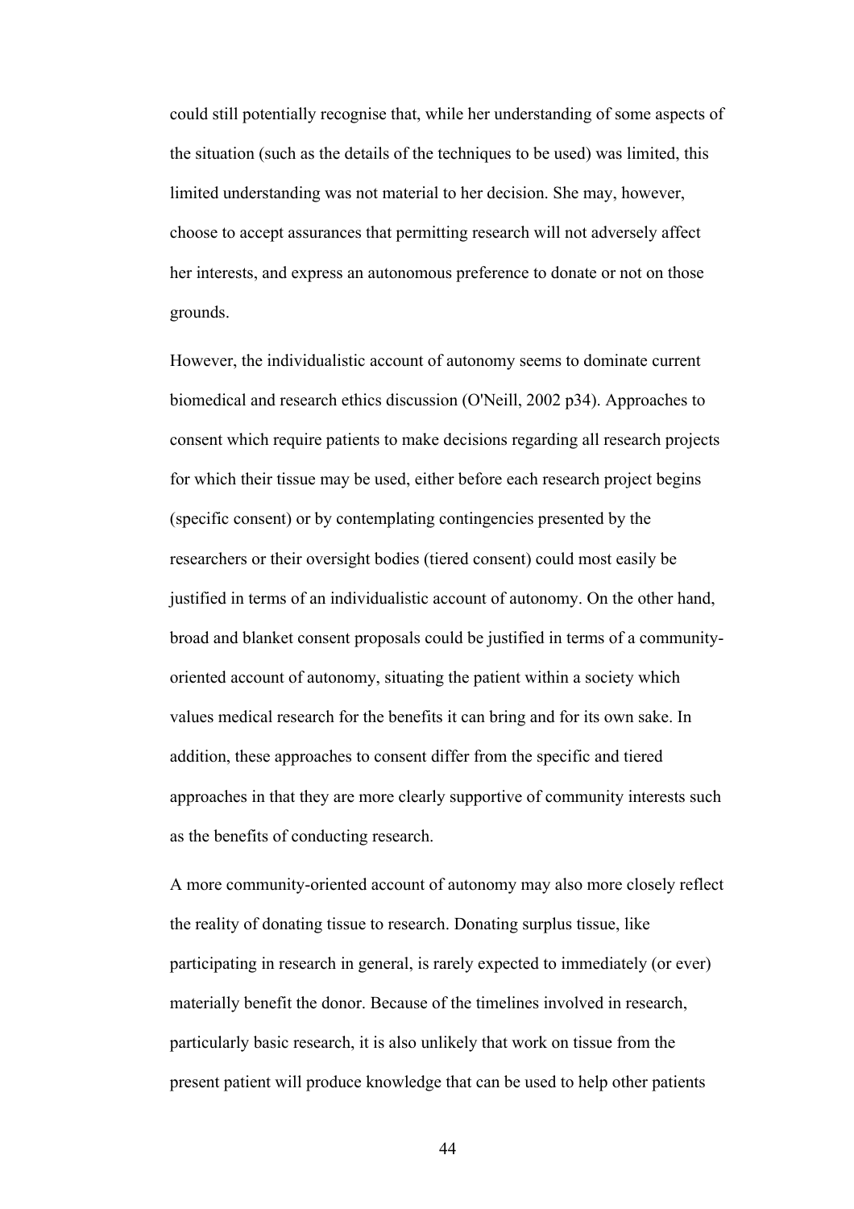could still potentially recognise that, while her understanding of some aspects of the situation (such as the details of the techniques to be used) was limited, this limited understanding was not material to her decision. She may, however, choose to accept assurances that permitting research will not adversely affect her interests, and express an autonomous preference to donate or not on those grounds.

However, the individualistic account of autonomy seems to dominate current biomedical and research ethics discussion (O'Neill, 2002 p34). Approaches to consent which require patients to make decisions regarding all research projects for which their tissue may be used, either before each research project begins (specific consent) or by contemplating contingencies presented by the researchers or their oversight bodies (tiered consent) could most easily be justified in terms of an individualistic account of autonomy. On the other hand, broad and blanket consent proposals could be justified in terms of a community-oriented account of autonomy, situating the patient within a society which values medical research for the benefits it can bring and for its own sake. In addition, these approaches to consent differ from the specific and tiered approaches in that they are more clearly supportive of community interests such as the benefits of conducting research.

A more community-oriented account of autonomy may also more closely reflect the reality of donating tissue to research. Donating surplus tissue, like participating in research in general, is rarely expected to immediately (or ever) materially benefit the donor. Because of the timelines involved in research, particularly basic research, it is also unlikely that work on tissue from the present patient will produce knowledge that can be used to help other patients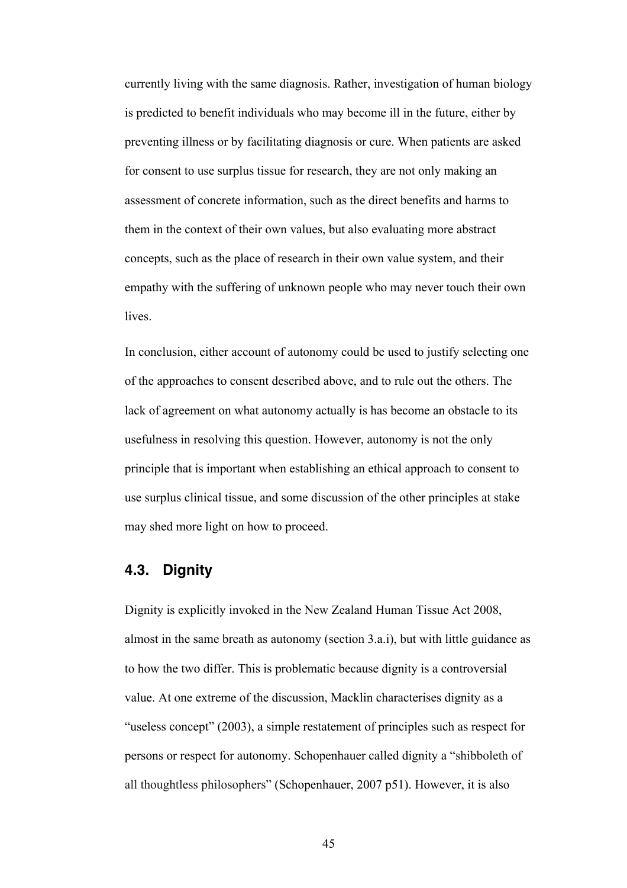currently living with the same diagnosis. Rather, investigation of human biology is predicted to benefit individuals who may become ill in the future, either by preventing illness or by facilitating diagnosis or cure. When patients are asked for consent to use surplus tissue for research, they are not only making an assessment of concrete information, such as the direct benefits and harms to them in the context of their own values, but also evaluating more abstract concepts, such as the place of research in their own value system, and their empathy with the suffering of unknown people who may never touch their own lives.

In conclusion, either account of autonomy could be used to justify selecting one of the approaches to consent described above, and to rule out the others. The lack of agreement on what autonomy actually is has become an obstacle to its usefulness in resolving this question. However, autonomy is not the only principle that is important when establishing an ethical approach to consent to use surplus clinical tissue, and some discussion of the other principles at stake may shed more light on how to proceed.

### 4.3. Dignity

Dignity is explicitly invoked in the New Zealand Human Tissue Act 2008, almost in the same breath as autonomy (section 3.a.i), but with little guidance as to how the two differ. This is problematic because dignity is a controversial value. At one extreme of the discussion, Macklin characterises dignity as a "useless concept" (2003), a simple restatement of principles such as respect for persons or respect for autonomy. Schopenhauer called dignity a "shibboleth of all thoughtless philosophers" (Schopenhauer, 2007 p51). However, it is also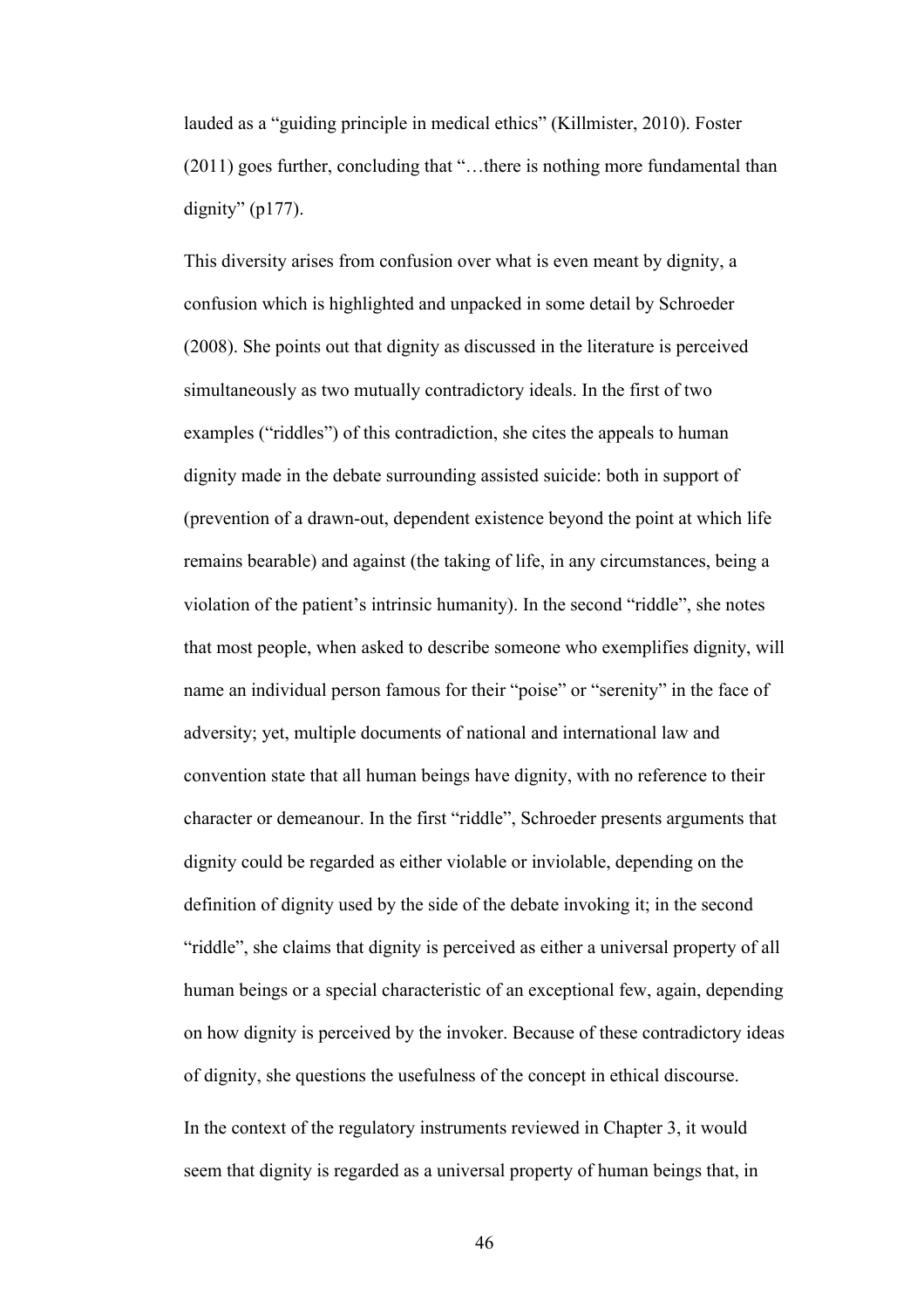lauded as a "guiding principle in medical ethics" (Killmister, 2010). Foster (2011) goes further, concluding that "…there is nothing more fundamental than dignity" (p177).

This diversity arises from confusion over what is even meant by dignity, a confusion which is highlighted and unpacked in some detail by Schroeder (2008). She points out that dignity as discussed in the literature is perceived simultaneously as two mutually contradictory ideals. In the first of two examples ("riddles") of this contradiction, she cites the appeals to human dignity made in the debate surrounding assisted suicide: both in support of (prevention of a drawn-out, dependent existence beyond the point at which life remains bearable) and against (the taking of life, in any circumstances, being a violation of the patient's intrinsic humanity). In the second "riddle", she notes that most people, when asked to describe someone who exemplifies dignity, will name an individual person famous for their "poise" or "serenity" in the face of adversity; yet, multiple documents of national and international law and convention state that all human beings have dignity, with no reference to their character or demeanour. In the first "riddle", Schroeder presents arguments that dignity could be regarded as either violable or inviolable, depending on the definition of dignity used by the side of the debate invoking it; in the second "riddle", she claims that dignity is perceived as either a universal property of all human beings or a special characteristic of an exceptional few, again, depending on how dignity is perceived by the invoker. Because of these contradictory ideas of dignity, she questions the usefulness of the concept in ethical discourse.

In the context of the regulatory instruments reviewed in Chapter 3, it would seem that dignity is regarded as a universal property of human beings that, in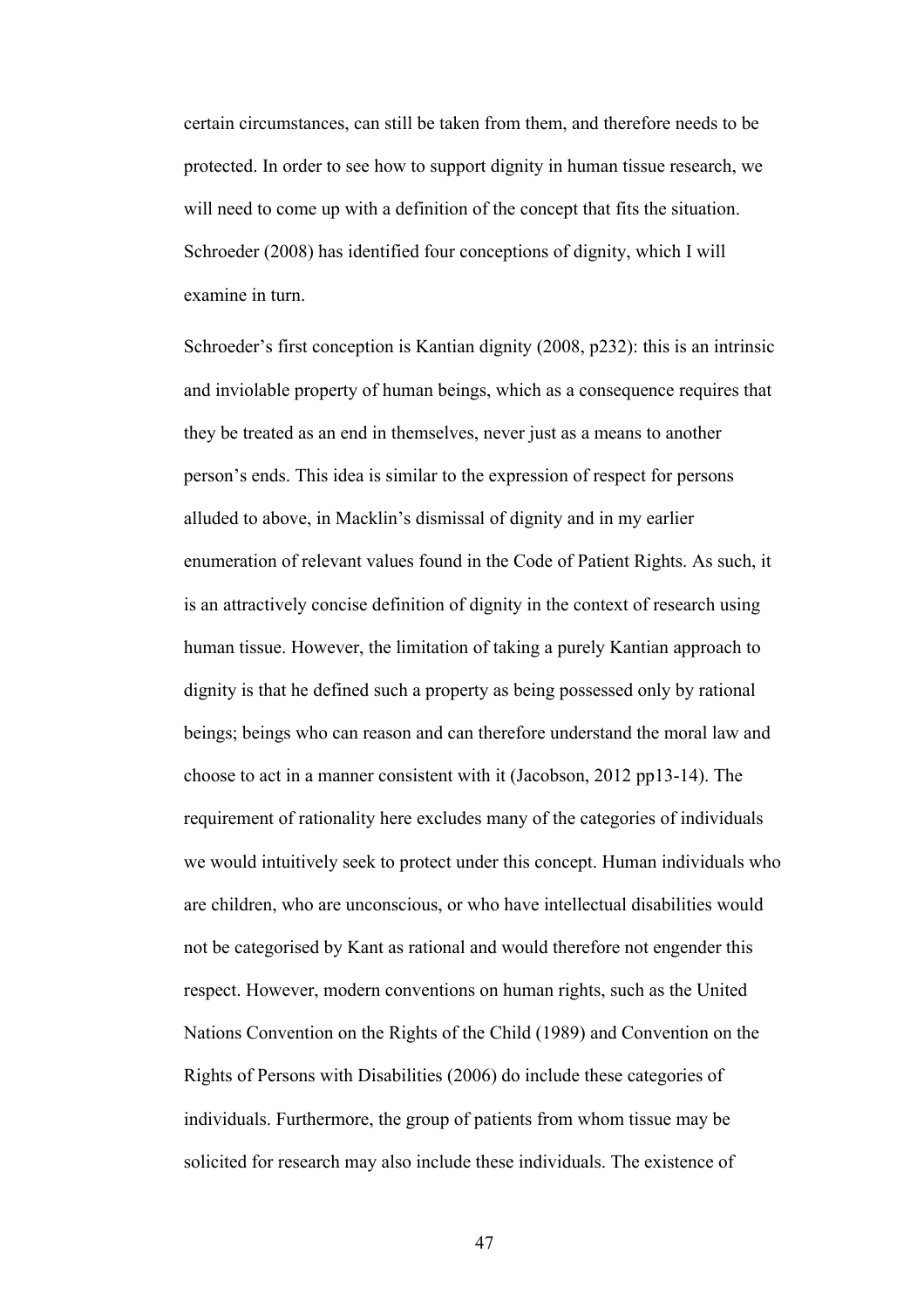certain circumstances, can still be taken from them, and therefore needs to be protected. In order to see how to support dignity in human tissue research, we will need to come up with a definition of the concept that fits the situation. Schroeder (2008) has identified four conceptions of dignity, which I will examine in turn.

Schroeder's first conception is Kantian dignity (2008, p232): this is an intrinsic and inviolable property of human beings, which as a consequence requires that they be treated as an end in themselves, never just as a means to another person's ends. This idea is similar to the expression of respect for persons alluded to above, in Macklin's dismissal of dignity and in my earlier enumeration of relevant values found in the Code of Patient Rights. As such, it is an attractively concise definition of dignity in the context of research using human tissue. However, the limitation of taking a purely Kantian approach to dignity is that he defined such a property as being possessed only by rational beings; beings who can reason and can therefore understand the moral law and choose to act in a manner consistent with it (Jacobson, 2012 pp13-14). The requirement of rationality here excludes many of the categories of individuals we would intuitively seek to protect under this concept. Human individuals who are children, who are unconscious, or who have intellectual disabilities would not be categorised by Kant as rational and would therefore not engender this respect. However, modern conventions on human rights, such as the United Nations Convention on the Rights of the Child (1989) and Convention on the Rights of Persons with Disabilities (2006) do include these categories of individuals. Furthermore, the group of patients from whom tissue may be solicited for research may also include these individuals. The existence of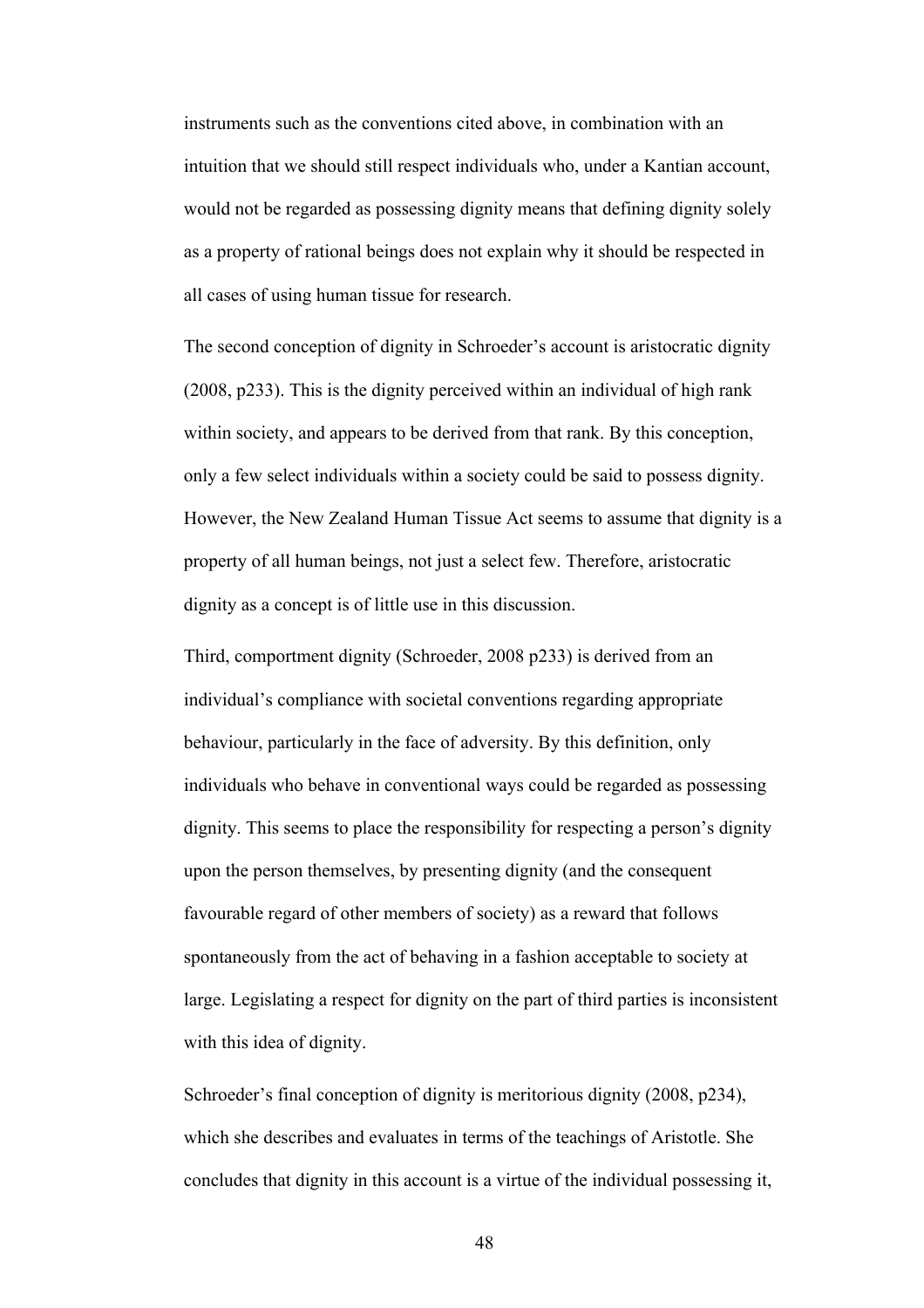instruments such as the conventions cited above, in combination with an intuition that we should still respect individuals who, under a Kantian account, would not be regarded as possessing dignity means that defining dignity solely as a property of rational beings does not explain why it should be respected in all cases of using human tissue for research.

The second conception of dignity in Schroeder's account is aristocratic dignity (2008, p233). This is the dignity perceived within an individual of high rank within society, and appears to be derived from that rank. By this conception, only a few select individuals within a society could be said to possess dignity. However, the New Zealand Human Tissue Act seems to assume that dignity is a property of all human beings, not just a select few. Therefore, aristocratic dignity as a concept is of little use in this discussion.

Third, comportment dignity (Schroeder, 2008 p233) is derived from an individual's compliance with societal conventions regarding appropriate behaviour, particularly in the face of adversity. By this definition, only individuals who behave in conventional ways could be regarded as possessing dignity. This seems to place the responsibility for respecting a person's dignity upon the person themselves, by presenting dignity (and the consequent favourable regard of other members of society) as a reward that follows spontaneously from the act of behaving in a fashion acceptable to society at large. Legislating a respect for dignity on the part of third parties is inconsistent with this idea of dignity.

Schroeder's final conception of dignity is meritorious dignity (2008, p234), which she describes and evaluates in terms of the teachings of Aristotle. She concludes that dignity in this account is a virtue of the individual possessing it,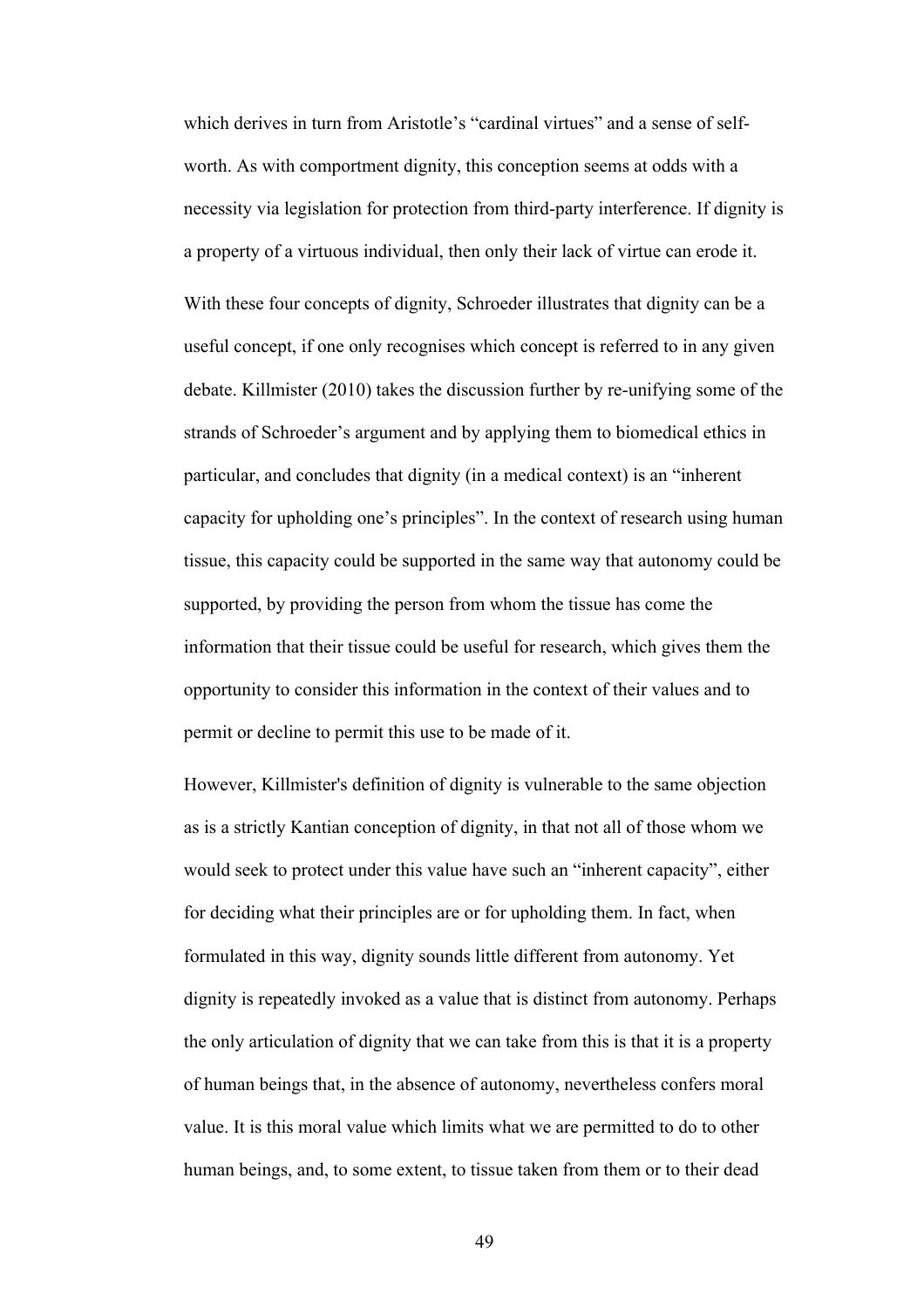which derives in turn from Aristotle's "cardinal virtues" and a sense of self-worth. As with comportment dignity, this conception seems at odds with a necessity via legislation for protection from third-party interference. If dignity is a property of a virtuous individual, then only their lack of virtue can erode it.

With these four concepts of dignity, Schroeder illustrates that dignity can be a useful concept, if one only recognises which concept is referred to in any given debate. Killmister (2010) takes the discussion further by re-unifying some of the strands of Schroeder's argument and by applying them to biomedical ethics in particular, and concludes that dignity (in a medical context) is an "inherent capacity for upholding one's principles". In the context of research using human tissue, this capacity could be supported in the same way that autonomy could be supported, by providing the person from whom the tissue has come the information that their tissue could be useful for research, which gives them the opportunity to consider this information in the context of their values and to permit or decline to permit this use to be made of it.

However, Killmister's definition of dignity is vulnerable to the same objection as is a strictly Kantian conception of dignity, in that not all of those whom we would seek to protect under this value have such an "inherent capacity", either for deciding what their principles are or for upholding them. In fact, when formulated in this way, dignity sounds little different from autonomy. Yet dignity is repeatedly invoked as a value that is distinct from autonomy. Perhaps the only articulation of dignity that we can take from this is that it is a property of human beings that, in the absence of autonomy, nevertheless confers moral value. It is this moral value which limits what we are permitted to do to other human beings, and, to some extent, to tissue taken from them or to their dead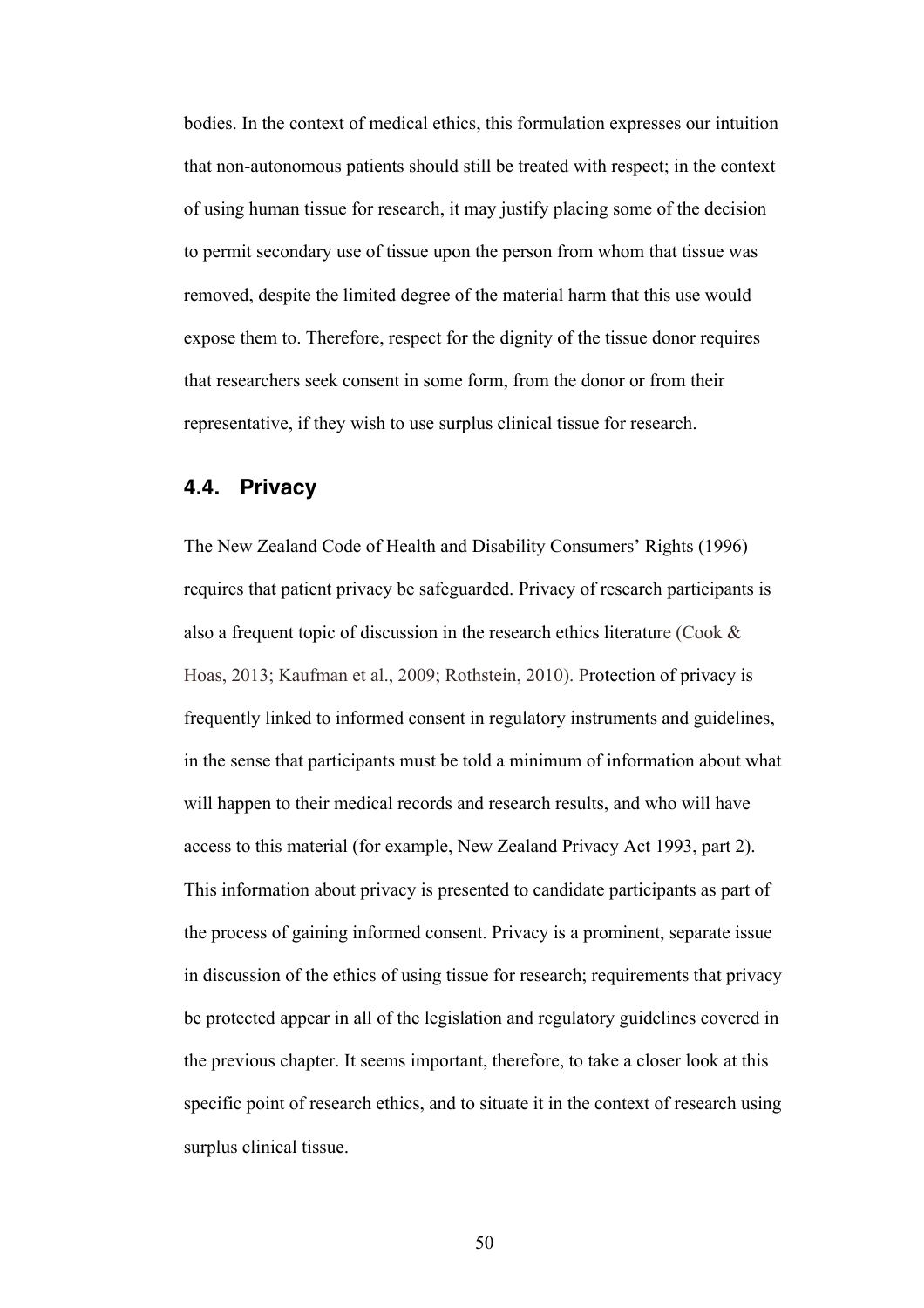bodies. In the context of medical ethics, this formulation expresses our intuition that non-autonomous patients should still be treated with respect; in the context of using human tissue for research, it may justify placing some of the decision to permit secondary use of tissue upon the person from whom that tissue was removed, despite the limited degree of the material harm that this use would expose them to. Therefore, respect for the dignity of the tissue donor requires that researchers seek consent in some form, from the donor or from their representative, if they wish to use surplus clinical tissue for research.

### 4.4. Privacy

The New Zealand Code of Health and Disability Consumers' Rights (1996) requires that patient privacy be safeguarded. Privacy of research participants is also a frequent topic of discussion in the research ethics literature (Cook & Hoas, 2013; Kaufman et al., 2009; Rothstein, 2010). Protection of privacy is frequently linked to informed consent in regulatory instruments and guidelines, in the sense that participants must be told a minimum of information about what will happen to their medical records and research results, and who will have access to this material (for example, New Zealand Privacy Act 1993, part 2). This information about privacy is presented to candidate participants as part of the process of gaining informed consent. Privacy is a prominent, separate issue in discussion of the ethics of using tissue for research; requirements that privacy be protected appear in all of the legislation and regulatory guidelines covered in the previous chapter. It seems important, therefore, to take a closer look at this specific point of research ethics, and to situate it in the context of research using surplus clinical tissue.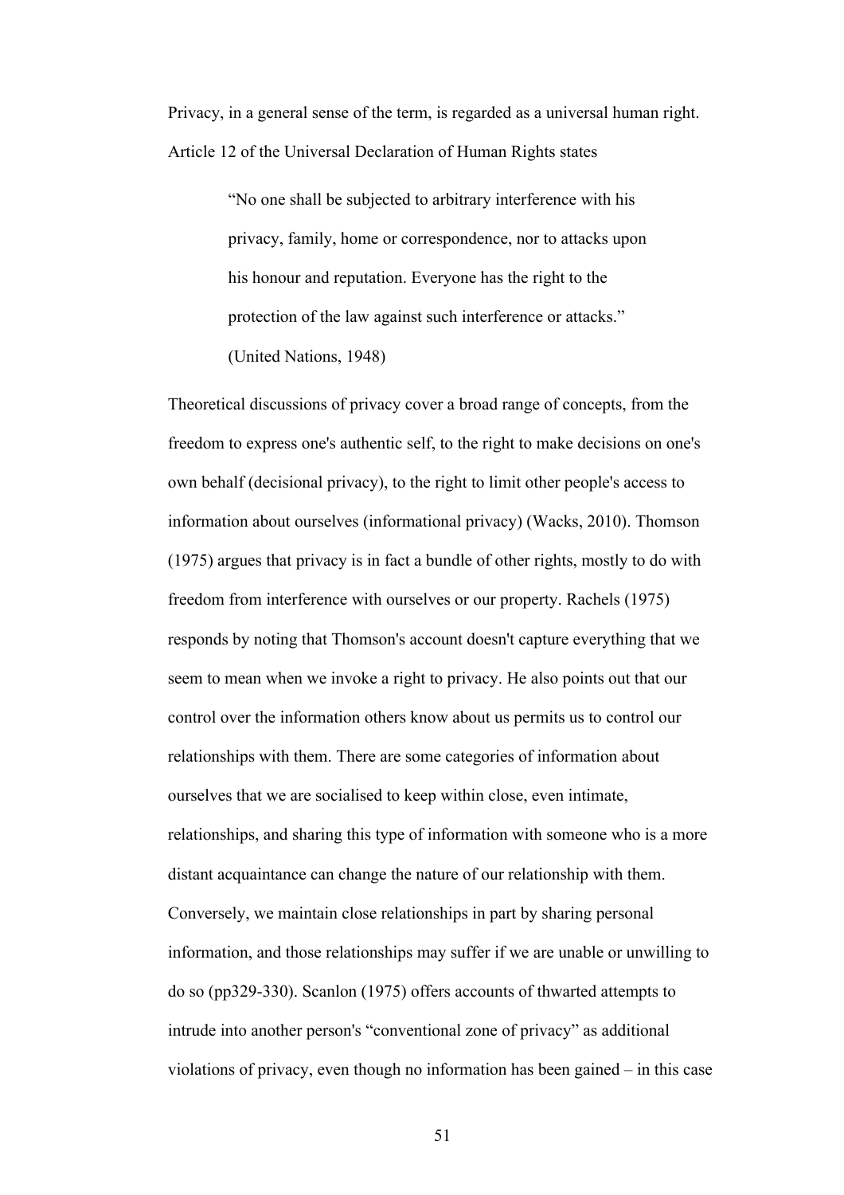Privacy, in a general sense of the term, is regarded as a universal human right. Article 12 of the Universal Declaration of Human Rights states

> "No one shall be subjected to arbitrary interference with his privacy, family, home or correspondence, nor to attacks upon his honour and reputation. Everyone has the right to the protection of the law against such interference or attacks." (United Nations, 1948)

Theoretical discussions of privacy cover a broad range of concepts, from the freedom to express one's authentic self, to the right to make decisions on one's own behalf (decisional privacy), to the right to limit other people's access to information about ourselves (informational privacy) (Wacks, 2010). Thomson (1975) argues that privacy is in fact a bundle of other rights, mostly to do with freedom from interference with ourselves or our property. Rachels (1975) responds by noting that Thomson's account doesn't capture everything that we seem to mean when we invoke a right to privacy. He also points out that our control over the information others know about us permits us to control our relationships with them. There are some categories of information about ourselves that we are socialised to keep within close, even intimate, relationships, and sharing this type of information with someone who is a more distant acquaintance can change the nature of our relationship with them. Conversely, we maintain close relationships in part by sharing personal information, and those relationships may suffer if we are unable or unwilling to do so (pp329-330). Scanlon (1975) offers accounts of thwarted attempts to intrude into another person's "conventional zone of privacy" as additional violations of privacy, even though no information has been gained – in this case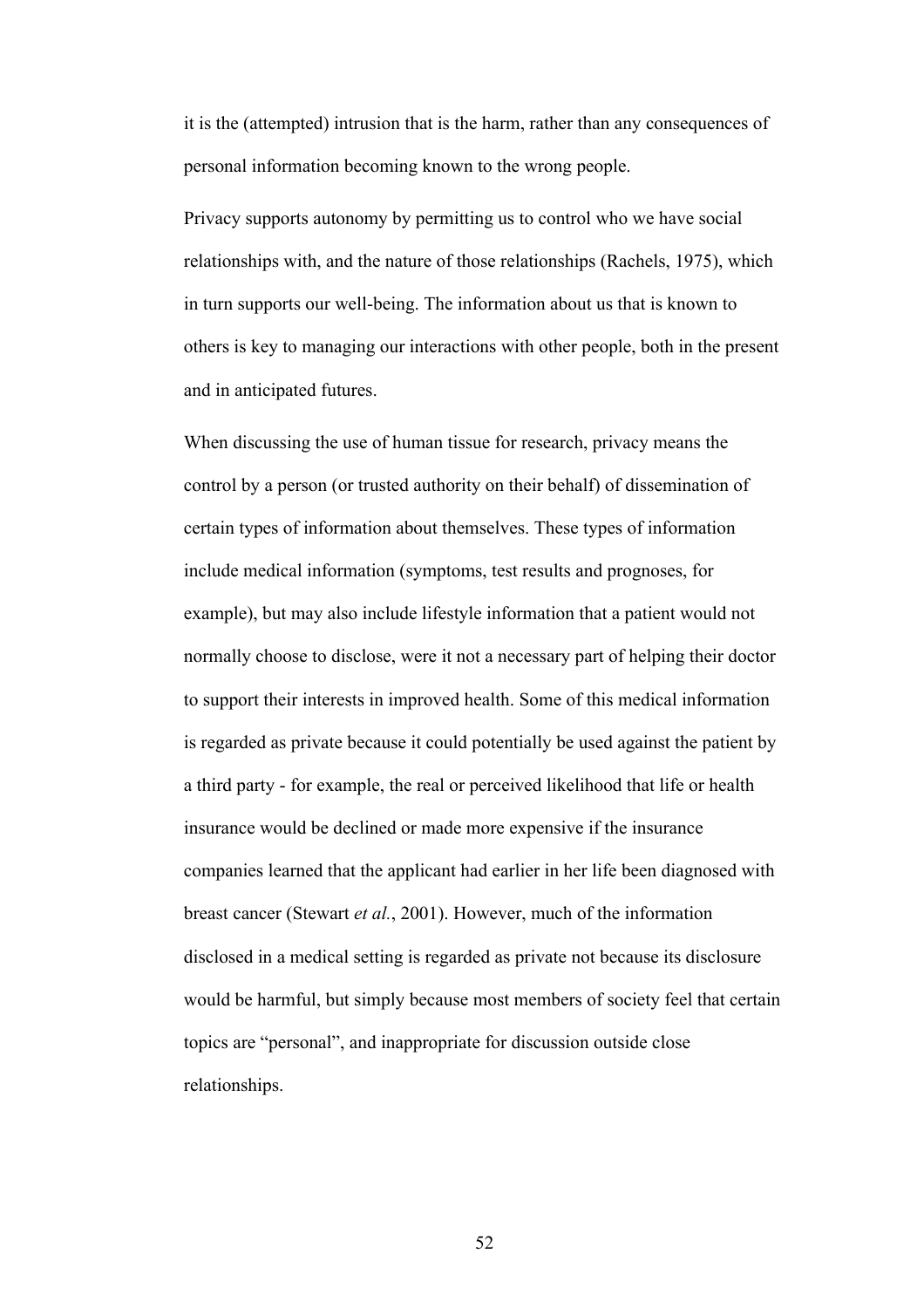it is the (attempted) intrusion that is the harm, rather than any consequences of personal information becoming known to the wrong people.

Privacy supports autonomy by permitting us to control who we have social relationships with, and the nature of those relationships (Rachels, 1975), which in turn supports our well-being. The information about us that is known to others is key to managing our interactions with other people, both in the present and in anticipated futures.

When discussing the use of human tissue for research, privacy means the control by a person (or trusted authority on their behalf) of dissemination of certain types of information about themselves. These types of information include medical information (symptoms, test results and prognoses, for example), but may also include lifestyle information that a patient would not normally choose to disclose, were it not a necessary part of helping their doctor to support their interests in improved health. Some of this medical information is regarded as private because it could potentially be used against the patient by a third party - for example, the real or perceived likelihood that life or health insurance would be declined or made more expensive if the insurance companies learned that the applicant had earlier in her life been diagnosed with breast cancer (Stewart *et al.*, 2001). However, much of the information disclosed in a medical setting is regarded as private not because its disclosure would be harmful, but simply because most members of society feel that certain topics are "personal", and inappropriate for discussion outside close relationships.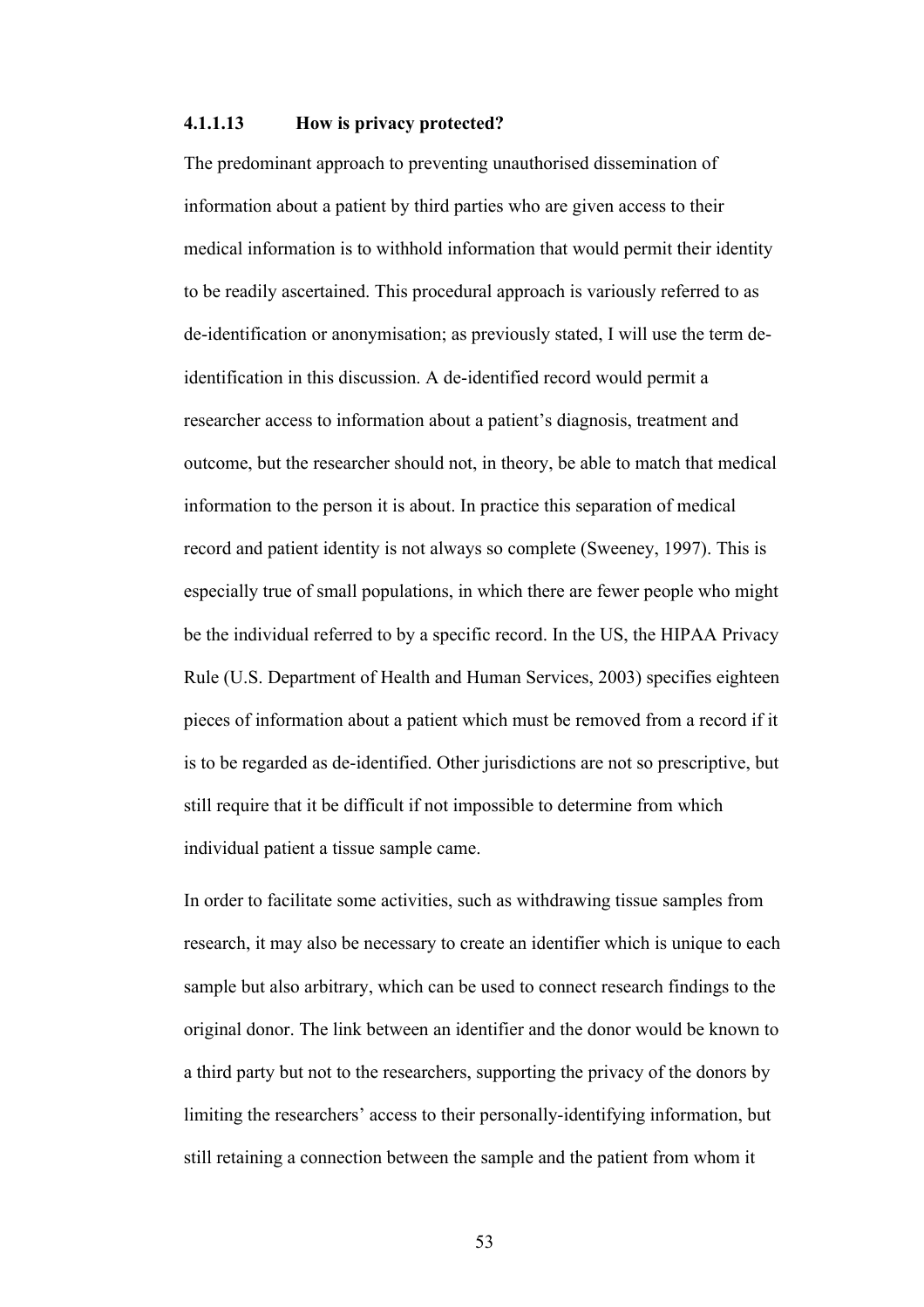#### 4.1.1.13 How is privacy protected?

The predominant approach to preventing unauthorised dissemination of information about a patient by third parties who are given access to their medical information is to withhold information that would permit their identity to be readily ascertained. This procedural approach is variously referred to as de-identification or anonymisation; as previously stated, I will use the term de-identification in this discussion. A de-identified record would permit a researcher access to information about a patient's diagnosis, treatment and outcome, but the researcher should not, in theory, be able to match that medical information to the person it is about. In practice this separation of medical record and patient identity is not always so complete (Sweeney, 1997). This is especially true of small populations, in which there are fewer people who might be the individual referred to by a specific record. In the US, the HIPAA Privacy Rule (U.S. Department of Health and Human Services, 2003) specifies eighteen pieces of information about a patient which must be removed from a record if it is to be regarded as de-identified. Other jurisdictions are not so prescriptive, but still require that it be difficult if not impossible to determine from which individual patient a tissue sample came.

In order to facilitate some activities, such as withdrawing tissue samples from research, it may also be necessary to create an identifier which is unique to each sample but also arbitrary, which can be used to connect research findings to the original donor. The link between an identifier and the donor would be known to a third party but not to the researchers, supporting the privacy of the donors by limiting the researchers' access to their personally-identifying information, but still retaining a connection between the sample and the patient from whom it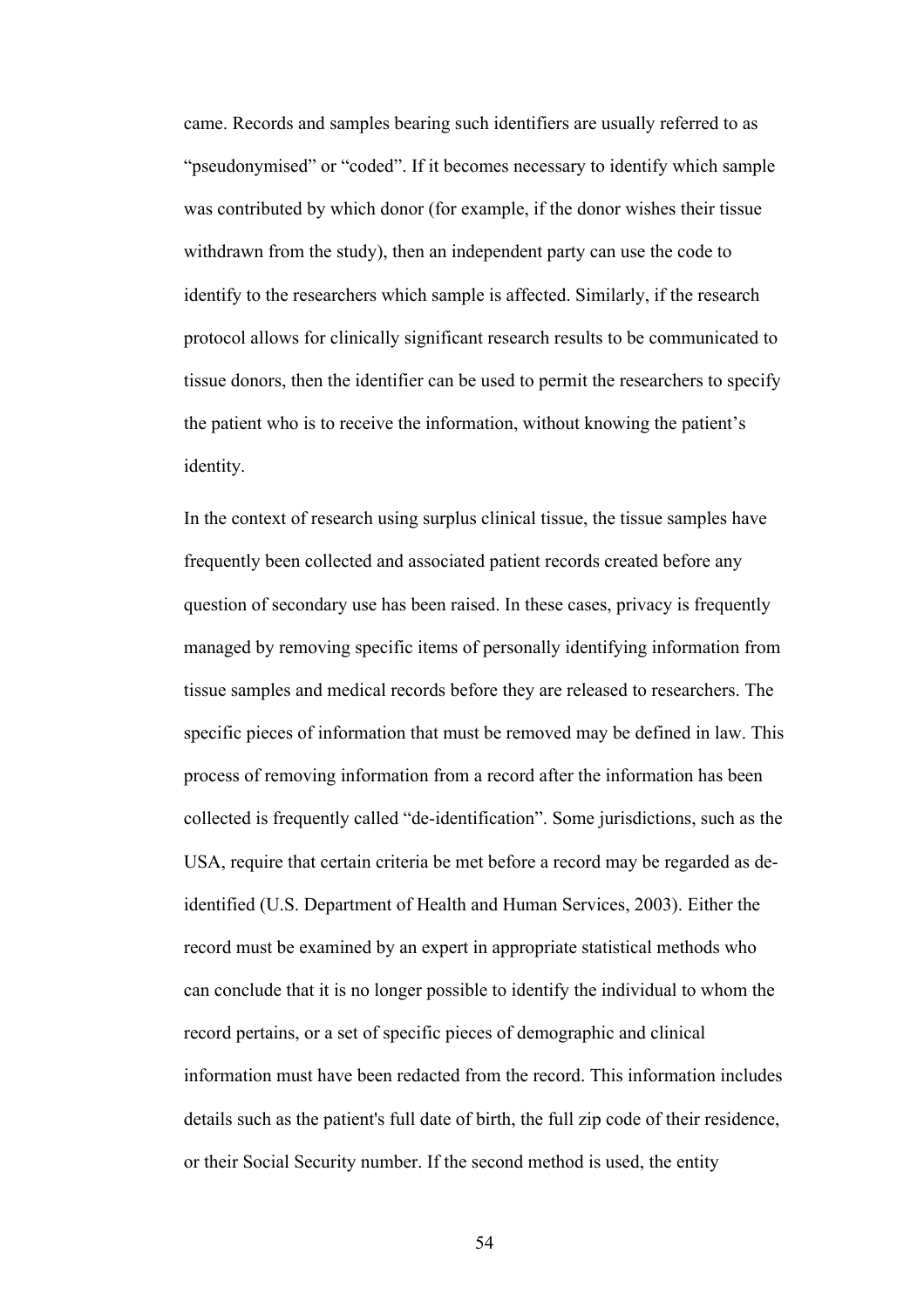came. Records and samples bearing such identifiers are usually referred to as "pseudonymised" or "coded". If it becomes necessary to identify which sample was contributed by which donor (for example, if the donor wishes their tissue withdrawn from the study), then an independent party can use the code to identify to the researchers which sample is affected. Similarly, if the research protocol allows for clinically significant research results to be communicated to tissue donors, then the identifier can be used to permit the researchers to specify the patient who is to receive the information, without knowing the patient's identity.

In the context of research using surplus clinical tissue, the tissue samples have frequently been collected and associated patient records created before any question of secondary use has been raised. In these cases, privacy is frequently managed by removing specific items of personally identifying information from tissue samples and medical records before they are released to researchers. The specific pieces of information that must be removed may be defined in law. This process of removing information from a record after the information has been collected is frequently called "de-identification". Some jurisdictions, such as the USA, require that certain criteria be met before a record may be regarded as de-identified (U.S. Department of Health and Human Services, 2003). Either the record must be examined by an expert in appropriate statistical methods who can conclude that it is no longer possible to identify the individual to whom the record pertains, or a set of specific pieces of demographic and clinical information must have been redacted from the record. This information includes details such as the patient's full date of birth, the full zip code of their residence, or their Social Security number. If the second method is used, the entity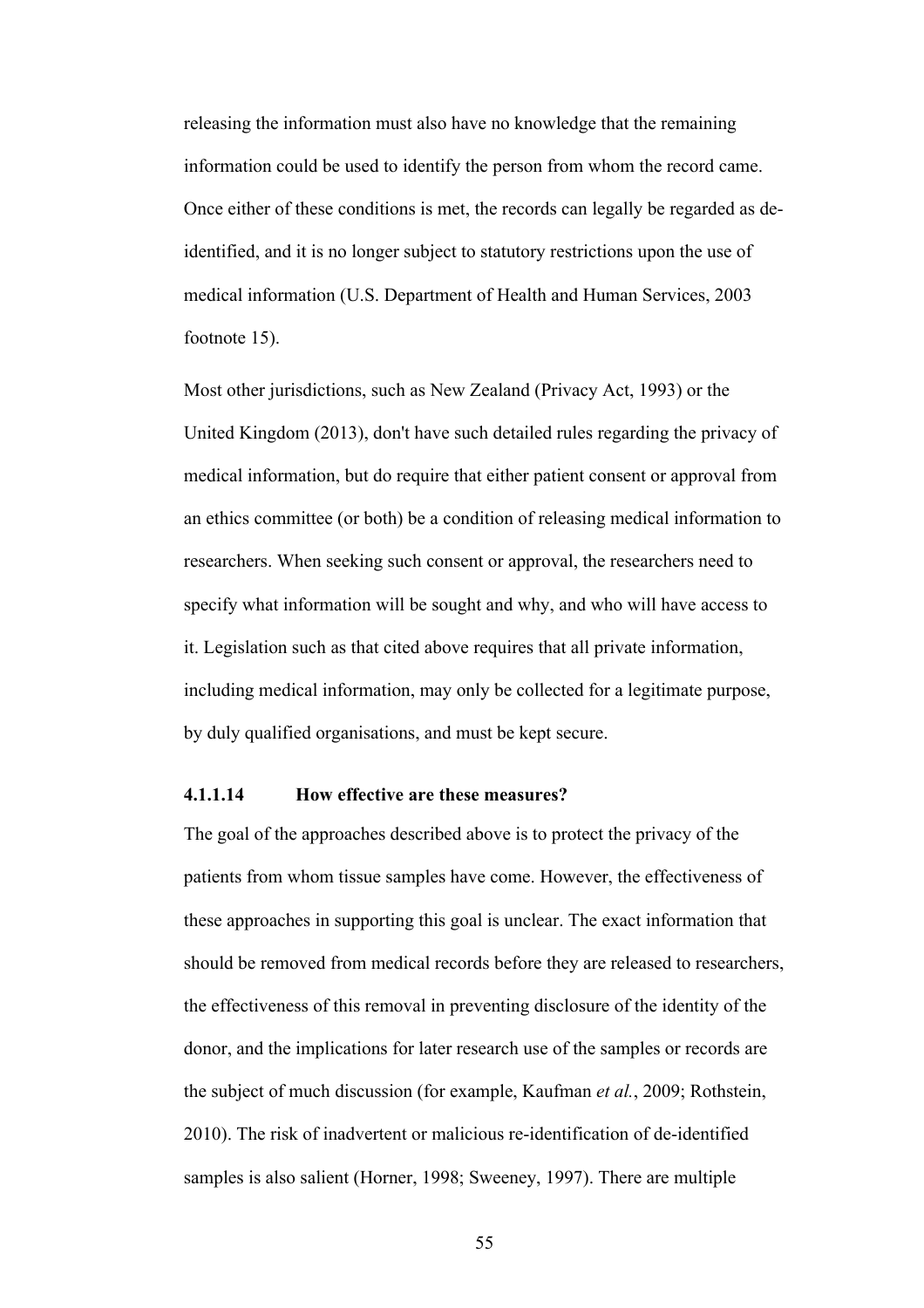releasing the information must also have no knowledge that the remaining information could be used to identify the person from whom the record came. Once either of these conditions is met, the records can legally be regarded as de-identified, and it is no longer subject to statutory restrictions upon the use of medical information (U.S. Department of Health and Human Services, 2003 footnote 15).

Most other jurisdictions, such as New Zealand (Privacy Act, 1993) or the United Kingdom (2013), don't have such detailed rules regarding the privacy of medical information, but do require that either patient consent or approval from an ethics committee (or both) be a condition of releasing medical information to researchers. When seeking such consent or approval, the researchers need to specify what information will be sought and why, and who will have access to it. Legislation such as that cited above requires that all private information, including medical information, may only be collected for a legitimate purpose, by duly qualified organisations, and must be kept secure.

#### 4.1.1.14 How effective are these measures?

The goal of the approaches described above is to protect the privacy of the patients from whom tissue samples have come. However, the effectiveness of these approaches in supporting this goal is unclear. The exact information that should be removed from medical records before they are released to researchers, the effectiveness of this removal in preventing disclosure of the identity of the donor, and the implications for later research use of the samples or records are the subject of much discussion (for example, Kaufman *et al.*, 2009; Rothstein, 2010). The risk of inadvertent or malicious re-identification of de-identified samples is also salient (Horner, 1998; Sweeney, 1997). There are multiple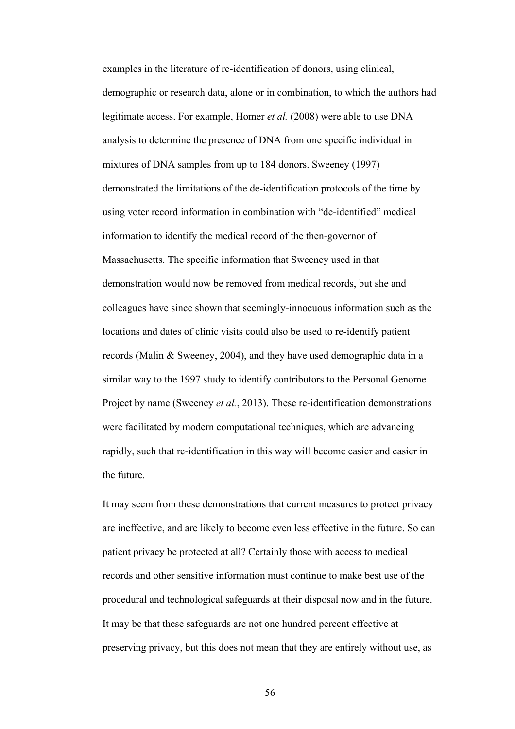examples in the literature of re-identification of donors, using clinical, demographic or research data, alone or in combination, to which the authors had legitimate access. For example, Homer *et al.* (2008) were able to use DNA analysis to determine the presence of DNA from one specific individual in mixtures of DNA samples from up to 184 donors. Sweeney (1997) demonstrated the limitations of the de-identification protocols of the time by using voter record information in combination with "de-identified" medical information to identify the medical record of the then-governor of Massachusetts. The specific information that Sweeney used in that demonstration would now be removed from medical records, but she and colleagues have since shown that seemingly-innocuous information such as the locations and dates of clinic visits could also be used to re-identify patient records (Malin & Sweeney, 2004), and they have used demographic data in a similar way to the 1997 study to identify contributors to the Personal Genome Project by name (Sweeney *et al.*, 2013). These re-identification demonstrations were facilitated by modern computational techniques, which are advancing rapidly, such that re-identification in this way will become easier and easier in the future.

It may seem from these demonstrations that current measures to protect privacy are ineffective, and are likely to become even less effective in the future. So can patient privacy be protected at all? Certainly those with access to medical records and other sensitive information must continue to make best use of the procedural and technological safeguards at their disposal now and in the future. It may be that these safeguards are not one hundred percent effective at preserving privacy, but this does not mean that they are entirely without use, as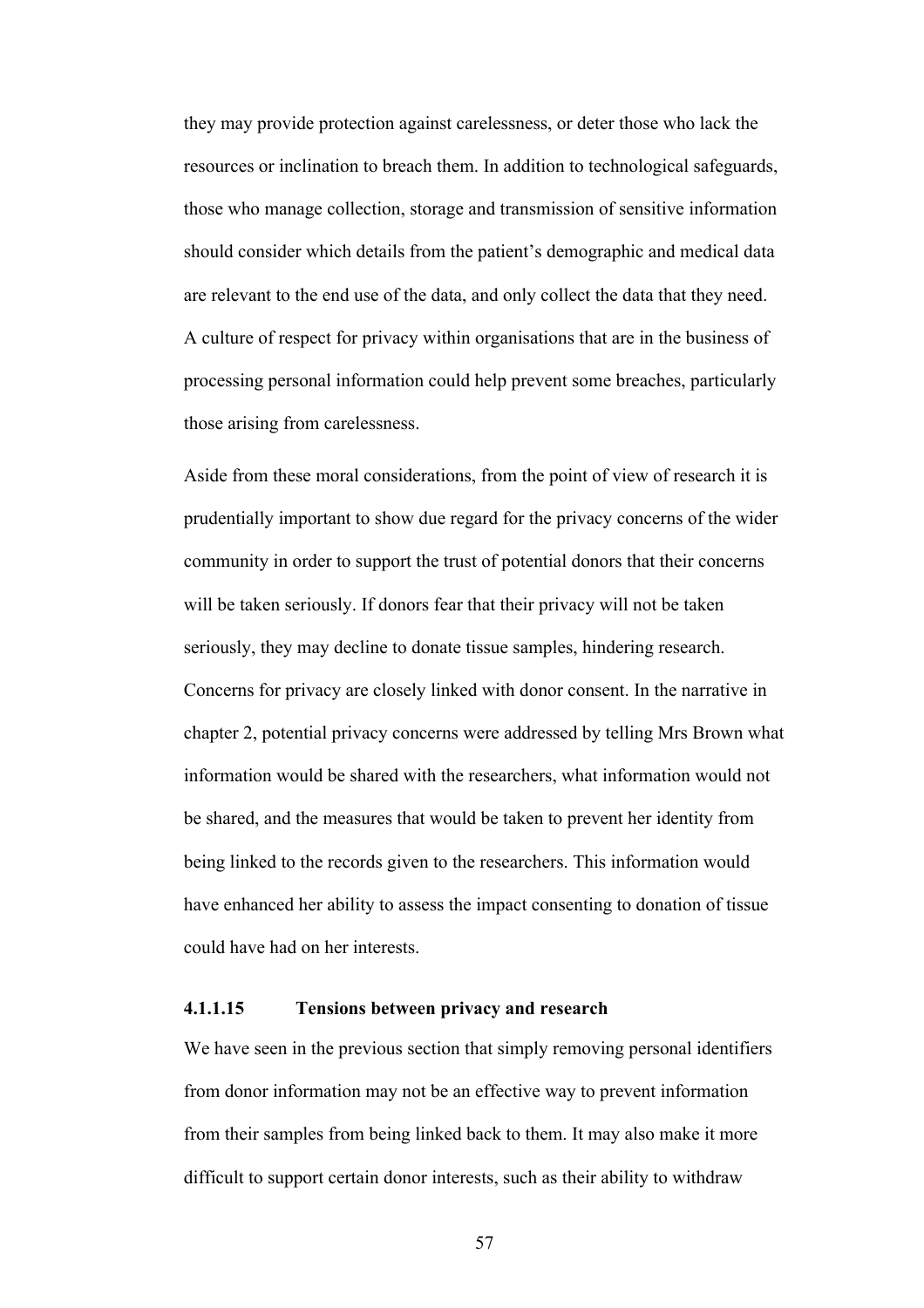they may provide protection against carelessness, or deter those who lack the resources or inclination to breach them. In addition to technological safeguards, those who manage collection, storage and transmission of sensitive information should consider which details from the patient's demographic and medical data are relevant to the end use of the data, and only collect the data that they need. A culture of respect for privacy within organisations that are in the business of processing personal information could help prevent some breaches, particularly those arising from carelessness.

Aside from these moral considerations, from the point of view of research it is prudentially important to show due regard for the privacy concerns of the wider community in order to support the trust of potential donors that their concerns will be taken seriously. If donors fear that their privacy will not be taken seriously, they may decline to donate tissue samples, hindering research. Concerns for privacy are closely linked with donor consent. In the narrative in chapter 2, potential privacy concerns were addressed by telling Mrs Brown what information would be shared with the researchers, what information would not be shared, and the measures that would be taken to prevent her identity from being linked to the records given to the researchers. This information would have enhanced her ability to assess the impact consenting to donation of tissue could have had on her interests.

#### 4.1.1.15 Tensions between privacy and research

We have seen in the previous section that simply removing personal identifiers from donor information may not be an effective way to prevent information from their samples from being linked back to them. It may also make it more difficult to support certain donor interests, such as their ability to withdraw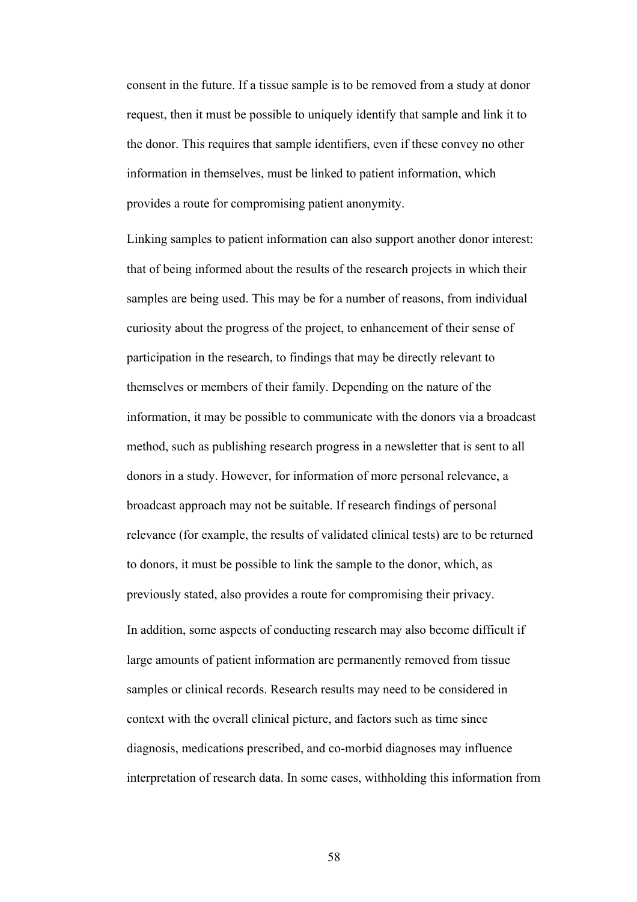consent in the future. If a tissue sample is to be removed from a study at donor request, then it must be possible to uniquely identify that sample and link it to the donor. This requires that sample identifiers, even if these convey no other information in themselves, must be linked to patient information, which provides a route for compromising patient anonymity.

Linking samples to patient information can also support another donor interest: that of being informed about the results of the research projects in which their samples are being used. This may be for a number of reasons, from individual curiosity about the progress of the project, to enhancement of their sense of participation in the research, to findings that may be directly relevant to themselves or members of their family. Depending on the nature of the information, it may be possible to communicate with the donors via a broadcast method, such as publishing research progress in a newsletter that is sent to all donors in a study. However, for information of more personal relevance, a broadcast approach may not be suitable. If research findings of personal relevance (for example, the results of validated clinical tests) are to be returned to donors, it must be possible to link the sample to the donor, which, as previously stated, also provides a route for compromising their privacy.

In addition, some aspects of conducting research may also become difficult if large amounts of patient information are permanently removed from tissue samples or clinical records. Research results may need to be considered in context with the overall clinical picture, and factors such as time since diagnosis, medications prescribed, and co-morbid diagnoses may influence interpretation of research data. In some cases, withholding this information from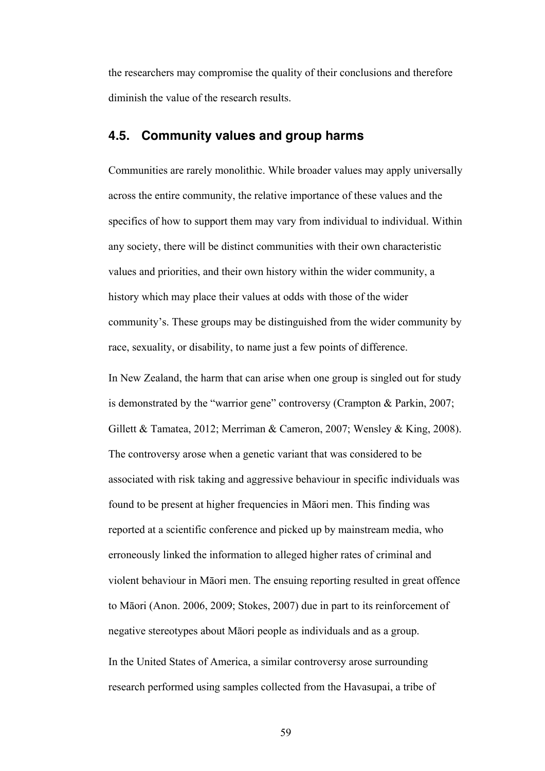the researchers may compromise the quality of their conclusions and therefore diminish the value of the research results.

## 4.5. Community values and group harms

Communities are rarely monolithic. While broader values may apply universally across the entire community, the relative importance of these values and the specifics of how to support them may vary from individual to individual. Within any society, there will be distinct communities with their own characteristic values and priorities, and their own history within the wider community, a history which may place their values at odds with those of the wider community's. These groups may be distinguished from the wider community by race, sexuality, or disability, to name just a few points of difference.

In New Zealand, the harm that can arise when one group is singled out for study is demonstrated by the "warrior gene" controversy (Crampton & Parkin, 2007; Gillett & Tamatea, 2012; Merriman & Cameron, 2007; Wensley & King, 2008). The controversy arose when a genetic variant that was considered to be associated with risk taking and aggressive behaviour in specific individuals was found to be present at higher frequencies in Māori men. This finding was reported at a scientific conference and picked up by mainstream media, who erroneously linked the information to alleged higher rates of criminal and violent behaviour in Māori men. The ensuing reporting resulted in great offence to Māori (Anon. 2006, 2009; Stokes, 2007) due in part to its reinforcement of negative stereotypes about Māori people as individuals and as a group.

In the United States of America, a similar controversy arose surrounding research performed using samples collected from the Havasupai, a tribe of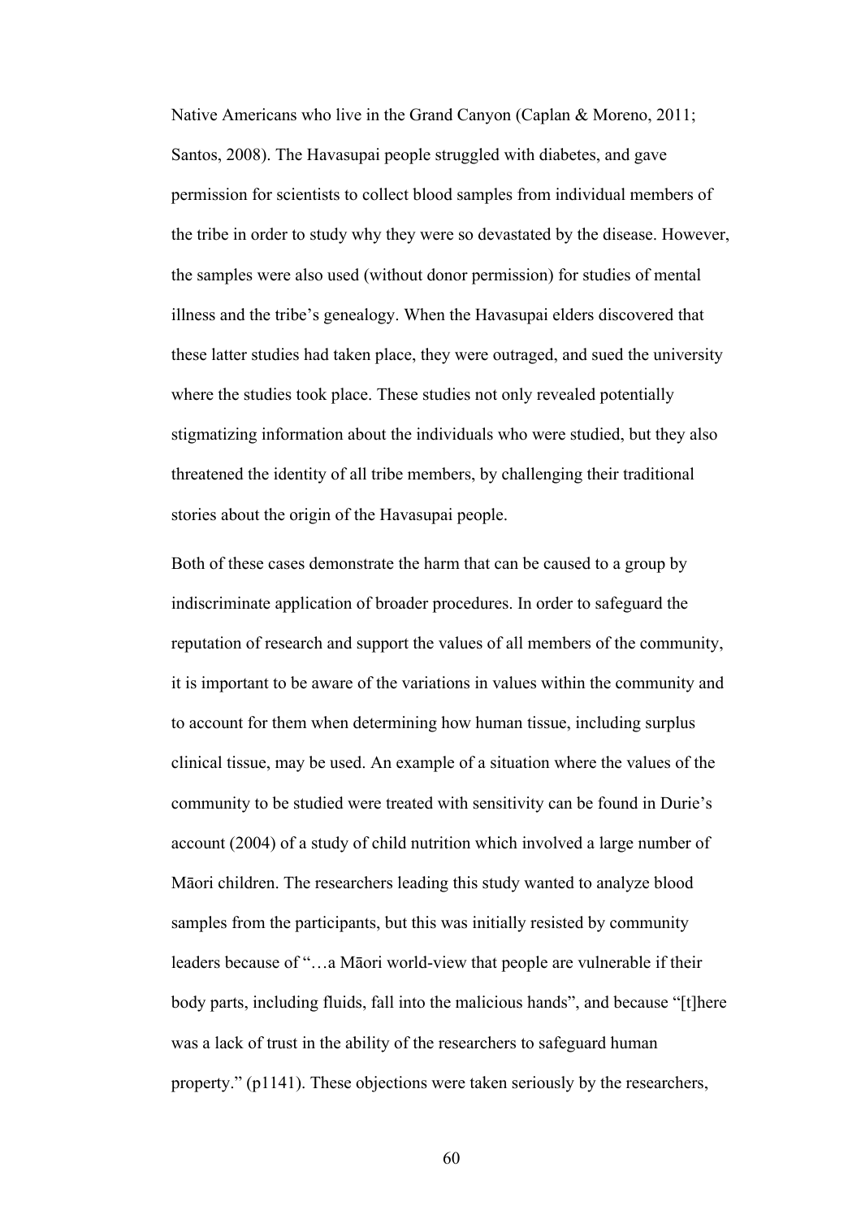Native Americans who live in the Grand Canyon (Caplan & Moreno, 2011; Santos, 2008). The Havasupai people struggled with diabetes, and gave permission for scientists to collect blood samples from individual members of the tribe in order to study why they were so devastated by the disease. However, the samples were also used (without donor permission) for studies of mental illness and the tribe's genealogy. When the Havasupai elders discovered that these latter studies had taken place, they were outraged, and sued the university where the studies took place. These studies not only revealed potentially stigmatizing information about the individuals who were studied, but they also threatened the identity of all tribe members, by challenging their traditional stories about the origin of the Havasupai people.

Both of these cases demonstrate the harm that can be caused to a group by indiscriminate application of broader procedures. In order to safeguard the reputation of research and support the values of all members of the community, it is important to be aware of the variations in values within the community and to account for them when determining how human tissue, including surplus clinical tissue, may be used. An example of a situation where the values of the community to be studied were treated with sensitivity can be found in Durie's account (2004) of a study of child nutrition which involved a large number of Māori children. The researchers leading this study wanted to analyze blood samples from the participants, but this was initially resisted by community leaders because of "…a Māori world-view that people are vulnerable if their body parts, including fluids, fall into the malicious hands", and because "[t]here was a lack of trust in the ability of the researchers to safeguard human property." (p1141). These objections were taken seriously by the researchers,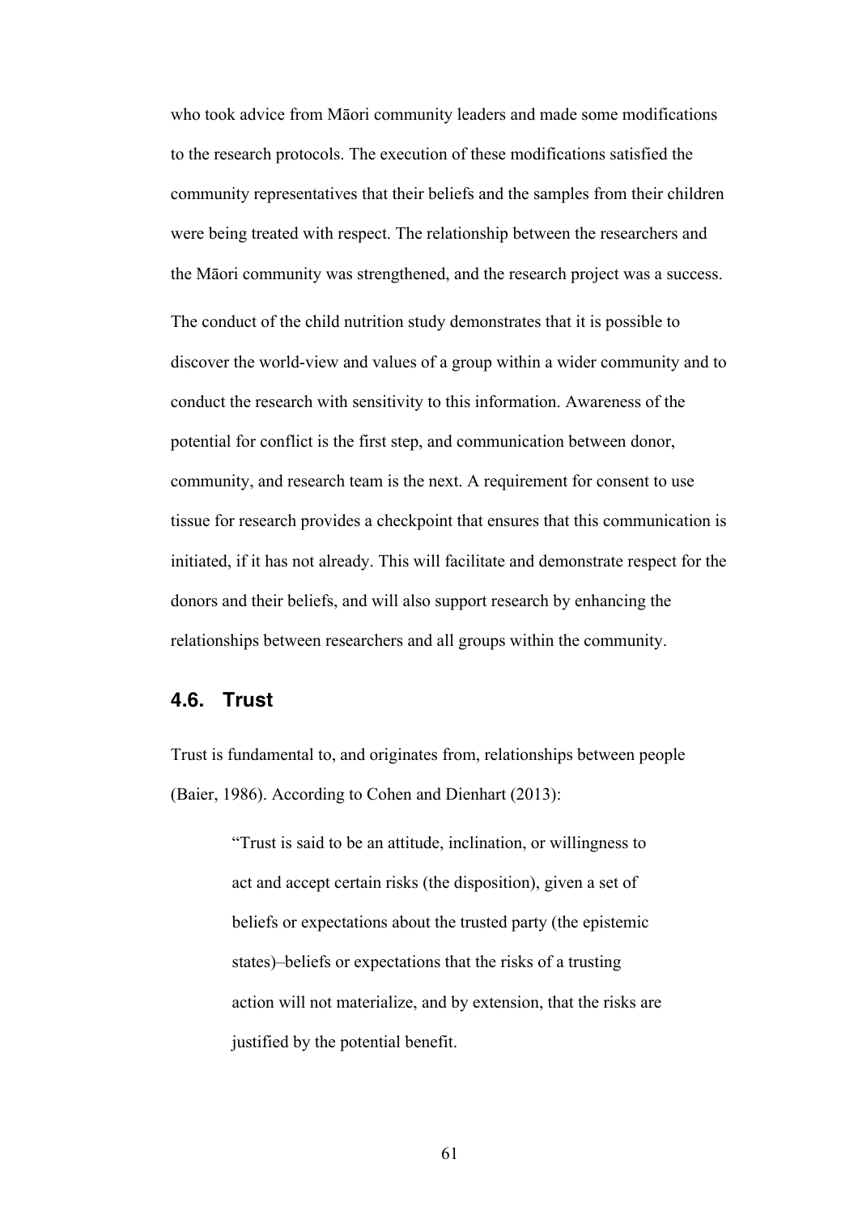who took advice from Māori community leaders and made some modifications to the research protocols. The execution of these modifications satisfied the community representatives that their beliefs and the samples from their children were being treated with respect. The relationship between the researchers and the Māori community was strengthened, and the research project was a success.

The conduct of the child nutrition study demonstrates that it is possible to discover the world-view and values of a group within a wider community and to conduct the research with sensitivity to this information. Awareness of the potential for conflict is the first step, and communication between donor, community, and research team is the next. A requirement for consent to use tissue for research provides a checkpoint that ensures that this communication is initiated, if it has not already. This will facilitate and demonstrate respect for the donors and their beliefs, and will also support research by enhancing the relationships between researchers and all groups within the community.

## 4.6. Trust

Trust is fundamental to, and originates from, relationships between people (Baier, 1986). According to Cohen and Dienhart (2013):

> "Trust is said to be an attitude, inclination, or willingness to act and accept certain risks (the disposition), given a set of beliefs or expectations about the trusted party (the epistemic states)–beliefs or expectations that the risks of a trusting action will not materialize, and by extension, that the risks are justified by the potential benefit.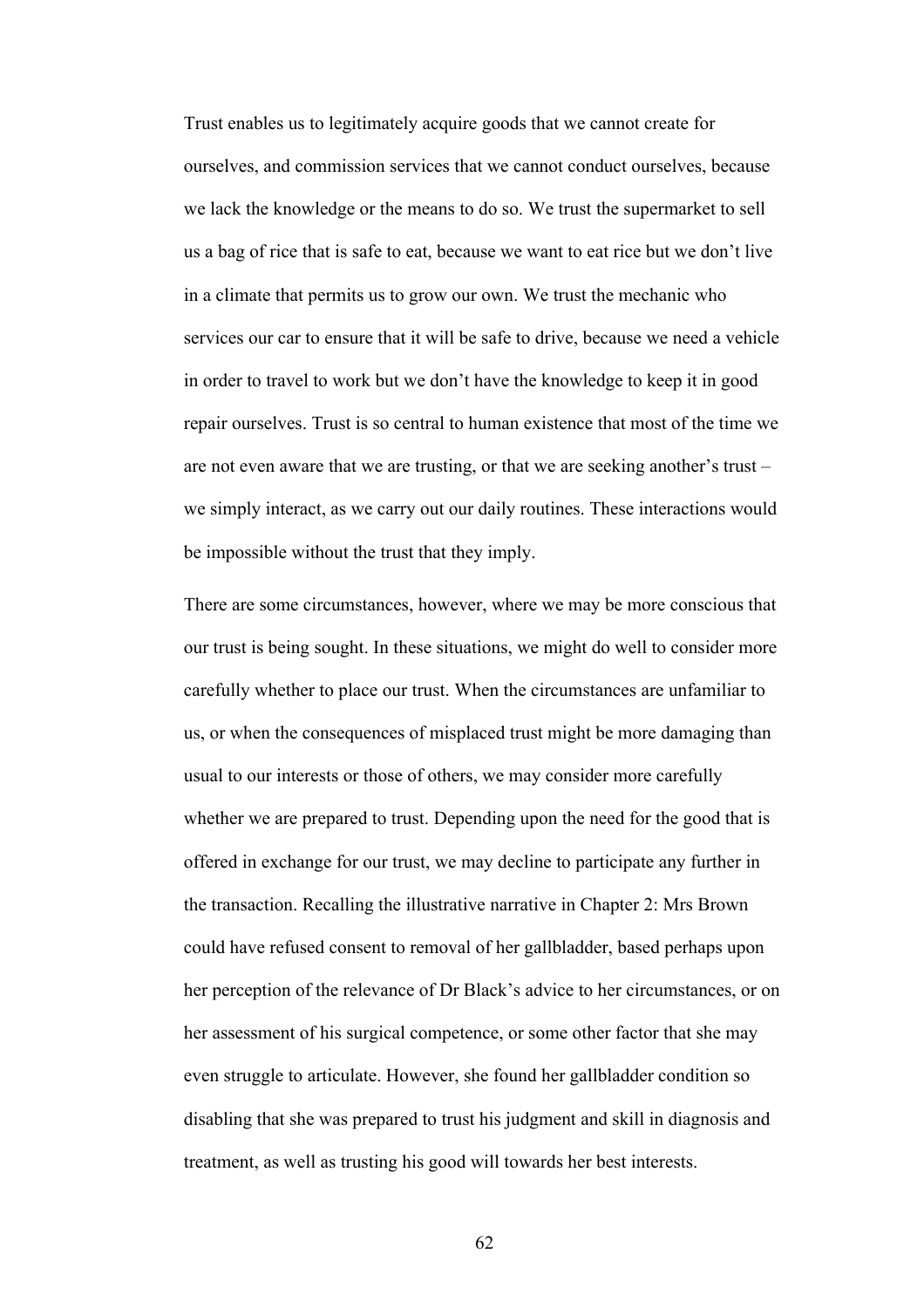Trust enables us to legitimately acquire goods that we cannot create for ourselves, and commission services that we cannot conduct ourselves, because we lack the knowledge or the means to do so. We trust the supermarket to sell us a bag of rice that is safe to eat, because we want to eat rice but we don't live in a climate that permits us to grow our own. We trust the mechanic who services our car to ensure that it will be safe to drive, because we need a vehicle in order to travel to work but we don't have the knowledge to keep it in good repair ourselves. Trust is so central to human existence that most of the time we are not even aware that we are trusting, or that we are seeking another's trust – we simply interact, as we carry out our daily routines. These interactions would be impossible without the trust that they imply.

There are some circumstances, however, where we may be more conscious that our trust is being sought. In these situations, we might do well to consider more carefully whether to place our trust. When the circumstances are unfamiliar to us, or when the consequences of misplaced trust might be more damaging than usual to our interests or those of others, we may consider more carefully whether we are prepared to trust. Depending upon the need for the good that is offered in exchange for our trust, we may decline to participate any further in the transaction. Recalling the illustrative narrative in Chapter 2: Mrs Brown could have refused consent to removal of her gallbladder, based perhaps upon her perception of the relevance of Dr Black's advice to her circumstances, or on her assessment of his surgical competence, or some other factor that she may even struggle to articulate. However, she found her gallbladder condition so disabling that she was prepared to trust his judgment and skill in diagnosis and treatment, as well as trusting his good will towards her best interests.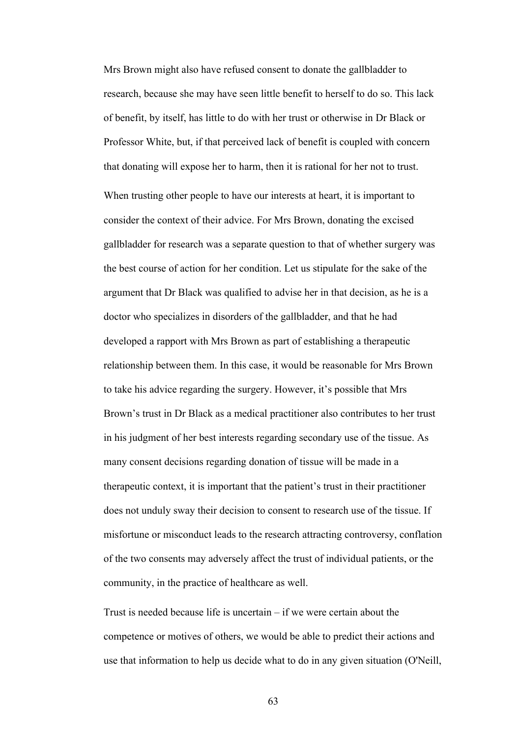Mrs Brown might also have refused consent to donate the gallbladder to research, because she may have seen little benefit to herself to do so. This lack of benefit, by itself, has little to do with her trust or otherwise in Dr Black or Professor White, but, if that perceived lack of benefit is coupled with concern that donating will expose her to harm, then it is rational for her not to trust.

When trusting other people to have our interests at heart, it is important to consider the context of their advice. For Mrs Brown, donating the excised gallbladder for research was a separate question to that of whether surgery was the best course of action for her condition. Let us stipulate for the sake of the argument that Dr Black was qualified to advise her in that decision, as he is a doctor who specializes in disorders of the gallbladder, and that he had developed a rapport with Mrs Brown as part of establishing a therapeutic relationship between them. In this case, it would be reasonable for Mrs Brown to take his advice regarding the surgery. However, it's possible that Mrs Brown's trust in Dr Black as a medical practitioner also contributes to her trust in his judgment of her best interests regarding secondary use of the tissue. As many consent decisions regarding donation of tissue will be made in a therapeutic context, it is important that the patient's trust in their practitioner does not unduly sway their decision to consent to research use of the tissue. If misfortune or misconduct leads to the research attracting controversy, conflation of the two consents may adversely affect the trust of individual patients, or the community, in the practice of healthcare as well.

Trust is needed because life is uncertain – if we were certain about the competence or motives of others, we would be able to predict their actions and use that information to help us decide what to do in any given situation (O'Neill,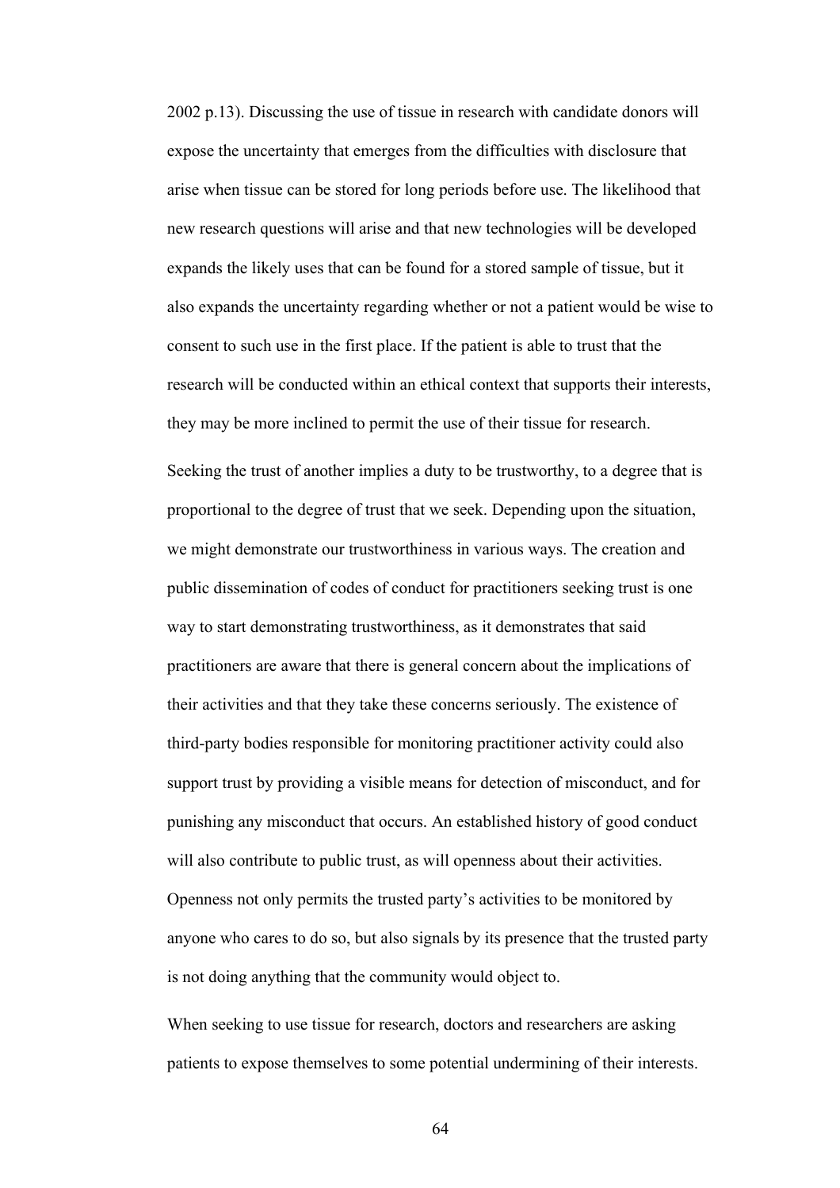2002 p.13). Discussing the use of tissue in research with candidate donors will expose the uncertainty that emerges from the difficulties with disclosure that arise when tissue can be stored for long periods before use. The likelihood that new research questions will arise and that new technologies will be developed expands the likely uses that can be found for a stored sample of tissue, but it also expands the uncertainty regarding whether or not a patient would be wise to consent to such use in the first place. If the patient is able to trust that the research will be conducted within an ethical context that supports their interests, they may be more inclined to permit the use of their tissue for research.

Seeking the trust of another implies a duty to be trustworthy, to a degree that is proportional to the degree of trust that we seek. Depending upon the situation, we might demonstrate our trustworthiness in various ways. The creation and public dissemination of codes of conduct for practitioners seeking trust is one way to start demonstrating trustworthiness, as it demonstrates that said practitioners are aware that there is general concern about the implications of their activities and that they take these concerns seriously. The existence of third-party bodies responsible for monitoring practitioner activity could also support trust by providing a visible means for detection of misconduct, and for punishing any misconduct that occurs. An established history of good conduct will also contribute to public trust, as will openness about their activities. Openness not only permits the trusted party's activities to be monitored by anyone who cares to do so, but also signals by its presence that the trusted party is not doing anything that the community would object to.

When seeking to use tissue for research, doctors and researchers are asking patients to expose themselves to some potential undermining of their interests.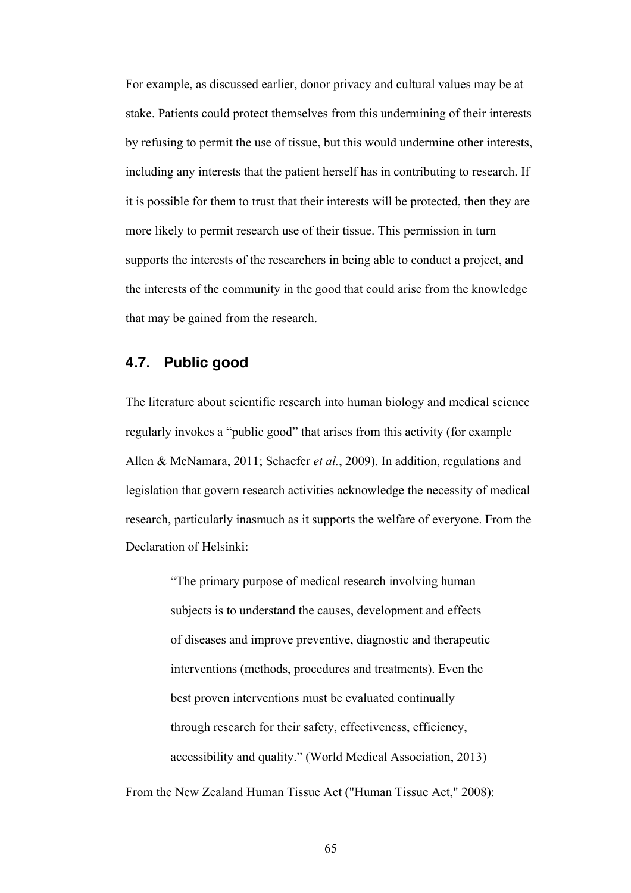For example, as discussed earlier, donor privacy and cultural values may be at stake. Patients could protect themselves from this undermining of their interests by refusing to permit the use of tissue, but this would undermine other interests, including any interests that the patient herself has in contributing to research. If it is possible for them to trust that their interests will be protected, then they are more likely to permit research use of their tissue. This permission in turn supports the interests of the researchers in being able to conduct a project, and the interests of the community in the good that could arise from the knowledge that may be gained from the research.

## 4.7. Public good

The literature about scientific research into human biology and medical science regularly invokes a "public good" that arises from this activity (for example Allen & McNamara, 2011; Schaefer *et al.*, 2009). In addition, regulations and legislation that govern research activities acknowledge the necessity of medical research, particularly inasmuch as it supports the welfare of everyone. From the Declaration of Helsinki:

> "The primary purpose of medical research involving human subjects is to understand the causes, development and effects of diseases and improve preventive, diagnostic and therapeutic interventions (methods, procedures and treatments). Even the best proven interventions must be evaluated continually through research for their safety, effectiveness, efficiency, accessibility and quality." (World Medical Association, 2013)

From the New Zealand Human Tissue Act ("Human Tissue Act," 2008):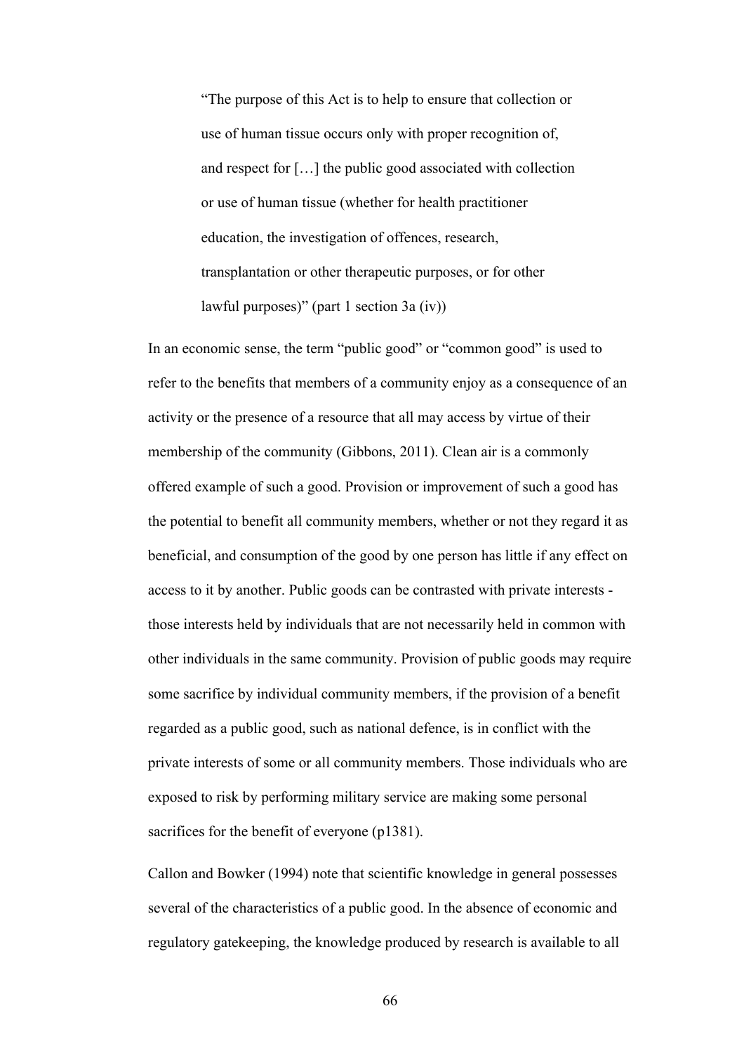> "The purpose of this Act is to help to ensure that collection or use of human tissue occurs only with proper recognition of, and respect for […] the public good associated with collection or use of human tissue (whether for health practitioner education, the investigation of offences, research, transplantation or other therapeutic purposes, or for other lawful purposes)" (part 1 section 3a (iv))

In an economic sense, the term "public good" or "common good" is used to refer to the benefits that members of a community enjoy as a consequence of an activity or the presence of a resource that all may access by virtue of their membership of the community (Gibbons, 2011). Clean air is a commonly offered example of such a good. Provision or improvement of such a good has the potential to benefit all community members, whether or not they regard it as beneficial, and consumption of the good by one person has little if any effect on access to it by another. Public goods can be contrasted with private interests - those interests held by individuals that are not necessarily held in common with other individuals in the same community. Provision of public goods may require some sacrifice by individual community members, if the provision of a benefit regarded as a public good, such as national defence, is in conflict with the private interests of some or all community members. Those individuals who are exposed to risk by performing military service are making some personal sacrifices for the benefit of everyone (p1381).

Callon and Bowker (1994) note that scientific knowledge in general possesses several of the characteristics of a public good. In the absence of economic and regulatory gatekeeping, the knowledge produced by research is available to all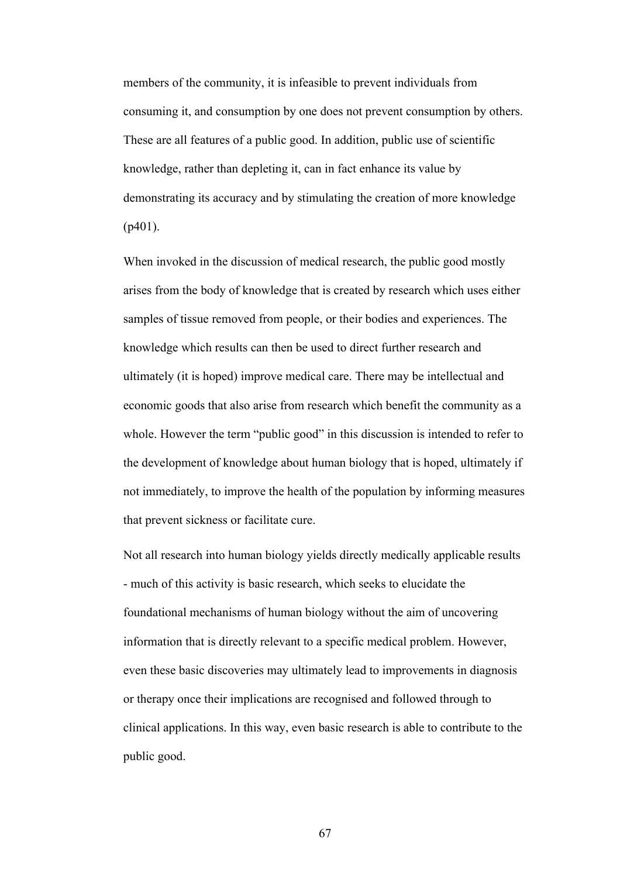members of the community, it is infeasible to prevent individuals from consuming it, and consumption by one does not prevent consumption by others. These are all features of a public good. In addition, public use of scientific knowledge, rather than depleting it, can in fact enhance its value by demonstrating its accuracy and by stimulating the creation of more knowledge (p401).

When invoked in the discussion of medical research, the public good mostly arises from the body of knowledge that is created by research which uses either samples of tissue removed from people, or their bodies and experiences. The knowledge which results can then be used to direct further research and ultimately (it is hoped) improve medical care. There may be intellectual and economic goods that also arise from research which benefit the community as a whole. However the term "public good" in this discussion is intended to refer to the development of knowledge about human biology that is hoped, ultimately if not immediately, to improve the health of the population by informing measures that prevent sickness or facilitate cure.

Not all research into human biology yields directly medically applicable results - much of this activity is basic research, which seeks to elucidate the foundational mechanisms of human biology without the aim of uncovering information that is directly relevant to a specific medical problem. However, even these basic discoveries may ultimately lead to improvements in diagnosis or therapy once their implications are recognised and followed through to clinical applications. In this way, even basic research is able to contribute to the public good.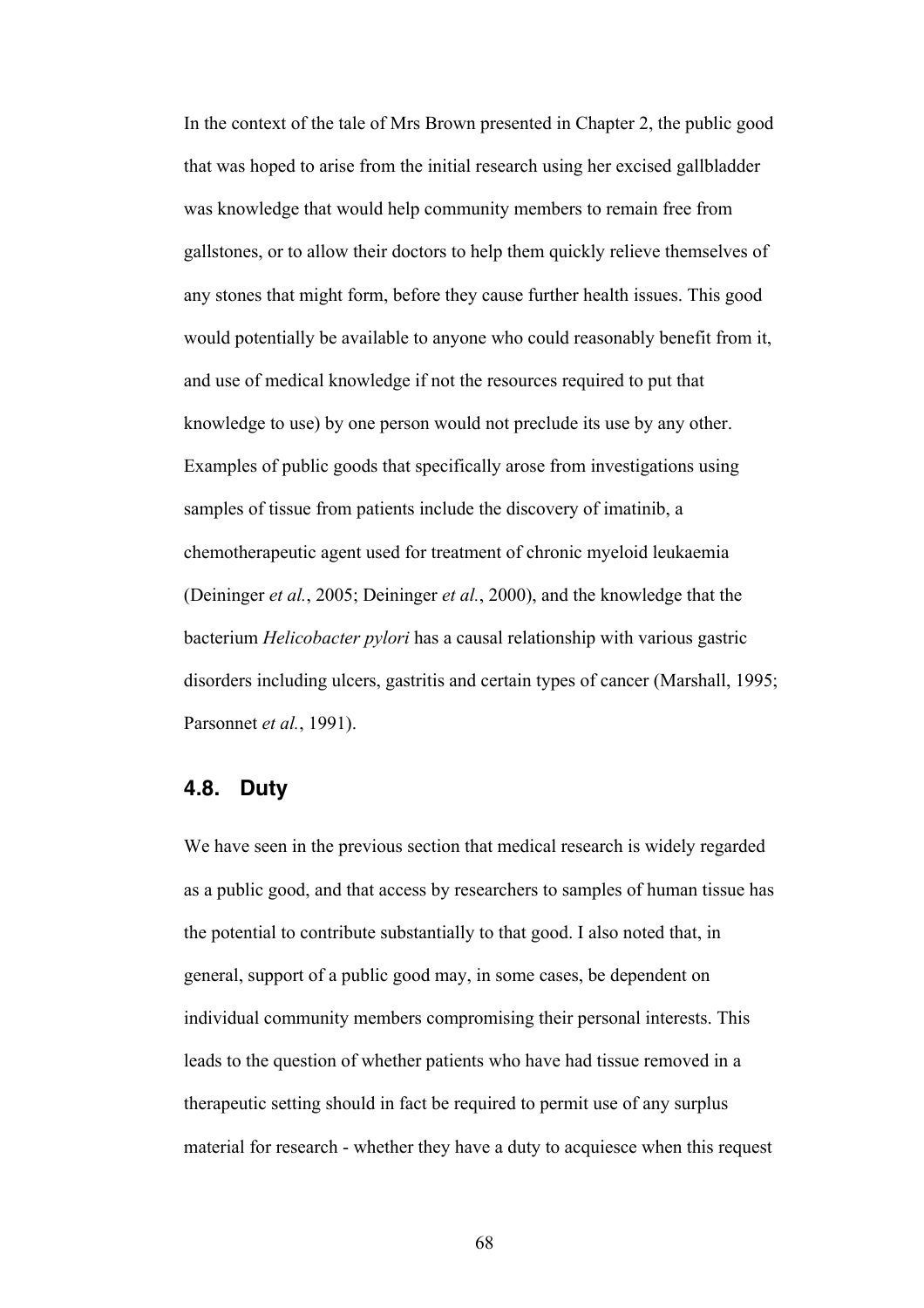In the context of the tale of Mrs Brown presented in Chapter 2, the public good that was hoped to arise from the initial research using her excised gallbladder was knowledge that would help community members to remain free from gallstones, or to allow their doctors to help them quickly relieve themselves of any stones that might form, before they cause further health issues. This good would potentially be available to anyone who could reasonably benefit from it, and use of medical knowledge if not the resources required to put that knowledge to use) by one person would not preclude its use by any other. Examples of public goods that specifically arose from investigations using samples of tissue from patients include the discovery of imatinib, a chemotherapeutic agent used for treatment of chronic myeloid leukaemia (Deininger *et al.*, 2005; Deininger *et al.*, 2000), and the knowledge that the bacterium *Helicobacter pylori* has a causal relationship with various gastric disorders including ulcers, gastritis and certain types of cancer (Marshall, 1995; Parsonnet *et al.*, 1991).

## 4.8. Duty

We have seen in the previous section that medical research is widely regarded as a public good, and that access by researchers to samples of human tissue has the potential to contribute substantially to that good. I also noted that, in general, support of a public good may, in some cases, be dependent on individual community members compromising their personal interests. This leads to the question of whether patients who have had tissue removed in a therapeutic setting should in fact be required to permit use of any surplus material for research - whether they have a duty to acquiesce when this request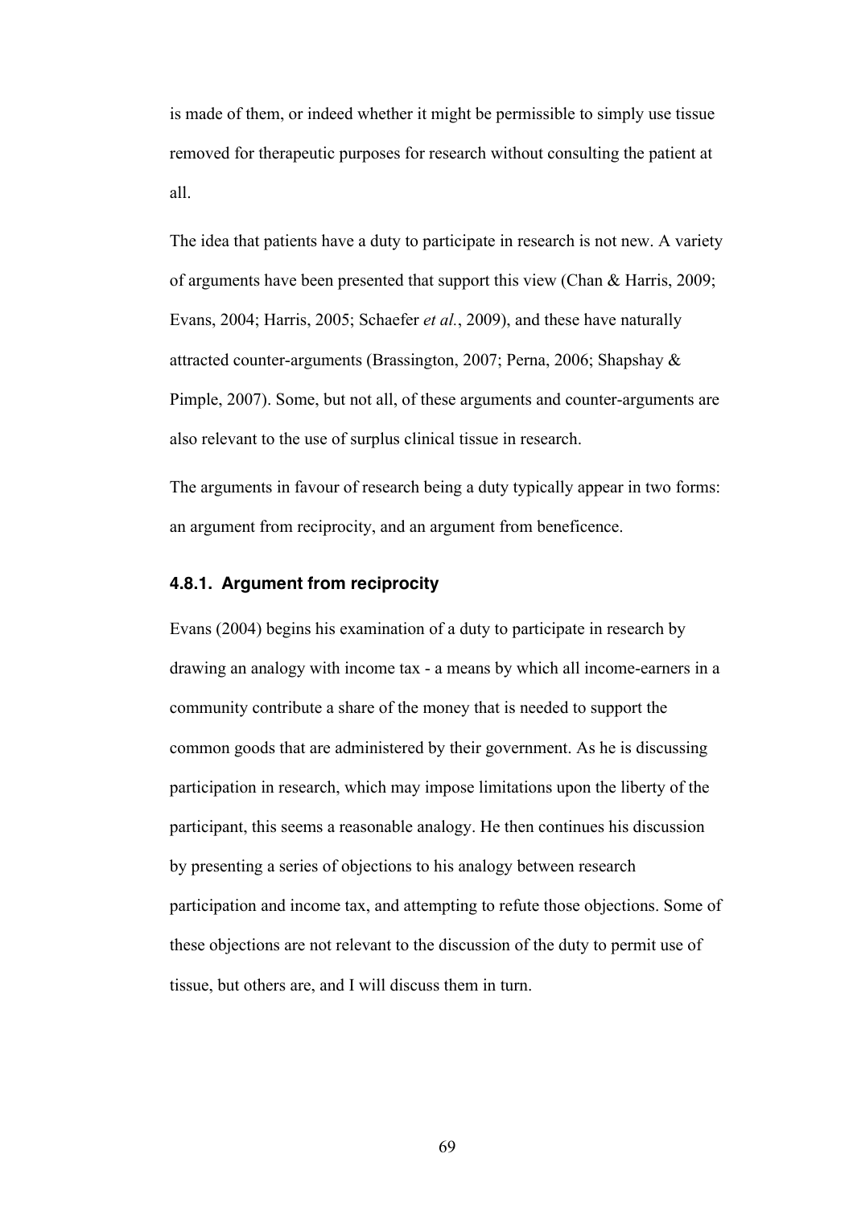is made of them, or indeed whether it might be permissible to simply use tissue removed for therapeutic purposes for research without consulting the patient at all.

The idea that patients have a duty to participate in research is not new. A variety of arguments have been presented that support this view (Chan & Harris, 2009; Evans, 2004; Harris, 2005; Schaefer *et al.*, 2009), and these have naturally attracted counter-arguments (Brassington, 2007; Perna, 2006; Shapshay & Pimple, 2007). Some, but not all, of these arguments and counter-arguments are also relevant to the use of surplus clinical tissue in research.

The arguments in favour of research being a duty typically appear in two forms: an argument from reciprocity, and an argument from beneficence.

### 4.8.1. Argument from reciprocity

Evans (2004) begins his examination of a duty to participate in research by drawing an analogy with income tax - a means by which all income-earners in a community contribute a share of the money that is needed to support the common goods that are administered by their government. As he is discussing participation in research, which may impose limitations upon the liberty of the participant, this seems a reasonable analogy. He then continues his discussion by presenting a series of objections to his analogy between research participation and income tax, and attempting to refute those objections. Some of these objections are not relevant to the discussion of the duty to permit use of tissue, but others are, and I will discuss them in turn.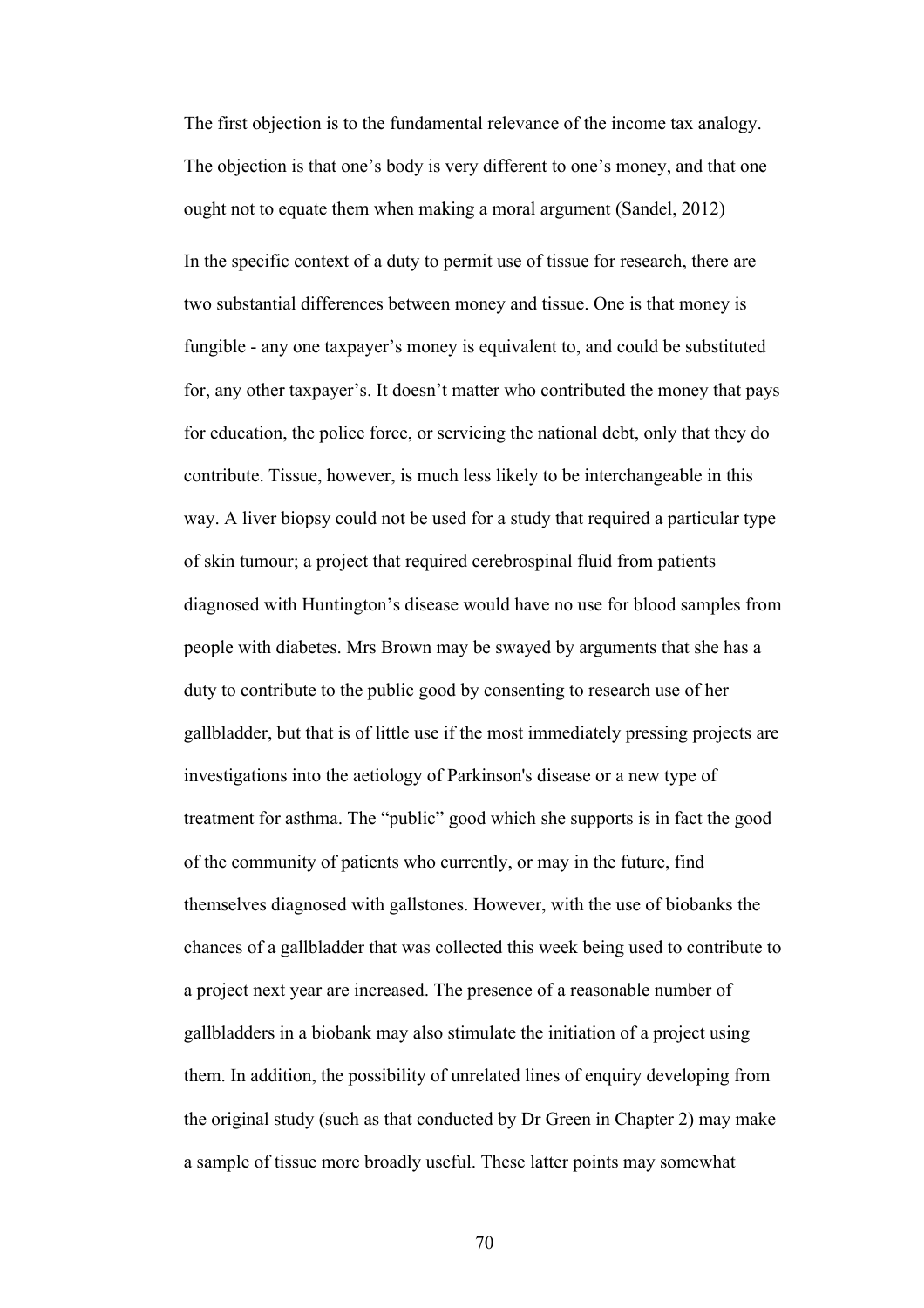The first objection is to the fundamental relevance of the income tax analogy. The objection is that one's body is very different to one's money, and that one ought not to equate them when making a moral argument (Sandel, 2012)

In the specific context of a duty to permit use of tissue for research, there are two substantial differences between money and tissue. One is that money is fungible - any one taxpayer's money is equivalent to, and could be substituted for, any other taxpayer's. It doesn't matter who contributed the money that pays for education, the police force, or servicing the national debt, only that they do contribute. Tissue, however, is much less likely to be interchangeable in this way. A liver biopsy could not be used for a study that required a particular type of skin tumour; a project that required cerebrospinal fluid from patients diagnosed with Huntington's disease would have no use for blood samples from people with diabetes. Mrs Brown may be swayed by arguments that she has a duty to contribute to the public good by consenting to research use of her gallbladder, but that is of little use if the most immediately pressing projects are investigations into the aetiology of Parkinson's disease or a new type of treatment for asthma. The "public" good which she supports is in fact the good of the community of patients who currently, or may in the future, find themselves diagnosed with gallstones. However, with the use of biobanks the chances of a gallbladder that was collected this week being used to contribute to a project next year are increased. The presence of a reasonable number of gallbladders in a biobank may also stimulate the initiation of a project using them. In addition, the possibility of unrelated lines of enquiry developing from the original study (such as that conducted by Dr Green in Chapter 2) may make a sample of tissue more broadly useful. These latter points may somewhat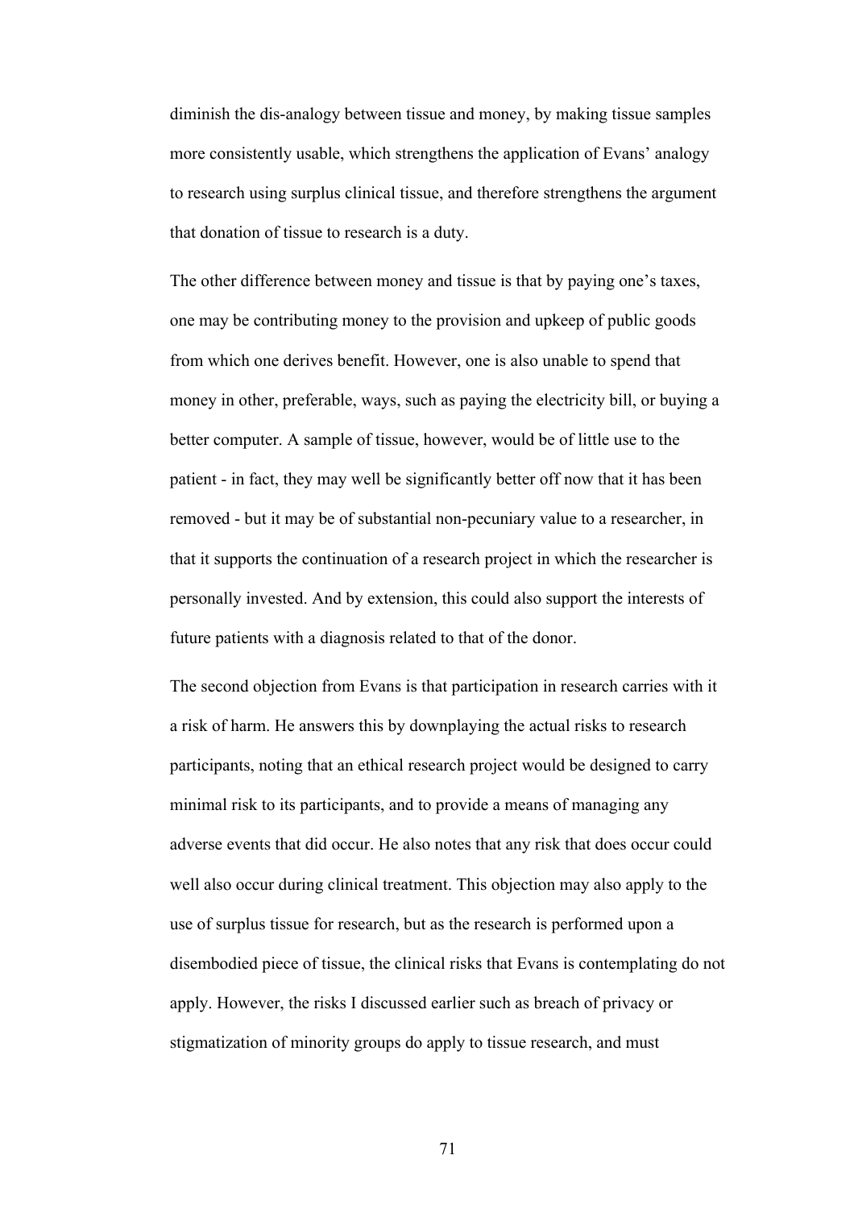diminish the dis-analogy between tissue and money, by making tissue samples more consistently usable, which strengthens the application of Evans' analogy to research using surplus clinical tissue, and therefore strengthens the argument that donation of tissue to research is a duty.

The other difference between money and tissue is that by paying one's taxes, one may be contributing money to the provision and upkeep of public goods from which one derives benefit. However, one is also unable to spend that money in other, preferable, ways, such as paying the electricity bill, or buying a better computer. A sample of tissue, however, would be of little use to the patient - in fact, they may well be significantly better off now that it has been removed - but it may be of substantial non-pecuniary value to a researcher, in that it supports the continuation of a research project in which the researcher is personally invested. And by extension, this could also support the interests of future patients with a diagnosis related to that of the donor.

The second objection from Evans is that participation in research carries with it a risk of harm. He answers this by downplaying the actual risks to research participants, noting that an ethical research project would be designed to carry minimal risk to its participants, and to provide a means of managing any adverse events that did occur. He also notes that any risk that does occur could well also occur during clinical treatment. This objection may also apply to the use of surplus tissue for research, but as the research is performed upon a disembodied piece of tissue, the clinical risks that Evans is contemplating do not apply. However, the risks I discussed earlier such as breach of privacy or stigmatization of minority groups do apply to tissue research, and must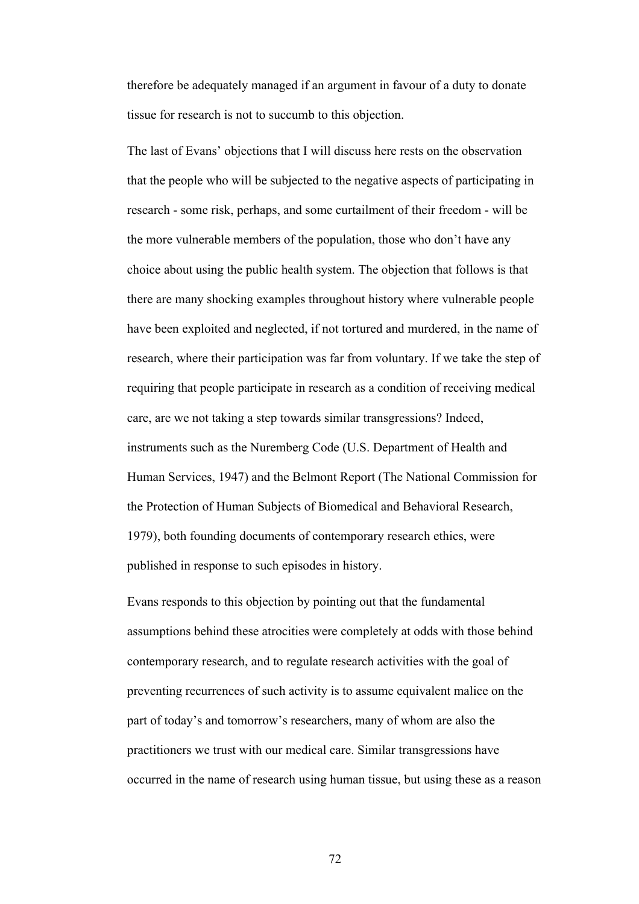therefore be adequately managed if an argument in favour of a duty to donate tissue for research is not to succumb to this objection.

The last of Evans' objections that I will discuss here rests on the observation that the people who will be subjected to the negative aspects of participating in research - some risk, perhaps, and some curtailment of their freedom - will be the more vulnerable members of the population, those who don't have any choice about using the public health system. The objection that follows is that there are many shocking examples throughout history where vulnerable people have been exploited and neglected, if not tortured and murdered, in the name of research, where their participation was far from voluntary. If we take the step of requiring that people participate in research as a condition of receiving medical care, are we not taking a step towards similar transgressions? Indeed, instruments such as the Nuremberg Code (U.S. Department of Health and Human Services, 1947) and the Belmont Report (The National Commission for the Protection of Human Subjects of Biomedical and Behavioral Research, 1979), both founding documents of contemporary research ethics, were published in response to such episodes in history.

Evans responds to this objection by pointing out that the fundamental assumptions behind these atrocities were completely at odds with those behind contemporary research, and to regulate research activities with the goal of preventing recurrences of such activity is to assume equivalent malice on the part of today's and tomorrow's researchers, many of whom are also the practitioners we trust with our medical care. Similar transgressions have occurred in the name of research using human tissue, but using these as a reason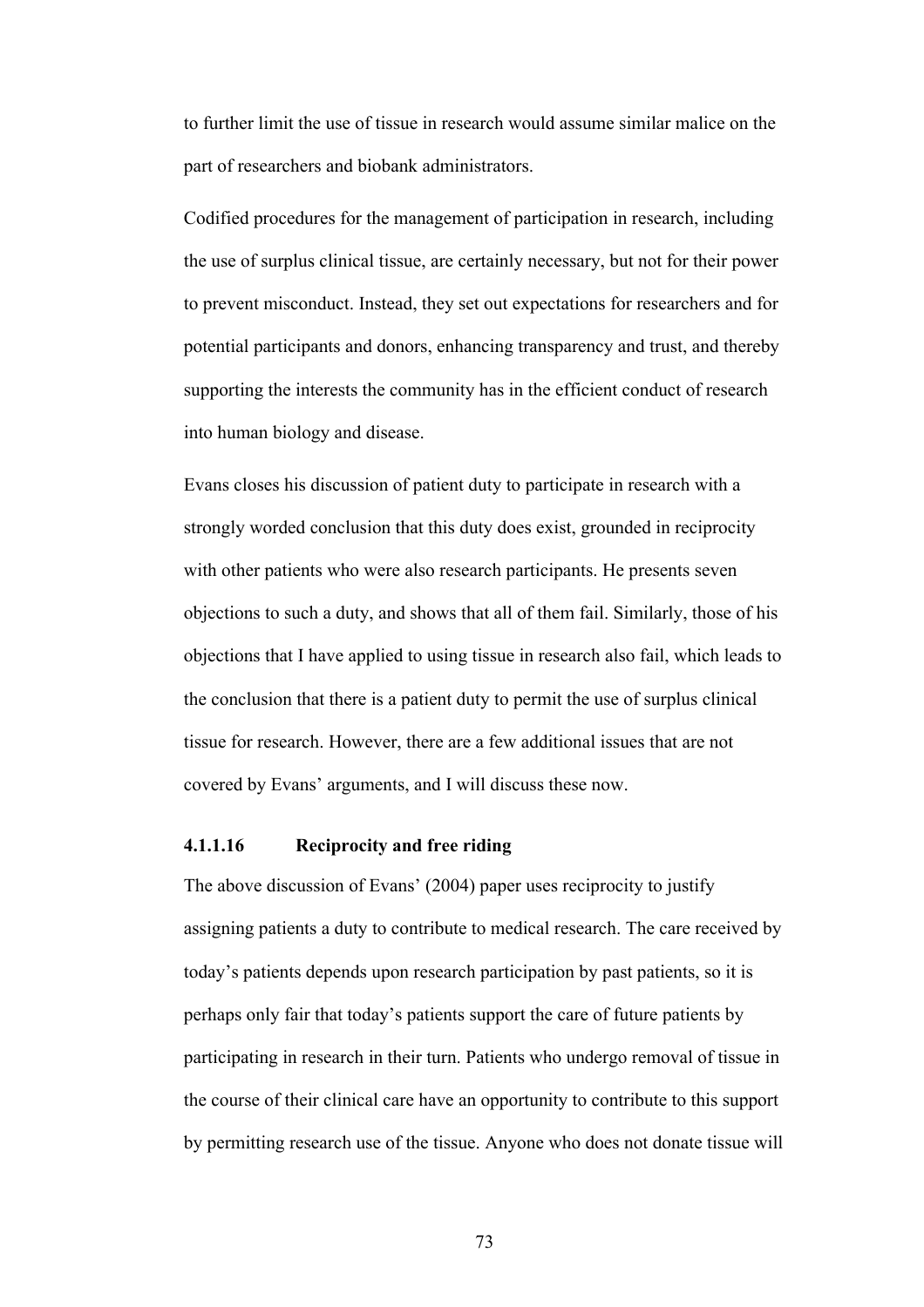to further limit the use of tissue in research would assume similar malice on the part of researchers and biobank administrators.

Codified procedures for the management of participation in research, including the use of surplus clinical tissue, are certainly necessary, but not for their power to prevent misconduct. Instead, they set out expectations for researchers and for potential participants and donors, enhancing transparency and trust, and thereby supporting the interests the community has in the efficient conduct of research into human biology and disease.

Evans closes his discussion of patient duty to participate in research with a strongly worded conclusion that this duty does exist, grounded in reciprocity with other patients who were also research participants. He presents seven objections to such a duty, and shows that all of them fail. Similarly, those of his objections that I have applied to using tissue in research also fail, which leads to the conclusion that there is a patient duty to permit the use of surplus clinical tissue for research. However, there are a few additional issues that are not covered by Evans' arguments, and I will discuss these now.

#### 4.1.1.16 Reciprocity and free riding

The above discussion of Evans' (2004) paper uses reciprocity to justify assigning patients a duty to contribute to medical research. The care received by today's patients depends upon research participation by past patients, so it is perhaps only fair that today's patients support the care of future patients by participating in research in their turn. Patients who undergo removal of tissue in the course of their clinical care have an opportunity to contribute to this support by permitting research use of the tissue. Anyone who does not donate tissue will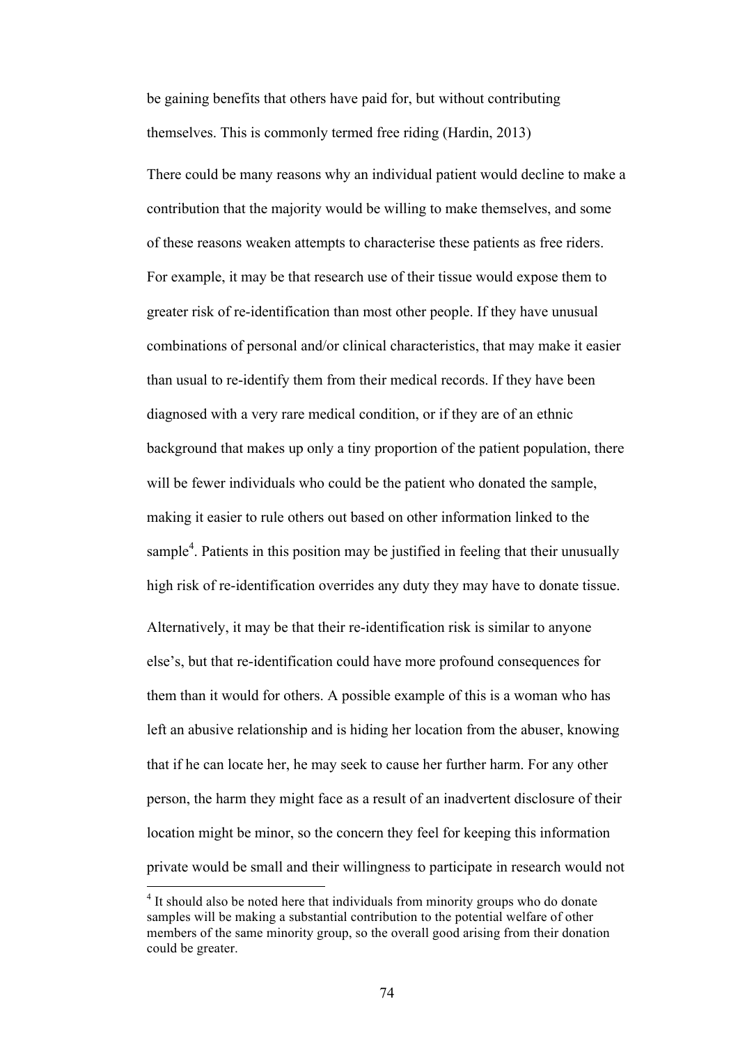be gaining benefits that others have paid for, but without contributing themselves. This is commonly termed free riding (Hardin, 2013)

There could be many reasons why an individual patient would decline to make a contribution that the majority would be willing to make themselves, and some of these reasons weaken attempts to characterise these patients as free riders. For example, it may be that research use of their tissue would expose them to greater risk of re-identification than most other people. If they have unusual combinations of personal and/or clinical characteristics, that may make it easier than usual to re-identify them from their medical records. If they have been diagnosed with a very rare medical condition, or if they are of an ethnic background that makes up only a tiny proportion of the patient population, there will be fewer individuals who could be the patient who donated the sample, making it easier to rule others out based on other information linked to the sample[4]. Patients in this position may be justified in feeling that their unusually high risk of re-identification overrides any duty they may have to donate tissue.

Alternatively, it may be that their re-identification risk is similar to anyone else's, but that re-identification could have more profound consequences for them than it would for others. A possible example of this is a woman who has left an abusive relationship and is hiding her location from the abuser, knowing that if he can locate her, he may seek to cause her further harm. For any other person, the harm they might face as a result of an inadvertent disclosure of their location might be minor, so the concern they feel for keeping this information private would be small and their willingness to participate in research would not

[4] It should also be noted here that individuals from minority groups who do donate samples will be making a substantial contribution to the potential welfare of other members of the same minority group, so the overall good arising from their donation could be greater.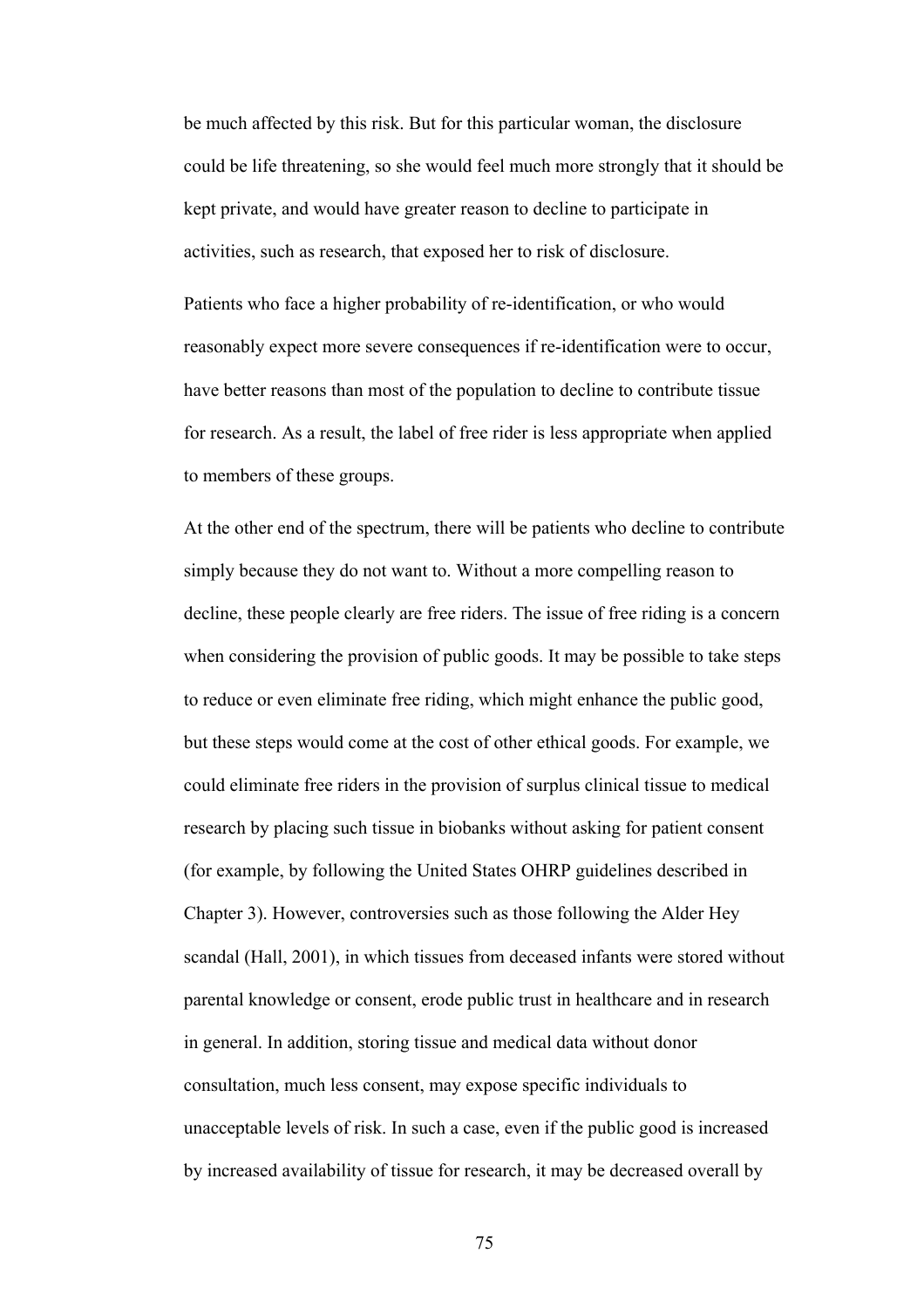be much affected by this risk. But for this particular woman, the disclosure could be life threatening, so she would feel much more strongly that it should be kept private, and would have greater reason to decline to participate in activities, such as research, that exposed her to risk of disclosure.

Patients who face a higher probability of re-identification, or who would reasonably expect more severe consequences if re-identification were to occur, have better reasons than most of the population to decline to contribute tissue for research. As a result, the label of free rider is less appropriate when applied to members of these groups.

At the other end of the spectrum, there will be patients who decline to contribute simply because they do not want to. Without a more compelling reason to decline, these people clearly are free riders. The issue of free riding is a concern when considering the provision of public goods. It may be possible to take steps to reduce or even eliminate free riding, which might enhance the public good, but these steps would come at the cost of other ethical goods. For example, we could eliminate free riders in the provision of surplus clinical tissue to medical research by placing such tissue in biobanks without asking for patient consent (for example, by following the United States OHRP guidelines described in Chapter 3). However, controversies such as those following the Alder Hey scandal (Hall, 2001), in which tissues from deceased infants were stored without parental knowledge or consent, erode public trust in healthcare and in research in general. In addition, storing tissue and medical data without donor consultation, much less consent, may expose specific individuals to unacceptable levels of risk. In such a case, even if the public good is increased by increased availability of tissue for research, it may be decreased overall by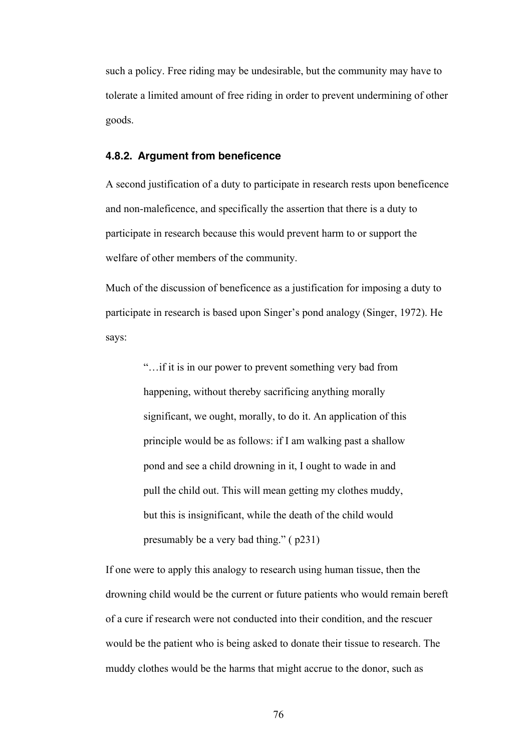such a policy. Free riding may be undesirable, but the community may have to tolerate a limited amount of free riding in order to prevent undermining of other goods.

### 4.8.2. Argument from beneficence

A second justification of a duty to participate in research rests upon beneficence and non-maleficence, and specifically the assertion that there is a duty to participate in research because this would prevent harm to or support the welfare of other members of the community.

Much of the discussion of beneficence as a justification for imposing a duty to participate in research is based upon Singer's pond analogy (Singer, 1972). He says:

> "…if it is in our power to prevent something very bad from happening, without thereby sacrificing anything morally significant, we ought, morally, to do it. An application of this principle would be as follows: if I am walking past a shallow pond and see a child drowning in it, I ought to wade in and pull the child out. This will mean getting my clothes muddy, but this is insignificant, while the death of the child would presumably be a very bad thing." ( p231)

If one were to apply this analogy to research using human tissue, then the drowning child would be the current or future patients who would remain bereft of a cure if research were not conducted into their condition, and the rescuer would be the patient who is being asked to donate their tissue to research. The muddy clothes would be the harms that might accrue to the donor, such as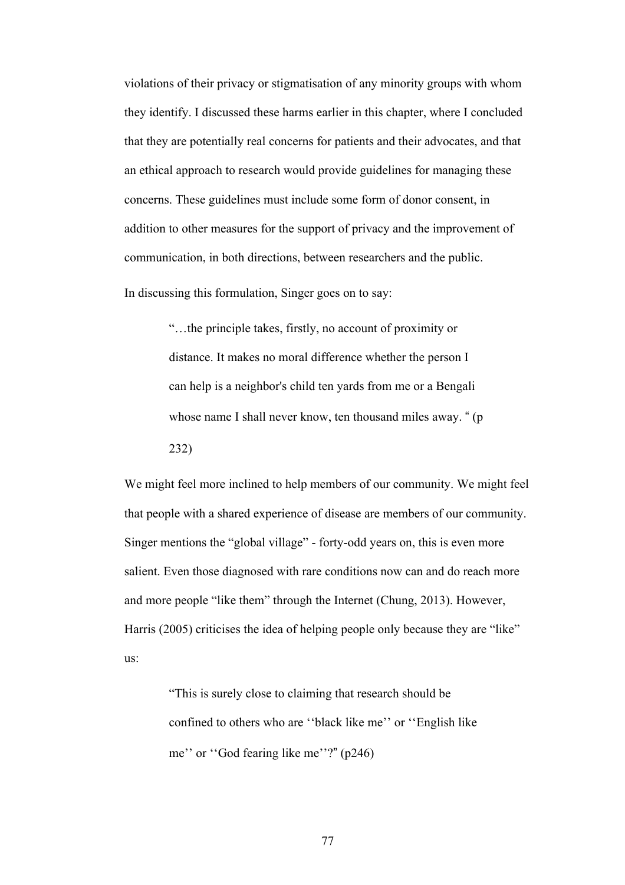violations of their privacy or stigmatisation of any minority groups with whom they identify. I discussed these harms earlier in this chapter, where I concluded that they are potentially real concerns for patients and their advocates, and that an ethical approach to research would provide guidelines for managing these concerns. These guidelines must include some form of donor consent, in addition to other measures for the support of privacy and the improvement of communication, in both directions, between researchers and the public.

In discussing this formulation, Singer goes on to say:

> "…the principle takes, firstly, no account of proximity or distance. It makes no moral difference whether the person I can help is a neighbor's child ten yards from me or a Bengali whose name I shall never know, ten thousand miles away. " (p 232)

We might feel more inclined to help members of our community. We might feel that people with a shared experience of disease are members of our community. Singer mentions the "global village" - forty-odd years on, this is even more salient. Even those diagnosed with rare conditions now can and do reach more and more people "like them" through the Internet (Chung, 2013). However, Harris (2005) criticises the idea of helping people only because they are "like" us:

> "This is surely close to claiming that research should be confined to others who are ''black like me'' or ''English like me'' or ''God fearing like me''?" (p246)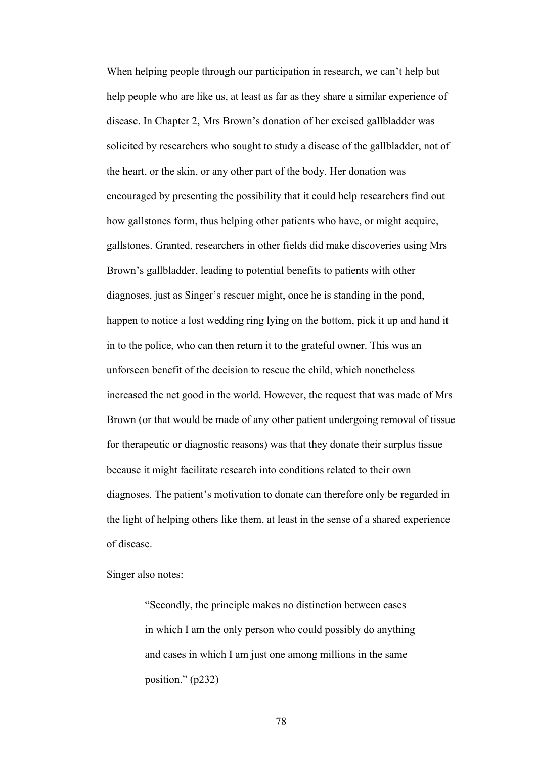When helping people through our participation in research, we can't help but help people who are like us, at least as far as they share a similar experience of disease. In Chapter 2, Mrs Brown's donation of her excised gallbladder was solicited by researchers who sought to study a disease of the gallbladder, not of the heart, or the skin, or any other part of the body. Her donation was encouraged by presenting the possibility that it could help researchers find out how gallstones form, thus helping other patients who have, or might acquire, gallstones. Granted, researchers in other fields did make discoveries using Mrs Brown's gallbladder, leading to potential benefits to patients with other diagnoses, just as Singer's rescuer might, once he is standing in the pond, happen to notice a lost wedding ring lying on the bottom, pick it up and hand it in to the police, who can then return it to the grateful owner. This was an unforseen benefit of the decision to rescue the child, which nonetheless increased the net good in the world. However, the request that was made of Mrs Brown (or that would be made of any other patient undergoing removal of tissue for therapeutic or diagnostic reasons) was that they donate their surplus tissue because it might facilitate research into conditions related to their own diagnoses. The patient's motivation to donate can therefore only be regarded in the light of helping others like them, at least in the sense of a shared experience of disease.

Singer also notes:

> "Secondly, the principle makes no distinction between cases in which I am the only person who could possibly do anything and cases in which I am just one among millions in the same position." (p232)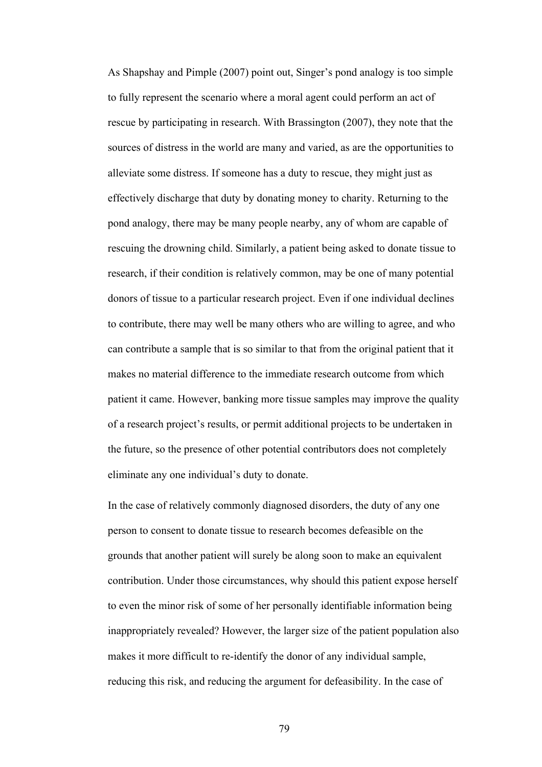As Shapshay and Pimple (2007) point out, Singer's pond analogy is too simple to fully represent the scenario where a moral agent could perform an act of rescue by participating in research. With Brassington (2007), they note that the sources of distress in the world are many and varied, as are the opportunities to alleviate some distress. If someone has a duty to rescue, they might just as effectively discharge that duty by donating money to charity. Returning to the pond analogy, there may be many people nearby, any of whom are capable of rescuing the drowning child. Similarly, a patient being asked to donate tissue to research, if their condition is relatively common, may be one of many potential donors of tissue to a particular research project. Even if one individual declines to contribute, there may well be many others who are willing to agree, and who can contribute a sample that is so similar to that from the original patient that it makes no material difference to the immediate research outcome from which patient it came. However, banking more tissue samples may improve the quality of a research project's results, or permit additional projects to be undertaken in the future, so the presence of other potential contributors does not completely eliminate any one individual's duty to donate.

In the case of relatively commonly diagnosed disorders, the duty of any one person to consent to donate tissue to research becomes defeasible on the grounds that another patient will surely be along soon to make an equivalent contribution. Under those circumstances, why should this patient expose herself to even the minor risk of some of her personally identifiable information being inappropriately revealed? However, the larger size of the patient population also makes it more difficult to re-identify the donor of any individual sample, reducing this risk, and reducing the argument for defeasibility. In the case of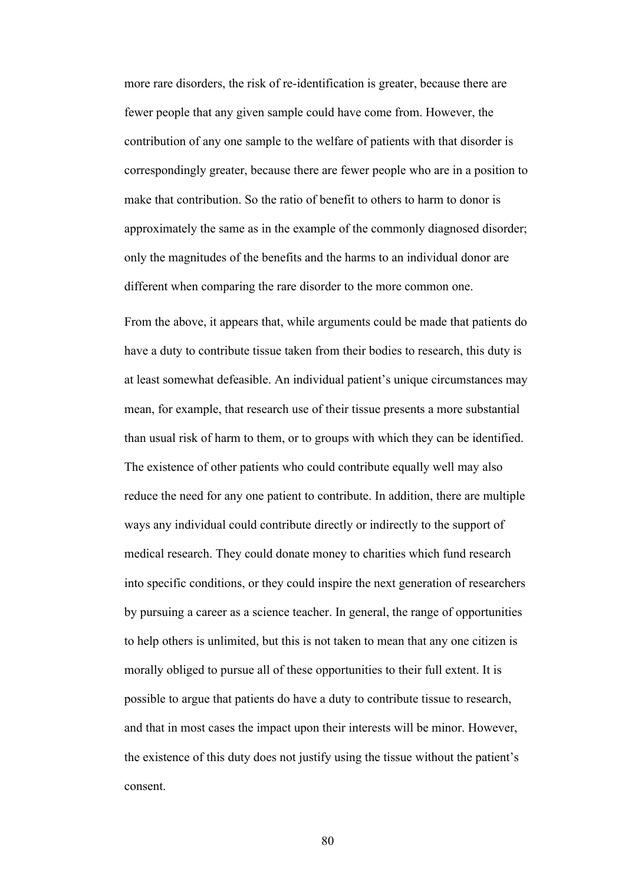more rare disorders, the risk of re-identification is greater, because there are fewer people that any given sample could have come from. However, the contribution of any one sample to the welfare of patients with that disorder is correspondingly greater, because there are fewer people who are in a position to make that contribution. So the ratio of benefit to others to harm to donor is approximately the same as in the example of the commonly diagnosed disorder; only the magnitudes of the benefits and the harms to an individual donor are different when comparing the rare disorder to the more common one.

From the above, it appears that, while arguments could be made that patients do have a duty to contribute tissue taken from their bodies to research, this duty is at least somewhat defeasible. An individual patient's unique circumstances may mean, for example, that research use of their tissue presents a more substantial than usual risk of harm to them, or to groups with which they can be identified. The existence of other patients who could contribute equally well may also reduce the need for any one patient to contribute. In addition, there are multiple ways any individual could contribute directly or indirectly to the support of medical research. They could donate money to charities which fund research into specific conditions, or they could inspire the next generation of researchers by pursuing a career as a science teacher. In general, the range of opportunities to help others is unlimited, but this is not taken to mean that any one citizen is morally obliged to pursue all of these opportunities to their full extent. It is possible to argue that patients do have a duty to contribute tissue to research, and that in most cases the impact upon their interests will be minor. However, the existence of this duty does not justify using the tissue without the patient's consent.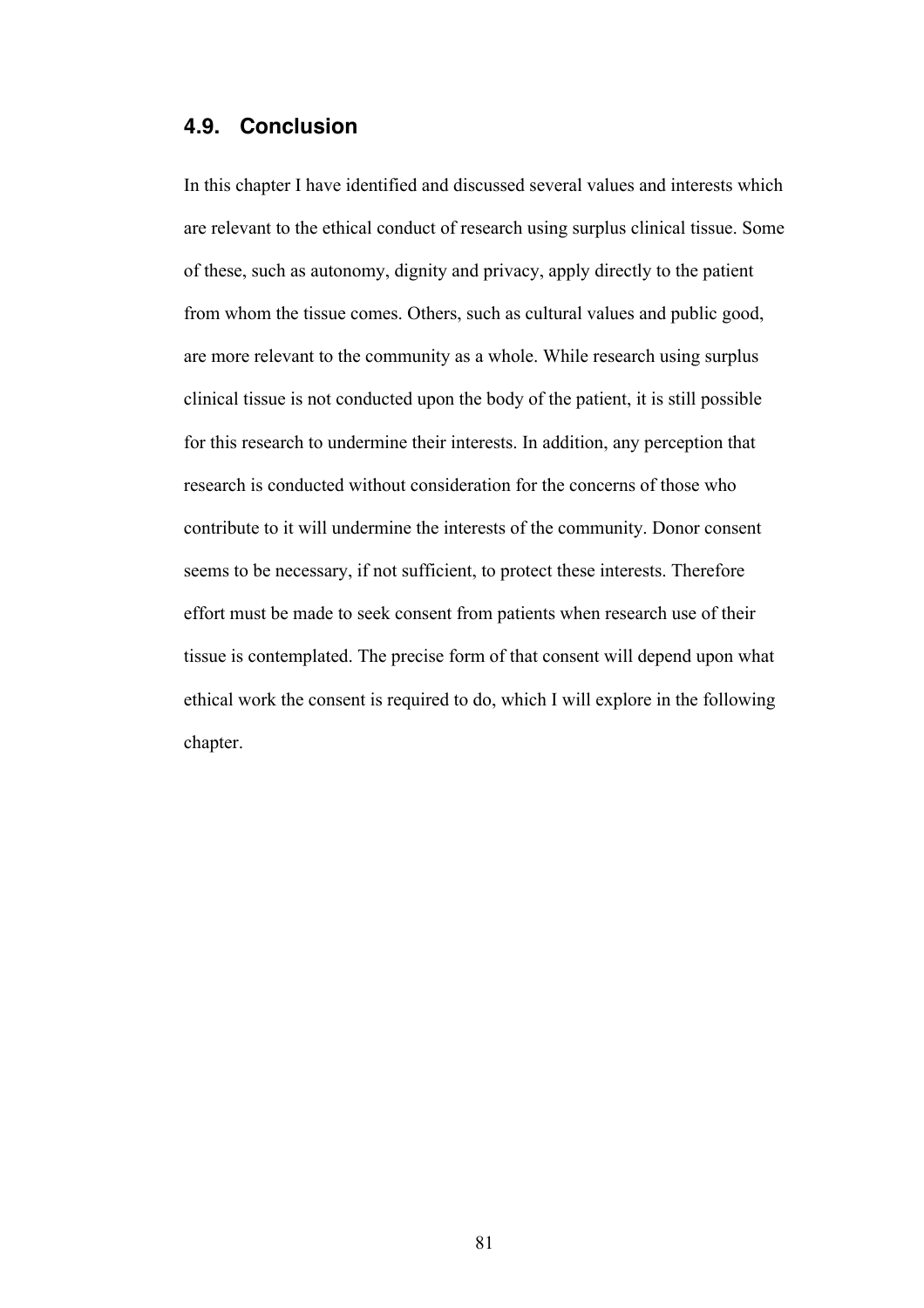## 4.9. Conclusion

In this chapter I have identified and discussed several values and interests which are relevant to the ethical conduct of research using surplus clinical tissue. Some of these, such as autonomy, dignity and privacy, apply directly to the patient from whom the tissue comes. Others, such as cultural values and public good, are more relevant to the community as a whole. While research using surplus clinical tissue is not conducted upon the body of the patient, it is still possible for this research to undermine their interests. In addition, any perception that research is conducted without consideration for the concerns of those who contribute to it will undermine the interests of the community. Donor consent seems to be necessary, if not sufficient, to protect these interests. Therefore effort must be made to seek consent from patients when research use of their tissue is contemplated. The precise form of that consent will depend upon what ethical work the consent is required to do, which I will explore in the following chapter.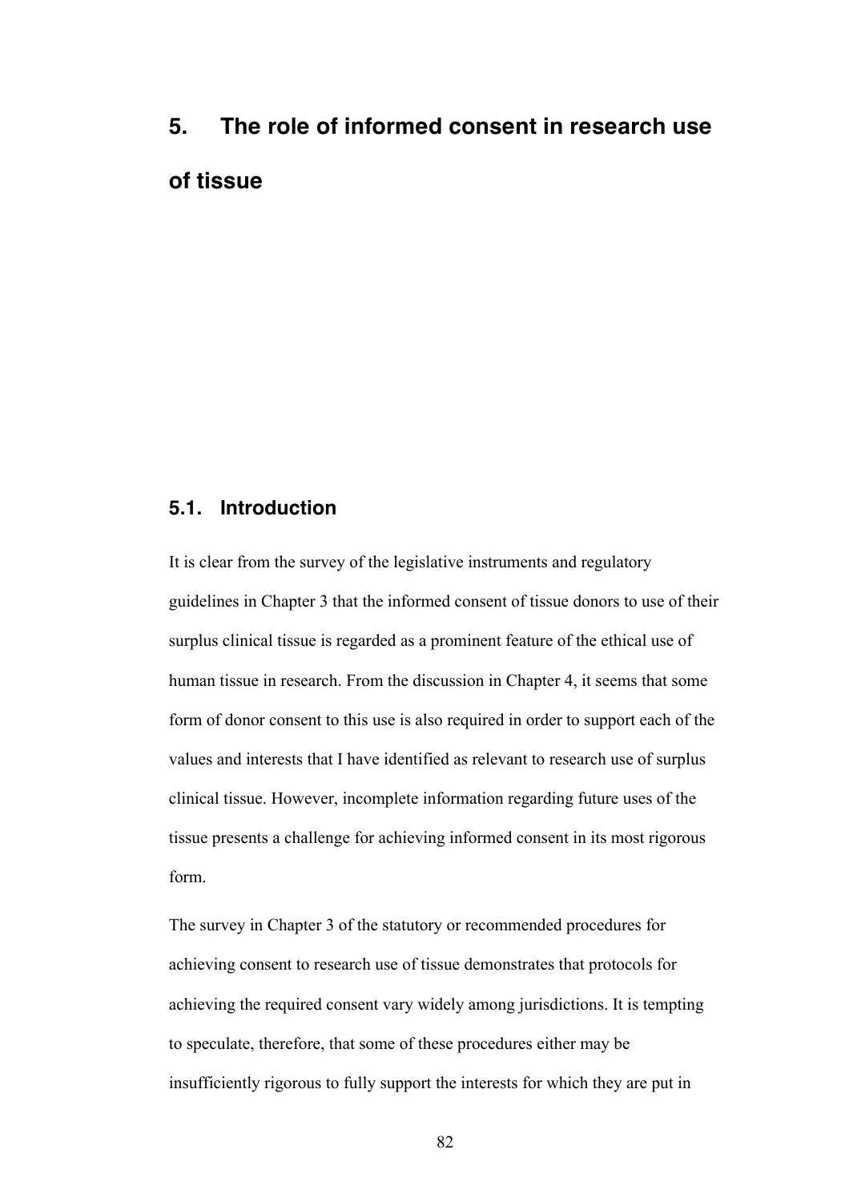# 5. The role of informed consent in research use of tissue

## 5.1. Introduction

It is clear from the survey of the legislative instruments and regulatory guidelines in Chapter 3 that the informed consent of tissue donors to use of their surplus clinical tissue is regarded as a prominent feature of the ethical use of human tissue in research. From the discussion in Chapter 4, it seems that some form of donor consent to this use is also required in order to support each of the values and interests that I have identified as relevant to research use of surplus clinical tissue. However, incomplete information regarding future uses of the tissue presents a challenge for achieving informed consent in its most rigorous form.

The survey in Chapter 3 of the statutory or recommended procedures for achieving consent to research use of tissue demonstrates that protocols for achieving the required consent vary widely among jurisdictions. It is tempting to speculate, therefore, that some of these procedures either may be insufficiently rigorous to fully support the interests for which they are put in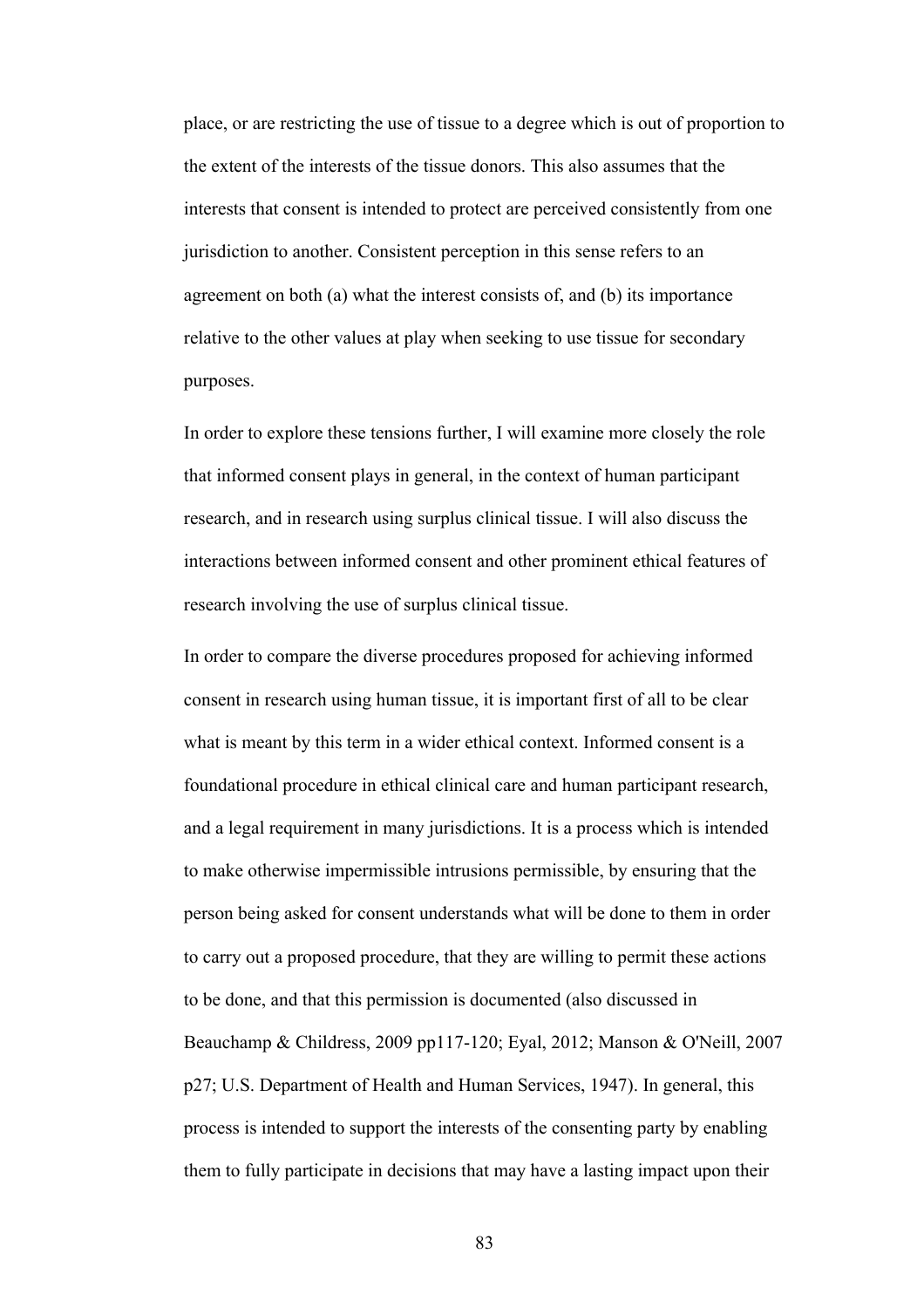place, or are restricting the use of tissue to a degree which is out of proportion to the extent of the interests of the tissue donors. This also assumes that the interests that consent is intended to protect are perceived consistently from one jurisdiction to another. Consistent perception in this sense refers to an agreement on both (a) what the interest consists of, and (b) its importance relative to the other values at play when seeking to use tissue for secondary purposes.

In order to explore these tensions further, I will examine more closely the role that informed consent plays in general, in the context of human participant research, and in research using surplus clinical tissue. I will also discuss the interactions between informed consent and other prominent ethical features of research involving the use of surplus clinical tissue.

In order to compare the diverse procedures proposed for achieving informed consent in research using human tissue, it is important first of all to be clear what is meant by this term in a wider ethical context. Informed consent is a foundational procedure in ethical clinical care and human participant research, and a legal requirement in many jurisdictions. It is a process which is intended to make otherwise impermissible intrusions permissible, by ensuring that the person being asked for consent understands what will be done to them in order to carry out a proposed procedure, that they are willing to permit these actions to be done, and that this permission is documented (also discussed in Beauchamp & Childress, 2009 pp117-120; Eyal, 2012; Manson & O'Neill, 2007 p27; U.S. Department of Health and Human Services, 1947). In general, this process is intended to support the interests of the consenting party by enabling them to fully participate in decisions that may have a lasting impact upon their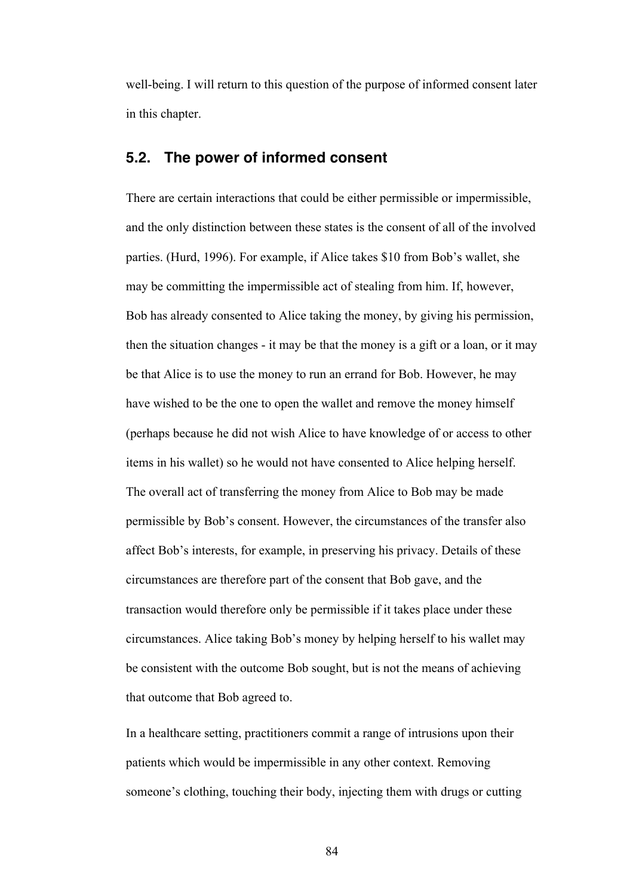well-being. I will return to this question of the purpose of informed consent later in this chapter.

## 5.2. The power of informed consent

There are certain interactions that could be either permissible or impermissible, and the only distinction between these states is the consent of all of the involved parties. (Hurd, 1996). For example, if Alice takes $10 from Bob's wallet, she may be committing the impermissible act of stealing from him. If, however, Bob has already consented to Alice taking the money, by giving his permission, then the situation changes - it may be that the money is a gift or a loan, or it may be that Alice is to use the money to run an errand for Bob. However, he may have wished to be the one to open the wallet and remove the money himself (perhaps because he did not wish Alice to have knowledge of or access to other items in his wallet) so he would not have consented to Alice helping herself. The overall act of transferring the money from Alice to Bob may be made permissible by Bob's consent. However, the circumstances of the transfer also affect Bob's interests, for example, in preserving his privacy. Details of these circumstances are therefore part of the consent that Bob gave, and the transaction would therefore only be permissible if it takes place under these circumstances. Alice taking Bob's money by helping herself to his wallet may be consistent with the outcome Bob sought, but is not the means of achieving that outcome that Bob agreed to.

In a healthcare setting, practitioners commit a range of intrusions upon their patients which would be impermissible in any other context. Removing someone's clothing, touching their body, injecting them with drugs or cutting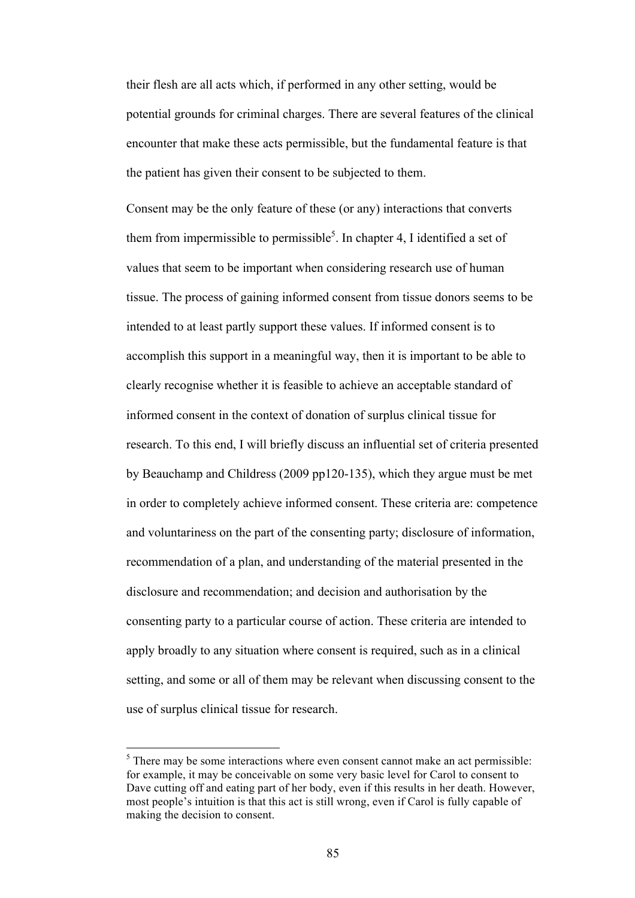their flesh are all acts which, if performed in any other setting, would be potential grounds for criminal charges. There are several features of the clinical encounter that make these acts permissible, but the fundamental feature is that the patient has given their consent to be subjected to them.

Consent may be the only feature of these (or any) interactions that converts them from impermissible to permissible[5]. In chapter 4, I identified a set of values that seem to be important when considering research use of human tissue. The process of gaining informed consent from tissue donors seems to be intended to at least partly support these values. If informed consent is to accomplish this support in a meaningful way, then it is important to be able to clearly recognise whether it is feasible to achieve an acceptable standard of informed consent in the context of donation of surplus clinical tissue for research. To this end, I will briefly discuss an influential set of criteria presented by Beauchamp and Childress (2009 pp120-135), which they argue must be met in order to completely achieve informed consent. These criteria are: competence and voluntariness on the part of the consenting party; disclosure of information, recommendation of a plan, and understanding of the material presented in the disclosure and recommendation; and decision and authorisation by the consenting party to a particular course of action. These criteria are intended to apply broadly to any situation where consent is required, such as in a clinical setting, and some or all of them may be relevant when discussing consent to the use of surplus clinical tissue for research.

---

[5] There may be some interactions where even consent cannot make an act permissible: for example, it may be conceivable on some very basic level for Carol to consent to Dave cutting off and eating part of her body, even if this results in her death. However, most people's intuition is that this act is still wrong, even if Carol is fully capable of making the decision to consent.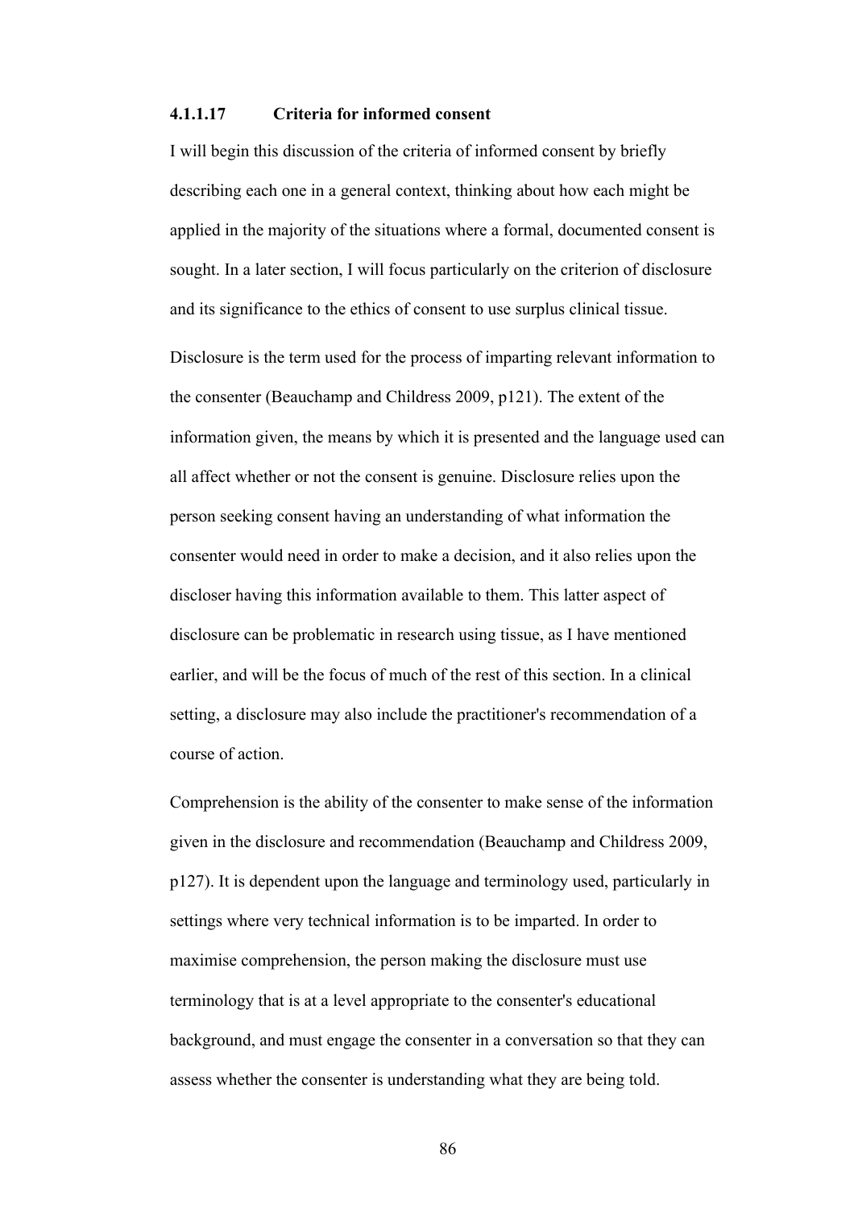#### 4.1.1.17 Criteria for informed consent

I will begin this discussion of the criteria of informed consent by briefly describing each one in a general context, thinking about how each might be applied in the majority of the situations where a formal, documented consent is sought. In a later section, I will focus particularly on the criterion of disclosure and its significance to the ethics of consent to use surplus clinical tissue.

Disclosure is the term used for the process of imparting relevant information to the consenter (Beauchamp and Childress 2009, p121). The extent of the information given, the means by which it is presented and the language used can all affect whether or not the consent is genuine. Disclosure relies upon the person seeking consent having an understanding of what information the consenter would need in order to make a decision, and it also relies upon the discloser having this information available to them. This latter aspect of disclosure can be problematic in research using tissue, as I have mentioned earlier, and will be the focus of much of the rest of this section. In a clinical setting, a disclosure may also include the practitioner's recommendation of a course of action.

Comprehension is the ability of the consenter to make sense of the information given in the disclosure and recommendation (Beauchamp and Childress 2009, p127). It is dependent upon the language and terminology used, particularly in settings where very technical information is to be imparted. In order to maximise comprehension, the person making the disclosure must use terminology that is at a level appropriate to the consenter's educational background, and must engage the consenter in a conversation so that they can assess whether the consenter is understanding what they are being told.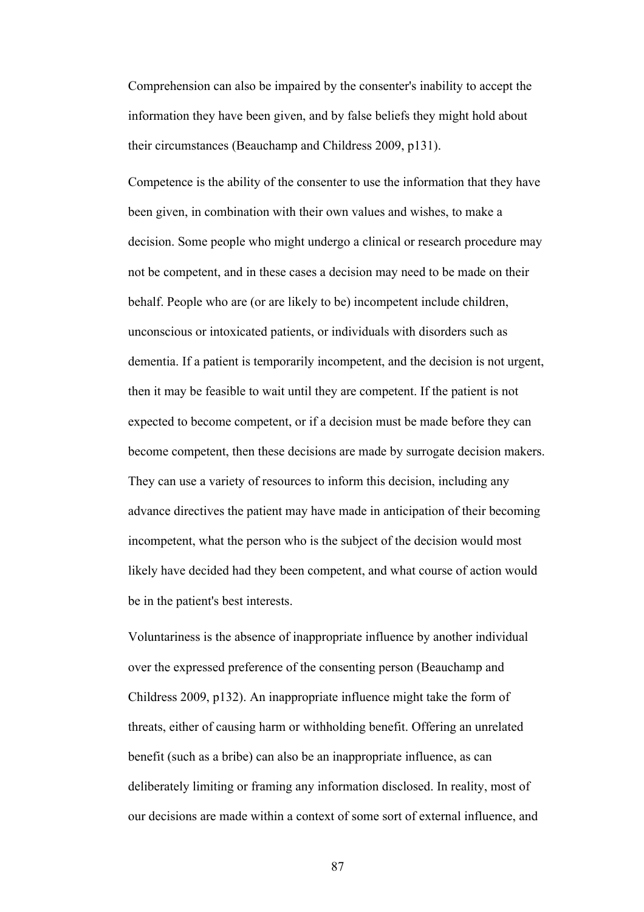Comprehension can also be impaired by the consenter's inability to accept the information they have been given, and by false beliefs they might hold about their circumstances (Beauchamp and Childress 2009, p131).

Competence is the ability of the consenter to use the information that they have been given, in combination with their own values and wishes, to make a decision. Some people who might undergo a clinical or research procedure may not be competent, and in these cases a decision may need to be made on their behalf. People who are (or are likely to be) incompetent include children, unconscious or intoxicated patients, or individuals with disorders such as dementia. If a patient is temporarily incompetent, and the decision is not urgent, then it may be feasible to wait until they are competent. If the patient is not expected to become competent, or if a decision must be made before they can become competent, then these decisions are made by surrogate decision makers. They can use a variety of resources to inform this decision, including any advance directives the patient may have made in anticipation of their becoming incompetent, what the person who is the subject of the decision would most likely have decided had they been competent, and what course of action would be in the patient's best interests.

Voluntariness is the absence of inappropriate influence by another individual over the expressed preference of the consenting person (Beauchamp and Childress 2009, p132). An inappropriate influence might take the form of threats, either of causing harm or withholding benefit. Offering an unrelated benefit (such as a bribe) can also be an inappropriate influence, as can deliberately limiting or framing any information disclosed. In reality, most of our decisions are made within a context of some sort of external influence, and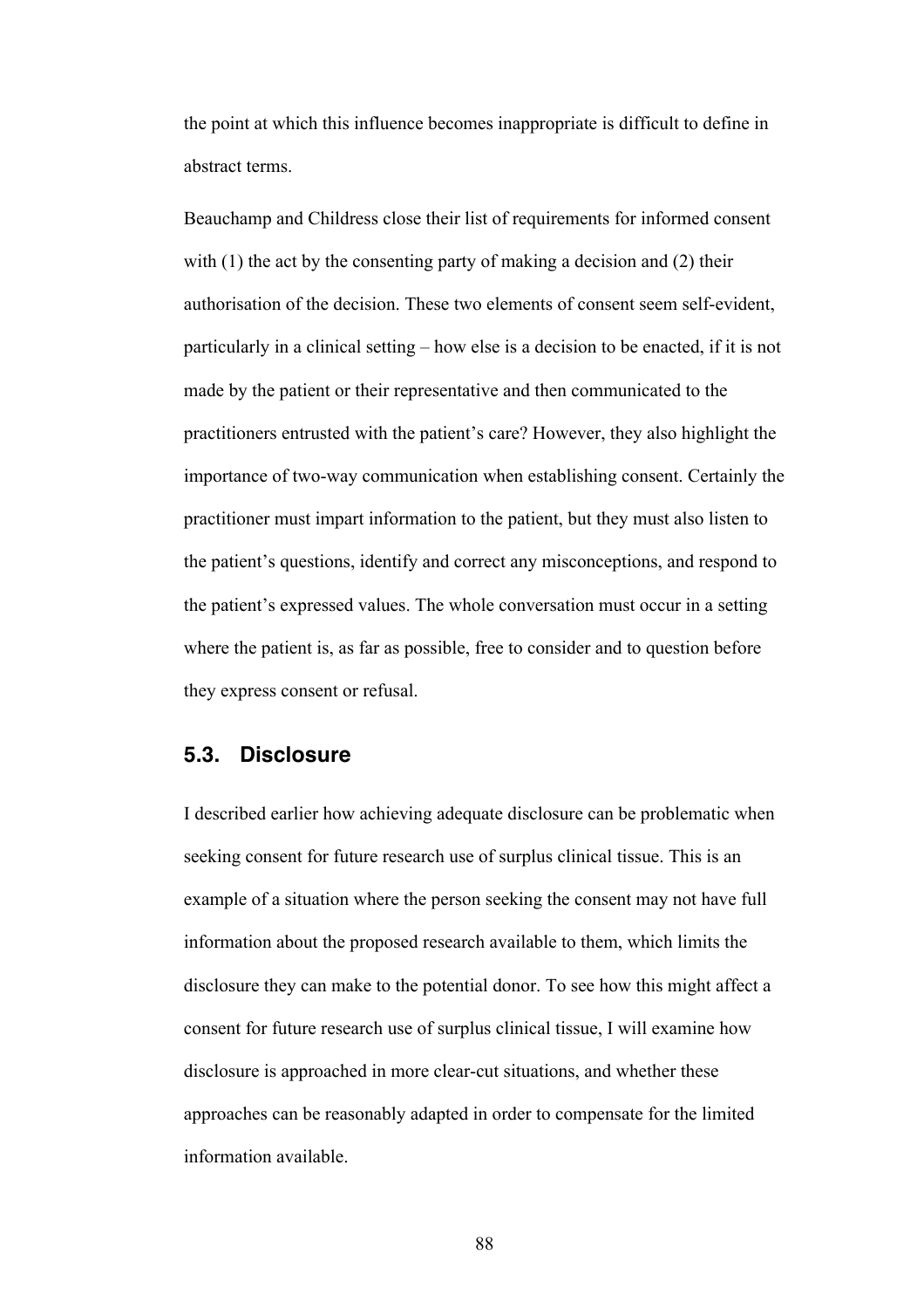the point at which this influence becomes inappropriate is difficult to define in abstract terms.

Beauchamp and Childress close their list of requirements for informed consent with (1) the act by the consenting party of making a decision and (2) their authorisation of the decision. These two elements of consent seem self-evident, particularly in a clinical setting – how else is a decision to be enacted, if it is not made by the patient or their representative and then communicated to the practitioners entrusted with the patient's care? However, they also highlight the importance of two-way communication when establishing consent. Certainly the practitioner must impart information to the patient, but they must also listen to the patient's questions, identify and correct any misconceptions, and respond to the patient's expressed values. The whole conversation must occur in a setting where the patient is, as far as possible, free to consider and to question before they express consent or refusal.

## 5.3. Disclosure

I described earlier how achieving adequate disclosure can be problematic when seeking consent for future research use of surplus clinical tissue. This is an example of a situation where the person seeking the consent may not have full information about the proposed research available to them, which limits the disclosure they can make to the potential donor. To see how this might affect a consent for future research use of surplus clinical tissue, I will examine how disclosure is approached in more clear-cut situations, and whether these approaches can be reasonably adapted in order to compensate for the limited information available.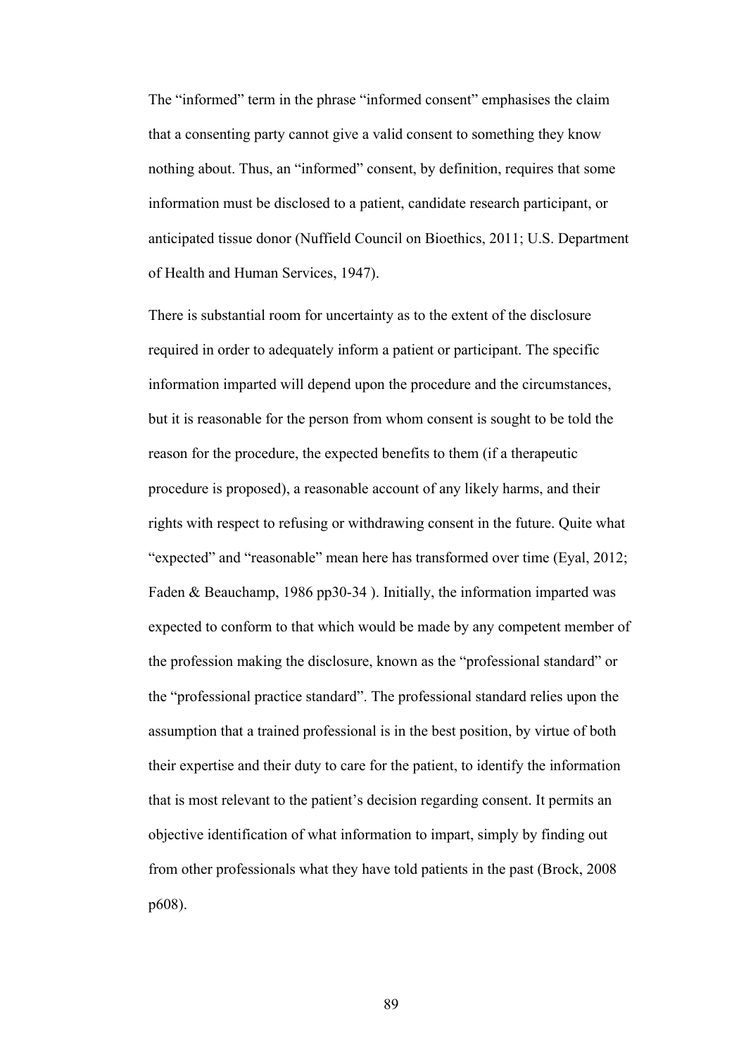The "informed" term in the phrase "informed consent" emphasises the claim that a consenting party cannot give a valid consent to something they know nothing about. Thus, an "informed" consent, by definition, requires that some information must be disclosed to a patient, candidate research participant, or anticipated tissue donor (Nuffield Council on Bioethics, 2011; U.S. Department of Health and Human Services, 1947).

There is substantial room for uncertainty as to the extent of the disclosure required in order to adequately inform a patient or participant. The specific information imparted will depend upon the procedure and the circumstances, but it is reasonable for the person from whom consent is sought to be told the reason for the procedure, the expected benefits to them (if a therapeutic procedure is proposed), a reasonable account of any likely harms, and their rights with respect to refusing or withdrawing consent in the future. Quite what "expected" and "reasonable" mean here has transformed over time (Eyal, 2012; Faden & Beauchamp, 1986 pp30-34 ). Initially, the information imparted was expected to conform to that which would be made by any competent member of the profession making the disclosure, known as the "professional standard" or the "professional practice standard". The professional standard relies upon the assumption that a trained professional is in the best position, by virtue of both their expertise and their duty to care for the patient, to identify the information that is most relevant to the patient's decision regarding consent. It permits an objective identification of what information to impart, simply by finding out from other professionals what they have told patients in the past (Brock, 2008 p608).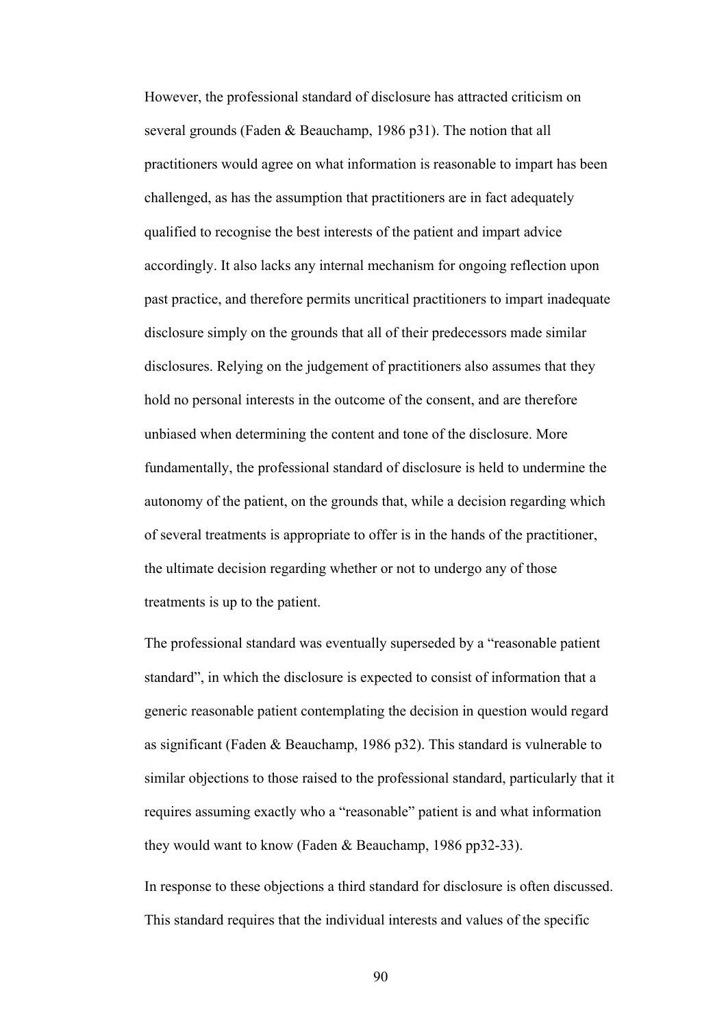However, the professional standard of disclosure has attracted criticism on several grounds (Faden & Beauchamp, 1986 p31). The notion that all practitioners would agree on what information is reasonable to impart has been challenged, as has the assumption that practitioners are in fact adequately qualified to recognise the best interests of the patient and impart advice accordingly. It also lacks any internal mechanism for ongoing reflection upon past practice, and therefore permits uncritical practitioners to impart inadequate disclosure simply on the grounds that all of their predecessors made similar disclosures. Relying on the judgement of practitioners also assumes that they hold no personal interests in the outcome of the consent, and are therefore unbiased when determining the content and tone of the disclosure. More fundamentally, the professional standard of disclosure is held to undermine the autonomy of the patient, on the grounds that, while a decision regarding which of several treatments is appropriate to offer is in the hands of the practitioner, the ultimate decision regarding whether or not to undergo any of those treatments is up to the patient.

The professional standard was eventually superseded by a "reasonable patient standard", in which the disclosure is expected to consist of information that a generic reasonable patient contemplating the decision in question would regard as significant (Faden & Beauchamp, 1986 p32). This standard is vulnerable to similar objections to those raised to the professional standard, particularly that it requires assuming exactly who a "reasonable" patient is and what information they would want to know (Faden & Beauchamp, 1986 pp32-33).

In response to these objections a third standard for disclosure is often discussed. This standard requires that the individual interests and values of the specific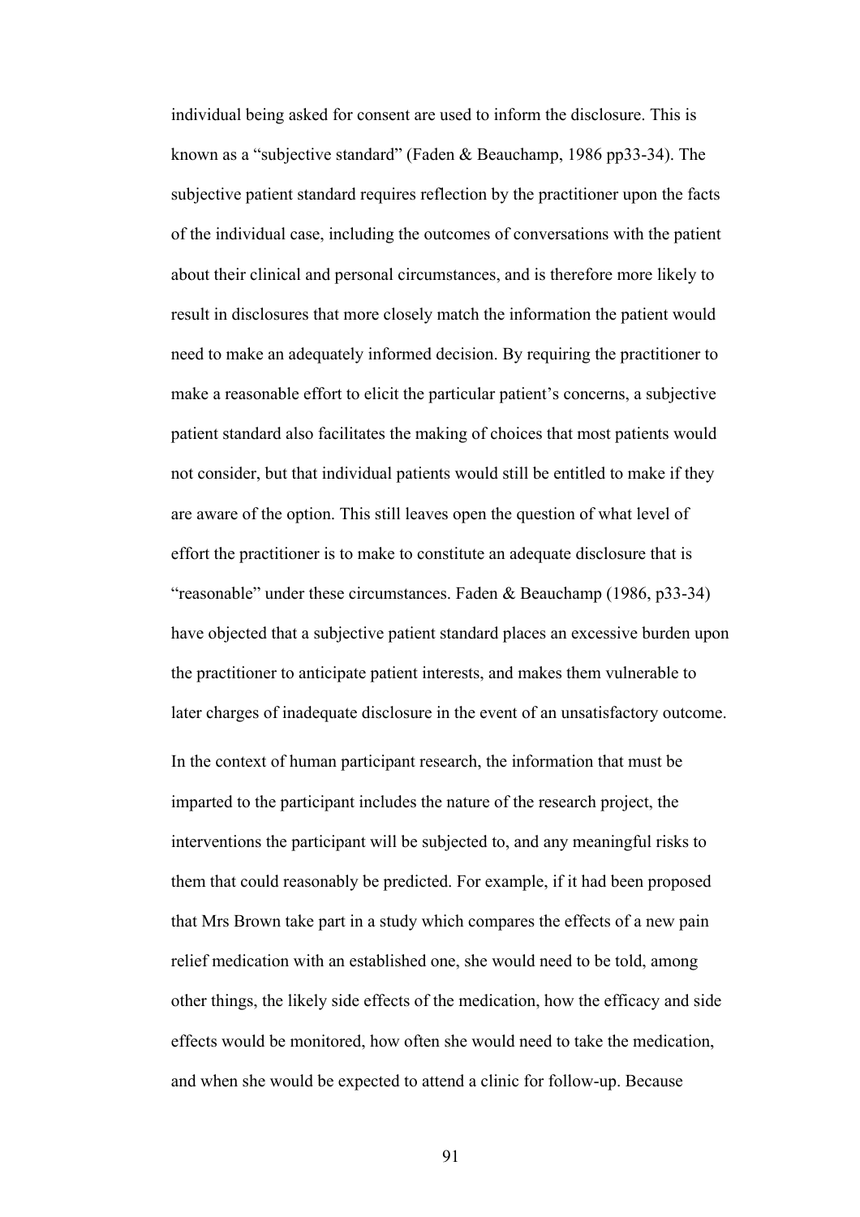individual being asked for consent are used to inform the disclosure. This is known as a "subjective standard" (Faden & Beauchamp, 1986 pp33-34). The subjective patient standard requires reflection by the practitioner upon the facts of the individual case, including the outcomes of conversations with the patient about their clinical and personal circumstances, and is therefore more likely to result in disclosures that more closely match the information the patient would need to make an adequately informed decision. By requiring the practitioner to make a reasonable effort to elicit the particular patient's concerns, a subjective patient standard also facilitates the making of choices that most patients would not consider, but that individual patients would still be entitled to make if they are aware of the option. This still leaves open the question of what level of effort the practitioner is to make to constitute an adequate disclosure that is "reasonable" under these circumstances. Faden & Beauchamp (1986, p33-34) have objected that a subjective patient standard places an excessive burden upon the practitioner to anticipate patient interests, and makes them vulnerable to later charges of inadequate disclosure in the event of an unsatisfactory outcome.

In the context of human participant research, the information that must be imparted to the participant includes the nature of the research project, the interventions the participant will be subjected to, and any meaningful risks to them that could reasonably be predicted. For example, if it had been proposed that Mrs Brown take part in a study which compares the effects of a new pain relief medication with an established one, she would need to be told, among other things, the likely side effects of the medication, how the efficacy and side effects would be monitored, how often she would need to take the medication, and when she would be expected to attend a clinic for follow-up. Because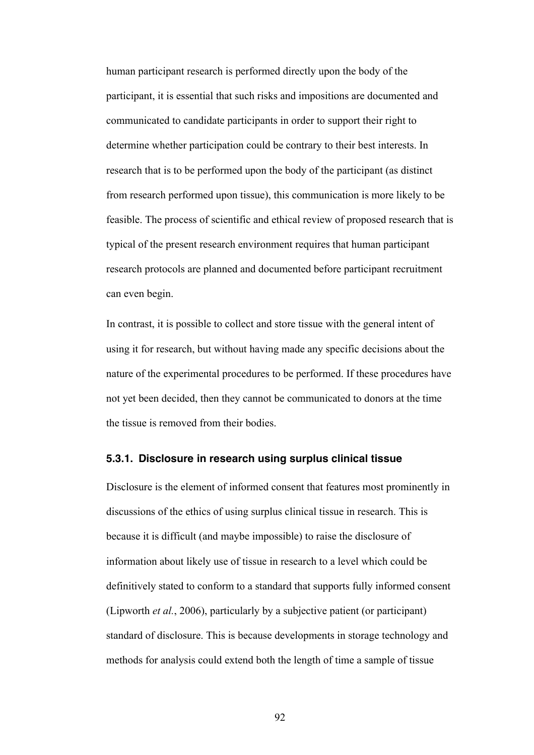human participant research is performed directly upon the body of the participant, it is essential that such risks and impositions are documented and communicated to candidate participants in order to support their right to determine whether participation could be contrary to their best interests. In research that is to be performed upon the body of the participant (as distinct from research performed upon tissue), this communication is more likely to be feasible. The process of scientific and ethical review of proposed research that is typical of the present research environment requires that human participant research protocols are planned and documented before participant recruitment can even begin.

In contrast, it is possible to collect and store tissue with the general intent of using it for research, but without having made any specific decisions about the nature of the experimental procedures to be performed. If these procedures have not yet been decided, then they cannot be communicated to donors at the time the tissue is removed from their bodies.

### 5.3.1. Disclosure in research using surplus clinical tissue

Disclosure is the element of informed consent that features most prominently in discussions of the ethics of using surplus clinical tissue in research. This is because it is difficult (and maybe impossible) to raise the disclosure of information about likely use of tissue in research to a level which could be definitively stated to conform to a standard that supports fully informed consent (Lipworth *et al.*, 2006), particularly by a subjective patient (or participant) standard of disclosure. This is because developments in storage technology and methods for analysis could extend both the length of time a sample of tissue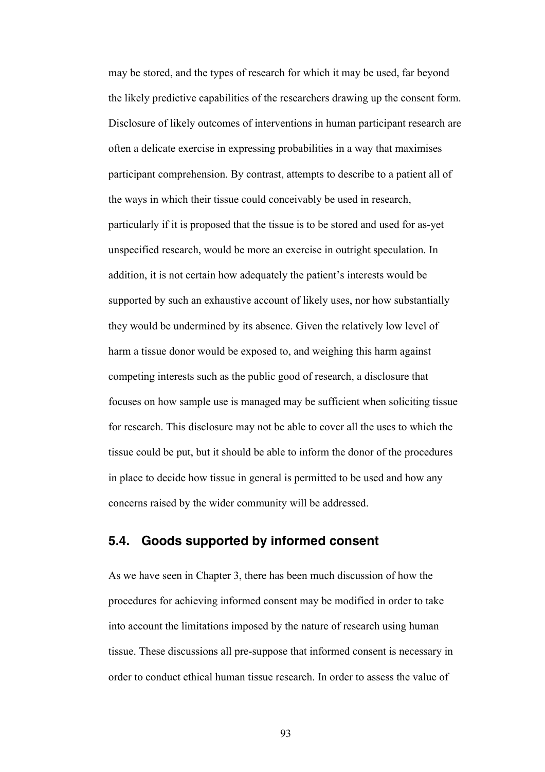may be stored, and the types of research for which it may be used, far beyond the likely predictive capabilities of the researchers drawing up the consent form. Disclosure of likely outcomes of interventions in human participant research are often a delicate exercise in expressing probabilities in a way that maximises participant comprehension. By contrast, attempts to describe to a patient all of the ways in which their tissue could conceivably be used in research, particularly if it is proposed that the tissue is to be stored and used for as-yet unspecified research, would be more an exercise in outright speculation. In addition, it is not certain how adequately the patient's interests would be supported by such an exhaustive account of likely uses, nor how substantially they would be undermined by its absence. Given the relatively low level of harm a tissue donor would be exposed to, and weighing this harm against competing interests such as the public good of research, a disclosure that focuses on how sample use is managed may be sufficient when soliciting tissue for research. This disclosure may not be able to cover all the uses to which the tissue could be put, but it should be able to inform the donor of the procedures in place to decide how tissue in general is permitted to be used and how any concerns raised by the wider community will be addressed.

## 5.4. Goods supported by informed consent

As we have seen in Chapter 3, there has been much discussion of how the procedures for achieving informed consent may be modified in order to take into account the limitations imposed by the nature of research using human tissue. These discussions all pre-suppose that informed consent is necessary in order to conduct ethical human tissue research. In order to assess the value of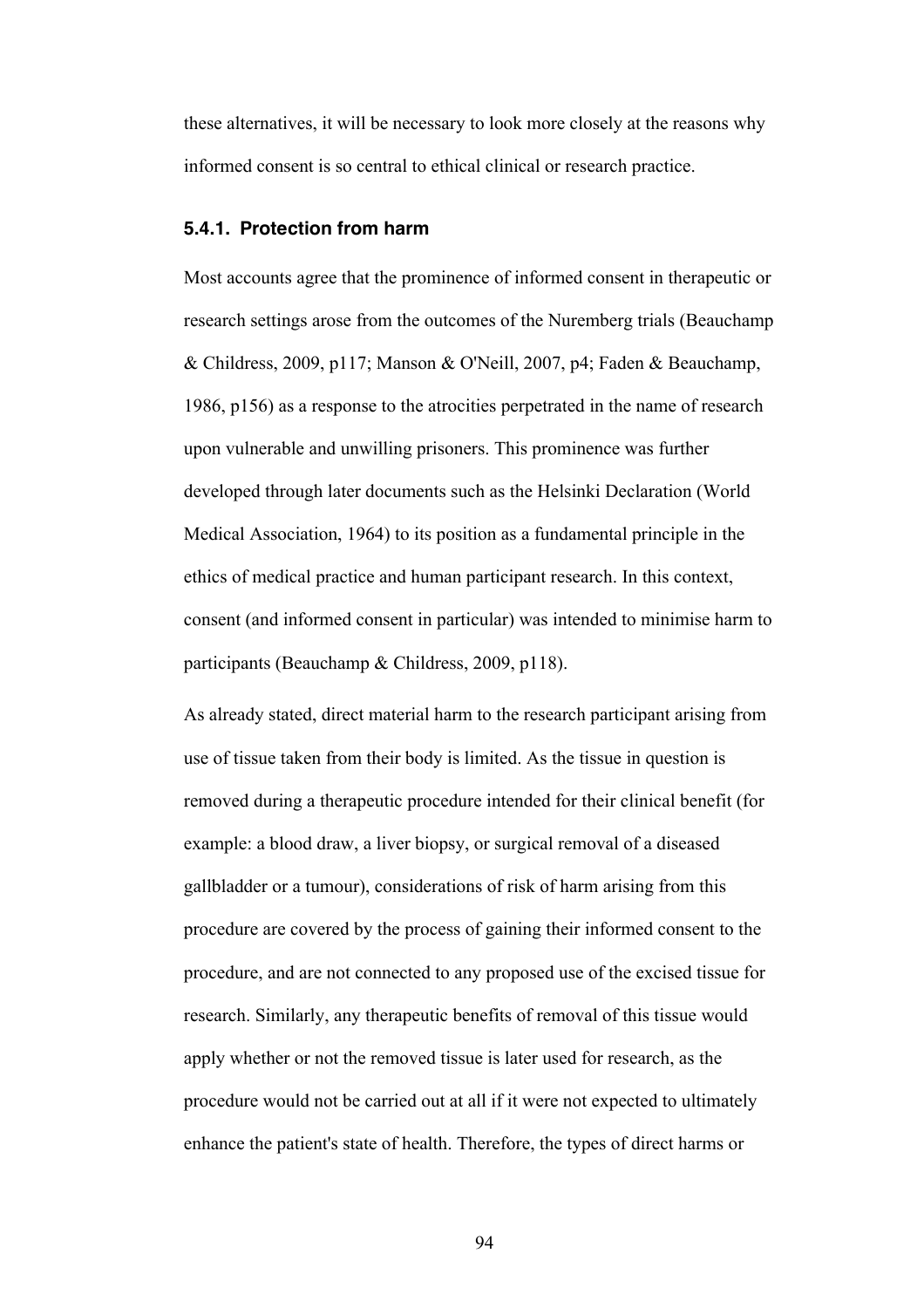these alternatives, it will be necessary to look more closely at the reasons why informed consent is so central to ethical clinical or research practice.

### 5.4.1. Protection from harm

Most accounts agree that the prominence of informed consent in therapeutic or research settings arose from the outcomes of the Nuremberg trials (Beauchamp & Childress, 2009, p117; Manson & O'Neill, 2007, p4; Faden & Beauchamp, 1986, p156) as a response to the atrocities perpetrated in the name of research upon vulnerable and unwilling prisoners. This prominence was further developed through later documents such as the Helsinki Declaration (World Medical Association, 1964) to its position as a fundamental principle in the ethics of medical practice and human participant research. In this context, consent (and informed consent in particular) was intended to minimise harm to participants (Beauchamp & Childress, 2009, p118).

As already stated, direct material harm to the research participant arising from use of tissue taken from their body is limited. As the tissue in question is removed during a therapeutic procedure intended for their clinical benefit (for example: a blood draw, a liver biopsy, or surgical removal of a diseased gallbladder or a tumour), considerations of risk of harm arising from this procedure are covered by the process of gaining their informed consent to the procedure, and are not connected to any proposed use of the excised tissue for research. Similarly, any therapeutic benefits of removal of this tissue would apply whether or not the removed tissue is later used for research, as the procedure would not be carried out at all if it were not expected to ultimately enhance the patient's state of health. Therefore, the types of direct harms or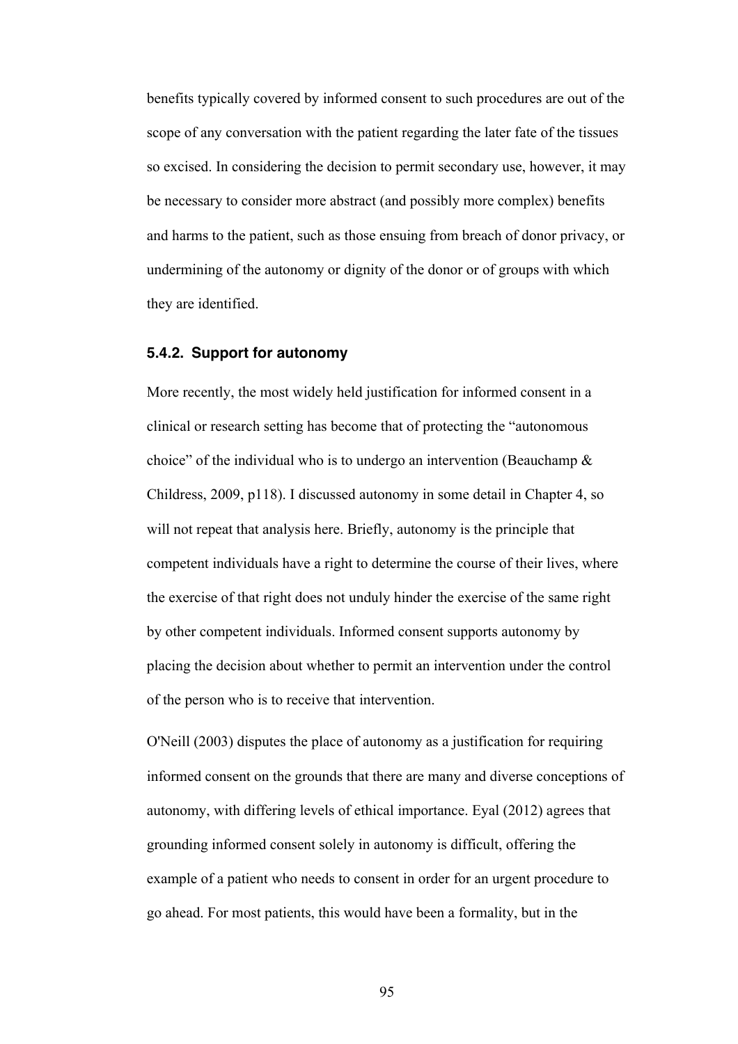benefits typically covered by informed consent to such procedures are out of the scope of any conversation with the patient regarding the later fate of the tissues so excised. In considering the decision to permit secondary use, however, it may be necessary to consider more abstract (and possibly more complex) benefits and harms to the patient, such as those ensuing from breach of donor privacy, or undermining of the autonomy or dignity of the donor or of groups with which they are identified.

### 5.4.2. Support for autonomy

More recently, the most widely held justification for informed consent in a clinical or research setting has become that of protecting the "autonomous choice" of the individual who is to undergo an intervention (Beauchamp & Childress, 2009, p118). I discussed autonomy in some detail in Chapter 4, so will not repeat that analysis here. Briefly, autonomy is the principle that competent individuals have a right to determine the course of their lives, where the exercise of that right does not unduly hinder the exercise of the same right by other competent individuals. Informed consent supports autonomy by placing the decision about whether to permit an intervention under the control of the person who is to receive that intervention.

O'Neill (2003) disputes the place of autonomy as a justification for requiring informed consent on the grounds that there are many and diverse conceptions of autonomy, with differing levels of ethical importance. Eyal (2012) agrees that grounding informed consent solely in autonomy is difficult, offering the example of a patient who needs to consent in order for an urgent procedure to go ahead. For most patients, this would have been a formality, but in the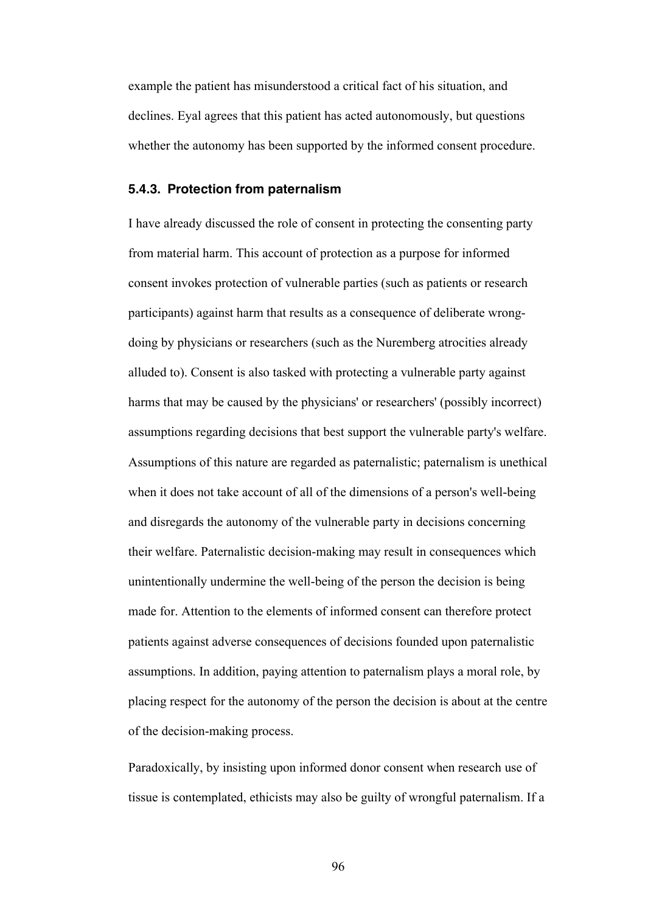example the patient has misunderstood a critical fact of his situation, and declines. Eyal agrees that this patient has acted autonomously, but questions whether the autonomy has been supported by the informed consent procedure.

### 5.4.3. Protection from paternalism

I have already discussed the role of consent in protecting the consenting party from material harm. This account of protection as a purpose for informed consent invokes protection of vulnerable parties (such as patients or research participants) against harm that results as a consequence of deliberate wrong-doing by physicians or researchers (such as the Nuremberg atrocities already alluded to). Consent is also tasked with protecting a vulnerable party against harms that may be caused by the physicians' or researchers' (possibly incorrect) assumptions regarding decisions that best support the vulnerable party's welfare. Assumptions of this nature are regarded as paternalistic; paternalism is unethical when it does not take account of all of the dimensions of a person's well-being and disregards the autonomy of the vulnerable party in decisions concerning their welfare. Paternalistic decision-making may result in consequences which unintentionally undermine the well-being of the person the decision is being made for. Attention to the elements of informed consent can therefore protect patients against adverse consequences of decisions founded upon paternalistic assumptions. In addition, paying attention to paternalism plays a moral role, by placing respect for the autonomy of the person the decision is about at the centre of the decision-making process.

Paradoxically, by insisting upon informed donor consent when research use of tissue is contemplated, ethicists may also be guilty of wrongful paternalism. If a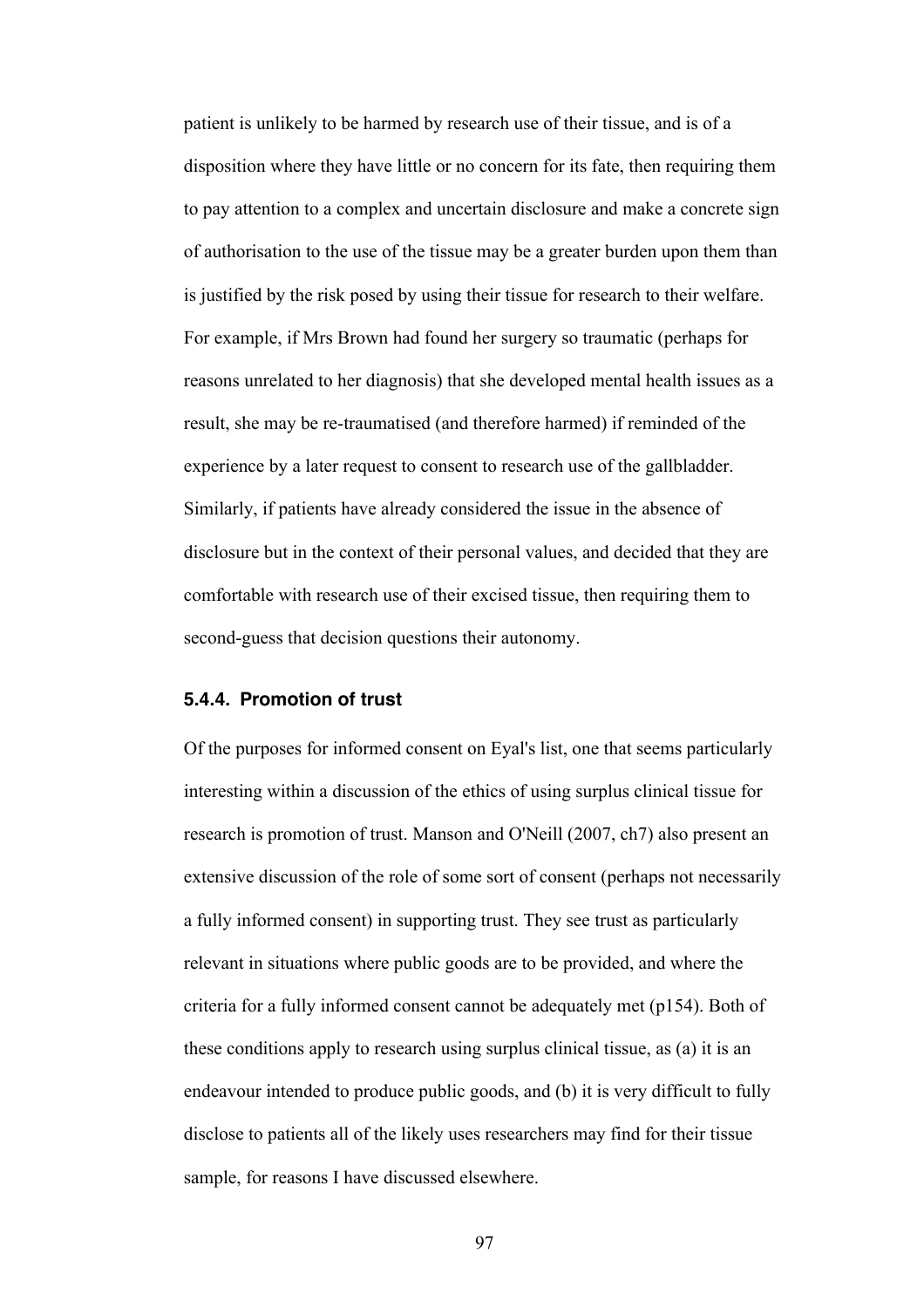patient is unlikely to be harmed by research use of their tissue, and is of a disposition where they have little or no concern for its fate, then requiring them to pay attention to a complex and uncertain disclosure and make a concrete sign of authorisation to the use of the tissue may be a greater burden upon them than is justified by the risk posed by using their tissue for research to their welfare. For example, if Mrs Brown had found her surgery so traumatic (perhaps for reasons unrelated to her diagnosis) that she developed mental health issues as a result, she may be re-traumatised (and therefore harmed) if reminded of the experience by a later request to consent to research use of the gallbladder. Similarly, if patients have already considered the issue in the absence of disclosure but in the context of their personal values, and decided that they are comfortable with research use of their excised tissue, then requiring them to second-guess that decision questions their autonomy.

### 5.4.4. Promotion of trust

Of the purposes for informed consent on Eyal's list, one that seems particularly interesting within a discussion of the ethics of using surplus clinical tissue for research is promotion of trust. Manson and O'Neill (2007, ch7) also present an extensive discussion of the role of some sort of consent (perhaps not necessarily a fully informed consent) in supporting trust. They see trust as particularly relevant in situations where public goods are to be provided, and where the criteria for a fully informed consent cannot be adequately met (p154). Both of these conditions apply to research using surplus clinical tissue, as (a) it is an endeavour intended to produce public goods, and (b) it is very difficult to fully disclose to patients all of the likely uses researchers may find for their tissue sample, for reasons I have discussed elsewhere.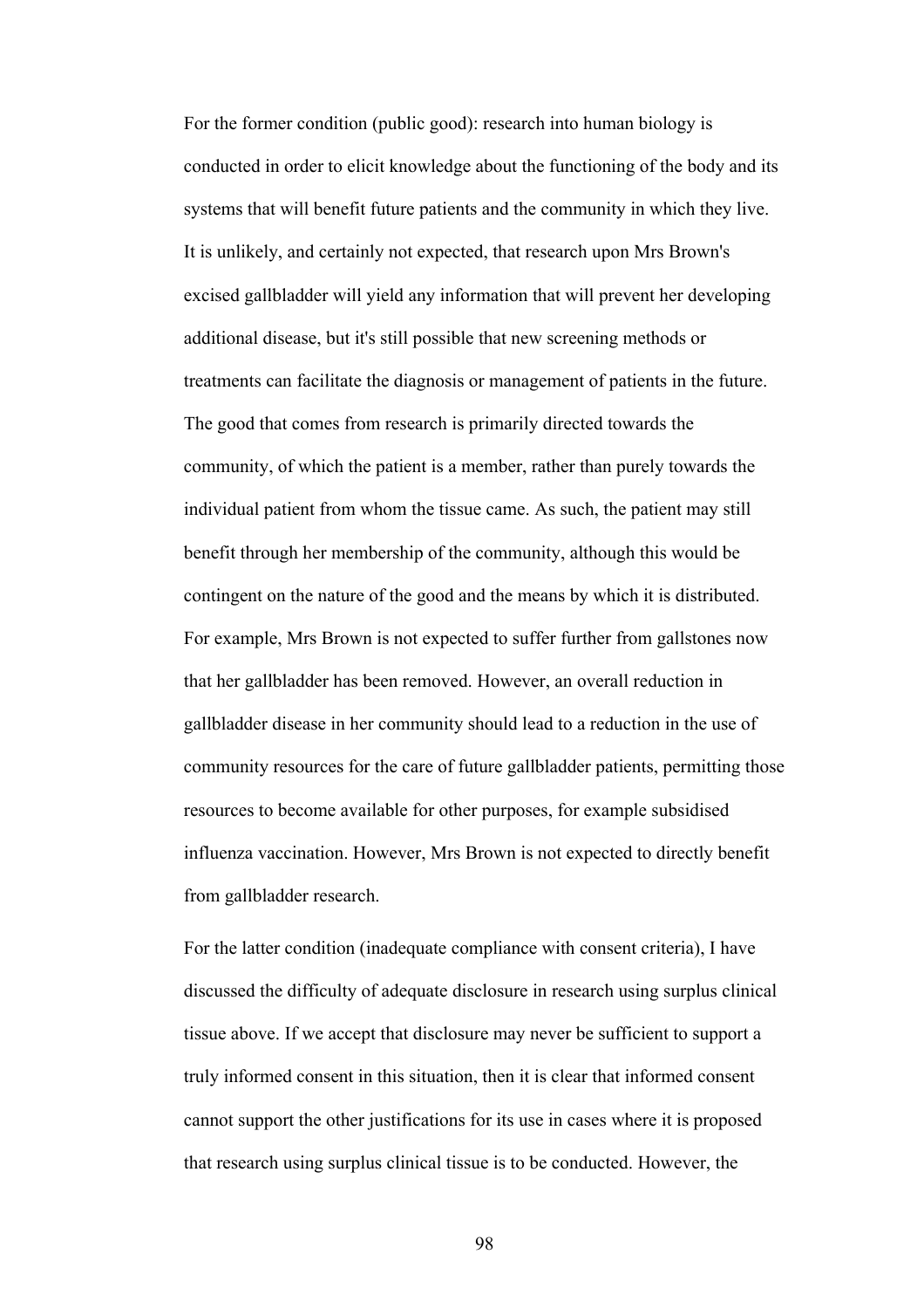For the former condition (public good): research into human biology is conducted in order to elicit knowledge about the functioning of the body and its systems that will benefit future patients and the community in which they live. It is unlikely, and certainly not expected, that research upon Mrs Brown's excised gallbladder will yield any information that will prevent her developing additional disease, but it's still possible that new screening methods or treatments can facilitate the diagnosis or management of patients in the future. The good that comes from research is primarily directed towards the community, of which the patient is a member, rather than purely towards the individual patient from whom the tissue came. As such, the patient may still benefit through her membership of the community, although this would be contingent on the nature of the good and the means by which it is distributed. For example, Mrs Brown is not expected to suffer further from gallstones now that her gallbladder has been removed. However, an overall reduction in gallbladder disease in her community should lead to a reduction in the use of community resources for the care of future gallbladder patients, permitting those resources to become available for other purposes, for example subsidised influenza vaccination. However, Mrs Brown is not expected to directly benefit from gallbladder research.

For the latter condition (inadequate compliance with consent criteria), I have discussed the difficulty of adequate disclosure in research using surplus clinical tissue above. If we accept that disclosure may never be sufficient to support a truly informed consent in this situation, then it is clear that informed consent cannot support the other justifications for its use in cases where it is proposed that research using surplus clinical tissue is to be conducted. However, the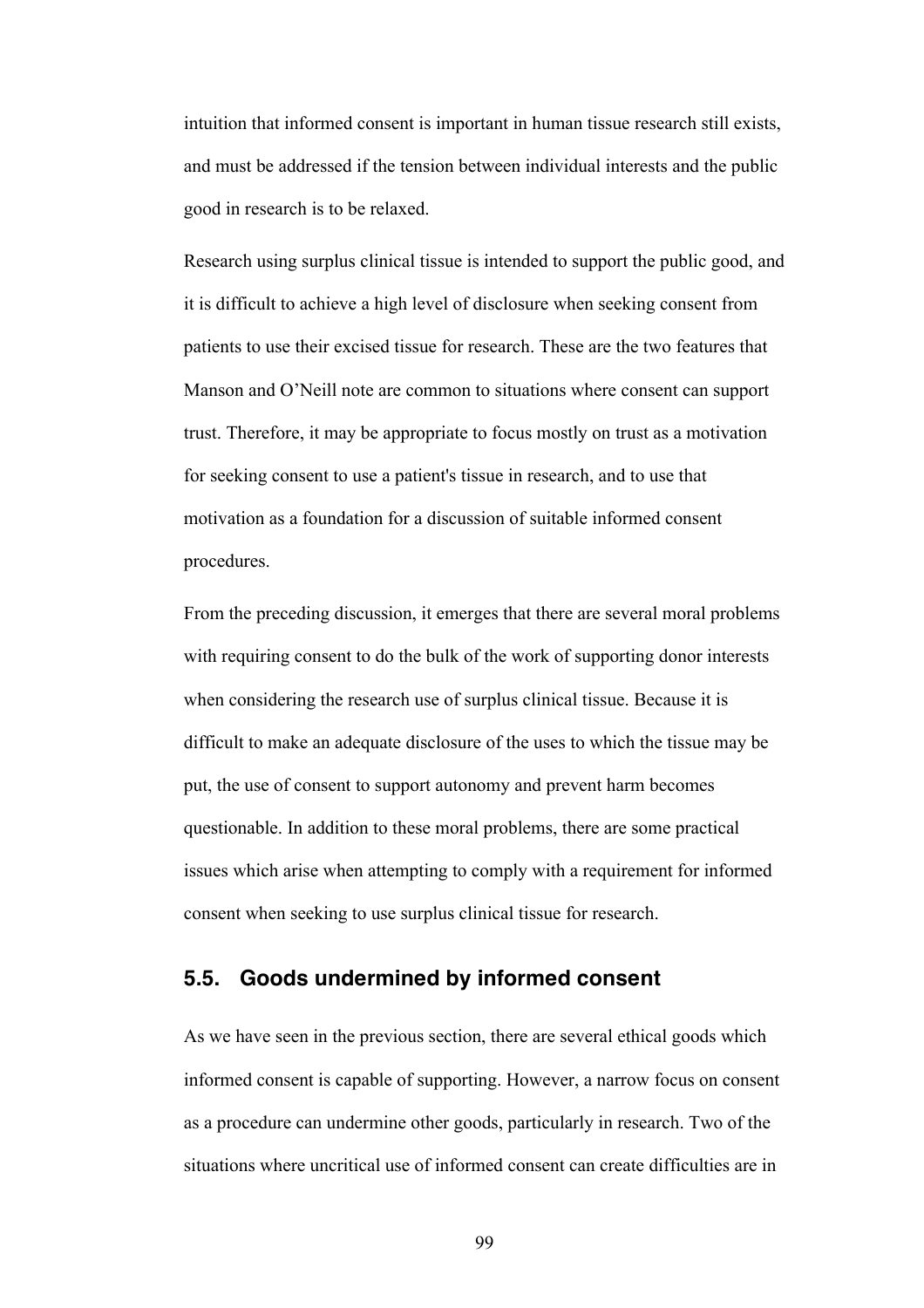intuition that informed consent is important in human tissue research still exists, and must be addressed if the tension between individual interests and the public good in research is to be relaxed.

Research using surplus clinical tissue is intended to support the public good, and it is difficult to achieve a high level of disclosure when seeking consent from patients to use their excised tissue for research. These are the two features that Manson and O'Neill note are common to situations where consent can support trust. Therefore, it may be appropriate to focus mostly on trust as a motivation for seeking consent to use a patient's tissue in research, and to use that motivation as a foundation for a discussion of suitable informed consent procedures.

From the preceding discussion, it emerges that there are several moral problems with requiring consent to do the bulk of the work of supporting donor interests when considering the research use of surplus clinical tissue. Because it is difficult to make an adequate disclosure of the uses to which the tissue may be put, the use of consent to support autonomy and prevent harm becomes questionable. In addition to these moral problems, there are some practical issues which arise when attempting to comply with a requirement for informed consent when seeking to use surplus clinical tissue for research.

## 5.5. Goods undermined by informed consent

As we have seen in the previous section, there are several ethical goods which informed consent is capable of supporting. However, a narrow focus on consent as a procedure can undermine other goods, particularly in research. Two of the situations where uncritical use of informed consent can create difficulties are in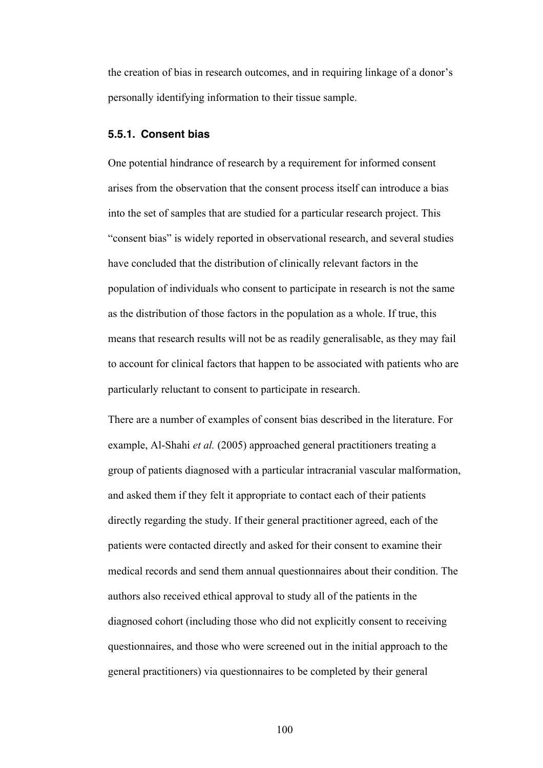the creation of bias in research outcomes, and in requiring linkage of a donor's personally identifying information to their tissue sample.

### 5.5.1. Consent bias

One potential hindrance of research by a requirement for informed consent arises from the observation that the consent process itself can introduce a bias into the set of samples that are studied for a particular research project. This "consent bias" is widely reported in observational research, and several studies have concluded that the distribution of clinically relevant factors in the population of individuals who consent to participate in research is not the same as the distribution of those factors in the population as a whole. If true, this means that research results will not be as readily generalisable, as they may fail to account for clinical factors that happen to be associated with patients who are particularly reluctant to consent to participate in research.

There are a number of examples of consent bias described in the literature. For example, Al-Shahi *et al.* (2005) approached general practitioners treating a group of patients diagnosed with a particular intracranial vascular malformation, and asked them if they felt it appropriate to contact each of their patients directly regarding the study. If their general practitioner agreed, each of the patients were contacted directly and asked for their consent to examine their medical records and send them annual questionnaires about their condition. The authors also received ethical approval to study all of the patients in the diagnosed cohort (including those who did not explicitly consent to receiving questionnaires, and those who were screened out in the initial approach to the general practitioners) via questionnaires to be completed by their general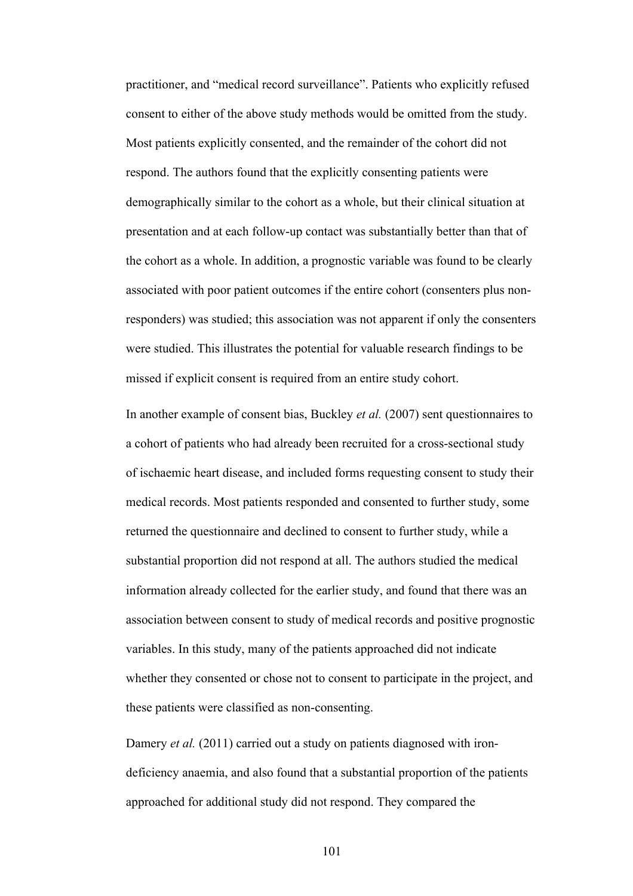practitioner, and "medical record surveillance". Patients who explicitly refused consent to either of the above study methods would be omitted from the study. Most patients explicitly consented, and the remainder of the cohort did not respond. The authors found that the explicitly consenting patients were demographically similar to the cohort as a whole, but their clinical situation at presentation and at each follow-up contact was substantially better than that of the cohort as a whole. In addition, a prognostic variable was found to be clearly associated with poor patient outcomes if the entire cohort (consenters plus non-responders) was studied; this association was not apparent if only the consenters were studied. This illustrates the potential for valuable research findings to be missed if explicit consent is required from an entire study cohort.

In another example of consent bias, Buckley *et al.* (2007) sent questionnaires to a cohort of patients who had already been recruited for a cross-sectional study of ischaemic heart disease, and included forms requesting consent to study their medical records. Most patients responded and consented to further study, some returned the questionnaire and declined to consent to further study, while a substantial proportion did not respond at all. The authors studied the medical information already collected for the earlier study, and found that there was an association between consent to study of medical records and positive prognostic variables. In this study, many of the patients approached did not indicate whether they consented or chose not to consent to participate in the project, and these patients were classified as non-consenting.

Damery *et al.* (2011) carried out a study on patients diagnosed with iron-deficiency anaemia, and also found that a substantial proportion of the patients approached for additional study did not respond. They compared the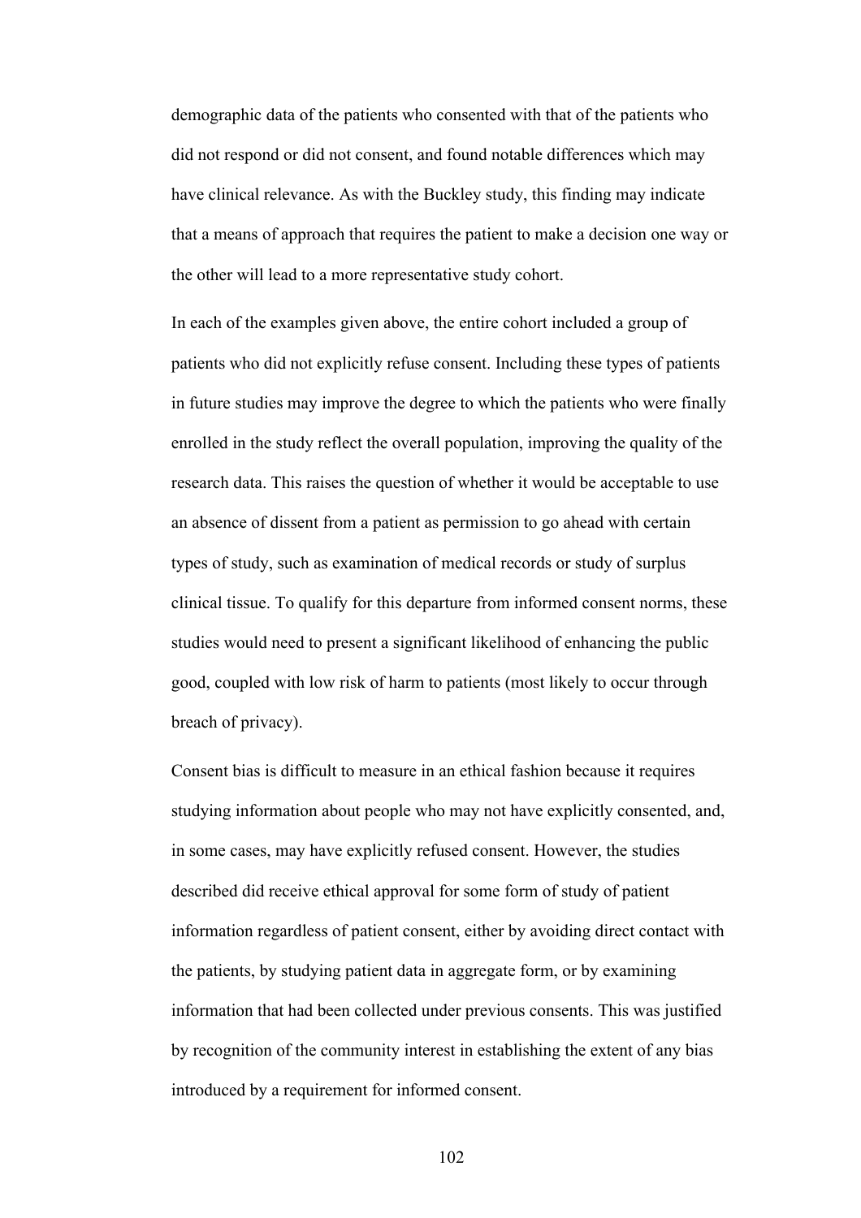demographic data of the patients who consented with that of the patients who did not respond or did not consent, and found notable differences which may have clinical relevance. As with the Buckley study, this finding may indicate that a means of approach that requires the patient to make a decision one way or the other will lead to a more representative study cohort.

In each of the examples given above, the entire cohort included a group of patients who did not explicitly refuse consent. Including these types of patients in future studies may improve the degree to which the patients who were finally enrolled in the study reflect the overall population, improving the quality of the research data. This raises the question of whether it would be acceptable to use an absence of dissent from a patient as permission to go ahead with certain types of study, such as examination of medical records or study of surplus clinical tissue. To qualify for this departure from informed consent norms, these studies would need to present a significant likelihood of enhancing the public good, coupled with low risk of harm to patients (most likely to occur through breach of privacy).

Consent bias is difficult to measure in an ethical fashion because it requires studying information about people who may not have explicitly consented, and, in some cases, may have explicitly refused consent. However, the studies described did receive ethical approval for some form of study of patient information regardless of patient consent, either by avoiding direct contact with the patients, by studying patient data in aggregate form, or by examining information that had been collected under previous consents. This was justified by recognition of the community interest in establishing the extent of any bias introduced by a requirement for informed consent.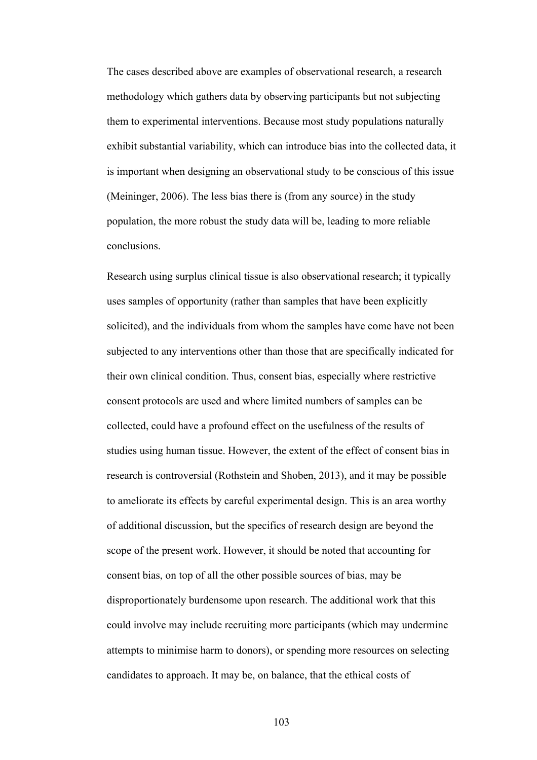The cases described above are examples of observational research, a research methodology which gathers data by observing participants but not subjecting them to experimental interventions. Because most study populations naturally exhibit substantial variability, which can introduce bias into the collected data, it is important when designing an observational study to be conscious of this issue (Meininger, 2006). The less bias there is (from any source) in the study population, the more robust the study data will be, leading to more reliable conclusions.

Research using surplus clinical tissue is also observational research; it typically uses samples of opportunity (rather than samples that have been explicitly solicited), and the individuals from whom the samples have come have not been subjected to any interventions other than those that are specifically indicated for their own clinical condition. Thus, consent bias, especially where restrictive consent protocols are used and where limited numbers of samples can be collected, could have a profound effect on the usefulness of the results of studies using human tissue. However, the extent of the effect of consent bias in research is controversial (Rothstein and Shoben, 2013), and it may be possible to ameliorate its effects by careful experimental design. This is an area worthy of additional discussion, but the specifics of research design are beyond the scope of the present work. However, it should be noted that accounting for consent bias, on top of all the other possible sources of bias, may be disproportionately burdensome upon research. The additional work that this could involve may include recruiting more participants (which may undermine attempts to minimise harm to donors), or spending more resources on selecting candidates to approach. It may be, on balance, that the ethical costs of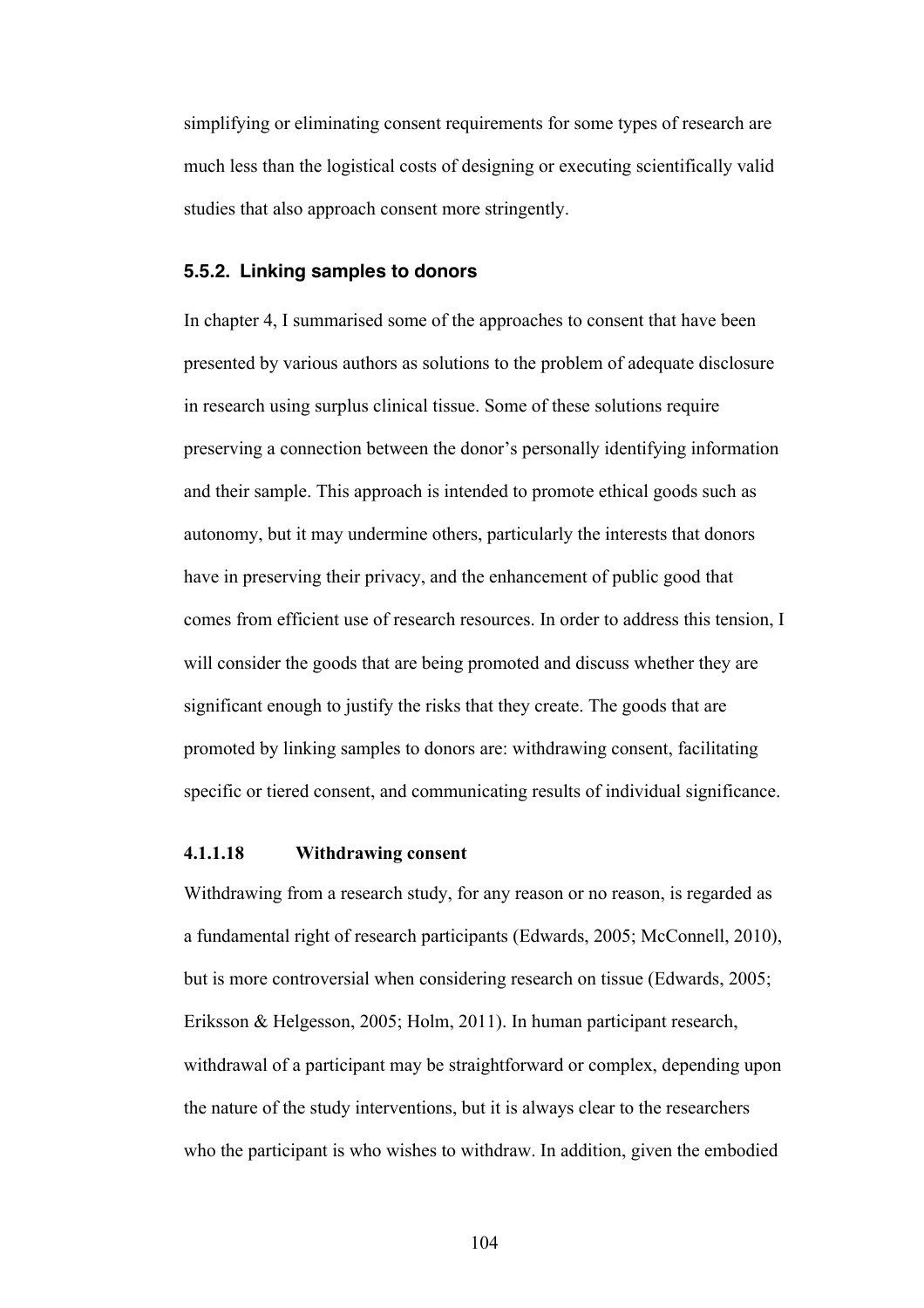simplifying or eliminating consent requirements for some types of research are much less than the logistical costs of designing or executing scientifically valid studies that also approach consent more stringently.

### 5.5.2. Linking samples to donors

In chapter 4, I summarised some of the approaches to consent that have been presented by various authors as solutions to the problem of adequate disclosure in research using surplus clinical tissue. Some of these solutions require preserving a connection between the donor's personally identifying information and their sample. This approach is intended to promote ethical goods such as autonomy, but it may undermine others, particularly the interests that donors have in preserving their privacy, and the enhancement of public good that comes from efficient use of research resources. In order to address this tension, I will consider the goods that are being promoted and discuss whether they are significant enough to justify the risks that they create. The goods that are promoted by linking samples to donors are: withdrawing consent, facilitating specific or tiered consent, and communicating results of individual significance.

#### 4.1.1.18 Withdrawing consent

Withdrawing from a research study, for any reason or no reason, is regarded as a fundamental right of research participants (Edwards, 2005; McConnell, 2010), but is more controversial when considering research on tissue (Edwards, 2005; Eriksson & Helgesson, 2005; Holm, 2011). In human participant research, withdrawal of a participant may be straightforward or complex, depending upon the nature of the study interventions, but it is always clear to the researchers who the participant is who wishes to withdraw. In addition, given the embodied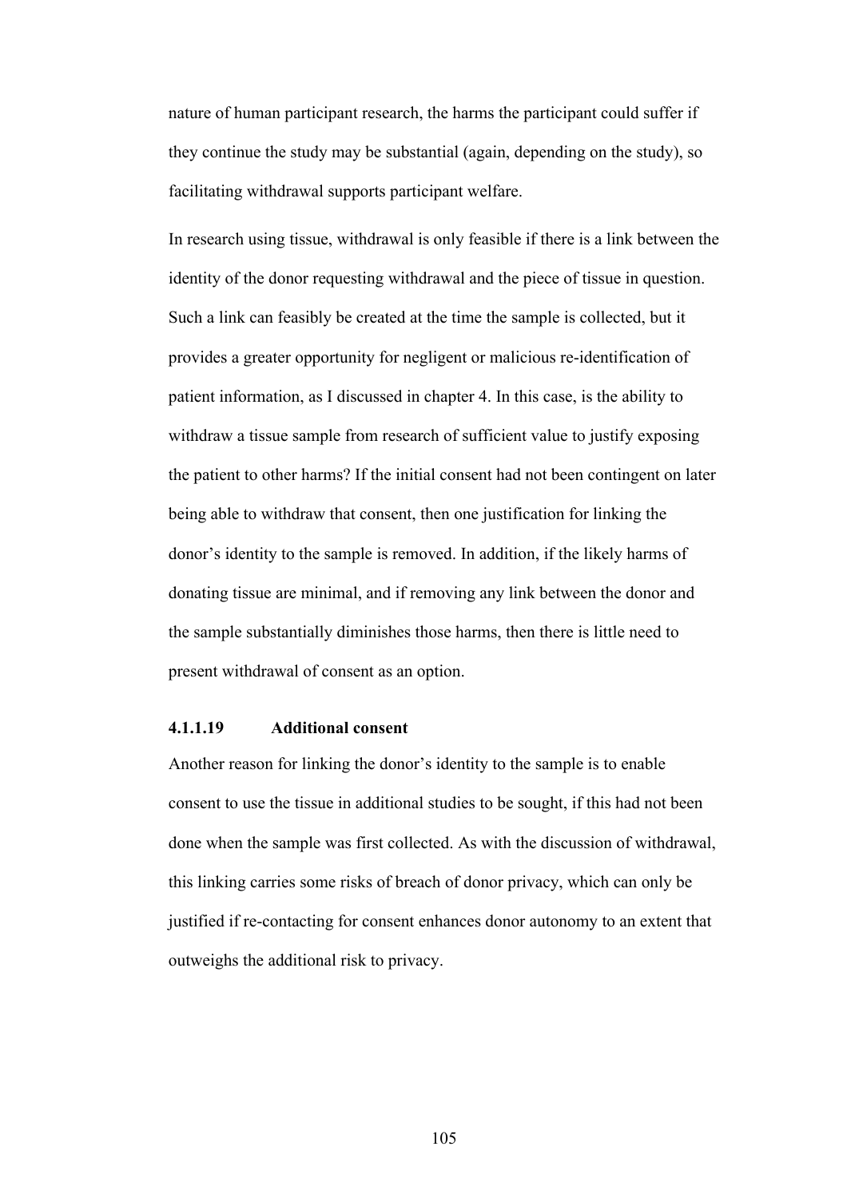nature of human participant research, the harms the participant could suffer if they continue the study may be substantial (again, depending on the study), so facilitating withdrawal supports participant welfare.

In research using tissue, withdrawal is only feasible if there is a link between the identity of the donor requesting withdrawal and the piece of tissue in question. Such a link can feasibly be created at the time the sample is collected, but it provides a greater opportunity for negligent or malicious re-identification of patient information, as I discussed in chapter 4. In this case, is the ability to withdraw a tissue sample from research of sufficient value to justify exposing the patient to other harms? If the initial consent had not been contingent on later being able to withdraw that consent, then one justification for linking the donor's identity to the sample is removed. In addition, if the likely harms of donating tissue are minimal, and if removing any link between the donor and the sample substantially diminishes those harms, then there is little need to present withdrawal of consent as an option.

#### 4.1.1.19 Additional consent

Another reason for linking the donor's identity to the sample is to enable consent to use the tissue in additional studies to be sought, if this had not been done when the sample was first collected. As with the discussion of withdrawal, this linking carries some risks of breach of donor privacy, which can only be justified if re-contacting for consent enhances donor autonomy to an extent that outweighs the additional risk to privacy.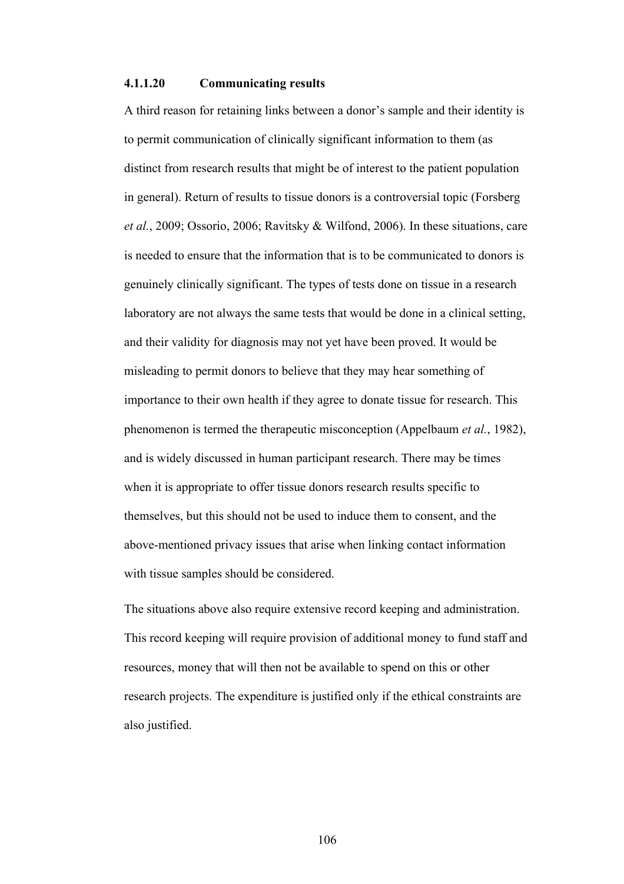#### 4.1.1.20 Communicating results

A third reason for retaining links between a donor's sample and their identity is to permit communication of clinically significant information to them (as distinct from research results that might be of interest to the patient population in general). Return of results to tissue donors is a controversial topic (Forsberg *et al.*, 2009; Ossorio, 2006; Ravitsky & Wilfond, 2006). In these situations, care is needed to ensure that the information that is to be communicated to donors is genuinely clinically significant. The types of tests done on tissue in a research laboratory are not always the same tests that would be done in a clinical setting, and their validity for diagnosis may not yet have been proved. It would be misleading to permit donors to believe that they may hear something of importance to their own health if they agree to donate tissue for research. This phenomenon is termed the therapeutic misconception (Appelbaum *et al.*, 1982), and is widely discussed in human participant research. There may be times when it is appropriate to offer tissue donors research results specific to themselves, but this should not be used to induce them to consent, and the above-mentioned privacy issues that arise when linking contact information with tissue samples should be considered.

The situations above also require extensive record keeping and administration. This record keeping will require provision of additional money to fund staff and resources, money that will then not be available to spend on this or other research projects. The expenditure is justified only if the ethical constraints are also justified.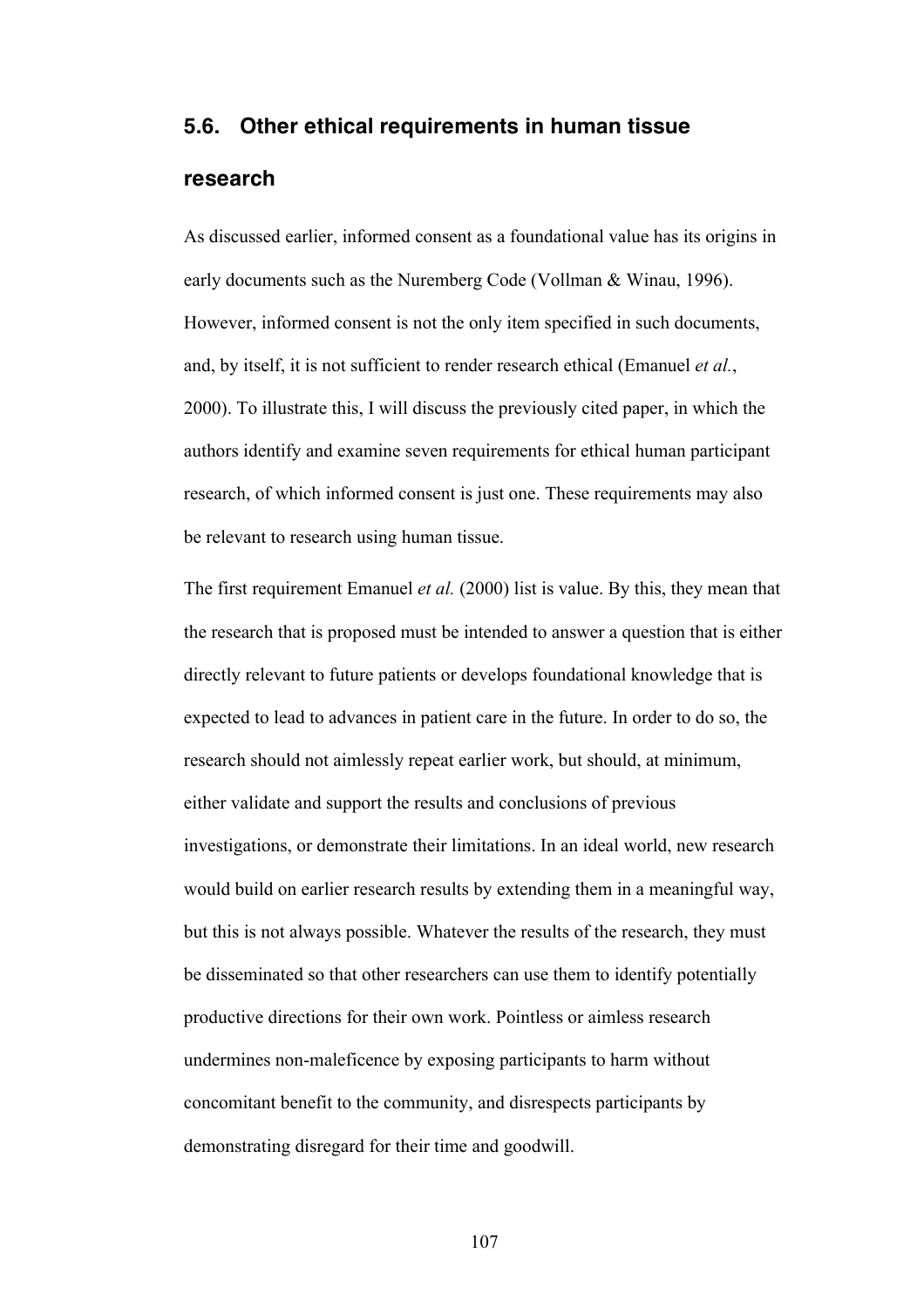## 5.6. Other ethical requirements in human tissue research

As discussed earlier, informed consent as a foundational value has its origins in early documents such as the Nuremberg Code (Vollman & Winau, 1996). However, informed consent is not the only item specified in such documents, and, by itself, it is not sufficient to render research ethical (Emanuel *et al.*, 2000). To illustrate this, I will discuss the previously cited paper, in which the authors identify and examine seven requirements for ethical human participant research, of which informed consent is just one. These requirements may also be relevant to research using human tissue.

The first requirement Emanuel *et al.* (2000) list is value. By this, they mean that the research that is proposed must be intended to answer a question that is either directly relevant to future patients or develops foundational knowledge that is expected to lead to advances in patient care in the future. In order to do so, the research should not aimlessly repeat earlier work, but should, at minimum, either validate and support the results and conclusions of previous investigations, or demonstrate their limitations. In an ideal world, new research would build on earlier research results by extending them in a meaningful way, but this is not always possible. Whatever the results of the research, they must be disseminated so that other researchers can use them to identify potentially productive directions for their own work. Pointless or aimless research undermines non-maleficence by exposing participants to harm without concomitant benefit to the community, and disrespects participants by demonstrating disregard for their time and goodwill.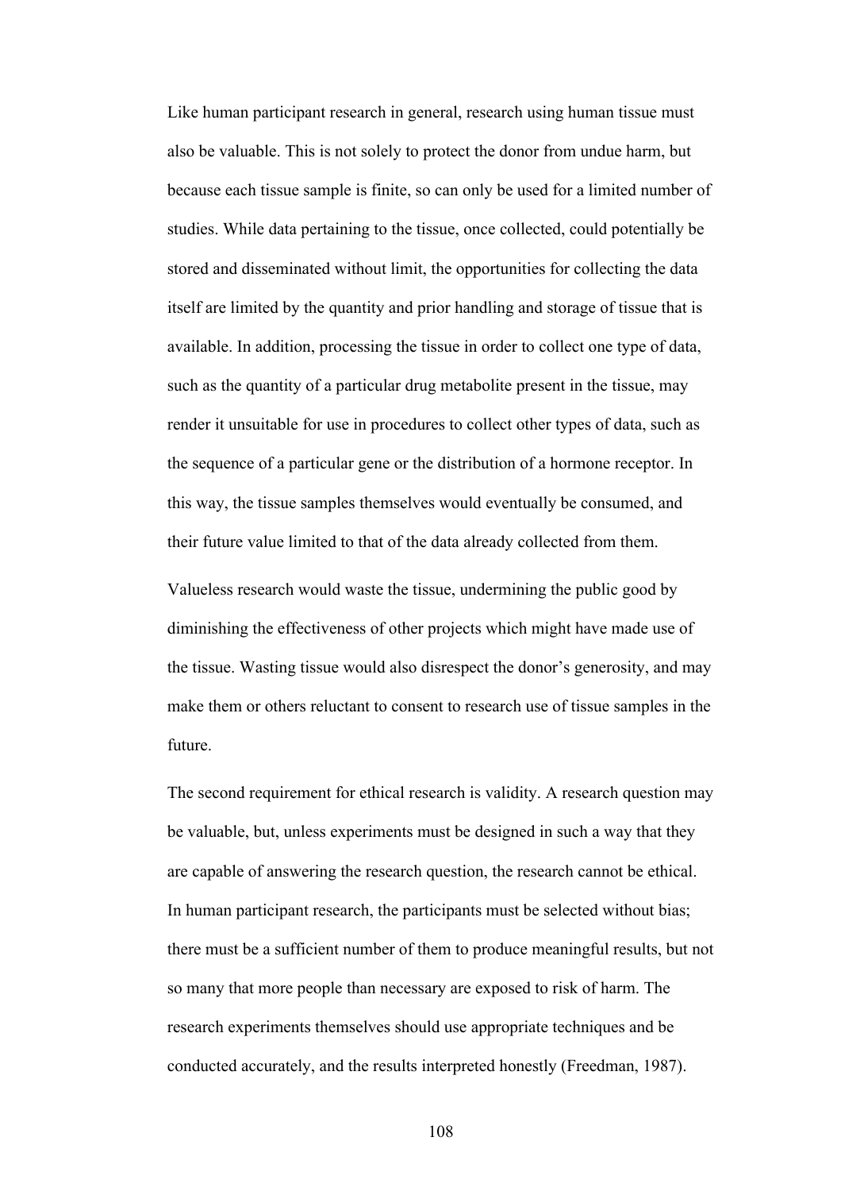Like human participant research in general, research using human tissue must also be valuable. This is not solely to protect the donor from undue harm, but because each tissue sample is finite, so can only be used for a limited number of studies. While data pertaining to the tissue, once collected, could potentially be stored and disseminated without limit, the opportunities for collecting the data itself are limited by the quantity and prior handling and storage of tissue that is available. In addition, processing the tissue in order to collect one type of data, such as the quantity of a particular drug metabolite present in the tissue, may render it unsuitable for use in procedures to collect other types of data, such as the sequence of a particular gene or the distribution of a hormone receptor. In this way, the tissue samples themselves would eventually be consumed, and their future value limited to that of the data already collected from them.

Valueless research would waste the tissue, undermining the public good by diminishing the effectiveness of other projects which might have made use of the tissue. Wasting tissue would also disrespect the donor's generosity, and may make them or others reluctant to consent to research use of tissue samples in the future.

The second requirement for ethical research is validity. A research question may be valuable, but, unless experiments must be designed in such a way that they are capable of answering the research question, the research cannot be ethical. In human participant research, the participants must be selected without bias; there must be a sufficient number of them to produce meaningful results, but not so many that more people than necessary are exposed to risk of harm. The research experiments themselves should use appropriate techniques and be conducted accurately, and the results interpreted honestly (Freedman, 1987).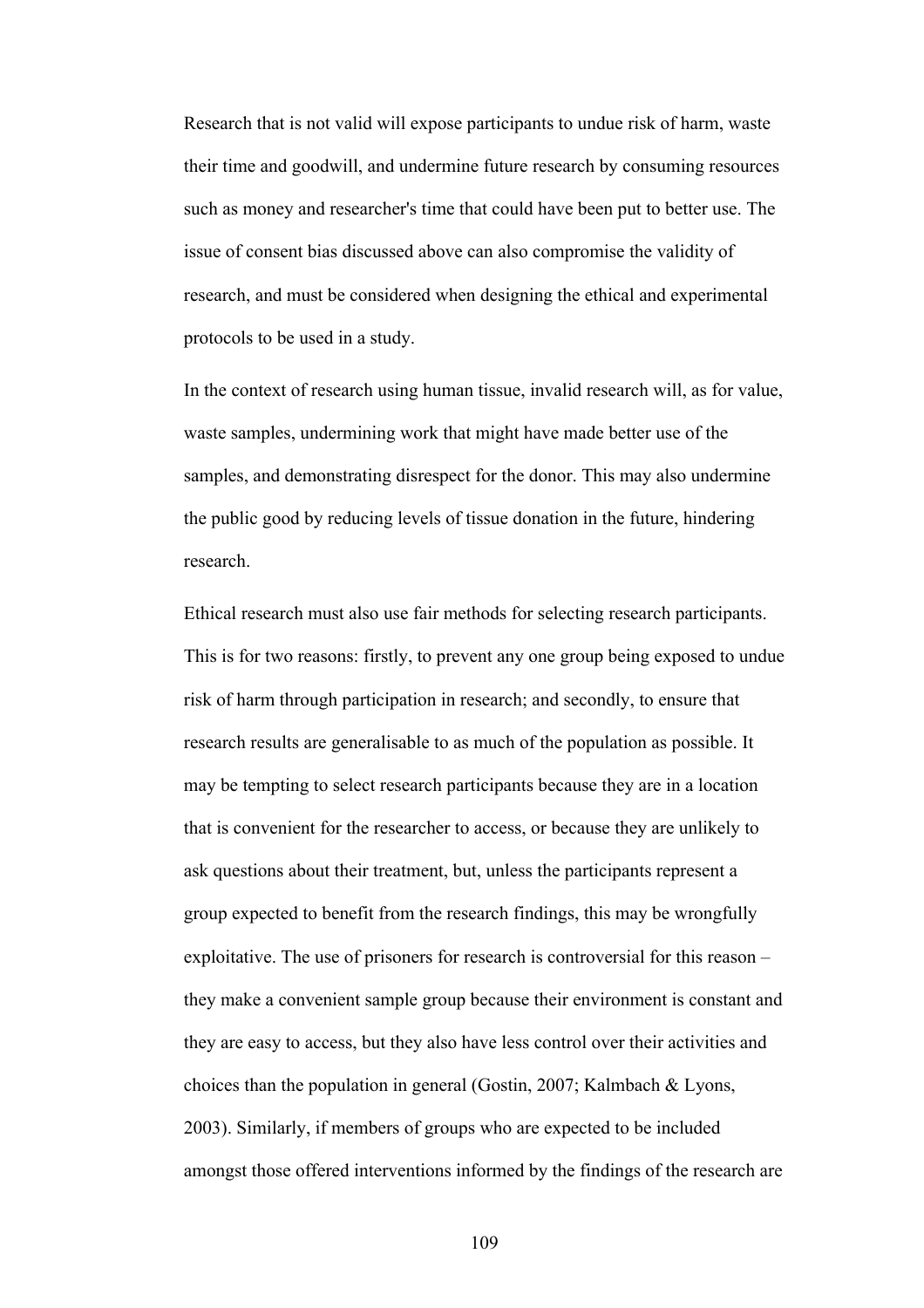Research that is not valid will expose participants to undue risk of harm, waste their time and goodwill, and undermine future research by consuming resources such as money and researcher's time that could have been put to better use. The issue of consent bias discussed above can also compromise the validity of research, and must be considered when designing the ethical and experimental protocols to be used in a study.

In the context of research using human tissue, invalid research will, as for value, waste samples, undermining work that might have made better use of the samples, and demonstrating disrespect for the donor. This may also undermine the public good by reducing levels of tissue donation in the future, hindering research.

Ethical research must also use fair methods for selecting research participants. This is for two reasons: firstly, to prevent any one group being exposed to undue risk of harm through participation in research; and secondly, to ensure that research results are generalisable to as much of the population as possible. It may be tempting to select research participants because they are in a location that is convenient for the researcher to access, or because they are unlikely to ask questions about their treatment, but, unless the participants represent a group expected to benefit from the research findings, this may be wrongfully exploitative. The use of prisoners for research is controversial for this reason – they make a convenient sample group because their environment is constant and they are easy to access, but they also have less control over their activities and choices than the population in general (Gostin, 2007; Kalmbach & Lyons, 2003). Similarly, if members of groups who are expected to be included amongst those offered interventions informed by the findings of the research are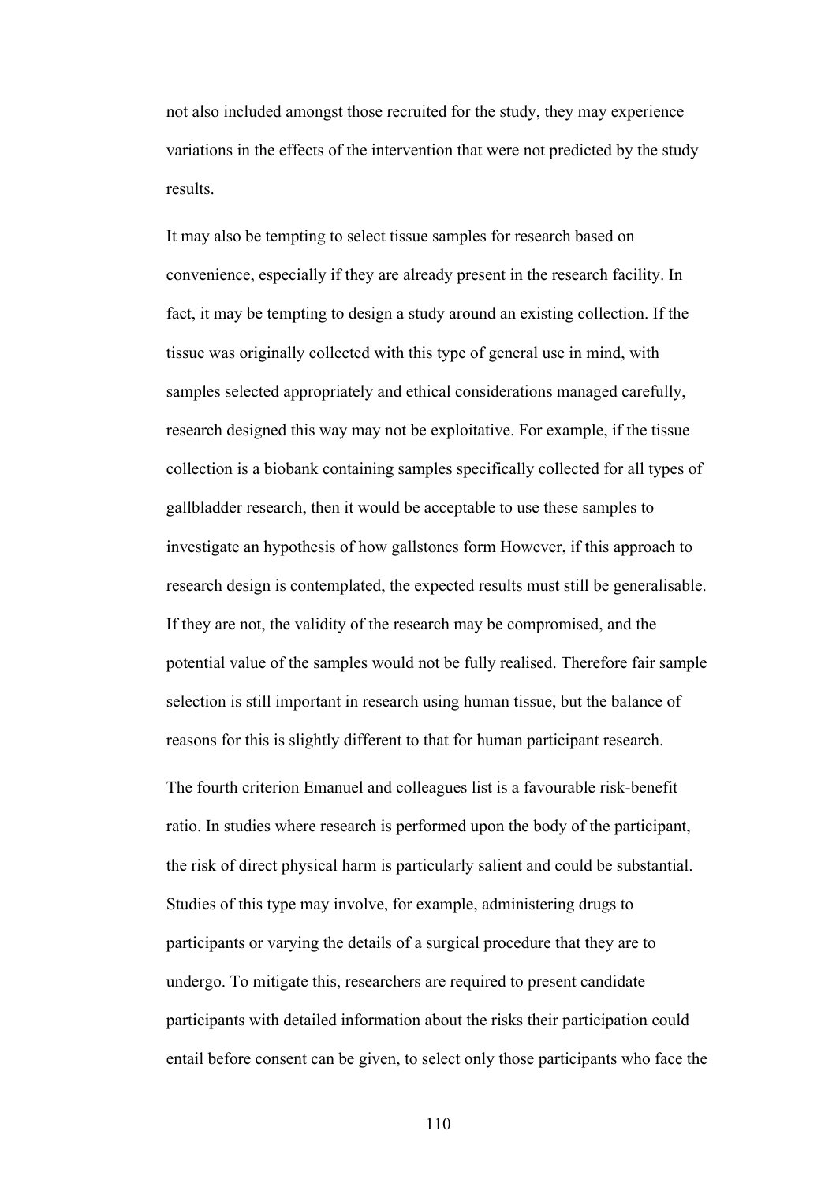not also included amongst those recruited for the study, they may experience variations in the effects of the intervention that were not predicted by the study results.

It may also be tempting to select tissue samples for research based on convenience, especially if they are already present in the research facility. In fact, it may be tempting to design a study around an existing collection. If the tissue was originally collected with this type of general use in mind, with samples selected appropriately and ethical considerations managed carefully, research designed this way may not be exploitative. For example, if the tissue collection is a biobank containing samples specifically collected for all types of gallbladder research, then it would be acceptable to use these samples to investigate an hypothesis of how gallstones form However, if this approach to research design is contemplated, the expected results must still be generalisable. If they are not, the validity of the research may be compromised, and the potential value of the samples would not be fully realised. Therefore fair sample selection is still important in research using human tissue, but the balance of reasons for this is slightly different to that for human participant research.

The fourth criterion Emanuel and colleagues list is a favourable risk-benefit ratio. In studies where research is performed upon the body of the participant, the risk of direct physical harm is particularly salient and could be substantial. Studies of this type may involve, for example, administering drugs to participants or varying the details of a surgical procedure that they are to undergo. To mitigate this, researchers are required to present candidate participants with detailed information about the risks their participation could entail before consent can be given, to select only those participants who face the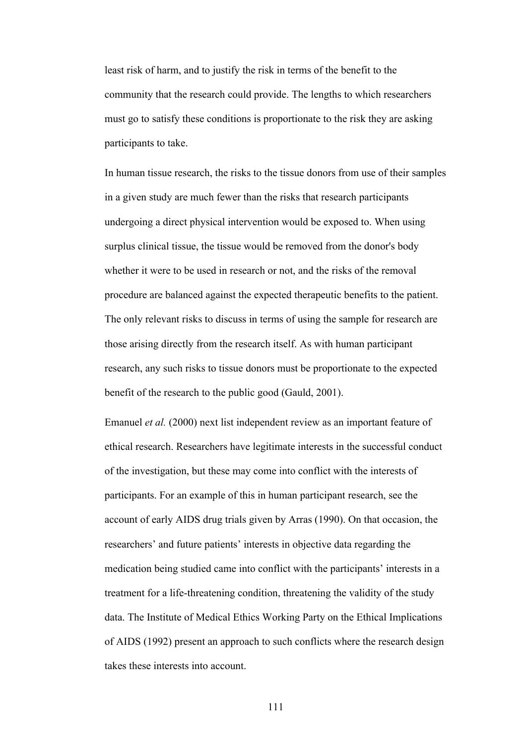least risk of harm, and to justify the risk in terms of the benefit to the community that the research could provide. The lengths to which researchers must go to satisfy these conditions is proportionate to the risk they are asking participants to take.

In human tissue research, the risks to the tissue donors from use of their samples in a given study are much fewer than the risks that research participants undergoing a direct physical intervention would be exposed to. When using surplus clinical tissue, the tissue would be removed from the donor's body whether it were to be used in research or not, and the risks of the removal procedure are balanced against the expected therapeutic benefits to the patient. The only relevant risks to discuss in terms of using the sample for research are those arising directly from the research itself. As with human participant research, any such risks to tissue donors must be proportionate to the expected benefit of the research to the public good (Gauld, 2001).

Emanuel *et al.* (2000) next list independent review as an important feature of ethical research. Researchers have legitimate interests in the successful conduct of the investigation, but these may come into conflict with the interests of participants. For an example of this in human participant research, see the account of early AIDS drug trials given by Arras (1990). On that occasion, the researchers' and future patients' interests in objective data regarding the medication being studied came into conflict with the participants' interests in a treatment for a life-threatening condition, threatening the validity of the study data. The Institute of Medical Ethics Working Party on the Ethical Implications of AIDS (1992) present an approach to such conflicts where the research design takes these interests into account.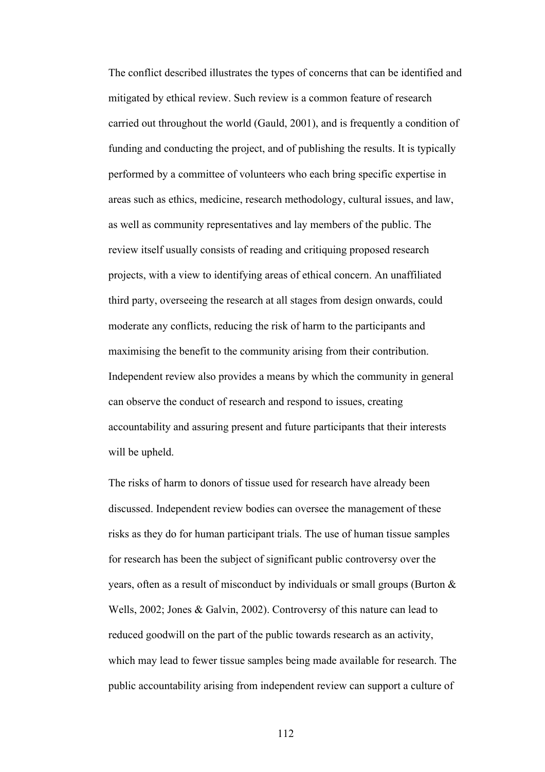The conflict described illustrates the types of concerns that can be identified and mitigated by ethical review. Such review is a common feature of research carried out throughout the world (Gauld, 2001), and is frequently a condition of funding and conducting the project, and of publishing the results. It is typically performed by a committee of volunteers who each bring specific expertise in areas such as ethics, medicine, research methodology, cultural issues, and law, as well as community representatives and lay members of the public. The review itself usually consists of reading and critiquing proposed research projects, with a view to identifying areas of ethical concern. An unaffiliated third party, overseeing the research at all stages from design onwards, could moderate any conflicts, reducing the risk of harm to the participants and maximising the benefit to the community arising from their contribution. Independent review also provides a means by which the community in general can observe the conduct of research and respond to issues, creating accountability and assuring present and future participants that their interests will be upheld.

The risks of harm to donors of tissue used for research have already been discussed. Independent review bodies can oversee the management of these risks as they do for human participant trials. The use of human tissue samples for research has been the subject of significant public controversy over the years, often as a result of misconduct by individuals or small groups (Burton & Wells, 2002; Jones & Galvin, 2002). Controversy of this nature can lead to reduced goodwill on the part of the public towards research as an activity, which may lead to fewer tissue samples being made available for research. The public accountability arising from independent review can support a culture of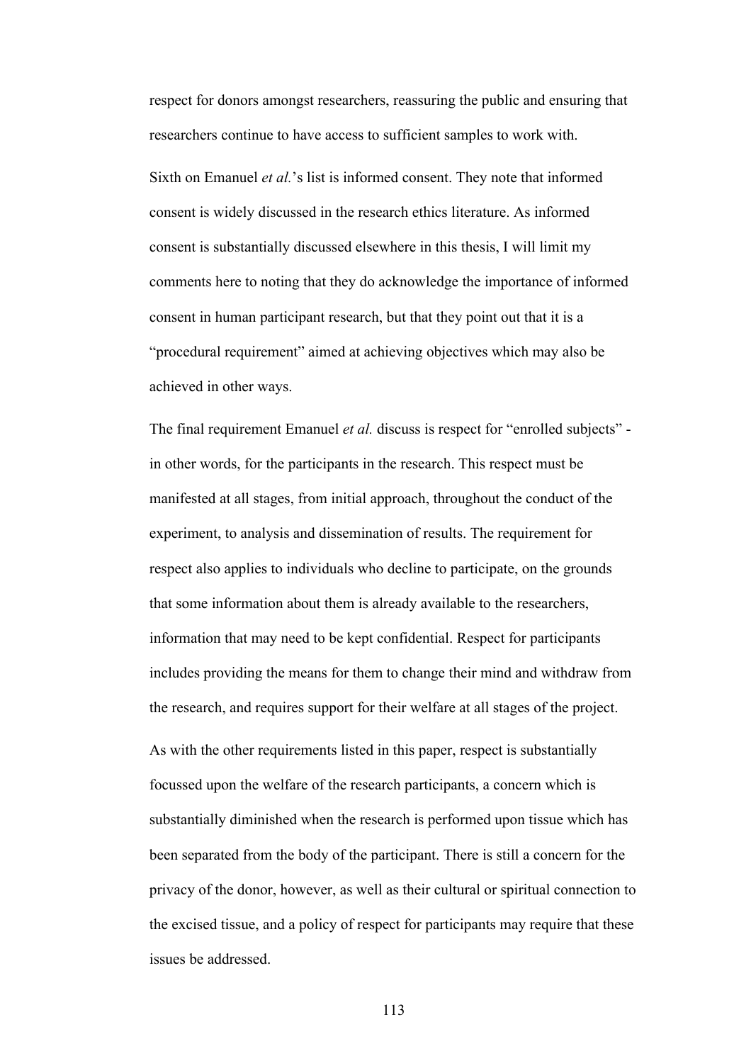respect for donors amongst researchers, reassuring the public and ensuring that researchers continue to have access to sufficient samples to work with.

Sixth on Emanuel *et al.*'s list is informed consent. They note that informed consent is widely discussed in the research ethics literature. As informed consent is substantially discussed elsewhere in this thesis, I will limit my comments here to noting that they do acknowledge the importance of informed consent in human participant research, but that they point out that it is a "procedural requirement" aimed at achieving objectives which may also be achieved in other ways.

The final requirement Emanuel *et al.* discuss is respect for "enrolled subjects" - in other words, for the participants in the research. This respect must be manifested at all stages, from initial approach, throughout the conduct of the experiment, to analysis and dissemination of results. The requirement for respect also applies to individuals who decline to participate, on the grounds that some information about them is already available to the researchers, information that may need to be kept confidential. Respect for participants includes providing the means for them to change their mind and withdraw from the research, and requires support for their welfare at all stages of the project.

As with the other requirements listed in this paper, respect is substantially focussed upon the welfare of the research participants, a concern which is substantially diminished when the research is performed upon tissue which has been separated from the body of the participant. There is still a concern for the privacy of the donor, however, as well as their cultural or spiritual connection to the excised tissue, and a policy of respect for participants may require that these issues be addressed.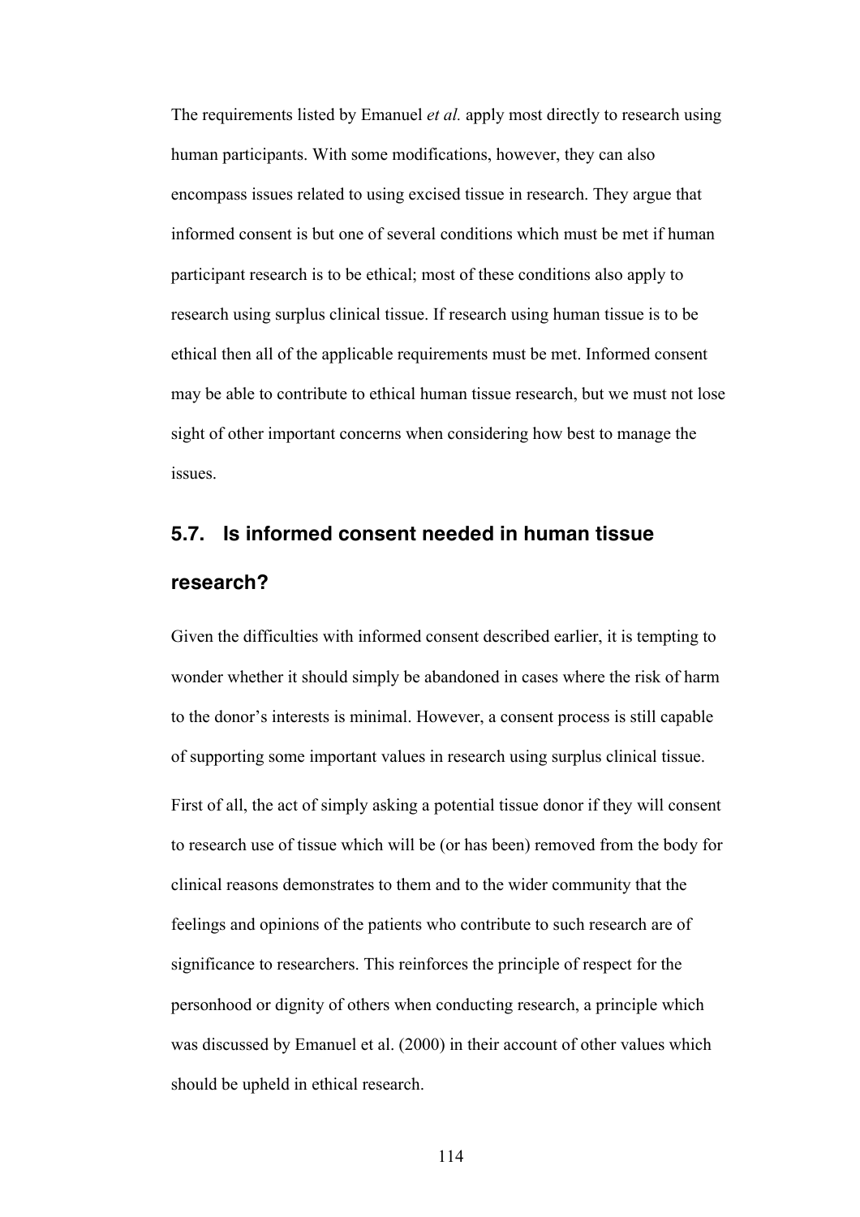The requirements listed by Emanuel *et al.* apply most directly to research using human participants. With some modifications, however, they can also encompass issues related to using excised tissue in research. They argue that informed consent is but one of several conditions which must be met if human participant research is to be ethical; most of these conditions also apply to research using surplus clinical tissue. If research using human tissue is to be ethical then all of the applicable requirements must be met. Informed consent may be able to contribute to ethical human tissue research, but we must not lose sight of other important concerns when considering how best to manage the issues.

## 5.7. Is informed consent needed in human tissue research?

Given the difficulties with informed consent described earlier, it is tempting to wonder whether it should simply be abandoned in cases where the risk of harm to the donor's interests is minimal. However, a consent process is still capable of supporting some important values in research using surplus clinical tissue.

First of all, the act of simply asking a potential tissue donor if they will consent to research use of tissue which will be (or has been) removed from the body for clinical reasons demonstrates to them and to the wider community that the feelings and opinions of the patients who contribute to such research are of significance to researchers. This reinforces the principle of respect for the personhood or dignity of others when conducting research, a principle which was discussed by Emanuel et al. (2000) in their account of other values which should be upheld in ethical research.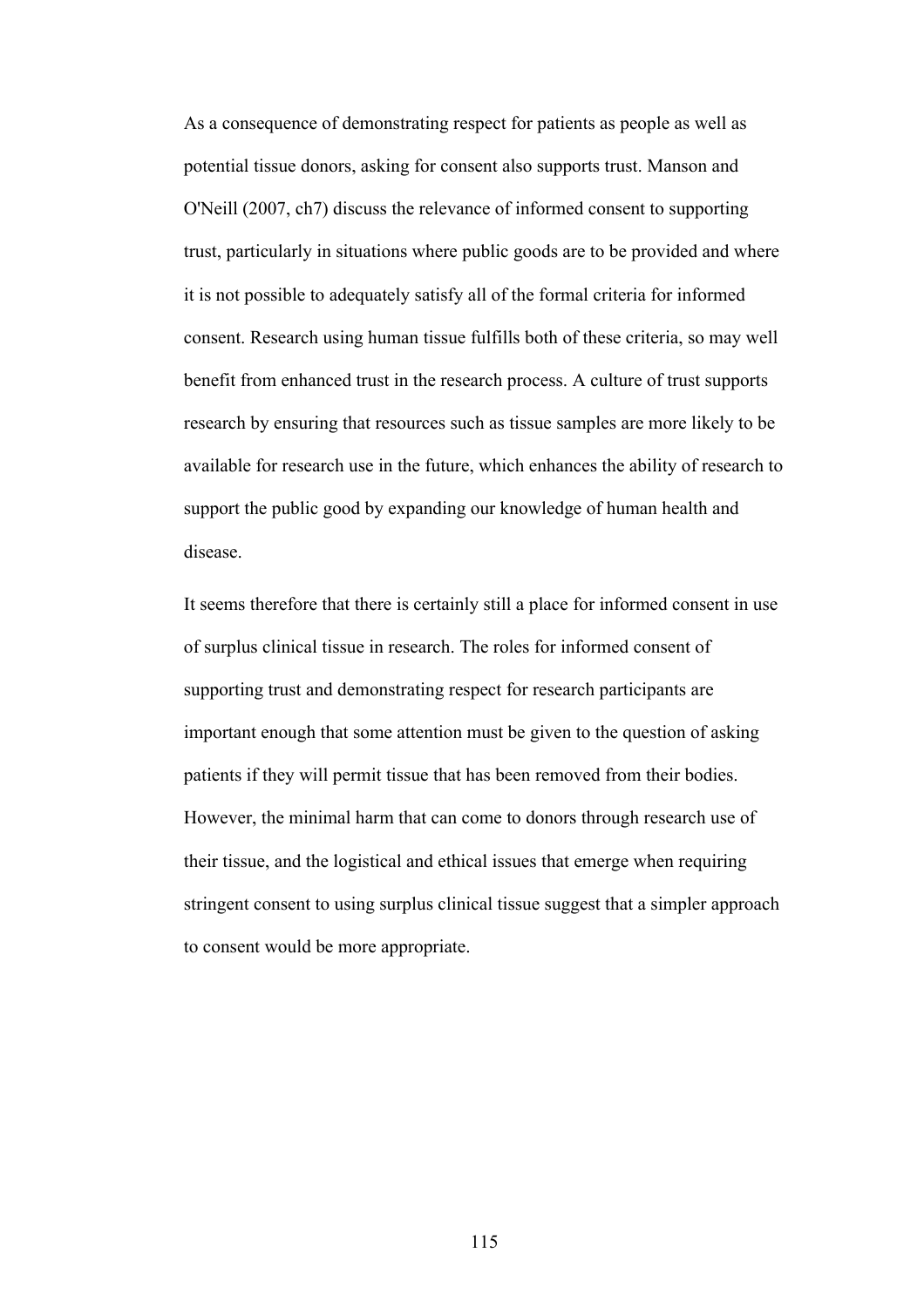As a consequence of demonstrating respect for patients as people as well as potential tissue donors, asking for consent also supports trust. Manson and O'Neill (2007, ch7) discuss the relevance of informed consent to supporting trust, particularly in situations where public goods are to be provided and where it is not possible to adequately satisfy all of the formal criteria for informed consent. Research using human tissue fulfills both of these criteria, so may well benefit from enhanced trust in the research process. A culture of trust supports research by ensuring that resources such as tissue samples are more likely to be available for research use in the future, which enhances the ability of research to support the public good by expanding our knowledge of human health and disease.

It seems therefore that there is certainly still a place for informed consent in use of surplus clinical tissue in research. The roles for informed consent of supporting trust and demonstrating respect for research participants are important enough that some attention must be given to the question of asking patients if they will permit tissue that has been removed from their bodies. However, the minimal harm that can come to donors through research use of their tissue, and the logistical and ethical issues that emerge when requiring stringent consent to using surplus clinical tissue suggest that a simpler approach to consent would be more appropriate.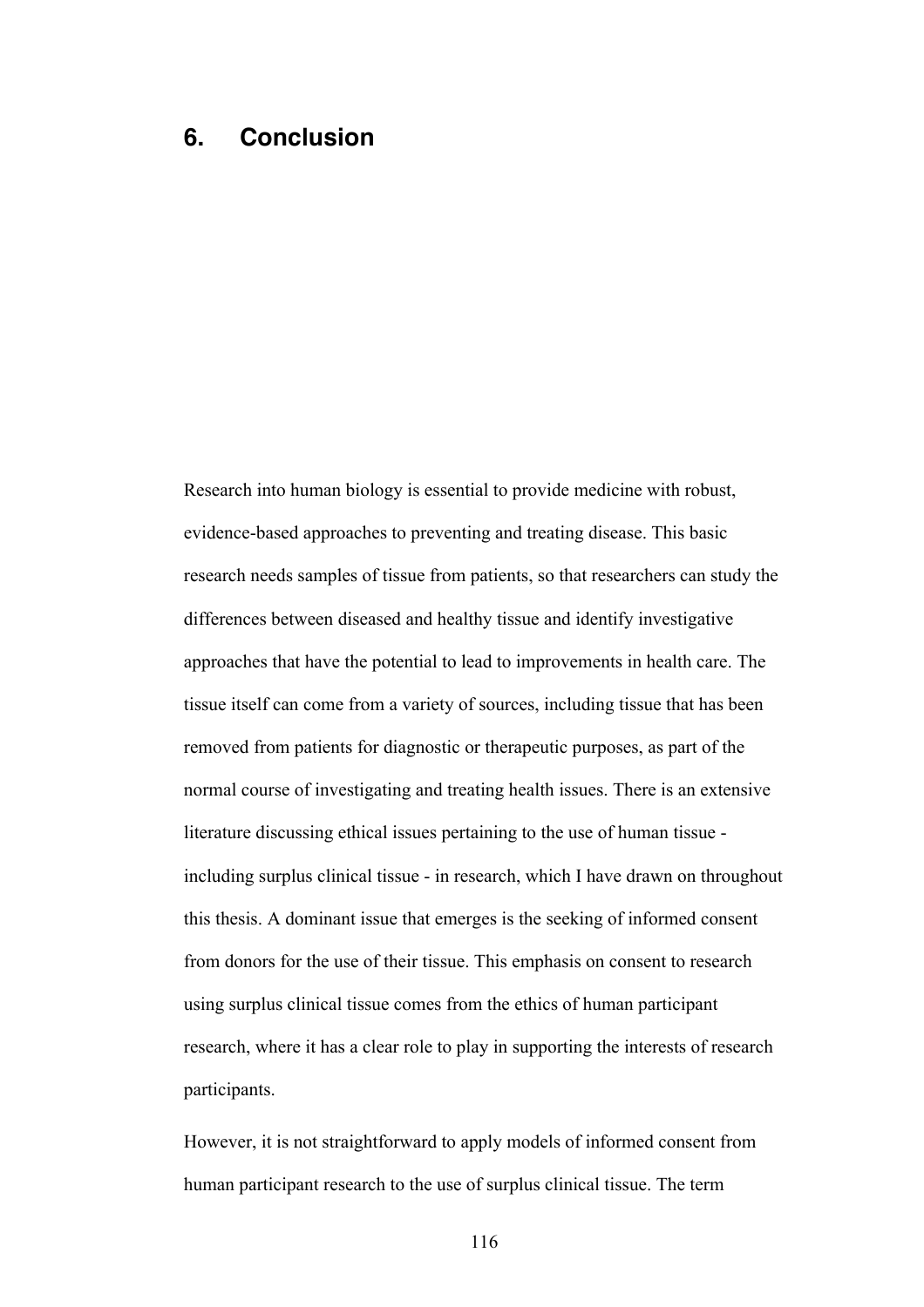# 6. Conclusion

Research into human biology is essential to provide medicine with robust, evidence-based approaches to preventing and treating disease. This basic research needs samples of tissue from patients, so that researchers can study the differences between diseased and healthy tissue and identify investigative approaches that have the potential to lead to improvements in health care. The tissue itself can come from a variety of sources, including tissue that has been removed from patients for diagnostic or therapeutic purposes, as part of the normal course of investigating and treating health issues. There is an extensive literature discussing ethical issues pertaining to the use of human tissue - including surplus clinical tissue - in research, which I have drawn on throughout this thesis. A dominant issue that emerges is the seeking of informed consent from donors for the use of their tissue. This emphasis on consent to research using surplus clinical tissue comes from the ethics of human participant research, where it has a clear role to play in supporting the interests of research participants.

However, it is not straightforward to apply models of informed consent from human participant research to the use of surplus clinical tissue. The term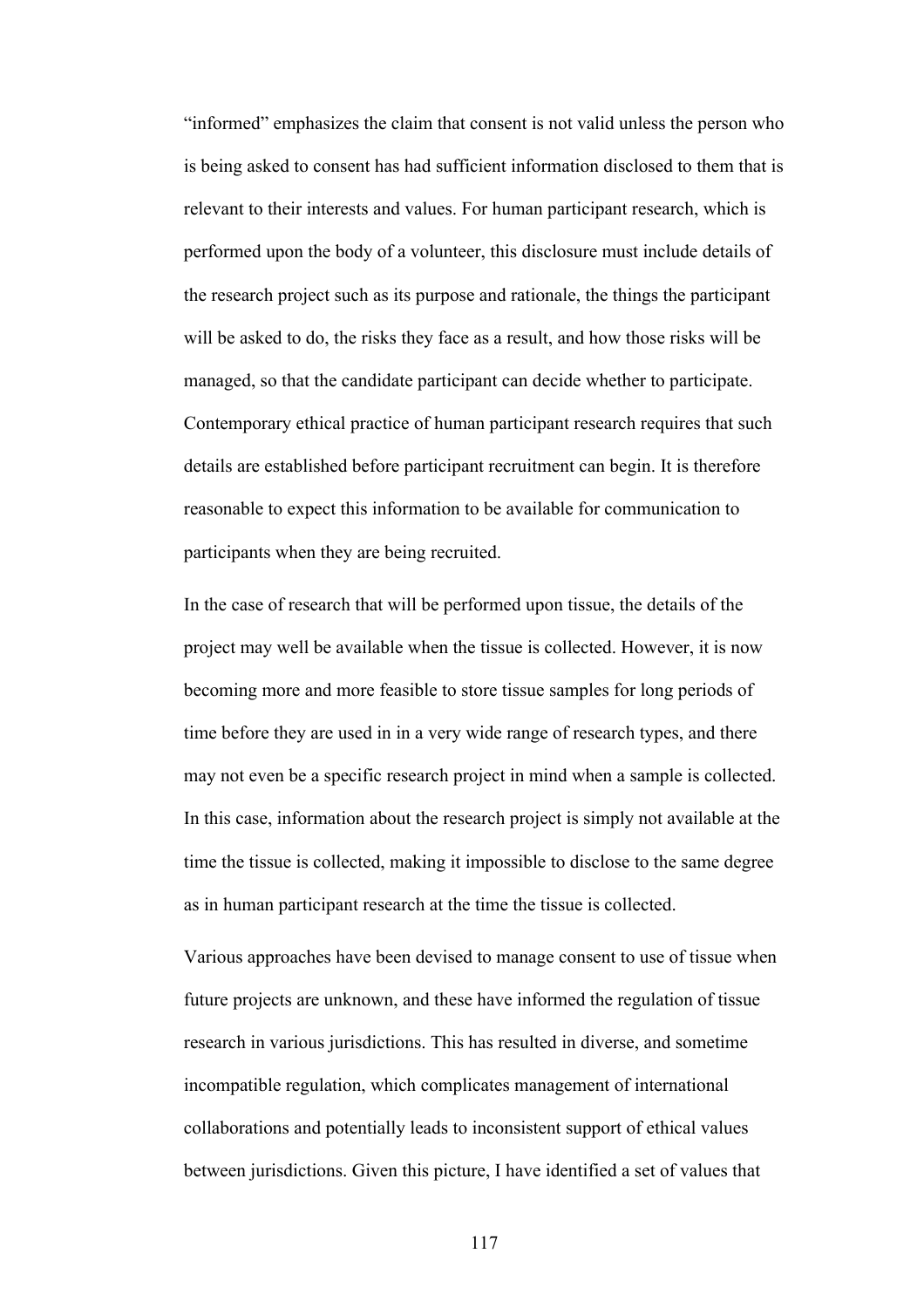"informed" emphasizes the claim that consent is not valid unless the person who is being asked to consent has had sufficient information disclosed to them that is relevant to their interests and values. For human participant research, which is performed upon the body of a volunteer, this disclosure must include details of the research project such as its purpose and rationale, the things the participant will be asked to do, the risks they face as a result, and how those risks will be managed, so that the candidate participant can decide whether to participate. Contemporary ethical practice of human participant research requires that such details are established before participant recruitment can begin. It is therefore reasonable to expect this information to be available for communication to participants when they are being recruited.

In the case of research that will be performed upon tissue, the details of the project may well be available when the tissue is collected. However, it is now becoming more and more feasible to store tissue samples for long periods of time before they are used in in a very wide range of research types, and there may not even be a specific research project in mind when a sample is collected. In this case, information about the research project is simply not available at the time the tissue is collected, making it impossible to disclose to the same degree as in human participant research at the time the tissue is collected.

Various approaches have been devised to manage consent to use of tissue when future projects are unknown, and these have informed the regulation of tissue research in various jurisdictions. This has resulted in diverse, and sometime incompatible regulation, which complicates management of international collaborations and potentially leads to inconsistent support of ethical values between jurisdictions. Given this picture, I have identified a set of values that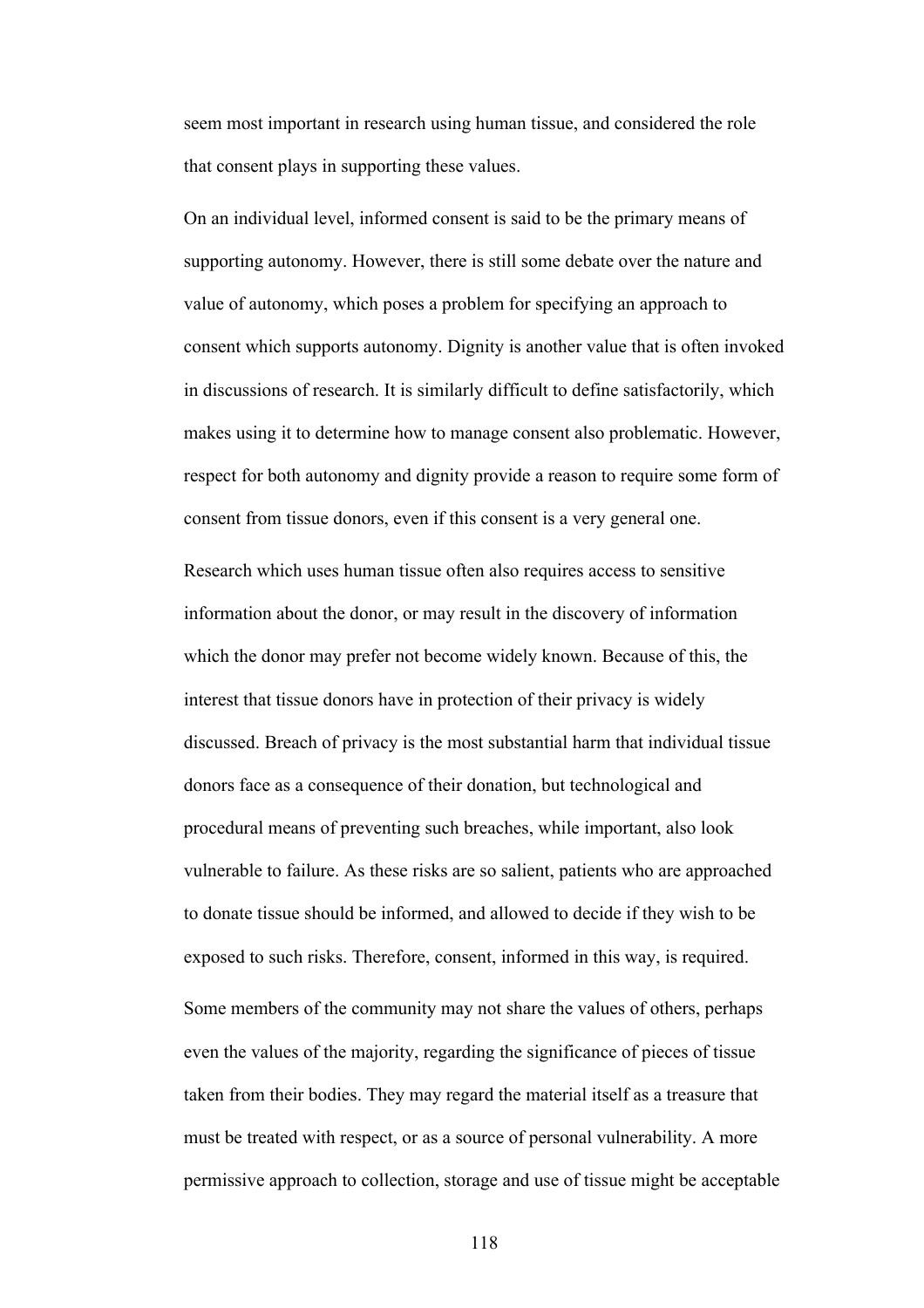seem most important in research using human tissue, and considered the role that consent plays in supporting these values.

On an individual level, informed consent is said to be the primary means of supporting autonomy. However, there is still some debate over the nature and value of autonomy, which poses a problem for specifying an approach to consent which supports autonomy. Dignity is another value that is often invoked in discussions of research. It is similarly difficult to define satisfactorily, which makes using it to determine how to manage consent also problematic. However, respect for both autonomy and dignity provide a reason to require some form of consent from tissue donors, even if this consent is a very general one.

Research which uses human tissue often also requires access to sensitive information about the donor, or may result in the discovery of information which the donor may prefer not become widely known. Because of this, the interest that tissue donors have in protection of their privacy is widely discussed. Breach of privacy is the most substantial harm that individual tissue donors face as a consequence of their donation, but technological and procedural means of preventing such breaches, while important, also look vulnerable to failure. As these risks are so salient, patients who are approached to donate tissue should be informed, and allowed to decide if they wish to be exposed to such risks. Therefore, consent, informed in this way, is required.

Some members of the community may not share the values of others, perhaps even the values of the majority, regarding the significance of pieces of tissue taken from their bodies. They may regard the material itself as a treasure that must be treated with respect, or as a source of personal vulnerability. A more permissive approach to collection, storage and use of tissue might be acceptable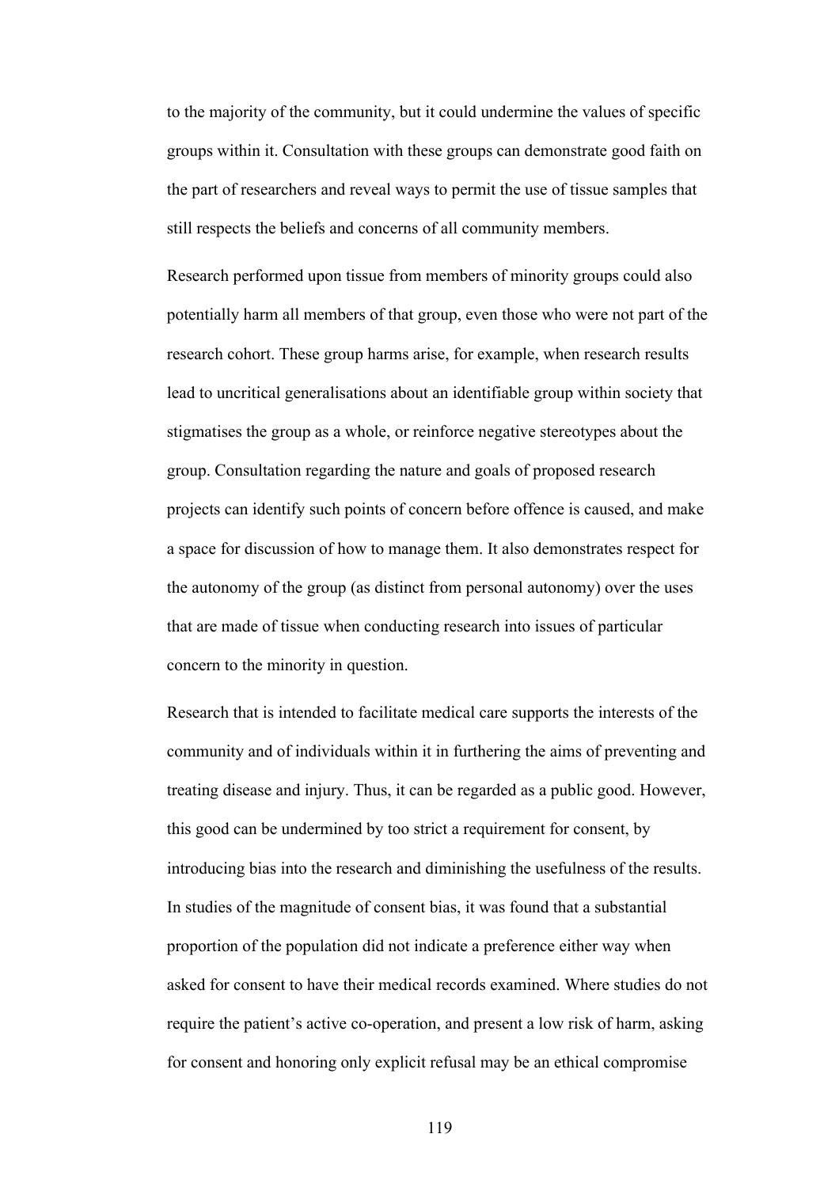to the majority of the community, but it could undermine the values of specific groups within it. Consultation with these groups can demonstrate good faith on the part of researchers and reveal ways to permit the use of tissue samples that still respects the beliefs and concerns of all community members.

Research performed upon tissue from members of minority groups could also potentially harm all members of that group, even those who were not part of the research cohort. These group harms arise, for example, when research results lead to uncritical generalisations about an identifiable group within society that stigmatises the group as a whole, or reinforce negative stereotypes about the group. Consultation regarding the nature and goals of proposed research projects can identify such points of concern before offence is caused, and make a space for discussion of how to manage them. It also demonstrates respect for the autonomy of the group (as distinct from personal autonomy) over the uses that are made of tissue when conducting research into issues of particular concern to the minority in question.

Research that is intended to facilitate medical care supports the interests of the community and of individuals within it in furthering the aims of preventing and treating disease and injury. Thus, it can be regarded as a public good. However, this good can be undermined by too strict a requirement for consent, by introducing bias into the research and diminishing the usefulness of the results. In studies of the magnitude of consent bias, it was found that a substantial proportion of the population did not indicate a preference either way when asked for consent to have their medical records examined. Where studies do not require the patient's active co-operation, and present a low risk of harm, asking for consent and honoring only explicit refusal may be an ethical compromise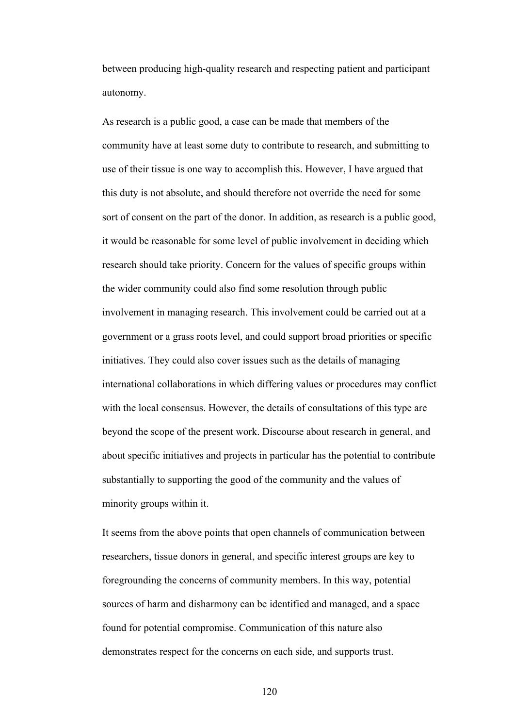between producing high-quality research and respecting patient and participant autonomy.

As research is a public good, a case can be made that members of the community have at least some duty to contribute to research, and submitting to use of their tissue is one way to accomplish this. However, I have argued that this duty is not absolute, and should therefore not override the need for some sort of consent on the part of the donor. In addition, as research is a public good, it would be reasonable for some level of public involvement in deciding which research should take priority. Concern for the values of specific groups within the wider community could also find some resolution through public involvement in managing research. This involvement could be carried out at a government or a grass roots level, and could support broad priorities or specific initiatives. They could also cover issues such as the details of managing international collaborations in which differing values or procedures may conflict with the local consensus. However, the details of consultations of this type are beyond the scope of the present work. Discourse about research in general, and about specific initiatives and projects in particular has the potential to contribute substantially to supporting the good of the community and the values of minority groups within it.

It seems from the above points that open channels of communication between researchers, tissue donors in general, and specific interest groups are key to foregrounding the concerns of community members. In this way, potential sources of harm and disharmony can be identified and managed, and a space found for potential compromise. Communication of this nature also demonstrates respect for the concerns on each side, and supports trust.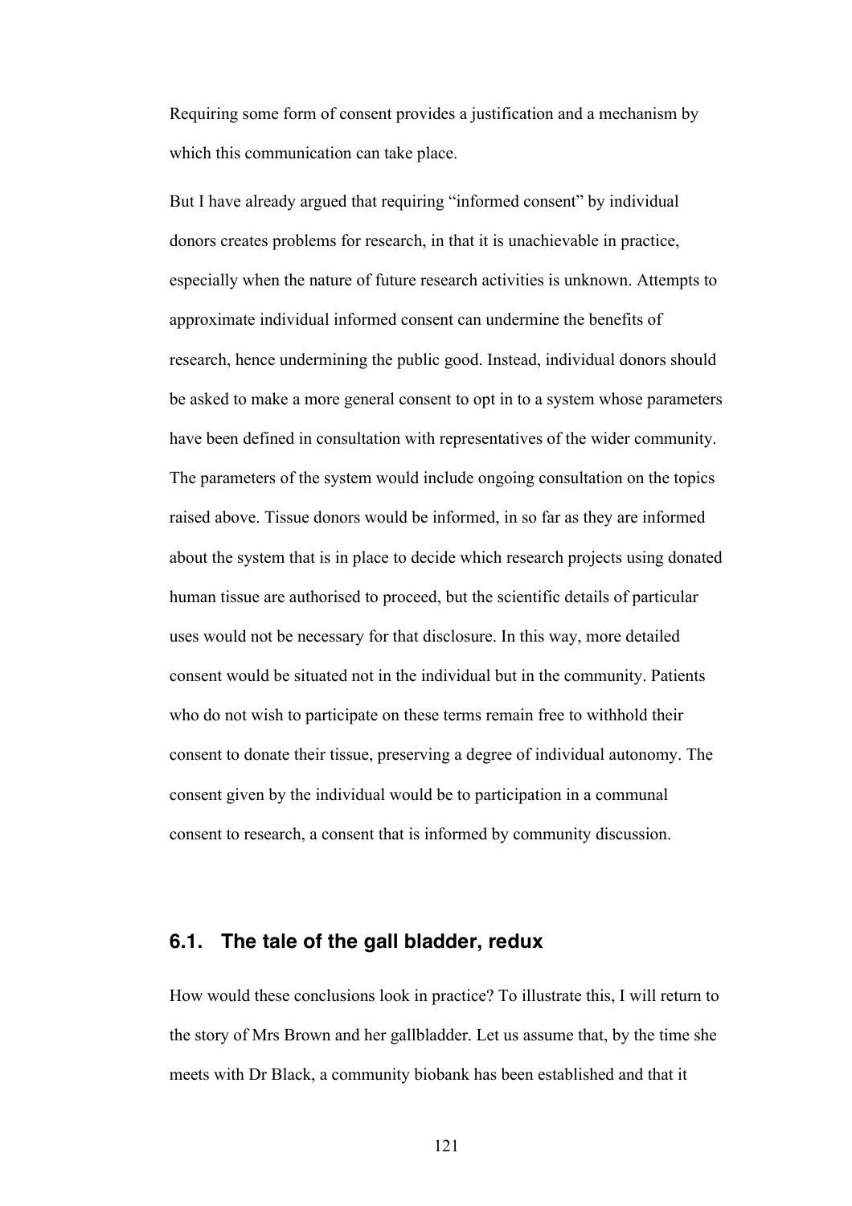Requiring some form of consent provides a justification and a mechanism by which this communication can take place.

But I have already argued that requiring "informed consent" by individual donors creates problems for research, in that it is unachievable in practice, especially when the nature of future research activities is unknown. Attempts to approximate individual informed consent can undermine the benefits of research, hence undermining the public good. Instead, individual donors should be asked to make a more general consent to opt in to a system whose parameters have been defined in consultation with representatives of the wider community. The parameters of the system would include ongoing consultation on the topics raised above. Tissue donors would be informed, in so far as they are informed about the system that is in place to decide which research projects using donated human tissue are authorised to proceed, but the scientific details of particular uses would not be necessary for that disclosure. In this way, more detailed consent would be situated not in the individual but in the community. Patients who do not wish to participate on these terms remain free to withhold their consent to donate their tissue, preserving a degree of individual autonomy. The consent given by the individual would be to participation in a communal consent to research, a consent that is informed by community discussion.

## 6.1. The tale of the gall bladder, redux

How would these conclusions look in practice? To illustrate this, I will return to the story of Mrs Brown and her gallbladder. Let us assume that, by the time she meets with Dr Black, a community biobank has been established and that it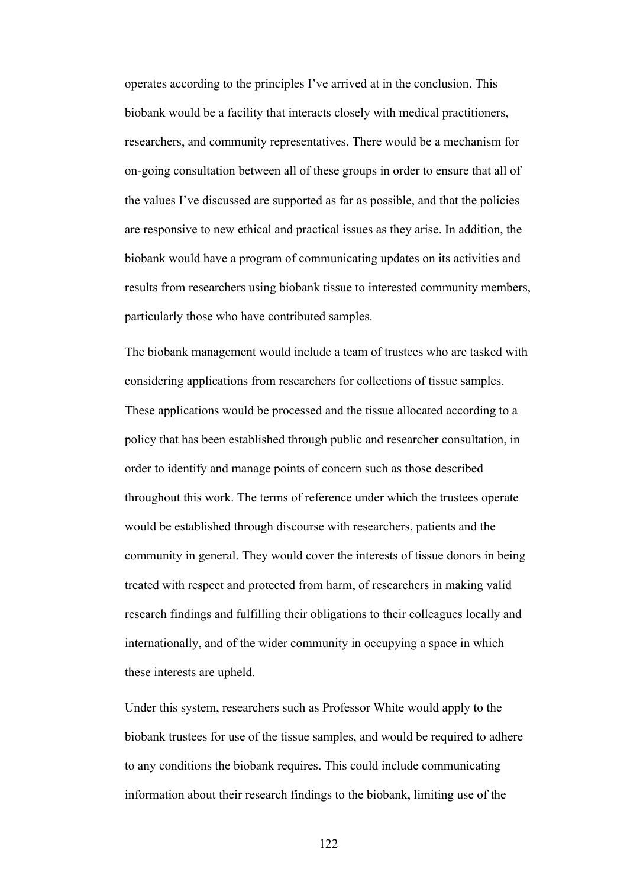operates according to the principles I've arrived at in the conclusion. This biobank would be a facility that interacts closely with medical practitioners, researchers, and community representatives. There would be a mechanism for on-going consultation between all of these groups in order to ensure that all of the values I've discussed are supported as far as possible, and that the policies are responsive to new ethical and practical issues as they arise. In addition, the biobank would have a program of communicating updates on its activities and results from researchers using biobank tissue to interested community members, particularly those who have contributed samples.

The biobank management would include a team of trustees who are tasked with considering applications from researchers for collections of tissue samples. These applications would be processed and the tissue allocated according to a policy that has been established through public and researcher consultation, in order to identify and manage points of concern such as those described throughout this work. The terms of reference under which the trustees operate would be established through discourse with researchers, patients and the community in general. They would cover the interests of tissue donors in being treated with respect and protected from harm, of researchers in making valid research findings and fulfilling their obligations to their colleagues locally and internationally, and of the wider community in occupying a space in which these interests are upheld.

Under this system, researchers such as Professor White would apply to the biobank trustees for use of the tissue samples, and would be required to adhere to any conditions the biobank requires. This could include communicating information about their research findings to the biobank, limiting use of the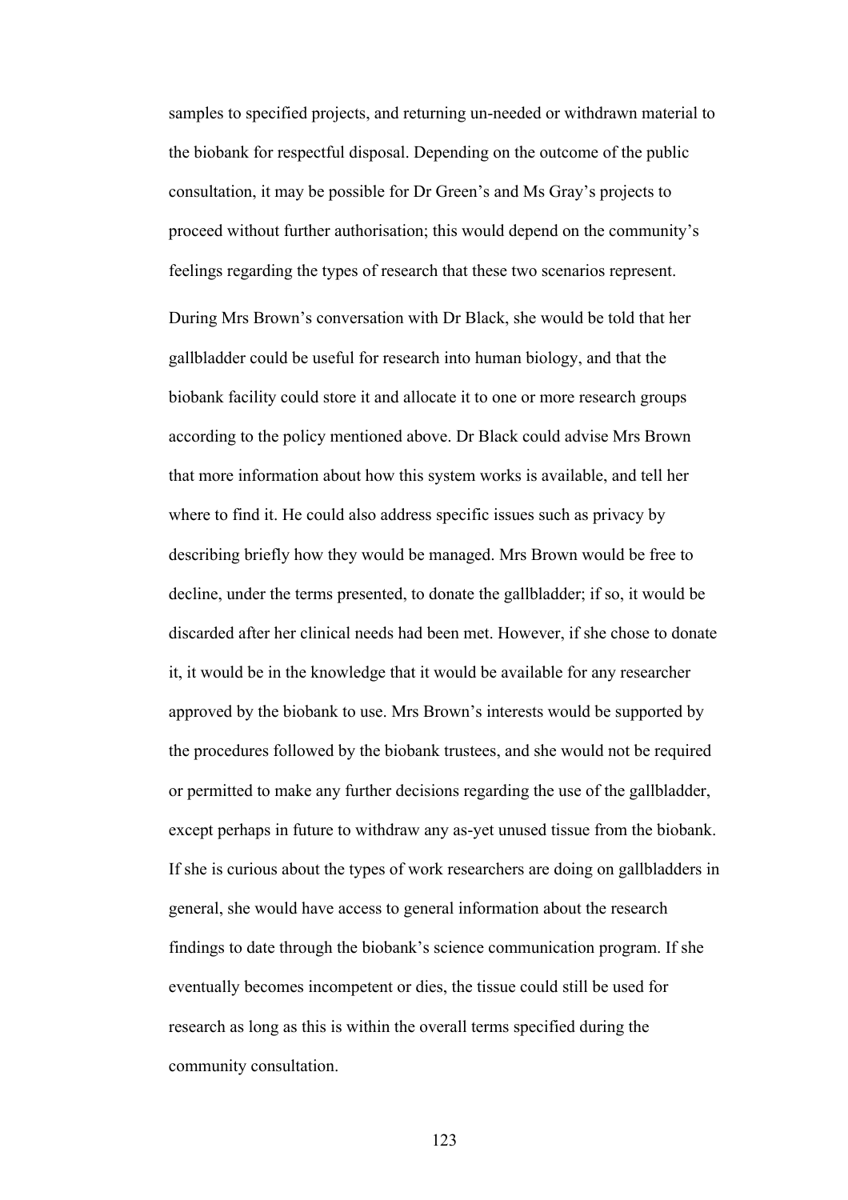samples to specified projects, and returning un-needed or withdrawn material to the biobank for respectful disposal. Depending on the outcome of the public consultation, it may be possible for Dr Green's and Ms Gray's projects to proceed without further authorisation; this would depend on the community's feelings regarding the types of research that these two scenarios represent.

During Mrs Brown's conversation with Dr Black, she would be told that her gallbladder could be useful for research into human biology, and that the biobank facility could store it and allocate it to one or more research groups according to the policy mentioned above. Dr Black could advise Mrs Brown that more information about how this system works is available, and tell her where to find it. He could also address specific issues such as privacy by describing briefly how they would be managed. Mrs Brown would be free to decline, under the terms presented, to donate the gallbladder; if so, it would be discarded after her clinical needs had been met. However, if she chose to donate it, it would be in the knowledge that it would be available for any researcher approved by the biobank to use. Mrs Brown's interests would be supported by the procedures followed by the biobank trustees, and she would not be required or permitted to make any further decisions regarding the use of the gallbladder, except perhaps in future to withdraw any as-yet unused tissue from the biobank. If she is curious about the types of work researchers are doing on gallbladders in general, she would have access to general information about the research findings to date through the biobank's science communication program. If she eventually becomes incompetent or dies, the tissue could still be used for research as long as this is within the overall terms specified during the community consultation.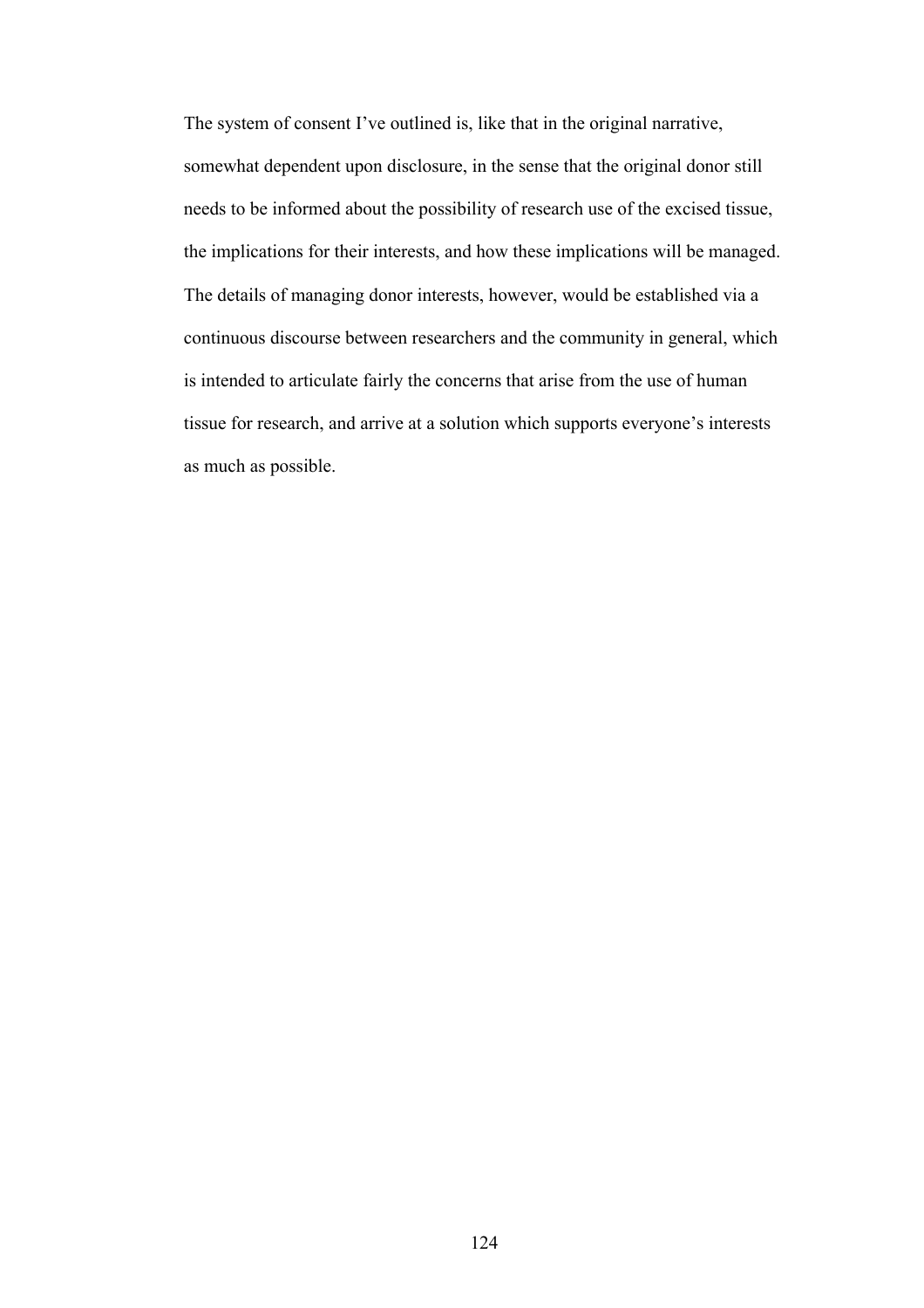The system of consent I've outlined is, like that in the original narrative, somewhat dependent upon disclosure, in the sense that the original donor still needs to be informed about the possibility of research use of the excised tissue, the implications for their interests, and how these implications will be managed. The details of managing donor interests, however, would be established via a continuous discourse between researchers and the community in general, which is intended to articulate fairly the concerns that arise from the use of human tissue for research, and arrive at a solution which supports everyone's interests as much as possible.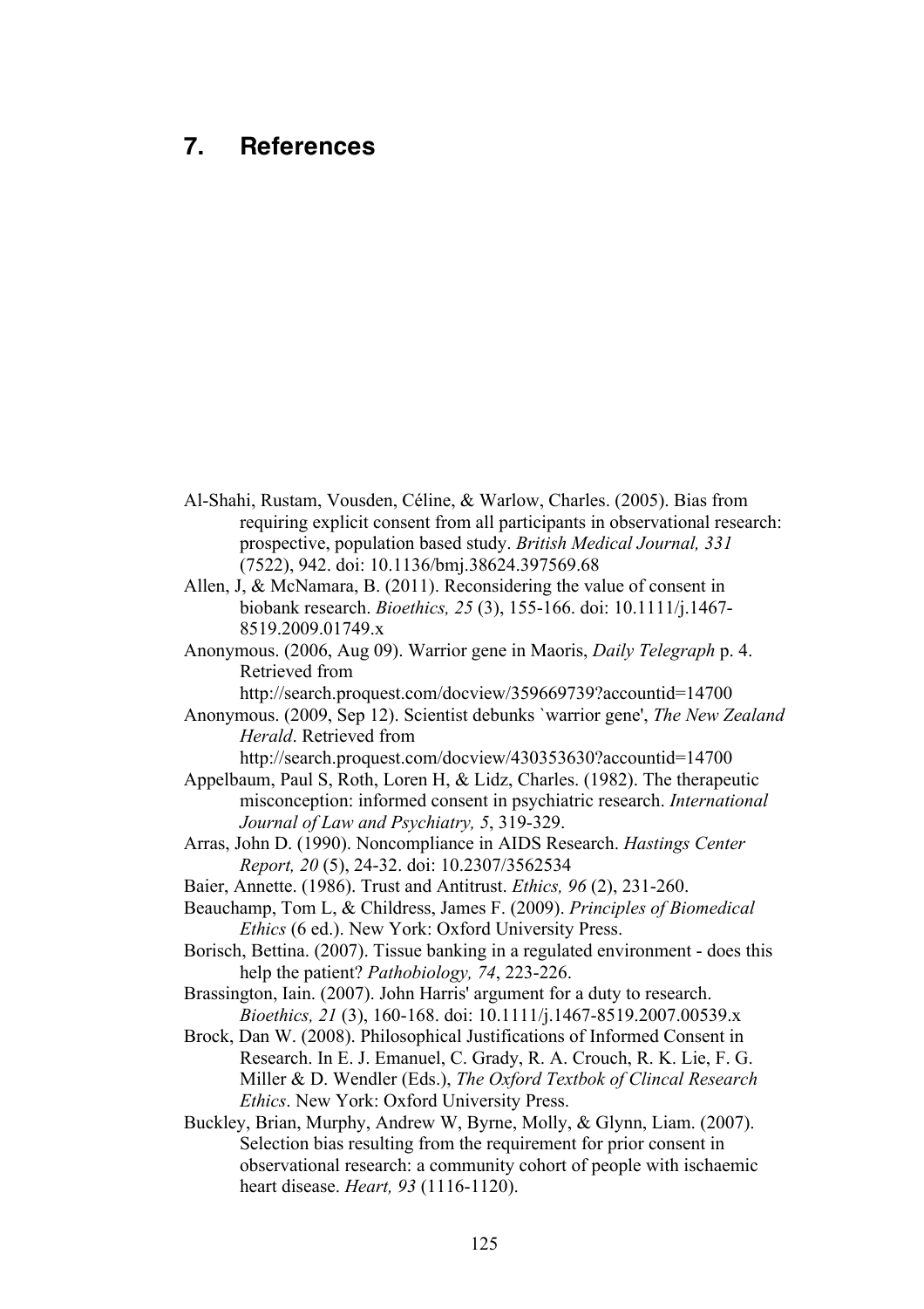# 7. References

Al-Shahi, Rustam, Vousden, Céline, & Warlow, Charles. (2005). Bias from requiring explicit consent from all participants in observational research: prospective, population based study. *British Medical Journal, 331* (7522), 942. doi: 10.1136/bmj.38624.397569.68

Allen, J, & McNamara, B. (2011). Reconsidering the value of consent in biobank research. *Bioethics, 25* (3), 155-166. doi: 10.1111/j.1467-8519.2009.01749.x

Anonymous. (2006, Aug 09). Warrior gene in Maoris, *Daily Telegraph* p. 4. Retrieved from http://search.proquest.com/docview/359669739?accountid=14700

Anonymous. (2009, Sep 12). Scientist debunks `warrior gene', *The New Zealand Herald*. Retrieved from http://search.proquest.com/docview/430353630?accountid=14700

Appelbaum, Paul S, Roth, Loren H, & Lidz, Charles. (1982). The therapeutic misconception: informed consent in psychiatric research. *International Journal of Law and Psychiatry, 5*, 319-329.

Arras, John D. (1990). Noncompliance in AIDS Research. *Hastings Center Report, 20* (5), 24-32. doi: 10.2307/3562534

Baier, Annette. (1986). Trust and Antitrust. *Ethics, 96* (2), 231-260.

Beauchamp, Tom L, & Childress, James F. (2009). *Principles of Biomedical Ethics* (6 ed.). New York: Oxford University Press.

Borisch, Bettina. (2007). Tissue banking in a regulated environment - does this help the patient? *Pathobiology, 74*, 223-226.

Brassington, Iain. (2007). John Harris' argument for a duty to research. *Bioethics, 21* (3), 160-168. doi: 10.1111/j.1467-8519.2007.00539.x

Brock, Dan W. (2008). Philosophical Justifications of Informed Consent in Research. In E. J. Emanuel, C. Grady, R. A. Crouch, R. K. Lie, F. G. Miller & D. Wendler (Eds.), *The Oxford Textbok of Clincal Research Ethics*. New York: Oxford University Press.

Buckley, Brian, Murphy, Andrew W, Byrne, Molly, & Glynn, Liam. (2007). Selection bias resulting from the requirement for prior consent in observational research: a community cohort of people with ischaemic heart disease. *Heart, 93* (1116-1120).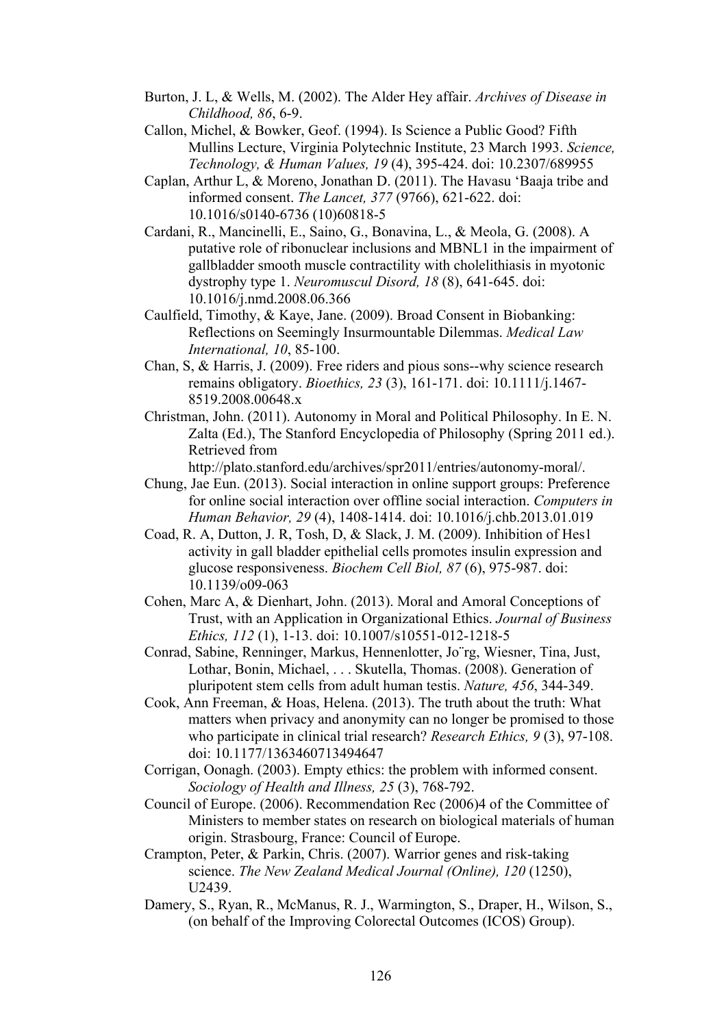Burton, J. L, & Wells, M. (2002). The Alder Hey affair. *Archives of Disease in Childhood, 86*, 6-9.

Callon, Michel, & Bowker, Geof. (1994). Is Science a Public Good? Fifth Mullins Lecture, Virginia Polytechnic Institute, 23 March 1993. *Science, Technology, & Human Values, 19* (4), 395-424. doi: 10.2307/689955

Caplan, Arthur L, & Moreno, Jonathan D. (2011). The Havasu 'Baaja tribe and informed consent. *The Lancet, 377* (9766), 621-622. doi: 10.1016/s0140-6736 (10)60818-5

Cardani, R., Mancinelli, E., Saino, G., Bonavina, L., & Meola, G. (2008). A putative role of ribonuclear inclusions and MBNL1 in the impairment of gallbladder smooth muscle contractility with cholelithiasis in myotonic dystrophy type 1. *Neuromuscul Disord, 18* (8), 641-645. doi: 10.1016/j.nmd.2008.06.366

Caulfield, Timothy, & Kaye, Jane. (2009). Broad Consent in Biobanking: Reflections on Seemingly Insurmountable Dilemmas. *Medical Law International, 10*, 85-100.

Chan, S, & Harris, J. (2009). Free riders and pious sons--why science research remains obligatory. *Bioethics, 23* (3), 161-171. doi: 10.1111/j.1467-8519.2008.00648.x

Christman, John. (2011). Autonomy in Moral and Political Philosophy. In E. N. Zalta (Ed.), The Stanford Encyclopedia of Philosophy (Spring 2011 ed.). Retrieved from http://plato.stanford.edu/archives/spr2011/entries/autonomy-moral/.

Chung, Jae Eun. (2013). Social interaction in online support groups: Preference for online social interaction over offline social interaction. *Computers in Human Behavior, 29* (4), 1408-1414. doi: 10.1016/j.chb.2013.01.019

Coad, R. A, Dutton, J. R, Tosh, D, & Slack, J. M. (2009). Inhibition of Hes1 activity in gall bladder epithelial cells promotes insulin expression and glucose responsiveness. *Biochem Cell Biol, 87* (6), 975-987. doi: 10.1139/o09-063

Cohen, Marc A, & Dienhart, John. (2013). Moral and Amoral Conceptions of Trust, with an Application in Organizational Ethics. *Journal of Business Ethics, 112* (1), 1-13. doi: 10.1007/s10551-012-1218-5

Conrad, Sabine, Renninger, Markus, Hennenlotter, Jo¨rg, Wiesner, Tina, Just, Lothar, Bonin, Michael, . . . Skutella, Thomas. (2008). Generation of pluripotent stem cells from adult human testis. *Nature, 456*, 344-349.

Cook, Ann Freeman, & Hoas, Helena. (2013). The truth about the truth: What matters when privacy and anonymity can no longer be promised to those who participate in clinical trial research? *Research Ethics, 9* (3), 97-108. doi: 10.1177/1363460713494647

Corrigan, Oonagh. (2003). Empty ethics: the problem with informed consent. *Sociology of Health and Illness, 25* (3), 768-792.

Council of Europe. (2006). Recommendation Rec (2006)4 of the Committee of Ministers to member states on research on biological materials of human origin. Strasbourg, France: Council of Europe.

Crampton, Peter, & Parkin, Chris. (2007). Warrior genes and risk-taking science. *The New Zealand Medical Journal (Online), 120* (1250), U2439.

Damery, S., Ryan, R., McManus, R. J., Warmington, S., Draper, H., Wilson, S., (on behalf of the Improving Colorectal Outcomes (ICOS) Group).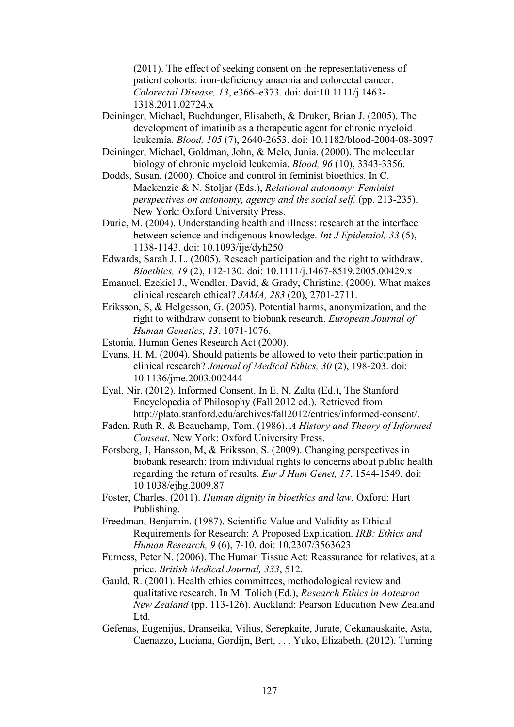(2011). The effect of seeking consent on the representativeness of patient cohorts: iron-deficiency anaemia and colorectal cancer. *Colorectal Disease, 13*, e366–e373. doi: doi:10.1111/j.1463-1318.2011.02724.x

Deininger, Michael, Buchdunger, Elisabeth, & Druker, Brian J. (2005). The development of imatinib as a therapeutic agent for chronic myeloid leukemia. *Blood, 105* (7), 2640-2653. doi: 10.1182/blood-2004-08-3097

Deininger, Michael, Goldman, John, & Melo, Junia. (2000). The molecular biology of chronic myeloid leukemia. *Blood, 96* (10), 3343-3356.

Dodds, Susan. (2000). Choice and control in feminist bioethics. In C. Mackenzie & N. Stoljar (Eds.), *Relational autonomy: Feminist perspectives on autonomy, agency and the social self.* (pp. 213-235). New York: Oxford University Press.

Durie, M. (2004). Understanding health and illness: research at the interface between science and indigenous knowledge. *Int J Epidemiol, 33* (5), 1138-1143. doi: 10.1093/ije/dyh250

Edwards, Sarah J. L. (2005). Reseach participation and the right to withdraw. *Bioethics, 19* (2), 112-130. doi: 10.1111/j.1467-8519.2005.00429.x

Emanuel, Ezekiel J., Wendler, David, & Grady, Christine. (2000). What makes clinical research ethical? *JAMA, 283* (20), 2701-2711.

Eriksson, S, & Helgesson, G. (2005). Potential harms, anonymization, and the right to withdraw consent to biobank research. *European Journal of Human Genetics, 13*, 1071-1076.

Estonia, Human Genes Research Act (2000).

Evans, H. M. (2004). Should patients be allowed to veto their participation in clinical research? *Journal of Medical Ethics, 30* (2), 198-203. doi: 10.1136/jme.2003.002444

Eyal, Nir. (2012). Informed Consent. In E. N. Zalta (Ed.), The Stanford Encyclopedia of Philosophy (Fall 2012 ed.). Retrieved from http://plato.stanford.edu/archives/fall2012/entries/informed-consent/.

Faden, Ruth R, & Beauchamp, Tom. (1986). *A History and Theory of Informed Consent*. New York: Oxford University Press.

Forsberg, J, Hansson, M, & Eriksson, S. (2009). Changing perspectives in biobank research: from individual rights to concerns about public health regarding the return of results. *Eur J Hum Genet, 17*, 1544-1549. doi: 10.1038/ejhg.2009.87

Foster, Charles. (2011). *Human dignity in bioethics and law*. Oxford: Hart Publishing.

Freedman, Benjamin. (1987). Scientific Value and Validity as Ethical Requirements for Research: A Proposed Explication. *IRB: Ethics and Human Research, 9* (6), 7-10. doi: 10.2307/3563623

Furness, Peter N. (2006). The Human Tissue Act: Reassurance for relatives, at a price. *British Medical Journal, 333*, 512.

Gauld, R. (2001). Health ethics committees, methodological review and qualitative research. In M. Tolich (Ed.), *Research Ethics in Aotearoa New Zealand* (pp. 113-126). Auckland: Pearson Education New Zealand Ltd.

Gefenas, Eugenijus, Dranseika, Vilius, Serepkaite, Jurate, Cekanauskaite, Asta, Caenazzo, Luciana, Gordijn, Bert, . . . Yuko, Elizabeth. (2012). Turning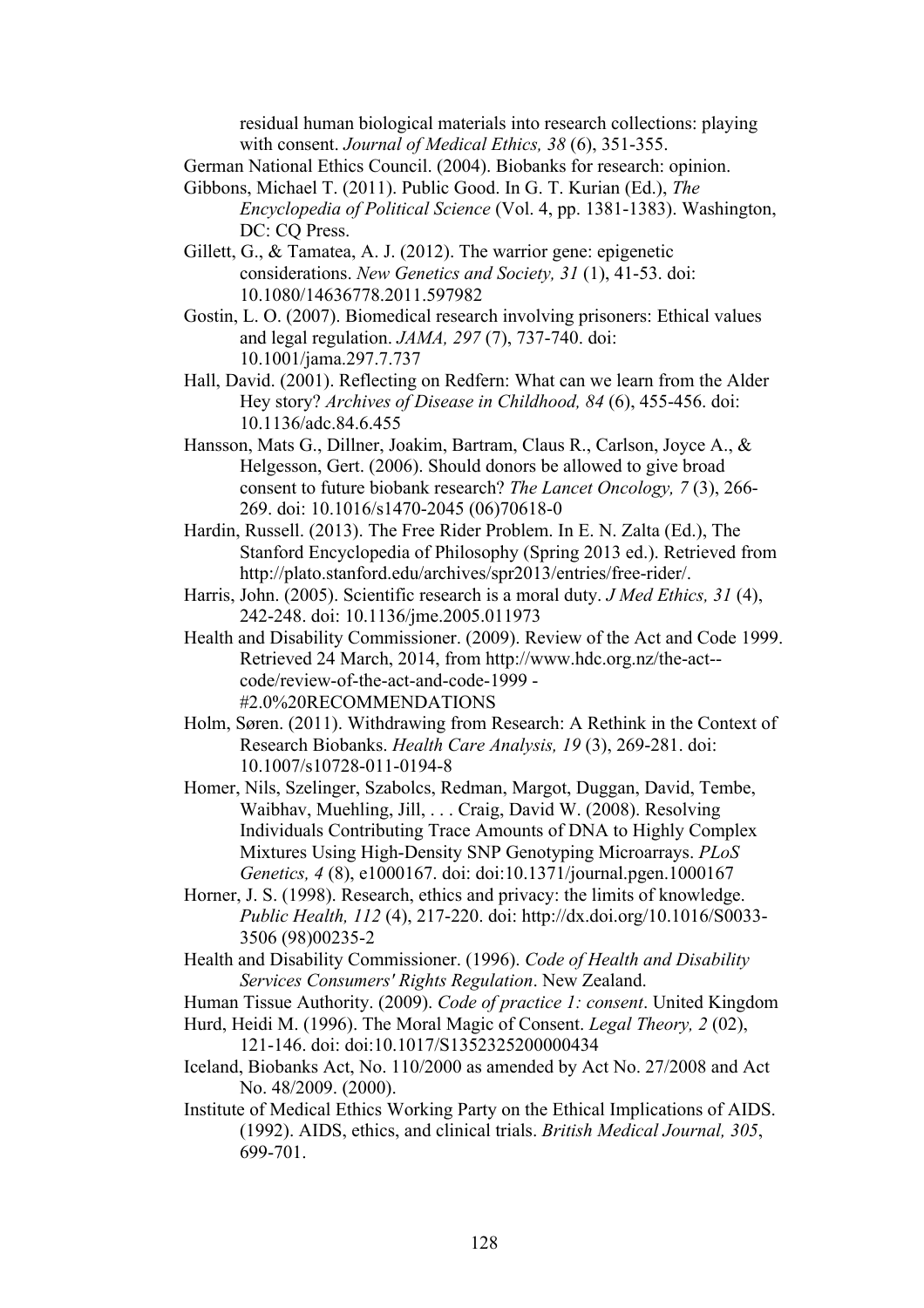residual human biological materials into research collections: playing with consent. *Journal of Medical Ethics, 38* (6), 351-355.

German National Ethics Council. (2004). Biobanks for research: opinion.

Gibbons, Michael T. (2011). Public Good. In G. T. Kurian (Ed.), *The Encyclopedia of Political Science* (Vol. 4, pp. 1381-1383). Washington, DC: CQ Press.

Gillett, G., & Tamatea, A. J. (2012). The warrior gene: epigenetic considerations. *New Genetics and Society, 31* (1), 41-53. doi: 10.1080/14636778.2011.597982

Gostin, L. O. (2007). Biomedical research involving prisoners: Ethical values and legal regulation. *JAMA, 297* (7), 737-740. doi: 10.1001/jama.297.7.737

Hall, David. (2001). Reflecting on Redfern: What can we learn from the Alder Hey story? *Archives of Disease in Childhood, 84* (6), 455-456. doi: 10.1136/adc.84.6.455

Hansson, Mats G., Dillner, Joakim, Bartram, Claus R., Carlson, Joyce A., & Helgesson, Gert. (2006). Should donors be allowed to give broad consent to future biobank research? *The Lancet Oncology, 7* (3), 266-269. doi: 10.1016/s1470-2045 (06)70618-0

Hardin, Russell. (2013). The Free Rider Problem. In E. N. Zalta (Ed.), The Stanford Encyclopedia of Philosophy (Spring 2013 ed.). Retrieved from http://plato.stanford.edu/archives/spr2013/entries/free-rider/.

Harris, John. (2005). Scientific research is a moral duty. *J Med Ethics, 31* (4), 242-248. doi: 10.1136/jme.2005.011973

Health and Disability Commissioner. (2009). Review of the Act and Code 1999. Retrieved 24 March, 2014, from http://www.hdc.org.nz/the-act--code/review-of-the-act-and-code-1999 - #2.0%20RECOMMENDATIONS

Holm, Søren. (2011). Withdrawing from Research: A Rethink in the Context of Research Biobanks. *Health Care Analysis, 19* (3), 269-281. doi: 10.1007/s10728-011-0194-8

Homer, Nils, Szelinger, Szabolcs, Redman, Margot, Duggan, David, Tembe, Waibhav, Muehling, Jill, . . . Craig, David W. (2008). Resolving Individuals Contributing Trace Amounts of DNA to Highly Complex Mixtures Using High-Density SNP Genotyping Microarrays. *PLoS Genetics, 4* (8), e1000167. doi: doi:10.1371/journal.pgen.1000167

Horner, J. S. (1998). Research, ethics and privacy: the limits of knowledge. *Public Health, 112* (4), 217-220. doi: http://dx.doi.org/10.1016/S0033-3506 (98)00235-2

Health and Disability Commissioner. (1996). *Code of Health and Disability Services Consumers' Rights Regulation*. New Zealand.

Human Tissue Authority. (2009). *Code of practice 1: consent*. United Kingdom

Hurd, Heidi M. (1996). The Moral Magic of Consent. *Legal Theory, 2* (02), 121-146. doi: doi:10.1017/S1352325200000434

Iceland, Biobanks Act, No. 110/2000 as amended by Act No. 27/2008 and Act No. 48/2009. (2000).

Institute of Medical Ethics Working Party on the Ethical Implications of AIDS. (1992). AIDS, ethics, and clinical trials. *British Medical Journal, 305*, 699-701.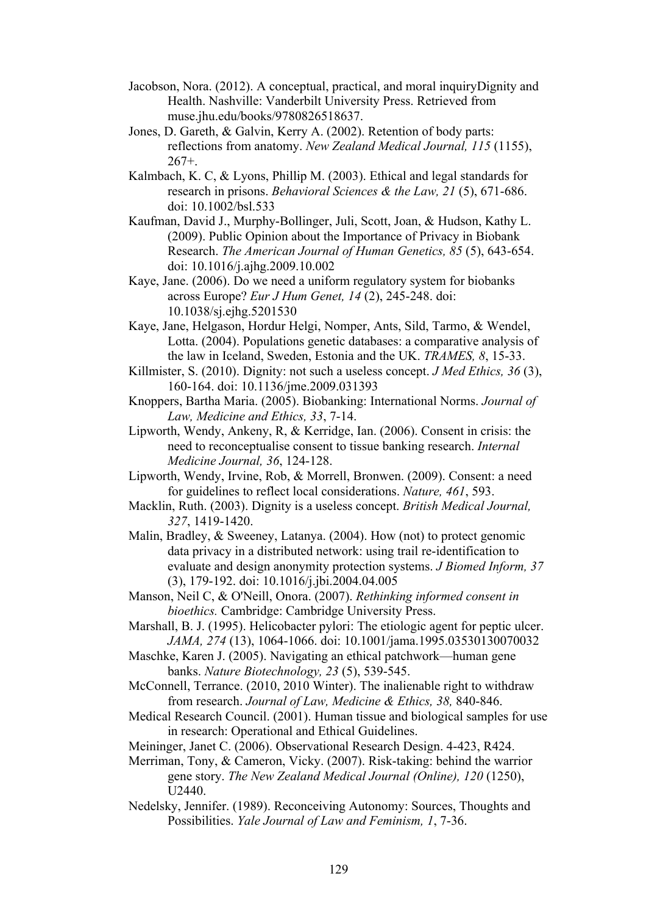Jacobson, Nora. (2012). A conceptual, practical, and moral inquiryDignity and Health. Nashville: Vanderbilt University Press. Retrieved from muse.jhu.edu/books/9780826518637.

Jones, D. Gareth, & Galvin, Kerry A. (2002). Retention of body parts: reflections from anatomy. *New Zealand Medical Journal, 115* (1155), 267+.

Kalmbach, K. C, & Lyons, Phillip M. (2003). Ethical and legal standards for research in prisons. *Behavioral Sciences & the Law, 21* (5), 671-686. doi: 10.1002/bsl.533

Kaufman, David J., Murphy-Bollinger, Juli, Scott, Joan, & Hudson, Kathy L. (2009). Public Opinion about the Importance of Privacy in Biobank Research. *The American Journal of Human Genetics, 85* (5), 643-654. doi: 10.1016/j.ajhg.2009.10.002

Kaye, Jane. (2006). Do we need a uniform regulatory system for biobanks across Europe? *Eur J Hum Genet, 14* (2), 245-248. doi: 10.1038/sj.ejhg.5201530

Kaye, Jane, Helgason, Hordur Helgi, Nomper, Ants, Sild, Tarmo, & Wendel, Lotta. (2004). Populations genetic databases: a comparative analysis of the law in Iceland, Sweden, Estonia and the UK. *TRAMES, 8*, 15-33.

Killmister, S. (2010). Dignity: not such a useless concept. *J Med Ethics, 36* (3), 160-164. doi: 10.1136/jme.2009.031393

Knoppers, Bartha Maria. (2005). Biobanking: International Norms. *Journal of Law, Medicine and Ethics, 33*, 7-14.

Lipworth, Wendy, Ankeny, R, & Kerridge, Ian. (2006). Consent in crisis: the need to reconceptualise consent to tissue banking research. *Internal Medicine Journal, 36*, 124-128.

Lipworth, Wendy, Irvine, Rob, & Morrell, Bronwen. (2009). Consent: a need for guidelines to reflect local considerations. *Nature, 461*, 593.

Macklin, Ruth. (2003). Dignity is a useless concept. *British Medical Journal, 327*, 1419-1420.

Malin, Bradley, & Sweeney, Latanya. (2004). How (not) to protect genomic data privacy in a distributed network: using trail re-identification to evaluate and design anonymity protection systems. *J Biomed Inform, 37* (3), 179-192. doi: 10.1016/j.jbi.2004.04.005

Manson, Neil C, & O'Neill, Onora. (2007). *Rethinking informed consent in bioethics.* Cambridge: Cambridge University Press.

Marshall, B. J. (1995). Helicobacter pylori: The etiologic agent for peptic ulcer. *JAMA, 274* (13), 1064-1066. doi: 10.1001/jama.1995.03530130070032

Maschke, Karen J. (2005). Navigating an ethical patchwork—human gene banks. *Nature Biotechnology, 23* (5), 539-545.

McConnell, Terrance. (2010, 2010 Winter). The inalienable right to withdraw from research. *Journal of Law, Medicine & Ethics, 38,* 840-846.

Medical Research Council. (2001). Human tissue and biological samples for use in research: Operational and Ethical Guidelines.

Meininger, Janet C. (2006). Observational Research Design. 4-423, R424.

Merriman, Tony, & Cameron, Vicky. (2007). Risk-taking: behind the warrior gene story. *The New Zealand Medical Journal (Online), 120* (1250), U2440.

Nedelsky, Jennifer. (1989). Reconceiving Autonomy: Sources, Thoughts and Possibilities. *Yale Journal of Law and Feminism, 1*, 7-36.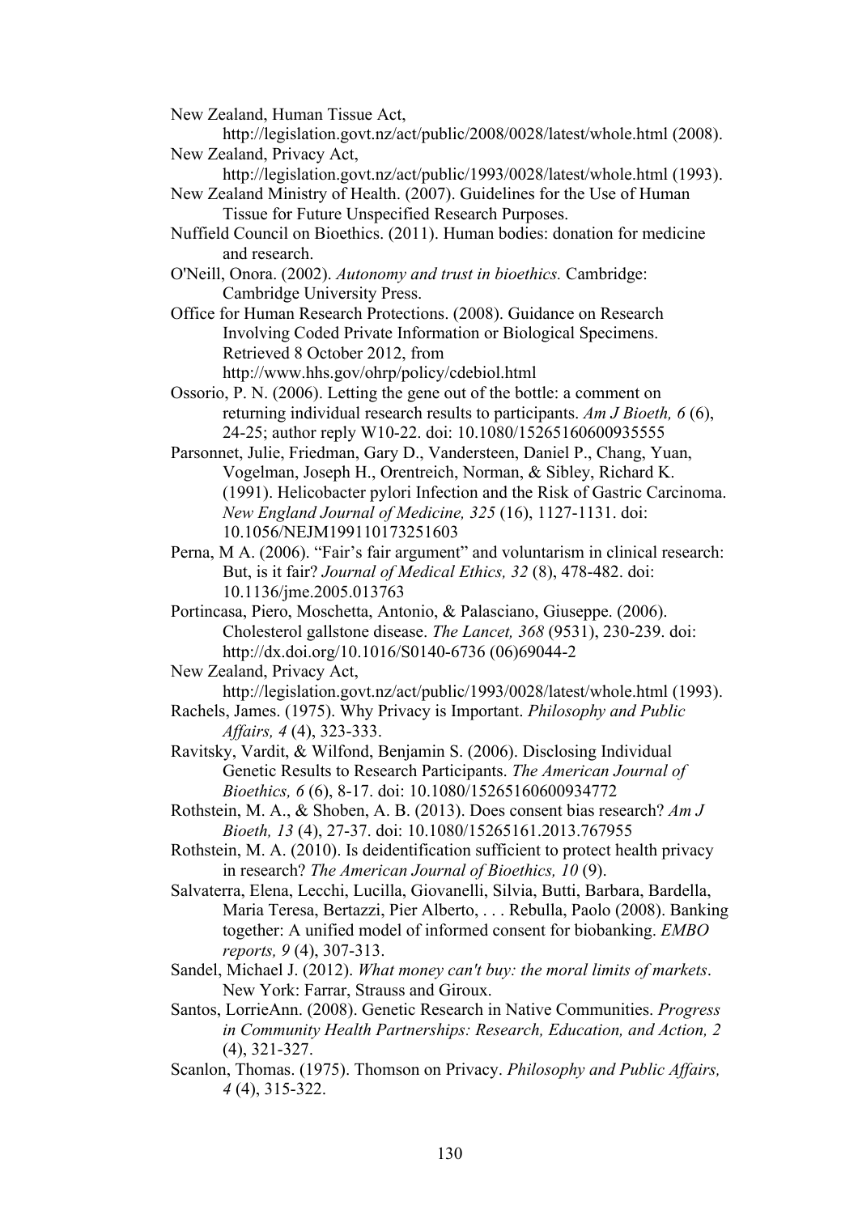New Zealand, Human Tissue Act, http://legislation.govt.nz/act/public/2008/0028/latest/whole.html (2008).

New Zealand, Privacy Act, http://legislation.govt.nz/act/public/1993/0028/latest/whole.html (1993).

New Zealand Ministry of Health. (2007). Guidelines for the Use of Human Tissue for Future Unspecified Research Purposes.

Nuffield Council on Bioethics. (2011). Human bodies: donation for medicine and research.

O'Neill, Onora. (2002). *Autonomy and trust in bioethics.* Cambridge: Cambridge University Press.

Office for Human Research Protections. (2008). Guidance on Research Involving Coded Private Information or Biological Specimens. Retrieved 8 October 2012, from http://www.hhs.gov/ohrp/policy/cdebiol.html

Ossorio, P. N. (2006). Letting the gene out of the bottle: a comment on returning individual research results to participants. *Am J Bioeth, 6* (6), 24-25; author reply W10-22. doi: 10.1080/15265160600935555

Parsonnet, Julie, Friedman, Gary D., Vandersteen, Daniel P., Chang, Yuan, Vogelman, Joseph H., Orentreich, Norman, & Sibley, Richard K. (1991). Helicobacter pylori Infection and the Risk of Gastric Carcinoma. *New England Journal of Medicine, 325* (16), 1127-1131. doi: 10.1056/NEJM199110173251603

Perna, M A. (2006). "Fair's fair argument" and voluntarism in clinical research: But, is it fair? *Journal of Medical Ethics, 32* (8), 478-482. doi: 10.1136/jme.2005.013763

Portincasa, Piero, Moschetta, Antonio, & Palasciano, Giuseppe. (2006). Cholesterol gallstone disease. *The Lancet, 368* (9531), 230-239. doi: http://dx.doi.org/10.1016/S0140-6736 (06)69044-2

New Zealand, Privacy Act, http://legislation.govt.nz/act/public/1993/0028/latest/whole.html (1993).

Rachels, James. (1975). Why Privacy is Important. *Philosophy and Public Affairs, 4* (4), 323-333.

Ravitsky, Vardit, & Wilfond, Benjamin S. (2006). Disclosing Individual Genetic Results to Research Participants. *The American Journal of Bioethics, 6* (6), 8-17. doi: 10.1080/15265160600934772

Rothstein, M. A., & Shoben, A. B. (2013). Does consent bias research? *Am J Bioeth, 13* (4), 27-37. doi: 10.1080/15265161.2013.767955

Rothstein, M. A. (2010). Is deidentification sufficient to protect health privacy in research? *The American Journal of Bioethics, 10* (9).

Salvaterra, Elena, Lecchi, Lucilla, Giovanelli, Silvia, Butti, Barbara, Bardella, Maria Teresa, Bertazzi, Pier Alberto, . . . Rebulla, Paolo (2008). Banking together: A unified model of informed consent for biobanking. *EMBO reports, 9* (4), 307-313.

Sandel, Michael J. (2012). *What money can't buy: the moral limits of markets*. New York: Farrar, Strauss and Giroux.

Santos, LorrieAnn. (2008). Genetic Research in Native Communities. *Progress in Community Health Partnerships: Research, Education, and Action, 2* (4), 321-327.

Scanlon, Thomas. (1975). Thomson on Privacy. *Philosophy and Public Affairs, 4* (4), 315-322.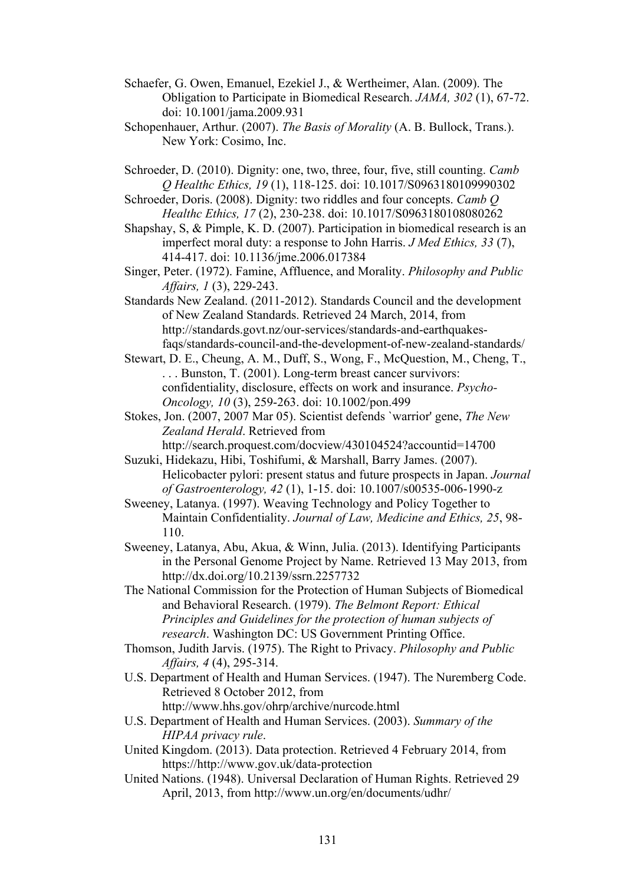Schaefer, G. Owen, Emanuel, Ezekiel J., & Wertheimer, Alan. (2009). The Obligation to Participate in Biomedical Research. *JAMA, 302* (1), 67-72. doi: 10.1001/jama.2009.931

Schopenhauer, Arthur. (2007). *The Basis of Morality* (A. B. Bullock, Trans.). New York: Cosimo, Inc.

Schroeder, D. (2010). Dignity: one, two, three, four, five, still counting. *Camb Q Healthc Ethics, 19* (1), 118-125. doi: 10.1017/S0963180109990302

Schroeder, Doris. (2008). Dignity: two riddles and four concepts. *Camb Q Healthc Ethics, 17* (2), 230-238. doi: 10.1017/S0963180108080262

Shapshay, S, & Pimple, K. D. (2007). Participation in biomedical research is an imperfect moral duty: a response to John Harris. *J Med Ethics, 33* (7), 414-417. doi: 10.1136/jme.2006.017384

Singer, Peter. (1972). Famine, Affluence, and Morality. *Philosophy and Public Affairs, 1* (3), 229-243.

Standards New Zealand. (2011-2012). Standards Council and the development of New Zealand Standards. Retrieved 24 March, 2014, from http://standards.govt.nz/our-services/standards-and-earthquakes-faqs/standards-council-and-the-development-of-new-zealand-standards/

Stewart, D. E., Cheung, A. M., Duff, S., Wong, F., McQuestion, M., Cheng, T., . . . Bunston, T. (2001). Long-term breast cancer survivors: confidentiality, disclosure, effects on work and insurance. *Psycho-Oncology, 10* (3), 259-263. doi: 10.1002/pon.499

Stokes, Jon. (2007, 2007 Mar 05). Scientist defends `warrior' gene, *The New Zealand Herald*. Retrieved from http://search.proquest.com/docview/430104524?accountid=14700

Suzuki, Hidekazu, Hibi, Toshifumi, & Marshall, Barry James. (2007). Helicobacter pylori: present status and future prospects in Japan. *Journal of Gastroenterology, 42* (1), 1-15. doi: 10.1007/s00535-006-1990-z

Sweeney, Latanya. (1997). Weaving Technology and Policy Together to Maintain Confidentiality. *Journal of Law, Medicine and Ethics, 25*, 98-110.

Sweeney, Latanya, Abu, Akua, & Winn, Julia. (2013). Identifying Participants in the Personal Genome Project by Name. Retrieved 13 May 2013, from http://dx.doi.org/10.2139/ssrn.2257732

The National Commission for the Protection of Human Subjects of Biomedical and Behavioral Research. (1979). *The Belmont Report: Ethical Principles and Guidelines for the protection of human subjects of research*. Washington DC: US Government Printing Office.

Thomson, Judith Jarvis. (1975). The Right to Privacy. *Philosophy and Public Affairs, 4* (4), 295-314.

U.S. Department of Health and Human Services. (1947). The Nuremberg Code. Retrieved 8 October 2012, from http://www.hhs.gov/ohrp/archive/nurcode.html

U.S. Department of Health and Human Services. (2003). *Summary of the HIPAA privacy rule*.

United Kingdom. (2013). Data protection. Retrieved 4 February 2014, from https://http://www.gov.uk/data-protection

United Nations. (1948). Universal Declaration of Human Rights. Retrieved 29 April, 2013, from http://www.un.org/en/documents/udhr/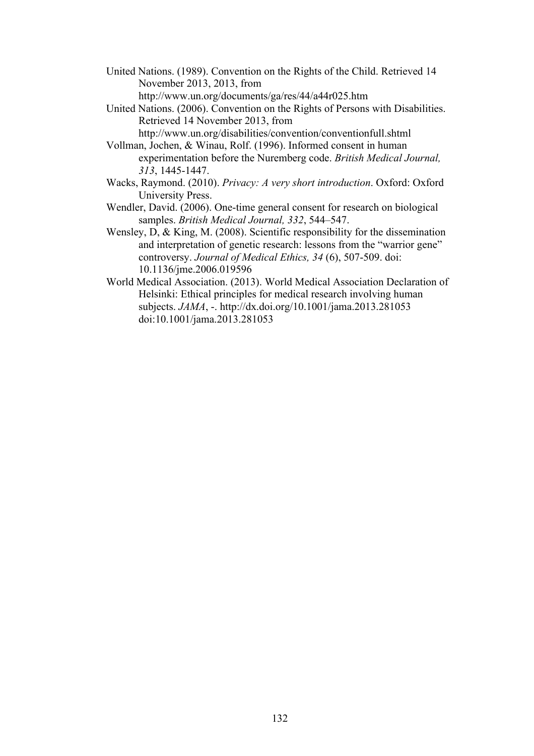United Nations. (1989). Convention on the Rights of the Child. Retrieved 14 November 2013, 2013, from http://www.un.org/documents/ga/res/44/a44r025.htm

United Nations. (2006). Convention on the Rights of Persons with Disabilities. Retrieved 14 November 2013, from http://www.un.org/disabilities/convention/conventionfull.shtml

Vollman, Jochen, & Winau, Rolf. (1996). Informed consent in human experimentation before the Nuremberg code. *British Medical Journal, 313*, 1445-1447.

Wacks, Raymond. (2010). *Privacy: A very short introduction*. Oxford: Oxford University Press.

Wendler, David. (2006). One-time general consent for research on biological samples. *British Medical Journal, 332*, 544–547.

Wensley, D, & King, M. (2008). Scientific responsibility for the dissemination and interpretation of genetic research: lessons from the "warrior gene" controversy. *Journal of Medical Ethics, 34* (6), 507-509. doi: 10.1136/jme.2006.019596

World Medical Association. (2013). World Medical Association Declaration of Helsinki: Ethical principles for medical research involving human subjects. *JAMA*, -. http://dx.doi.org/10.1001/jama.2013.281053 doi:10.1001/jama.2013.281053